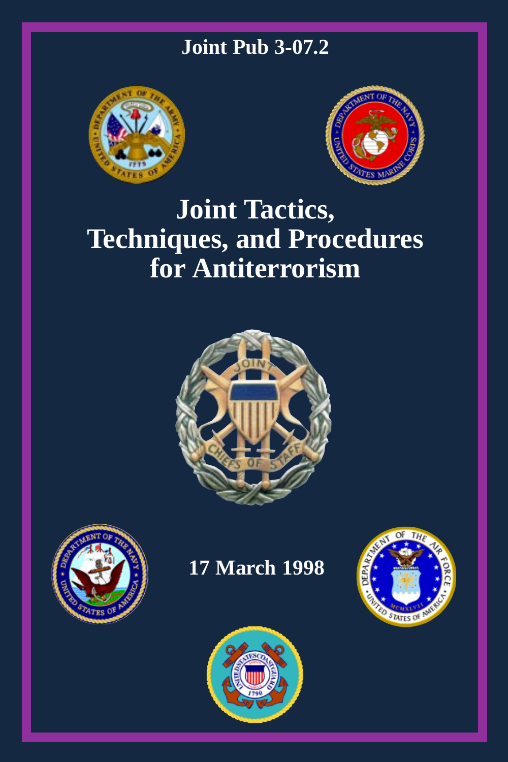Joint Pub 3-07.2

# Joint Tactics, Techniques, and Procedures for Antiterrorism

17 March 1998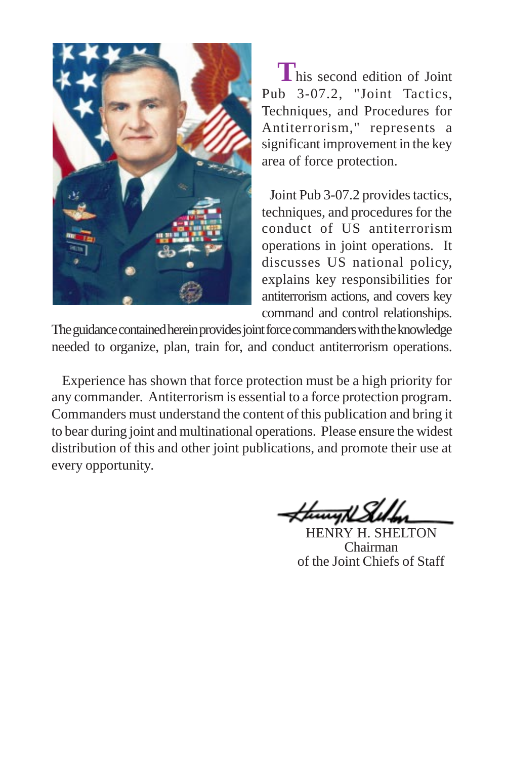This second edition of Joint Pub 3-07.2, "Joint Tactics, Techniques, and Procedures for Antiterrorism," represents a significant improvement in the key area of force protection.

Joint Pub 3-07.2 provides tactics, techniques, and procedures for the conduct of US antiterrorism operations in joint operations. It discusses US national policy, explains key responsibilities for antiterrorism actions, and covers key command and control relationships. The guidance contained herein provides joint force commanders with the knowledge needed to organize, plan, train for, and conduct antiterrorism operations.

Experience has shown that force protection must be a high priority for any commander. Antiterrorism is essential to a force protection program. Commanders must understand the content of this publication and bring it to bear during joint and multinational operations. Please ensure the widest distribution of this and other joint publications, and promote their use at every opportunity.

HENRY H. SHELTON
Chairman
of the Joint Chiefs of Staff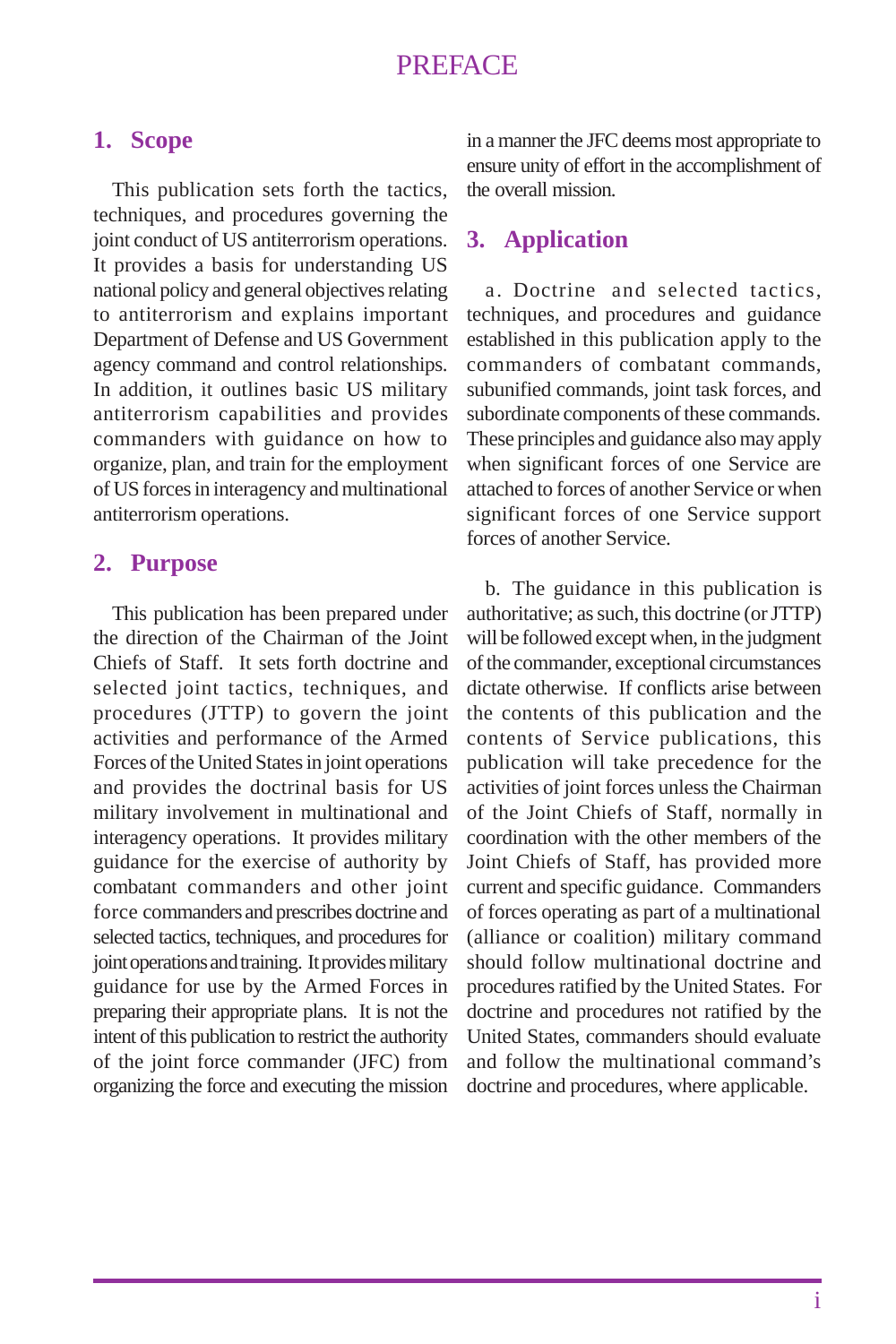# PREFACE

## 1. Scope

This publication sets forth the tactics, techniques, and procedures governing the joint conduct of US antiterrorism operations. It provides a basis for understanding US national policy and general objectives relating to antiterrorism and explains important Department of Defense and US Government agency command and control relationships. In addition, it outlines basic US military antiterrorism capabilities and provides commanders with guidance on how to organize, plan, and train for the employment of US forces in interagency and multinational antiterrorism operations.

## 2. Purpose

This publication has been prepared under the direction of the Chairman of the Joint Chiefs of Staff. It sets forth doctrine and selected joint tactics, techniques, and procedures (JTTP) to govern the joint activities and performance of the Armed Forces of the United States in joint operations and provides the doctrinal basis for US military involvement in multinational and interagency operations. It provides military guidance for the exercise of authority by combatant commanders and other joint force commanders and prescribes doctrine and selected tactics, techniques, and procedures for joint operations and training. It provides military guidance for use by the Armed Forces in preparing their appropriate plans. It is not the intent of this publication to restrict the authority of the joint force commander (JFC) from organizing the force and executing the mission in a manner the JFC deems most appropriate to ensure unity of effort in the accomplishment of the overall mission.

## 3. Application

a. Doctrine and selected tactics, techniques, and procedures and guidance established in this publication apply to the commanders of combatant commands, subunified commands, joint task forces, and subordinate components of these commands. These principles and guidance also may apply when significant forces of one Service are attached to forces of another Service or when significant forces of one Service support forces of another Service.

b. The guidance in this publication is authoritative; as such, this doctrine (or JTTP) will be followed except when, in the judgment of the commander, exceptional circumstances dictate otherwise. If conflicts arise between the contents of this publication and the contents of Service publications, this publication will take precedence for the activities of joint forces unless the Chairman of the Joint Chiefs of Staff, normally in coordination with the other members of the Joint Chiefs of Staff, has provided more current and specific guidance. Commanders of forces operating as part of a multinational (alliance or coalition) military command should follow multinational doctrine and procedures ratified by the United States. For doctrine and procedures not ratified by the United States, commanders should evaluate and follow the multinational command's doctrine and procedures, where applicable.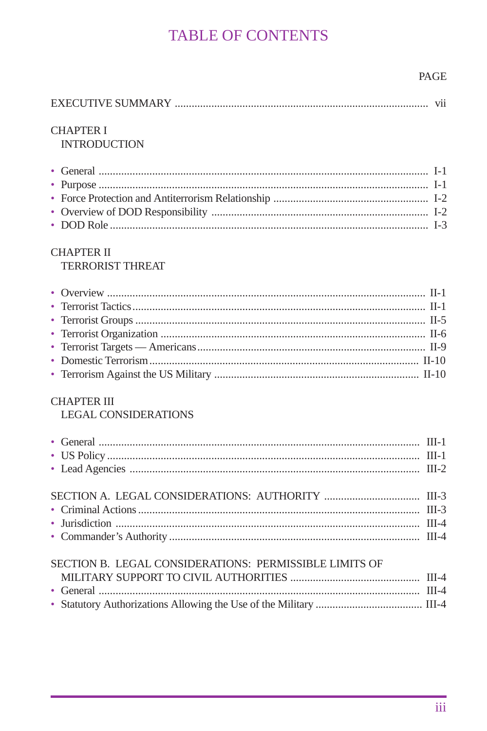# TABLE OF CONTENTS

PAGE

EXECUTIVE SUMMARY ........................................................................................ vii

CHAPTER I
INTRODUCTION

- General .................................................................................................................. I-1
- Purpose .................................................................................................................. I-1
- Force Protection and Antiterrorism Relationship ...................................................... I-2
- Overview of DOD Responsibility ............................................................................ I-2
- DOD Role ............................................................................................................... I-3

CHAPTER II
TERRORIST THREAT

- Overview ............................................................................................................... II-1
- Terrorist Tactics ..................................................................................................... II-1
- Terrorist Groups .................................................................................................... II-5
- Terrorist Organization ............................................................................................ II-6
- Terrorist Targets — Americans ............................................................................... II-9
- Domestic Terrorism .............................................................................................. II-10
- Terrorism Against the US Military ....................................................................... II-10

CHAPTER III
LEGAL CONSIDERATIONS

- General ................................................................................................................ III-1
- US Policy ............................................................................................................. III-1
- Lead Agencies ..................................................................................................... III-2

SECTION A. LEGAL CONSIDERATIONS: AUTHORITY ................................. III-3

- Criminal Actions .................................................................................................. III-3
- Jurisdiction .......................................................................................................... III-4
- Commander's Authority ........................................................................................ III-4

SECTION B. LEGAL CONSIDERATIONS: PERMISSIBLE LIMITS OF MILITARY SUPPORT TO CIVIL AUTHORITIES ............................................. III-4

- General ................................................................................................................ III-4
- Statutory Authorizations Allowing the Use of the Military ..................................... III-4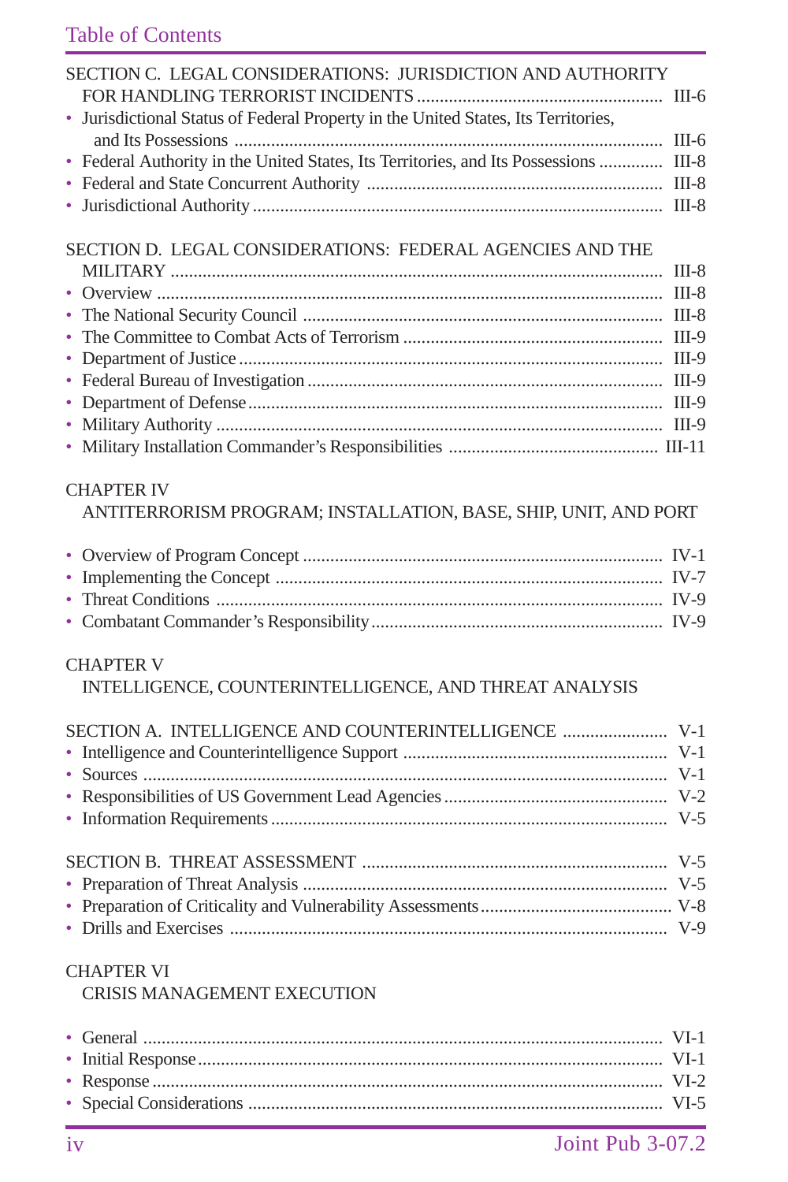Table of Contents

SECTION C. LEGAL CONSIDERATIONS: JURISDICTION AND AUTHORITY FOR HANDLING TERRORIST INCIDENTS ..................................................... III-6

- Jurisdictional Status of Federal Property in the United States, Its Territories, and Its Possessions ............................................................................................ III-6
- Federal Authority in the United States, Its Territories, and Its Possessions .............. III-8
- Federal and State Concurrent Authority ................................................................ III-8
- Jurisdictional Authority ........................................................................................ III-8

SECTION D. LEGAL CONSIDERATIONS: FEDERAL AGENCIES AND THE MILITARY .......................................................................................... III-8

- Overview ............................................................................................................. III-8
- The National Security Council .............................................................................. III-8
- The Committee to Combat Acts of Terrorism ........................................................ III-9
- Department of Justice ........................................................................................... III-9
- Federal Bureau of Investigation ............................................................................ III-9
- Department of Defense ......................................................................................... III-9
- Military Authority ................................................................................................ III-9
- Military Installation Commander's Responsibilities ............................................. III-11

CHAPTER IV
ANTITERRORISM PROGRAM; INSTALLATION, BASE, SHIP, UNIT, AND PORT

- Overview of Program Concept ............................................................................. IV-1
- Implementing the Concept ................................................................................... IV-7
- Threat Conditions ................................................................................................ IV-9
- Combatant Commander's Responsibility ............................................................... IV-9

CHAPTER V
INTELLIGENCE, COUNTERINTELLIGENCE, AND THREAT ANALYSIS

SECTION A. INTELLIGENCE AND COUNTERINTELLIGENCE ....................... V-1

- Intelligence and Counterintelligence Support ......................................................... V-1
- Sources ................................................................................................................. V-1
- Responsibilities of US Government Lead Agencies ................................................ V-2
- Information Requirements ..................................................................................... V-5

SECTION B. THREAT ASSESSMENT ................................................................. V-5

- Preparation of Threat Analysis .............................................................................. V-5
- Preparation of Criticality and Vulnerability Assessments ......................................... V-8
- Drills and Exercises ............................................................................................. V-9

CHAPTER VI
CRISIS MANAGEMENT EXECUTION

- General ............................................................................................................... VI-1
- Initial Response .................................................................................................... VI-1
- Response ............................................................................................................. VI-2
- Special Considerations ......................................................................................... VI-5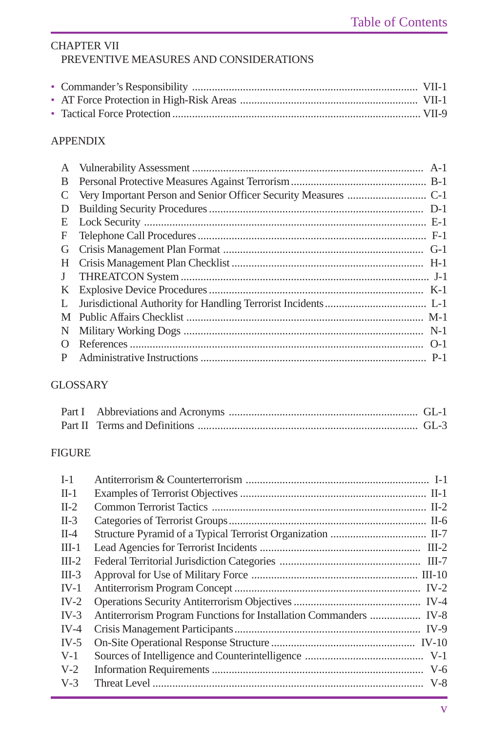CHAPTER VII
PREVENTIVE MEASURES AND CONSIDERATIONS

- Commander's Responsibility .......... VII-1
- AT Force Protection in High-Risk Areas .......... VII-1
- Tactical Force Protection .......... VII-9

APPENDIX

| | | |
|---|---|---|
| A | Vulnerability Assessment | A-1 |
| B | Personal Protective Measures Against Terrorism | B-1 |
| C | Very Important Person and Senior Officer Security Measures | C-1 |
| D | Building Security Procedures | D-1 |
| E | Lock Security | E-1 |
| F | Telephone Call Procedures | F-1 |
| G | Crisis Management Plan Format | G-1 |
| H | Crisis Management Plan Checklist | H-1 |
| J | THREATCON System | J-1 |
| K | Explosive Device Procedures | K-1 |
| L | Jurisdictional Authority for Handling Terrorist Incidents | L-1 |
| M | Public Affairs Checklist | M-1 |
| N | Military Working Dogs | N-1 |
| O | References | O-1 |
| P | Administrative Instructions | P-1 |

GLOSSARY

| | | |
|---|---|---|
| Part I | Abbreviations and Acronyms | GL-1 |
| Part II | Terms and Definitions | GL-3 |

FIGURE

| | | |
|---|---|---|
| I-1 | Antiterrorism & Counterterrorism | I-1 |
| II-1 | Examples of Terrorist Objectives | II-1 |
| II-2 | Common Terrorist Tactics | II-2 |
| II-3 | Categories of Terrorist Groups | II-6 |
| II-4 | Structure Pyramid of a Typical Terrorist Organization | II-7 |
| III-1 | Lead Agencies for Terrorist Incidents | III-2 |
| III-2 | Federal Territorial Jurisdiction Categories | III-7 |
| III-3 | Approval for Use of Military Force | III-10 |
| IV-1 | Antiterrorism Program Concept | IV-2 |
| IV-2 | Operations Security Antiterrorism Objectives | IV-4 |
| IV-3 | Antiterrorism Program Functions for Installation Commanders | IV-8 |
| IV-4 | Crisis Management Participants | IV-9 |
| IV-5 | On-Site Operational Response Structure | IV-10 |
| V-1 | Sources of Intelligence and Counterintelligence | V-1 |
| V-2 | Information Requirements | V-6 |
| V-3 | Threat Level | V-8 |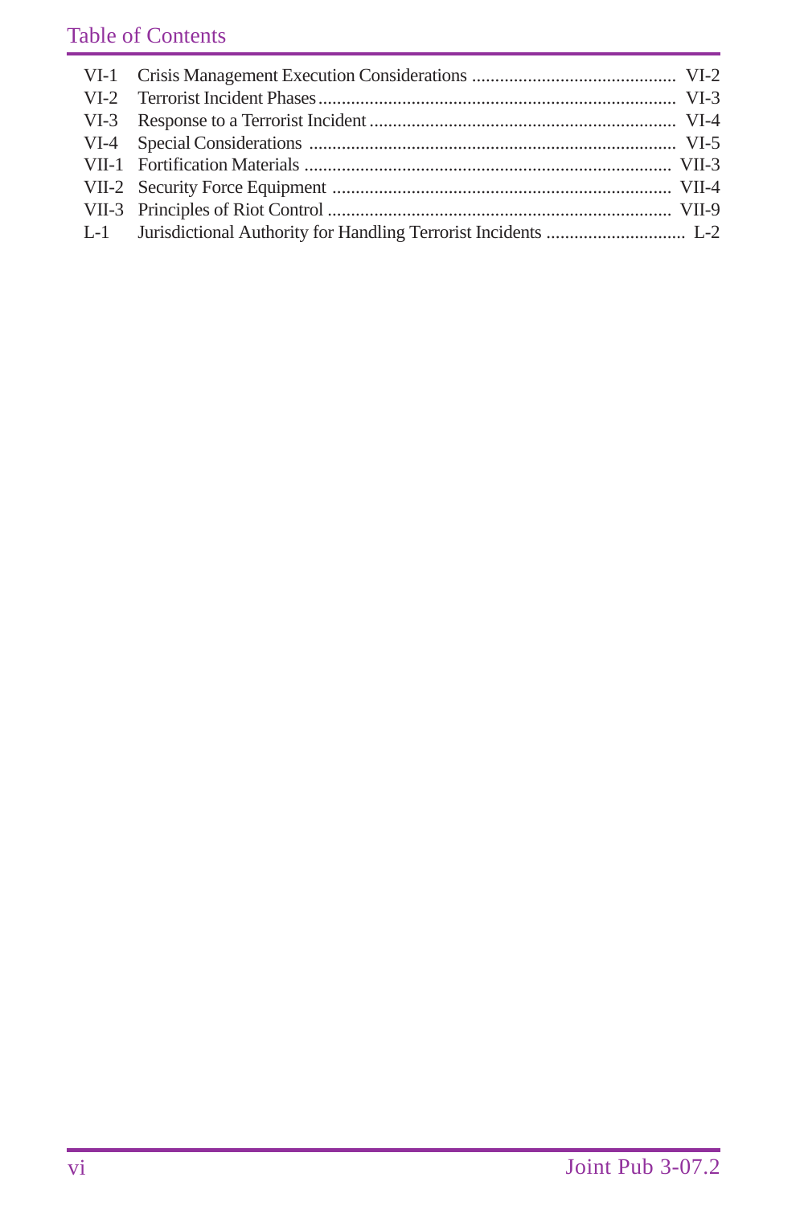VI-1 Crisis Management Execution Considerations ........................................... VI-2
VI-2 Terrorist Incident Phases ........................................................................... VI-3
VI-3 Response to a Terrorist Incident ................................................................ VI-4
VI-4 Special Considerations ............................................................................. VI-5
VII-1 Fortification Materials ............................................................................. VII-3
VII-2 Security Force Equipment ....................................................................... VII-4
VII-3 Principles of Riot Control ........................................................................ VII-9
L-1 Jurisdictional Authority for Handling Terrorist Incidents ............................. L-2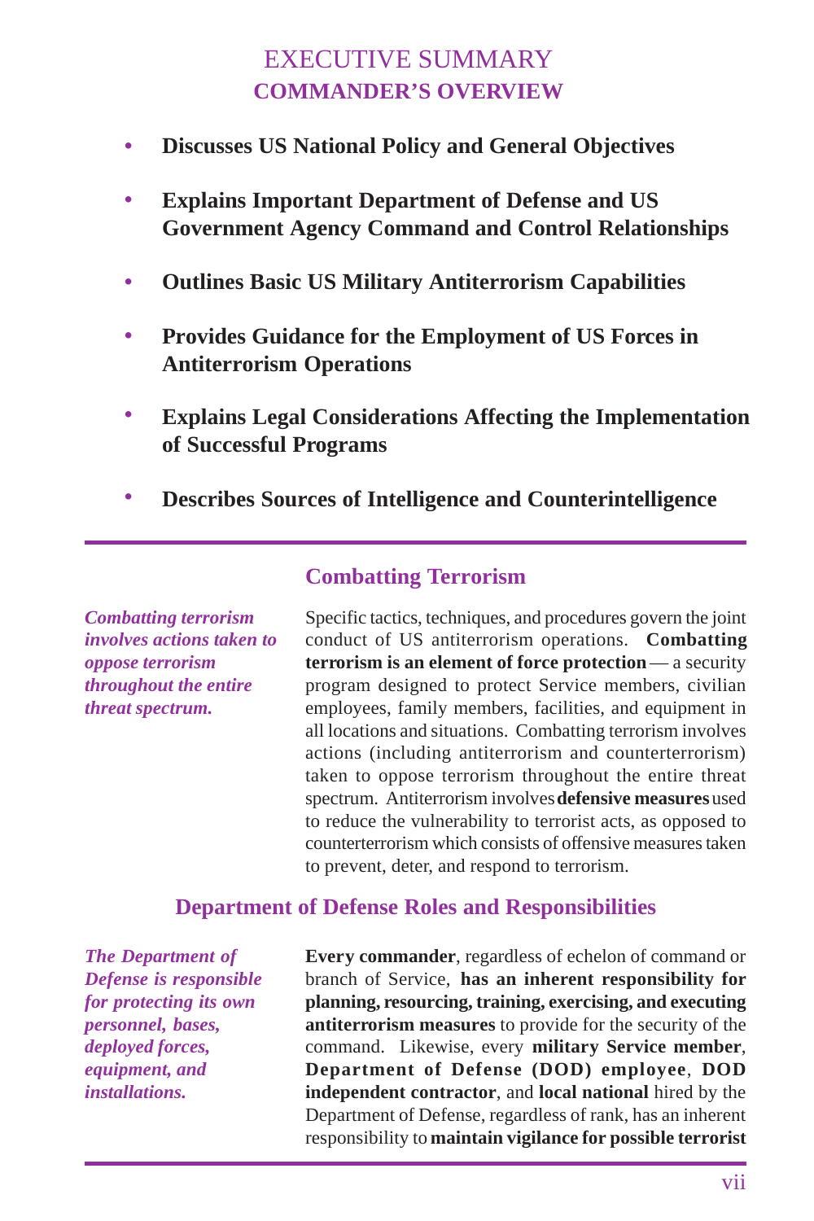# EXECUTIVE SUMMARY
## COMMANDER'S OVERVIEW

- **Discusses US National Policy and General Objectives**
- **Explains Important Department of Defense and US Government Agency Command and Control Relationships**
- **Outlines Basic US Military Antiterrorism Capabilities**
- **Provides Guidance for the Employment of US Forces in Antiterrorism Operations**
- **Explains Legal Considerations Affecting the Implementation of Successful Programs**
- **Describes Sources of Intelligence and Counterintelligence**

---

### Combatting Terrorism

***Combatting terrorism involves actions taken to oppose terrorism throughout the entire threat spectrum.***

Specific tactics, techniques, and procedures govern the joint conduct of US antiterrorism operations. **Combatting terrorism is an element of force protection** — a security program designed to protect Service members, civilian employees, family members, facilities, and equipment in all locations and situations. Combatting terrorism involves actions (including antiterrorism and counterterrorism) taken to oppose terrorism throughout the entire threat spectrum. Antiterrorism involves **defensive measures** used to reduce the vulnerability to terrorist acts, as opposed to counterterrorism which consists of offensive measures taken to prevent, deter, and respond to terrorism.

### Department of Defense Roles and Responsibilities

***The Department of Defense is responsible for protecting its own personnel, bases, deployed forces, equipment, and installations.***

**Every commander**, regardless of echelon of command or branch of Service, **has an inherent responsibility for planning, resourcing, training, exercising, and executing antiterrorism measures** to provide for the security of the command. Likewise, every **military Service member**, **Department of Defense (DOD) employee**, **DOD independent contractor**, and **local national** hired by the Department of Defense, regardless of rank, has an inherent responsibility to **maintain vigilance for possible terrorist**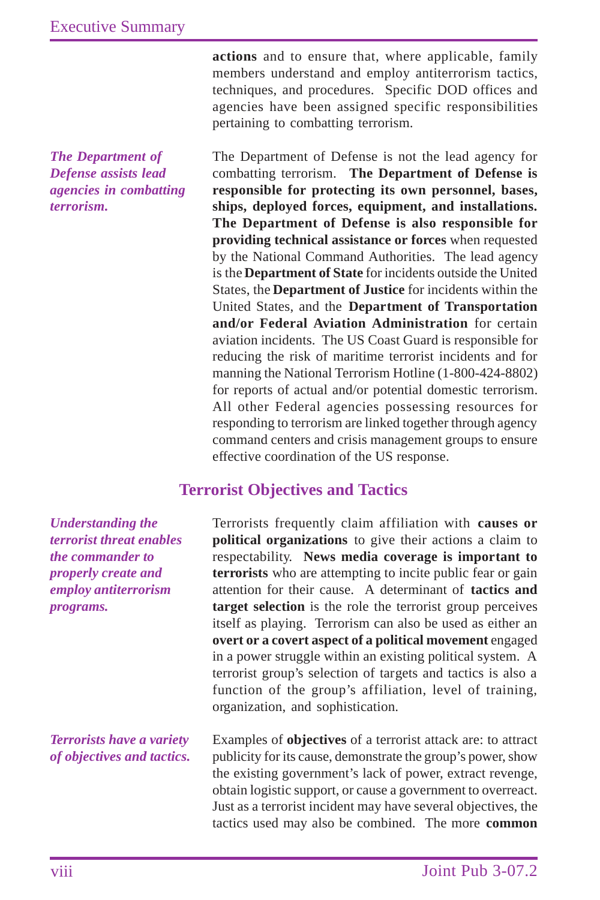**actions** and to ensure that, where applicable, family members understand and employ antiterrorism tactics, techniques, and procedures. Specific DOD offices and agencies have been assigned specific responsibilities pertaining to combatting terrorism.

*The Department of Defense assists lead agencies in combatting terrorism.*

The Department of Defense is not the lead agency for combatting terrorism. **The Department of Defense is responsible for protecting its own personnel, bases, ships, deployed forces, equipment, and installations. The Department of Defense is also responsible for providing technical assistance or forces** when requested by the National Command Authorities. The lead agency is the **Department of State** for incidents outside the United States, the **Department of Justice** for incidents within the United States, and the **Department of Transportation and/or Federal Aviation Administration** for certain aviation incidents. The US Coast Guard is responsible for reducing the risk of maritime terrorist incidents and for manning the National Terrorism Hotline (1-800-424-8802) for reports of actual and/or potential domestic terrorism. All other Federal agencies possessing resources for responding to terrorism are linked together through agency command centers and crisis management groups to ensure effective coordination of the US response.

## Terrorist Objectives and Tactics

*Understanding the terrorist threat enables the commander to properly create and employ antiterrorism programs.*

Terrorists frequently claim affiliation with **causes or political organizations** to give their actions a claim to respectability. **News media coverage is important to terrorists** who are attempting to incite public fear or gain attention for their cause. A determinant of **tactics and target selection** is the role the terrorist group perceives itself as playing. Terrorism can also be used as either an **overt or a covert aspect of a political movement** engaged in a power struggle within an existing political system. A terrorist group's selection of targets and tactics is also a function of the group's affiliation, level of training, organization, and sophistication.

*Terrorists have a variety of objectives and tactics.*

Examples of **objectives** of a terrorist attack are: to attract publicity for its cause, demonstrate the group's power, show the existing government's lack of power, extract revenge, obtain logistic support, or cause a government to overreact. Just as a terrorist incident may have several objectives, the tactics used may also be combined. The more **common**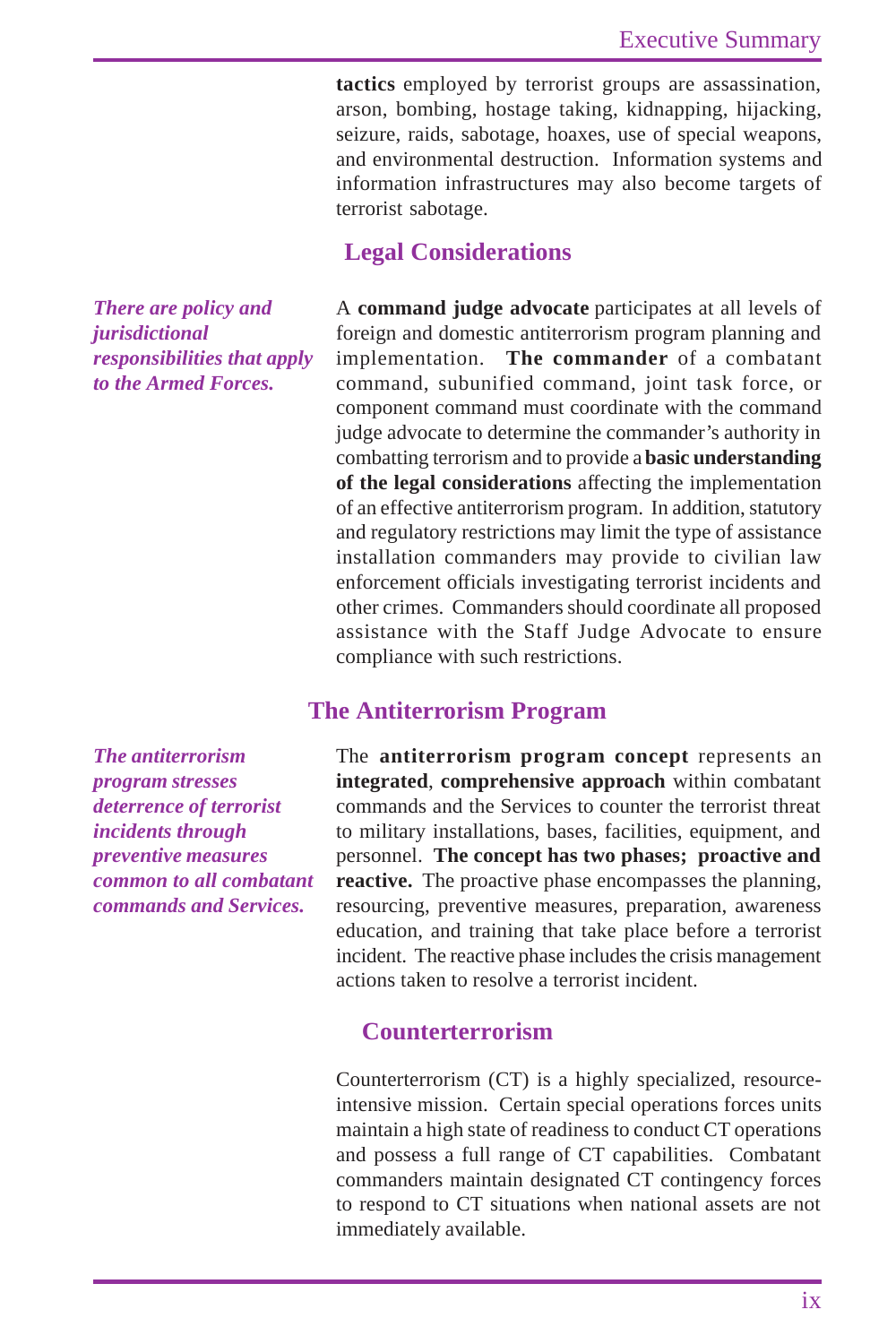**tactics** employed by terrorist groups are assassination, arson, bombing, hostage taking, kidnapping, hijacking, seizure, raids, sabotage, hoaxes, use of special weapons, and environmental destruction. Information systems and information infrastructures may also become targets of terrorist sabotage.

## Legal Considerations

*There are policy and jurisdictional responsibilities that apply to the Armed Forces.*

A **command judge advocate** participates at all levels of foreign and domestic antiterrorism program planning and implementation. **The commander** of a combatant command, subunified command, joint task force, or component command must coordinate with the command judge advocate to determine the commander's authority in combatting terrorism and to provide a **basic understanding of the legal considerations** affecting the implementation of an effective antiterrorism program. In addition, statutory and regulatory restrictions may limit the type of assistance installation commanders may provide to civilian law enforcement officials investigating terrorist incidents and other crimes. Commanders should coordinate all proposed assistance with the Staff Judge Advocate to ensure compliance with such restrictions.

## The Antiterrorism Program

*The antiterrorism program stresses deterrence of terrorist incidents through preventive measures common to all combatant commands and Services.*

The **antiterrorism program concept** represents an **integrated**, **comprehensive approach** within combatant commands and the Services to counter the terrorist threat to military installations, bases, facilities, equipment, and personnel. **The concept has two phases; proactive and reactive.** The proactive phase encompasses the planning, resourcing, preventive measures, preparation, awareness education, and training that take place before a terrorist incident. The reactive phase includes the crisis management actions taken to resolve a terrorist incident.

## Counterterrorism

Counterterrorism (CT) is a highly specialized, resource-intensive mission. Certain special operations forces units maintain a high state of readiness to conduct CT operations and possess a full range of CT capabilities. Combatant commanders maintain designated CT contingency forces to respond to CT situations when national assets are not immediately available.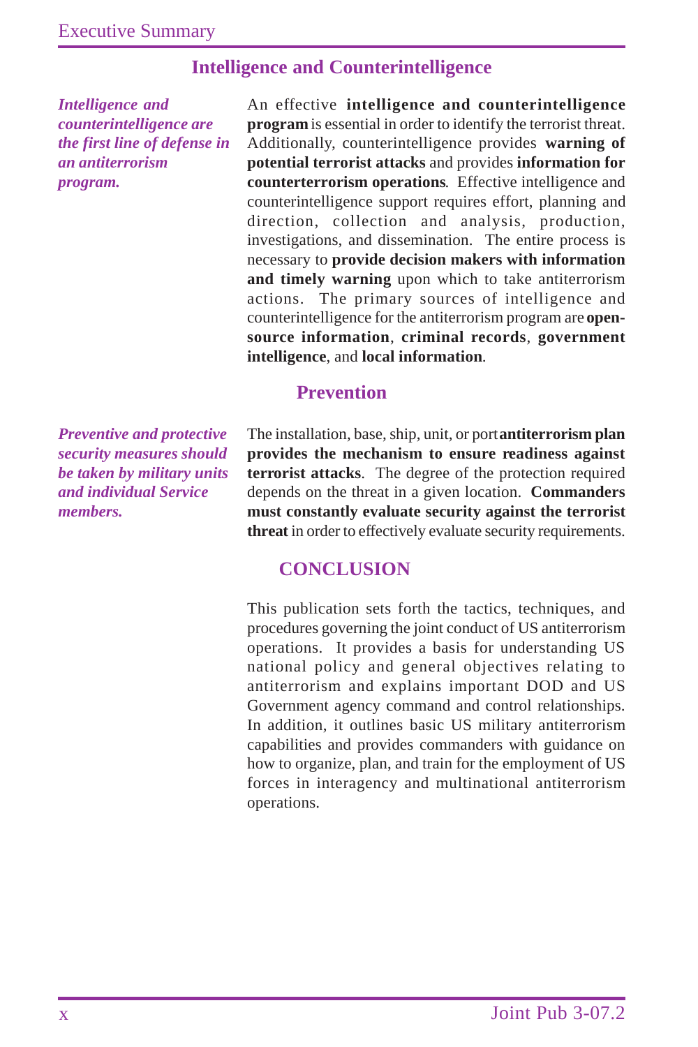## Intelligence and Counterintelligence

***Intelligence and counterintelligence are the first line of defense in an antiterrorism program.***

An effective **intelligence and counterintelligence program** is essential in order to identify the terrorist threat. Additionally, counterintelligence provides **warning of potential terrorist attacks** and provides **information for counterterrorism operations**. Effective intelligence and counterintelligence support requires effort, planning and direction, collection and analysis, production, investigations, and dissemination. The entire process is necessary to **provide decision makers with information and timely warning** upon which to take antiterrorism actions. The primary sources of intelligence and counterintelligence for the antiterrorism program are **open-source information**, **criminal records**, **government intelligence**, and **local information**.

## Prevention

***Preventive and protective security measures should be taken by military units and individual Service members.***

The installation, base, ship, unit, or port **antiterrorism plan provides the mechanism to ensure readiness against terrorist attacks**. The degree of the protection required depends on the threat in a given location. **Commanders must constantly evaluate security against the terrorist threat** in order to effectively evaluate security requirements.

## CONCLUSION

This publication sets forth the tactics, techniques, and procedures governing the joint conduct of US antiterrorism operations. It provides a basis for understanding US national policy and general objectives relating to antiterrorism and explains important DOD and US Government agency command and control relationships. In addition, it outlines basic US military antiterrorism capabilities and provides commanders with guidance on how to organize, plan, and train for the employment of US forces in interagency and multinational antiterrorism operations.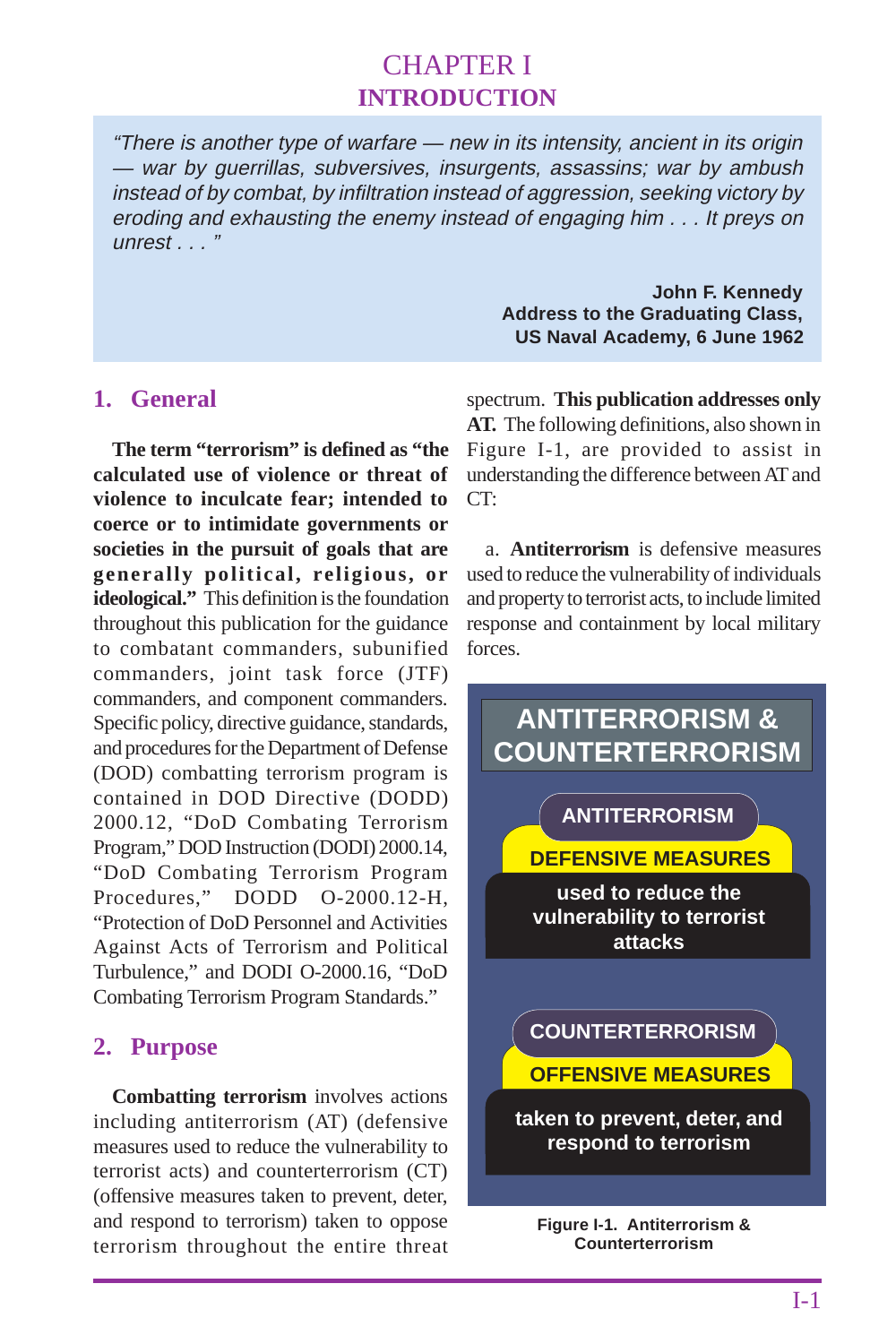# CHAPTER I
## INTRODUCTION

> *"There is another type of warfare — new in its intensity, ancient in its origin — war by guerrillas, subversives, insurgents, assassins; war by ambush instead of by combat, by infiltration instead of aggression, seeking victory by eroding and exhausting the enemy instead of engaging him . . . It preys on unrest . . . "*
>
> **John F. Kennedy**
> **Address to the Graduating Class,**
> **US Naval Academy, 6 June 1962**

## 1. General

**The term "terrorism" is defined as "the calculated use of violence or threat of violence to inculcate fear; intended to coerce or to intimidate governments or societies in the pursuit of goals that are generally political, religious, or ideological."** This definition is the foundation throughout this publication for the guidance to combatant commanders, subunified commanders, joint task force (JTF) commanders, and component commanders. Specific policy, directive guidance, standards, and procedures for the Department of Defense (DOD) combatting terrorism program is contained in DOD Directive (DODD) 2000.12, "DoD Combating Terrorism Program," DOD Instruction (DODI) 2000.14, "DoD Combating Terrorism Program Procedures," DODD O-2000.12-H, "Protection of DoD Personnel and Activities Against Acts of Terrorism and Political Turbulence," and DODI O-2000.16, "DoD Combating Terrorism Program Standards."

## 2. Purpose

**Combatting terrorism** involves actions including antiterrorism (AT) (defensive measures used to reduce the vulnerability to terrorist acts) and counterterrorism (CT) (offensive measures taken to prevent, deter, and respond to terrorism) taken to oppose terrorism throughout the entire threat spectrum. **This publication addresses only AT.** The following definitions, also shown in Figure I-1, are provided to assist in understanding the difference between AT and CT:

a. **Antiterrorism** is defensive measures used to reduce the vulnerability of individuals and property to terrorist acts, to include limited response and containment by local military forces.

**ANTITERRORISM & COUNTERTERRORISM**

**ANTITERRORISM**
**DEFENSIVE MEASURES**
used to reduce the vulnerability to terrorist attacks

**COUNTERTERRORISM**
**OFFENSIVE MEASURES**
taken to prevent, deter, and respond to terrorism

**Figure I-1. Antiterrorism & Counterterrorism**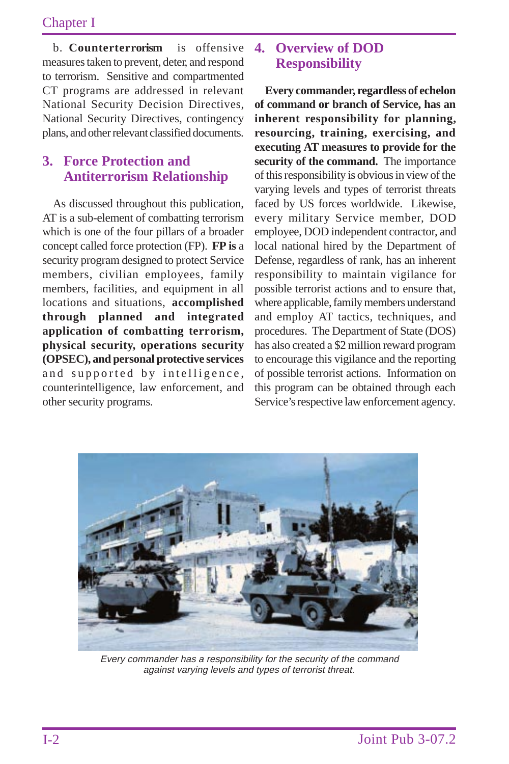b. **Counterterrorism** is offensive measures taken to prevent, deter, and respond to terrorism. Sensitive and compartmented CT programs are addressed in relevant National Security Decision Directives, National Security Directives, contingency plans, and other relevant classified documents.

## 3. Force Protection and Antiterrorism Relationship

As discussed throughout this publication, AT is a sub-element of combatting terrorism which is one of the four pillars of a broader concept called force protection (FP). **FP is** a security program designed to protect Service members, civilian employees, family members, facilities, and equipment in all locations and situations, **accomplished through planned and integrated application of combatting terrorism, physical security, operations security (OPSEC), and personal protective services** and supported by intelligence, counterintelligence, law enforcement, and other security programs.

## 4. Overview of DOD Responsibility

**Every commander, regardless of echelon of command or branch of Service, has an inherent responsibility for planning, resourcing, training, exercising, and executing AT measures to provide for the security of the command.** The importance of this responsibility is obvious in view of the varying levels and types of terrorist threats faced by US forces worldwide. Likewise, every military Service member, DOD employee, DOD independent contractor, and local national hired by the Department of Defense, regardless of rank, has an inherent responsibility to maintain vigilance for possible terrorist actions and to ensure that, where applicable, family members understand and employ AT tactics, techniques, and procedures. The Department of State (DOS) has also created a $2 million reward program to encourage this vigilance and the reporting of possible terrorist actions. Information on this program can be obtained through each Service's respective law enforcement agency.

*Every commander has a responsibility for the security of the command against varying levels and types of terrorist threat.*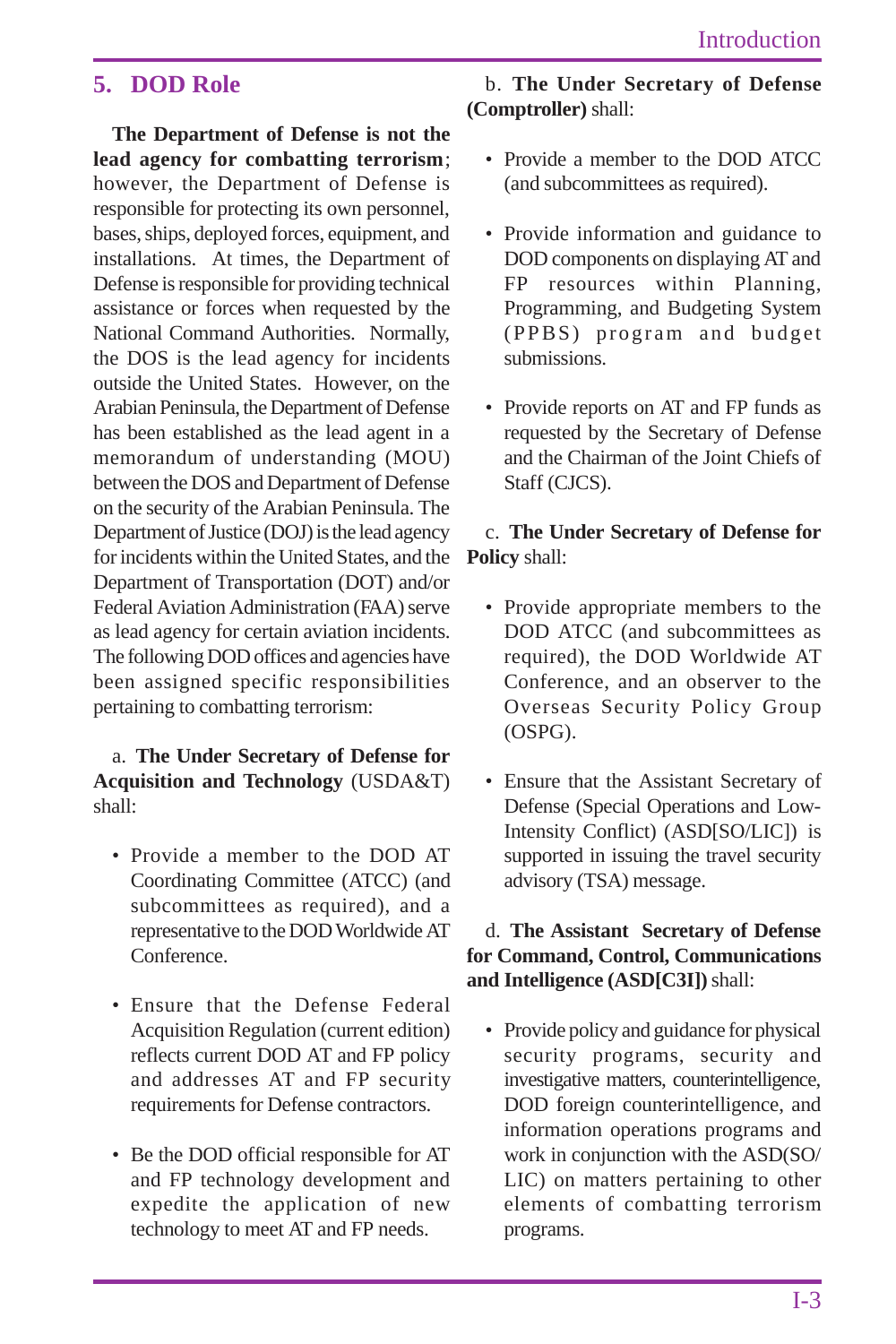## 5. DOD Role

**The Department of Defense is not the lead agency for combatting terrorism**; however, the Department of Defense is responsible for protecting its own personnel, bases, ships, deployed forces, equipment, and installations. At times, the Department of Defense is responsible for providing technical assistance or forces when requested by the National Command Authorities. Normally, the DOS is the lead agency for incidents outside the United States. However, on the Arabian Peninsula, the Department of Defense has been established as the lead agent in a memorandum of understanding (MOU) between the DOS and Department of Defense on the security of the Arabian Peninsula. The Department of Justice (DOJ) is the lead agency for incidents within the United States, and the Department of Transportation (DOT) and/or Federal Aviation Administration (FAA) serve as lead agency for certain aviation incidents. The following DOD offices and agencies have been assigned specific responsibilities pertaining to combatting terrorism:

a. **The Under Secretary of Defense for Acquisition and Technology** (USDA&T) shall:

- Provide a member to the DOD AT Coordinating Committee (ATCC) (and subcommittees as required), and a representative to the DOD Worldwide AT Conference.
- Ensure that the Defense Federal Acquisition Regulation (current edition) reflects current DOD AT and FP policy and addresses AT and FP security requirements for Defense contractors.
- Be the DOD official responsible for AT and FP technology development and expedite the application of new technology to meet AT and FP needs.

b. **The Under Secretary of Defense (Comptroller)** shall:

- Provide a member to the DOD ATCC (and subcommittees as required).
- Provide information and guidance to DOD components on displaying AT and FP resources within Planning, Programming, and Budgeting System (PPBS) program and budget submissions.
- Provide reports on AT and FP funds as requested by the Secretary of Defense and the Chairman of the Joint Chiefs of Staff (CJCS).

c. **The Under Secretary of Defense for Policy** shall:

- Provide appropriate members to the DOD ATCC (and subcommittees as required), the DOD Worldwide AT Conference, and an observer to the Overseas Security Policy Group (OSPG).
- Ensure that the Assistant Secretary of Defense (Special Operations and Low-Intensity Conflict) (ASD[SO/LIC]) is supported in issuing the travel security advisory (TSA) message.

d. **The Assistant Secretary of Defense for Command, Control, Communications and Intelligence (ASD[C3I])** shall:

- Provide policy and guidance for physical security programs, security and investigative matters, counterintelligence, DOD foreign counterintelligence, and information operations programs and work in conjunction with the ASD(SO/LIC) on matters pertaining to other elements of combatting terrorism programs.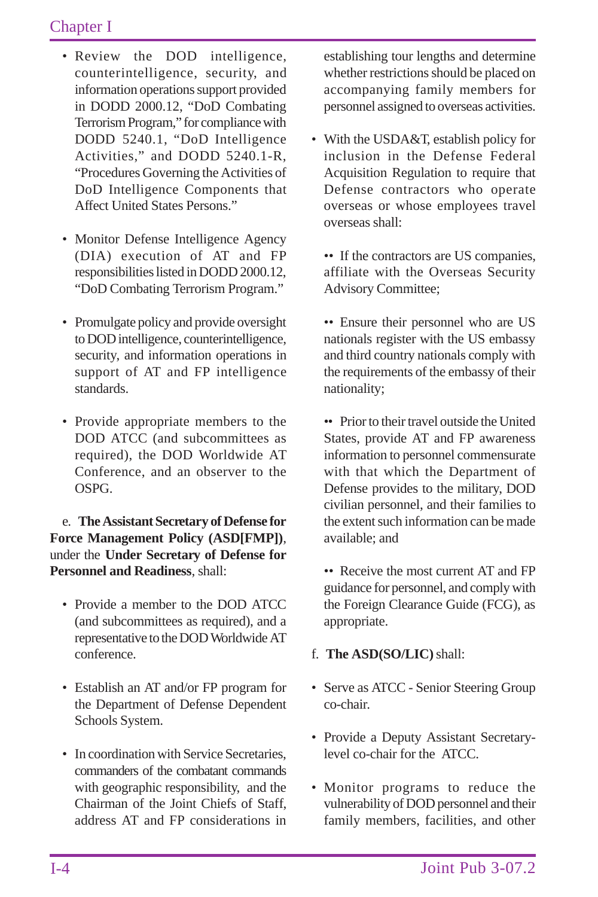- Review the DOD intelligence, counterintelligence, security, and information operations support provided in DODD 2000.12, "DoD Combating Terrorism Program," for compliance with DODD 5240.1, "DoD Intelligence Activities," and DODD 5240.1-R, "Procedures Governing the Activities of DoD Intelligence Components that Affect United States Persons."

- Monitor Defense Intelligence Agency (DIA) execution of AT and FP responsibilities listed in DODD 2000.12, "DoD Combating Terrorism Program."

- Promulgate policy and provide oversight to DOD intelligence, counterintelligence, security, and information operations in support of AT and FP intelligence standards.

- Provide appropriate members to the DOD ATCC (and subcommittees as required), the DOD Worldwide AT Conference, and an observer to the OSPG.

e. **The Assistant Secretary of Defense for Force Management Policy (ASD[FMP])**, under the **Under Secretary of Defense for Personnel and Readiness**, shall:

- Provide a member to the DOD ATCC (and subcommittees as required), and a representative to the DOD Worldwide AT conference.

- Establish an AT and/or FP program for the Department of Defense Dependent Schools System.

- In coordination with Service Secretaries, commanders of the combatant commands with geographic responsibility, and the Chairman of the Joint Chiefs of Staff, address AT and FP considerations in establishing tour lengths and determine whether restrictions should be placed on accompanying family members for personnel assigned to overseas activities.

- With the USDA&T, establish policy for inclusion in the Defense Federal Acquisition Regulation to require that Defense contractors who operate overseas or whose employees travel overseas shall:

  - If the contractors are US companies, affiliate with the Overseas Security Advisory Committee;

  - Ensure their personnel who are US nationals register with the US embassy and third country nationals comply with the requirements of the embassy of their nationality;

  - Prior to their travel outside the United States, provide AT and FP awareness information to personnel commensurate with that which the Department of Defense provides to the military, DOD civilian personnel, and their families to the extent such information can be made available; and

  - Receive the most current AT and FP guidance for personnel, and comply with the Foreign Clearance Guide (FCG), as appropriate.

f. **The ASD(SO/LIC)** shall:

- Serve as ATCC - Senior Steering Group co-chair.

- Provide a Deputy Assistant Secretary-level co-chair for the ATCC.

- Monitor programs to reduce the vulnerability of DOD personnel and their family members, facilities, and other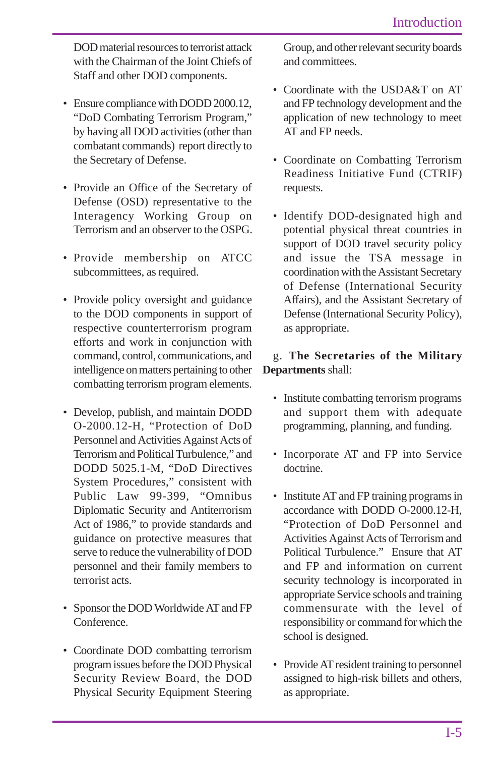DOD material resources to terrorist attack with the Chairman of the Joint Chiefs of Staff and other DOD components.

- Ensure compliance with DODD 2000.12, "DoD Combating Terrorism Program," by having all DOD activities (other than combatant commands) report directly to the Secretary of Defense.

- Provide an Office of the Secretary of Defense (OSD) representative to the Interagency Working Group on Terrorism and an observer to the OSPG.

- Provide membership on ATCC subcommittees, as required.

- Provide policy oversight and guidance to the DOD components in support of respective counterterrorism program efforts and work in conjunction with command, control, communications, and intelligence on matters pertaining to other combatting terrorism program elements.

- Develop, publish, and maintain DODD O-2000.12-H, "Protection of DoD Personnel and Activities Against Acts of Terrorism and Political Turbulence," and DODD 5025.1-M, "DoD Directives System Procedures," consistent with Public Law 99-399, "Omnibus Diplomatic Security and Antiterrorism Act of 1986," to provide standards and guidance on protective measures that serve to reduce the vulnerability of DOD personnel and their family members to terrorist acts.

- Sponsor the DOD Worldwide AT and FP Conference.

- Coordinate DOD combatting terrorism program issues before the DOD Physical Security Review Board, the DOD Physical Security Equipment Steering Group, and other relevant security boards and committees.

- Coordinate with the USDA&T on AT and FP technology development and the application of new technology to meet AT and FP needs.

- Coordinate on Combatting Terrorism Readiness Initiative Fund (CTRIF) requests.

- Identify DOD-designated high and potential physical threat countries in support of DOD travel security policy and issue the TSA message in coordination with the Assistant Secretary of Defense (International Security Affairs), and the Assistant Secretary of Defense (International Security Policy), as appropriate.

g. **The Secretaries of the Military Departments** shall:

- Institute combatting terrorism programs and support them with adequate programming, planning, and funding.

- Incorporate AT and FP into Service doctrine.

- Institute AT and FP training programs in accordance with DODD O-2000.12-H, "Protection of DoD Personnel and Activities Against Acts of Terrorism and Political Turbulence." Ensure that AT and FP and information on current security technology is incorporated in appropriate Service schools and training commensurate with the level of responsibility or command for which the school is designed.

- Provide AT resident training to personnel assigned to high-risk billets and others, as appropriate.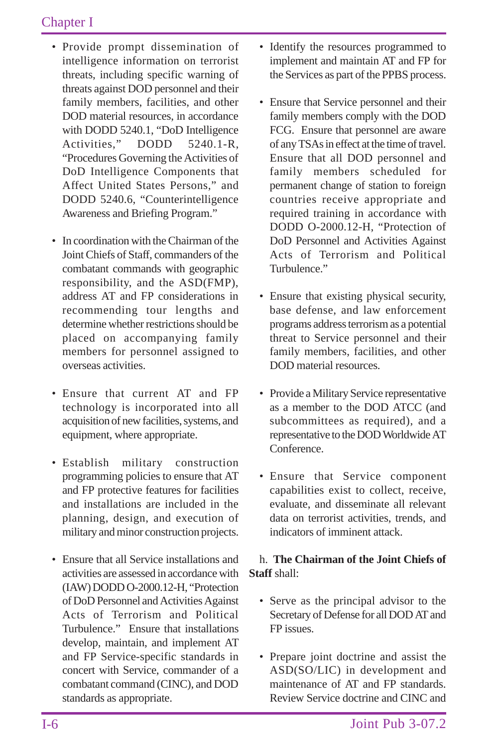- Provide prompt dissemination of intelligence information on terrorist threats, including specific warning of threats against DOD personnel and their family members, facilities, and other DOD material resources, in accordance with DODD 5240.1, "DoD Intelligence Activities," DODD 5240.1-R, "Procedures Governing the Activities of DoD Intelligence Components that Affect United States Persons," and DODD 5240.6, "Counterintelligence Awareness and Briefing Program."

- In coordination with the Chairman of the Joint Chiefs of Staff, commanders of the combatant commands with geographic responsibility, and the ASD(FMP), address AT and FP considerations in recommending tour lengths and determine whether restrictions should be placed on accompanying family members for personnel assigned to overseas activities.

- Ensure that current AT and FP technology is incorporated into all acquisition of new facilities, systems, and equipment, where appropriate.

- Establish military construction programming policies to ensure that AT and FP protective features for facilities and installations are included in the planning, design, and execution of military and minor construction projects.

- Ensure that all Service installations and activities are assessed in accordance with (IAW) DODD O-2000.12-H, "Protection of DoD Personnel and Activities Against Acts of Terrorism and Political Turbulence." Ensure that installations develop, maintain, and implement AT and FP Service-specific standards in concert with Service, commander of a combatant command (CINC), and DOD standards as appropriate.

- Identify the resources programmed to implement and maintain AT and FP for the Services as part of the PPBS process.

- Ensure that Service personnel and their family members comply with the DOD FCG. Ensure that personnel are aware of any TSAs in effect at the time of travel. Ensure that all DOD personnel and family members scheduled for permanent change of station to foreign countries receive appropriate and required training in accordance with DODD O-2000.12-H, "Protection of DoD Personnel and Activities Against Acts of Terrorism and Political Turbulence."

- Ensure that existing physical security, base defense, and law enforcement programs address terrorism as a potential threat to Service personnel and their family members, facilities, and other DOD material resources.

- Provide a Military Service representative as a member to the DOD ATCC (and subcommittees as required), and a representative to the DOD Worldwide AT Conference.

- Ensure that Service component capabilities exist to collect, receive, evaluate, and disseminate all relevant data on terrorist activities, trends, and indicators of imminent attack.

h. **The Chairman of the Joint Chiefs of Staff** shall:

- Serve as the principal advisor to the Secretary of Defense for all DOD AT and FP issues.

- Prepare joint doctrine and assist the ASD(SO/LIC) in development and maintenance of AT and FP standards. Review Service doctrine and CINC and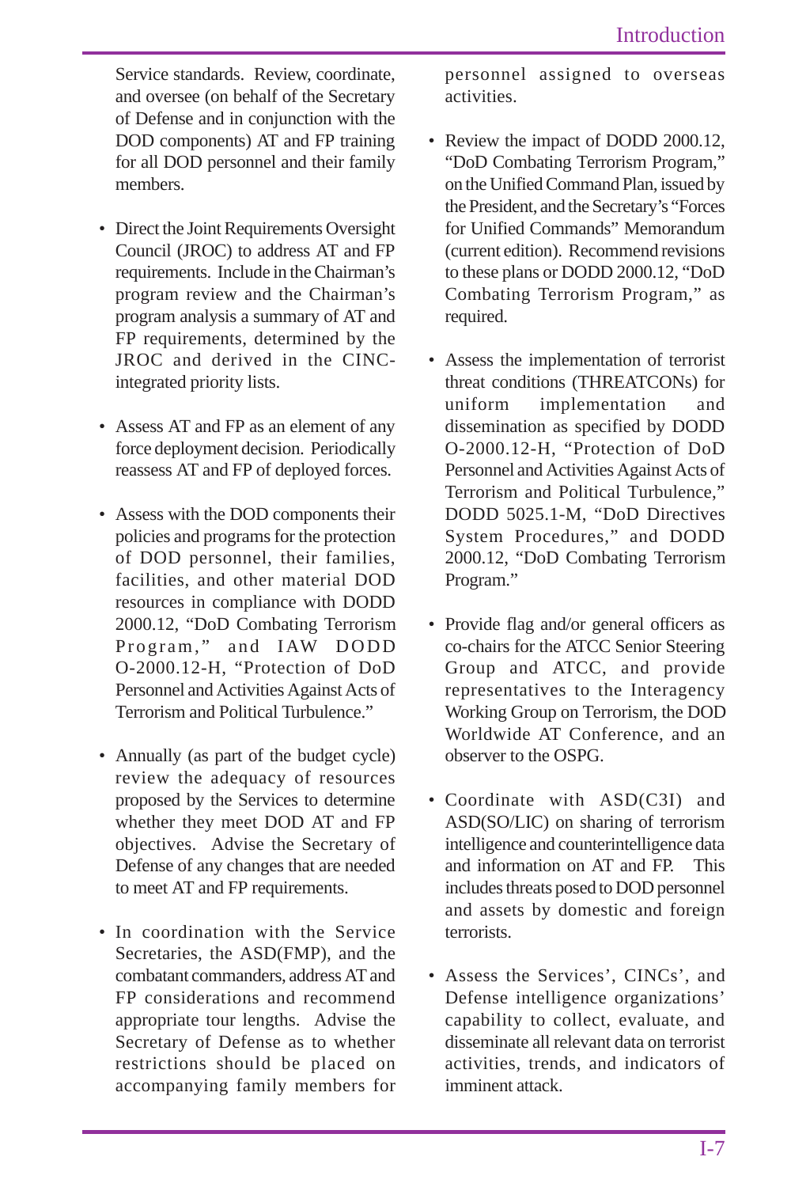Service standards. Review, coordinate, and oversee (on behalf of the Secretary of Defense and in conjunction with the DOD components) AT and FP training for all DOD personnel and their family members.

- Direct the Joint Requirements Oversight Council (JROC) to address AT and FP requirements. Include in the Chairman's program review and the Chairman's program analysis a summary of AT and FP requirements, determined by the JROC and derived in the CINC-integrated priority lists.

- Assess AT and FP as an element of any force deployment decision. Periodically reassess AT and FP of deployed forces.

- Assess with the DOD components their policies and programs for the protection of DOD personnel, their families, facilities, and other material DOD resources in compliance with DODD 2000.12, "DoD Combating Terrorism Program," and IAW DODD O-2000.12-H, "Protection of DoD Personnel and Activities Against Acts of Terrorism and Political Turbulence."

- Annually (as part of the budget cycle) review the adequacy of resources proposed by the Services to determine whether they meet DOD AT and FP objectives. Advise the Secretary of Defense of any changes that are needed to meet AT and FP requirements.

- In coordination with the Service Secretaries, the ASD(FMP), and the combatant commanders, address AT and FP considerations and recommend appropriate tour lengths. Advise the Secretary of Defense as to whether restrictions should be placed on accompanying family members for personnel assigned to overseas activities.

- Review the impact of DODD 2000.12, "DoD Combating Terrorism Program," on the Unified Command Plan, issued by the President, and the Secretary's "Forces for Unified Commands" Memorandum (current edition). Recommend revisions to these plans or DODD 2000.12, "DoD Combating Terrorism Program," as required.

- Assess the implementation of terrorist threat conditions (THREATCONs) for uniform implementation and dissemination as specified by DODD O-2000.12-H, "Protection of DoD Personnel and Activities Against Acts of Terrorism and Political Turbulence," DODD 5025.1-M, "DoD Directives System Procedures," and DODD 2000.12, "DoD Combating Terrorism Program."

- Provide flag and/or general officers as co-chairs for the ATCC Senior Steering Group and ATCC, and provide representatives to the Interagency Working Group on Terrorism, the DOD Worldwide AT Conference, and an observer to the OSPG.

- Coordinate with ASD(C3I) and ASD(SO/LIC) on sharing of terrorism intelligence and counterintelligence data and information on AT and FP. This includes threats posed to DOD personnel and assets by domestic and foreign terrorists.

- Assess the Services', CINCs', and Defense intelligence organizations' capability to collect, evaluate, and disseminate all relevant data on terrorist activities, trends, and indicators of imminent attack.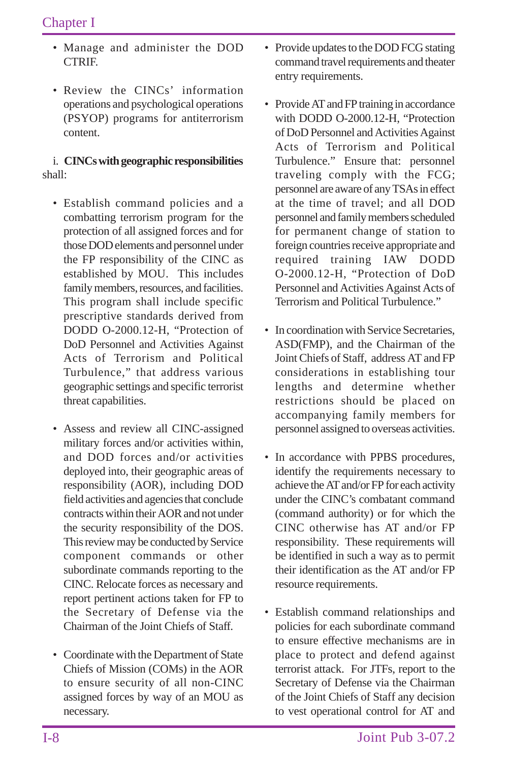- Manage and administer the DOD CTRIF.

- Review the CINCs' information operations and psychological operations (PSYOP) programs for antiterrorism content.

i. **CINCs with geographic responsibilities** shall:

- Establish command policies and a combatting terrorism program for the protection of all assigned forces and for those DOD elements and personnel under the FP responsibility of the CINC as established by MOU. This includes family members, resources, and facilities. This program shall include specific prescriptive standards derived from DODD O-2000.12-H, "Protection of DoD Personnel and Activities Against Acts of Terrorism and Political Turbulence," that address various geographic settings and specific terrorist threat capabilities.

- Assess and review all CINC-assigned military forces and/or activities within, and DOD forces and/or activities deployed into, their geographic areas of responsibility (AOR), including DOD field activities and agencies that conclude contracts within their AOR and not under the security responsibility of the DOS. This review may be conducted by Service component commands or other subordinate commands reporting to the CINC. Relocate forces as necessary and report pertinent actions taken for FP to the Secretary of Defense via the Chairman of the Joint Chiefs of Staff.

- Coordinate with the Department of State Chiefs of Mission (COMs) in the AOR to ensure security of all non-CINC assigned forces by way of an MOU as necessary.

- Provide updates to the DOD FCG stating command travel requirements and theater entry requirements.

- Provide AT and FP training in accordance with DODD O-2000.12-H, "Protection of DoD Personnel and Activities Against Acts of Terrorism and Political Turbulence." Ensure that: personnel traveling comply with the FCG; personnel are aware of any TSAs in effect at the time of travel; and all DOD personnel and family members scheduled for permanent change of station to foreign countries receive appropriate and required training IAW DODD O-2000.12-H, "Protection of DoD Personnel and Activities Against Acts of Terrorism and Political Turbulence."

- In coordination with Service Secretaries, ASD(FMP), and the Chairman of the Joint Chiefs of Staff, address AT and FP considerations in establishing tour lengths and determine whether restrictions should be placed on accompanying family members for personnel assigned to overseas activities.

- In accordance with PPBS procedures, identify the requirements necessary to achieve the AT and/or FP for each activity under the CINC's combatant command (command authority) or for which the CINC otherwise has AT and/or FP responsibility. These requirements will be identified in such a way as to permit their identification as the AT and/or FP resource requirements.

- Establish command relationships and policies for each subordinate command to ensure effective mechanisms are in place to protect and defend against terrorist attack. For JTFs, report to the Secretary of Defense via the Chairman of the Joint Chiefs of Staff any decision to vest operational control for AT and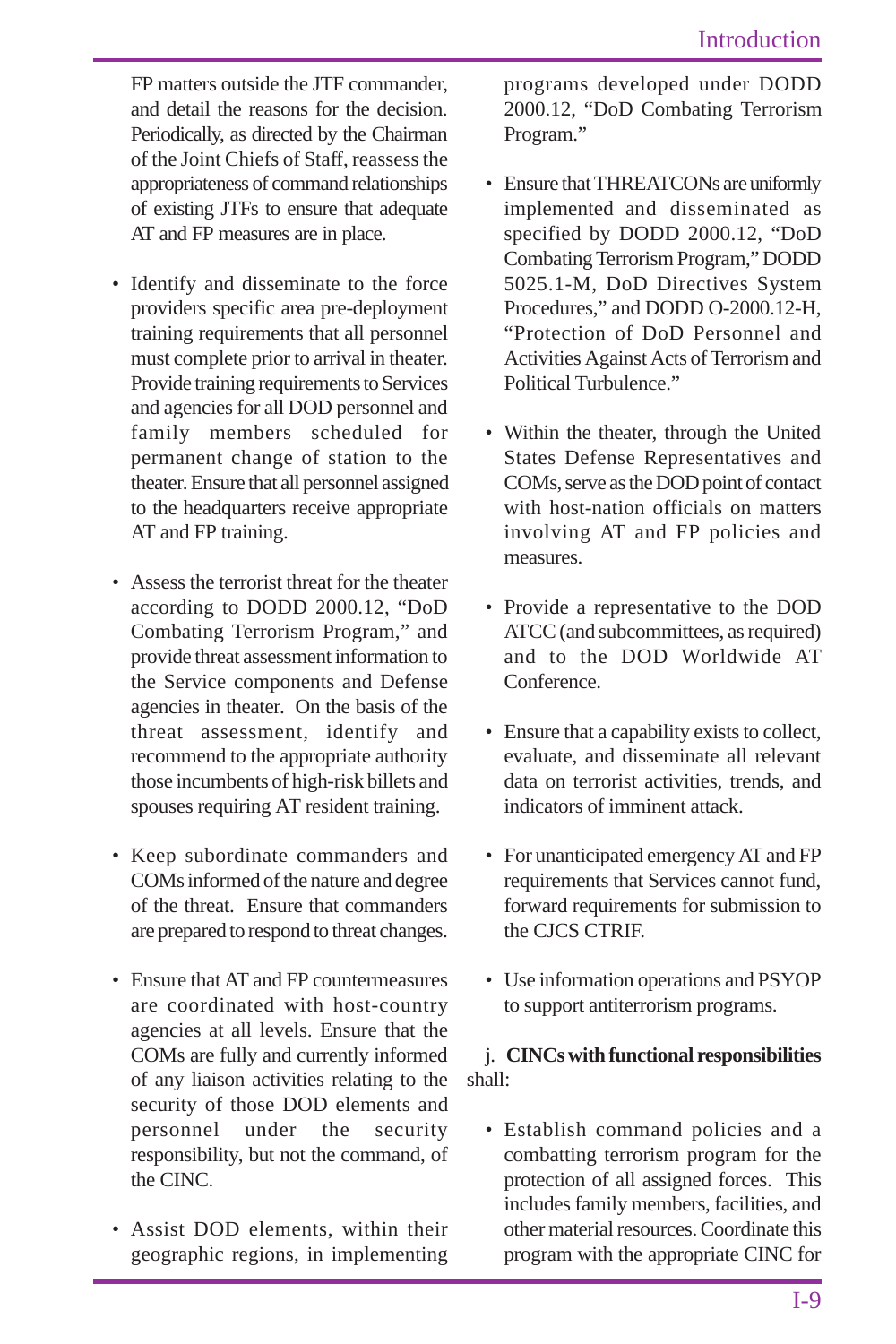FP matters outside the JTF commander, and detail the reasons for the decision. Periodically, as directed by the Chairman of the Joint Chiefs of Staff, reassess the appropriateness of command relationships of existing JTFs to ensure that adequate AT and FP measures are in place.

- Identify and disseminate to the force providers specific area pre-deployment training requirements that all personnel must complete prior to arrival in theater. Provide training requirements to Services and agencies for all DOD personnel and family members scheduled for permanent change of station to the theater. Ensure that all personnel assigned to the headquarters receive appropriate AT and FP training.

- Assess the terrorist threat for the theater according to DODD 2000.12, "DoD Combating Terrorism Program," and provide threat assessment information to the Service components and Defense agencies in theater. On the basis of the threat assessment, identify and recommend to the appropriate authority those incumbents of high-risk billets and spouses requiring AT resident training.

- Keep subordinate commanders and COMs informed of the nature and degree of the threat. Ensure that commanders are prepared to respond to threat changes.

- Ensure that AT and FP countermeasures are coordinated with host-country agencies at all levels. Ensure that the COMs are fully and currently informed of any liaison activities relating to the security of those DOD elements and personnel under the security responsibility, but not the command, of the CINC.

- Assist DOD elements, within their geographic regions, in implementing programs developed under DODD 2000.12, "DoD Combating Terrorism Program."

- Ensure that THREATCONs are uniformly implemented and disseminated as specified by DODD 2000.12, "DoD Combating Terrorism Program," DODD 5025.1-M, DoD Directives System Procedures," and DODD O-2000.12-H, "Protection of DoD Personnel and Activities Against Acts of Terrorism and Political Turbulence."

- Within the theater, through the United States Defense Representatives and COMs, serve as the DOD point of contact with host-nation officials on matters involving AT and FP policies and measures.

- Provide a representative to the DOD ATCC (and subcommittees, as required) and to the DOD Worldwide AT Conference.

- Ensure that a capability exists to collect, evaluate, and disseminate all relevant data on terrorist activities, trends, and indicators of imminent attack.

- For unanticipated emergency AT and FP requirements that Services cannot fund, forward requirements for submission to the CJCS CTRIF.

- Use information operations and PSYOP to support antiterrorism programs.

j. **CINCs with functional responsibilities** shall:

- Establish command policies and a combatting terrorism program for the protection of all assigned forces. This includes family members, facilities, and other material resources. Coordinate this program with the appropriate CINC for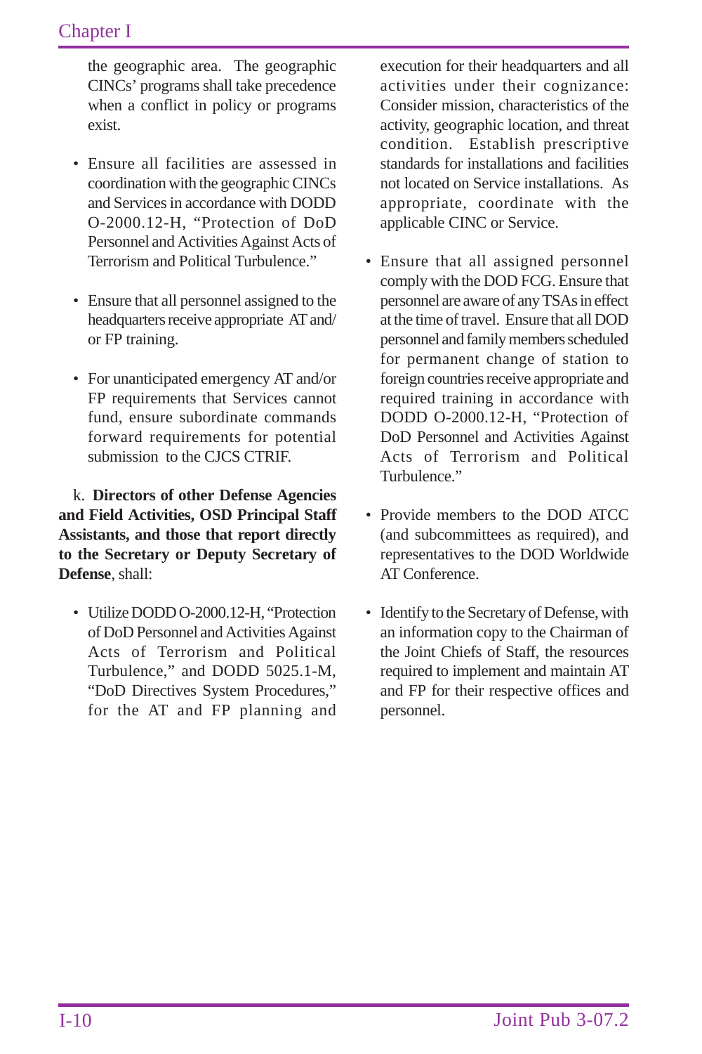the geographic area. The geographic CINCs' programs shall take precedence when a conflict in policy or programs exist.

- Ensure all facilities are assessed in coordination with the geographic CINCs and Services in accordance with DODD O-2000.12-H, "Protection of DoD Personnel and Activities Against Acts of Terrorism and Political Turbulence."

- Ensure that all personnel assigned to the headquarters receive appropriate AT and/or FP training.

- For unanticipated emergency AT and/or FP requirements that Services cannot fund, ensure subordinate commands forward requirements for potential submission to the CJCS CTRIF.

k. **Directors of other Defense Agencies and Field Activities, OSD Principal Staff Assistants, and those that report directly to the Secretary or Deputy Secretary of Defense**, shall:

- Utilize DODD O-2000.12-H, "Protection of DoD Personnel and Activities Against Acts of Terrorism and Political Turbulence," and DODD 5025.1-M, "DoD Directives System Procedures," for the AT and FP planning and execution for their headquarters and all activities under their cognizance: Consider mission, characteristics of the activity, geographic location, and threat condition. Establish prescriptive standards for installations and facilities not located on Service installations. As appropriate, coordinate with the applicable CINC or Service.

- Ensure that all assigned personnel comply with the DOD FCG. Ensure that personnel are aware of any TSAs in effect at the time of travel. Ensure that all DOD personnel and family members scheduled for permanent change of station to foreign countries receive appropriate and required training in accordance with DODD O-2000.12-H, "Protection of DoD Personnel and Activities Against Acts of Terrorism and Political Turbulence."

- Provide members to the DOD ATCC (and subcommittees as required), and representatives to the DOD Worldwide AT Conference.

- Identify to the Secretary of Defense, with an information copy to the Chairman of the Joint Chiefs of Staff, the resources required to implement and maintain AT and FP for their respective offices and personnel.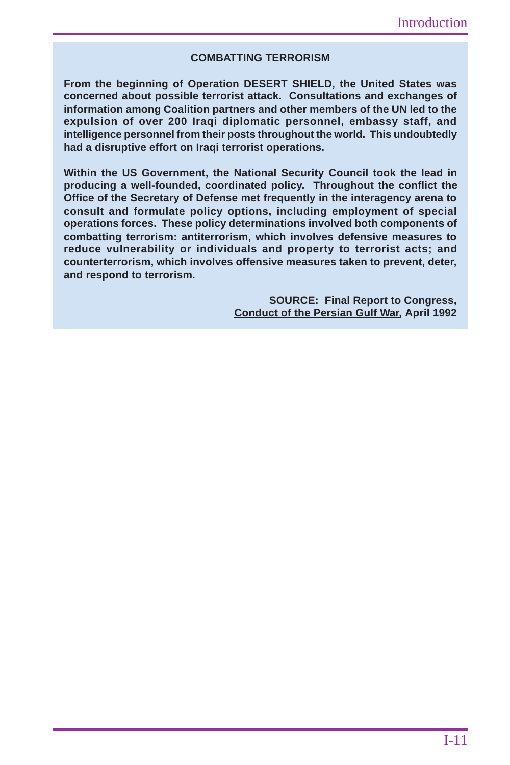## COMBATTING TERRORISM

**From the beginning of Operation DESERT SHIELD, the United States was concerned about possible terrorist attack. Consultations and exchanges of information among Coalition partners and other members of the UN led to the expulsion of over 200 Iraqi diplomatic personnel, embassy staff, and intelligence personnel from their posts throughout the world. This undoubtedly had a disruptive effort on Iraqi terrorist operations.**

**Within the US Government, the National Security Council took the lead in producing a well-founded, coordinated policy. Throughout the conflict the Office of the Secretary of Defense met frequently in the interagency arena to consult and formulate policy options, including employment of special operations forces. These policy determinations involved both components of combatting terrorism: antiterrorism, which involves defensive measures to reduce vulnerability or individuals and property to terrorist acts; and counterterrorism, which involves offensive measures taken to prevent, deter, and respond to terrorism.**

**SOURCE: Final Report to Congress, Conduct of the Persian Gulf War, April 1992**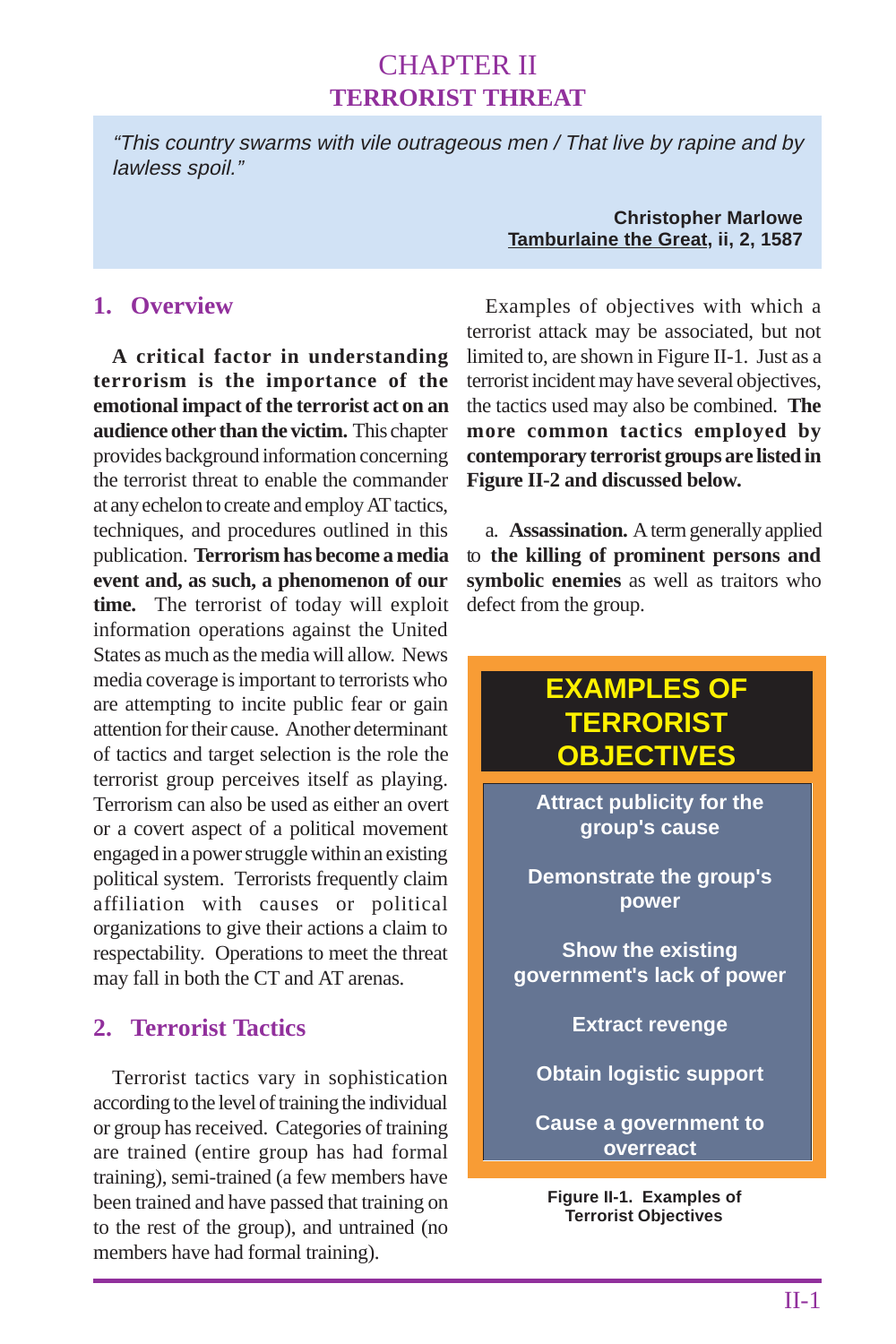# CHAPTER II
## TERRORIST THREAT

> *"This country swarms with vile outrageous men / That live by rapine and by lawless spoil."*
>
> **Christopher Marlowe**
> **Tamburlaine the Great, ii, 2, 1587**

### 1. Overview

**A critical factor in understanding terrorism is the importance of the emotional impact of the terrorist act on an audience other than the victim.** This chapter provides background information concerning the terrorist threat to enable the commander at any echelon to create and employ AT tactics, techniques, and procedures outlined in this publication. **Terrorism has become a media event and, as such, a phenomenon of our time.** The terrorist of today will exploit information operations against the United States as much as the media will allow. News media coverage is important to terrorists who are attempting to incite public fear or gain attention for their cause. Another determinant of tactics and target selection is the role the terrorist group perceives itself as playing. Terrorism can also be used as either an overt or a covert aspect of a political movement engaged in a power struggle within an existing political system. Terrorists frequently claim affiliation with causes or political organizations to give their actions a claim to respectability. Operations to meet the threat may fall in both the CT and AT arenas.

### 2. Terrorist Tactics

Terrorist tactics vary in sophistication according to the level of training the individual or group has received. Categories of training are trained (entire group has had formal training), semi-trained (a few members have been trained and have passed that training on to the rest of the group), and untrained (no members have had formal training).

Examples of objectives with which a terrorist attack may be associated, but not limited to, are shown in Figure II-1. Just as a terrorist incident may have several objectives, the tactics used may also be combined. **The more common tactics employed by contemporary terrorist groups are listed in Figure II-2 and discussed below.**

a. **Assassination.** A term generally applied to **the killing of prominent persons and symbolic enemies** as well as traitors who defect from the group.

**EXAMPLES OF TERRORIST OBJECTIVES**

- Attract publicity for the group's cause
- Demonstrate the group's power
- Show the existing government's lack of power
- Extract revenge
- Obtain logistic support
- Cause a government to overreact

**Figure II-1. Examples of Terrorist Objectives**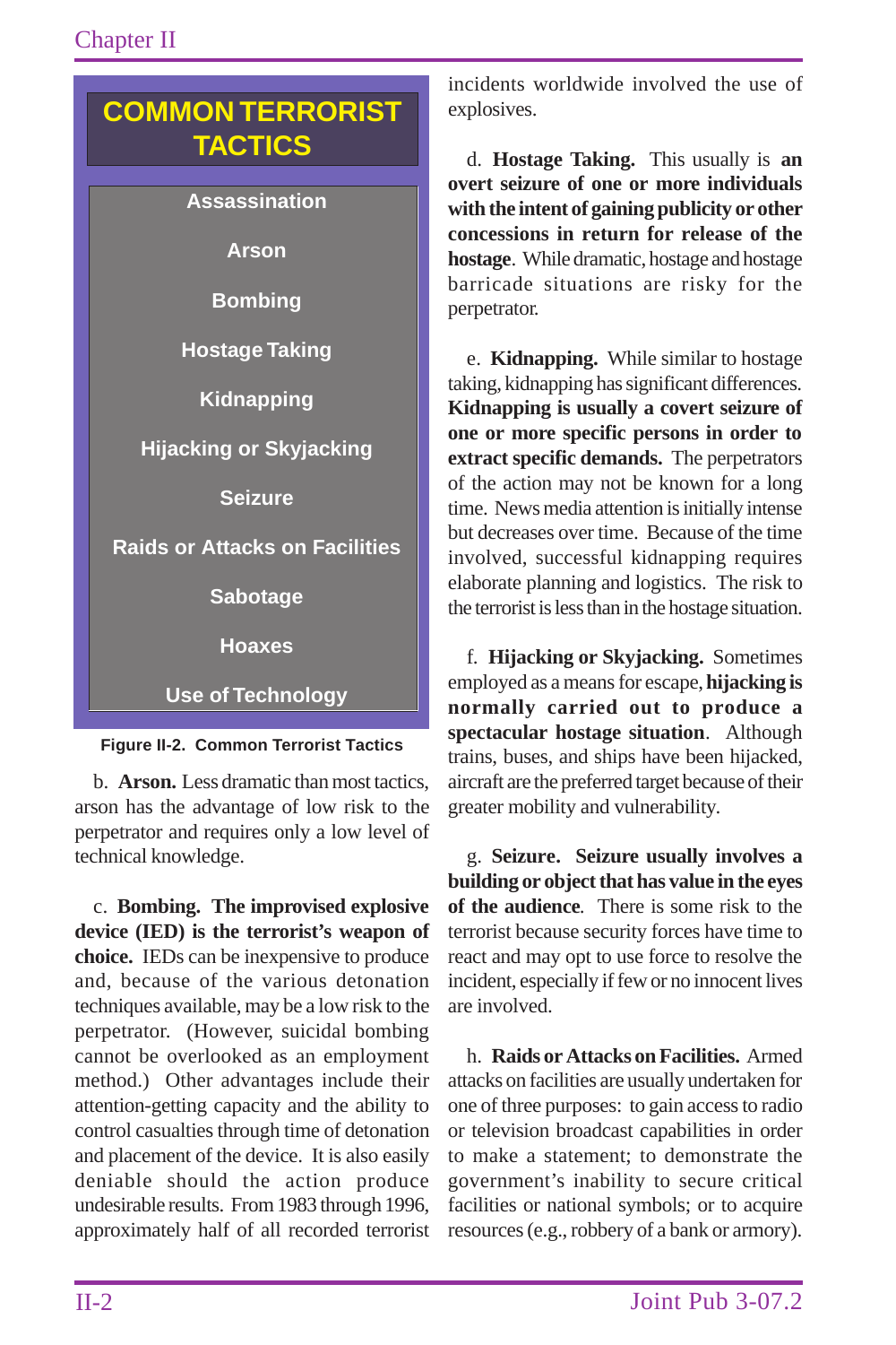**COMMON TERRORIST TACTICS**

- Assassination
- Arson
- Bombing
- Hostage Taking
- Kidnapping
- Hijacking or Skyjacking
- Seizure
- Raids or Attacks on Facilities
- Sabotage
- Hoaxes
- Use of Technology

**Figure II-2. Common Terrorist Tactics**

b. **Arson.** Less dramatic than most tactics, arson has the advantage of low risk to the perpetrator and requires only a low level of technical knowledge.

c. **Bombing. The improvised explosive device (IED) is the terrorist's weapon of choice.** IEDs can be inexpensive to produce and, because of the various detonation techniques available, may be a low risk to the perpetrator. (However, suicidal bombing cannot be overlooked as an employment method.) Other advantages include their attention-getting capacity and the ability to control casualties through time of detonation and placement of the device. It is also easily deniable should the action produce undesirable results. From 1983 through 1996, approximately half of all recorded terrorist incidents worldwide involved the use of explosives.

d. **Hostage Taking.** This usually is **an overt seizure of one or more individuals with the intent of gaining publicity or other concessions in return for release of the hostage**. While dramatic, hostage and hostage barricade situations are risky for the perpetrator.

e. **Kidnapping.** While similar to hostage taking, kidnapping has significant differences. **Kidnapping is usually a covert seizure of one or more specific persons in order to extract specific demands.** The perpetrators of the action may not be known for a long time. News media attention is initially intense but decreases over time. Because of the time involved, successful kidnapping requires elaborate planning and logistics. The risk to the terrorist is less than in the hostage situation.

f. **Hijacking or Skyjacking.** Sometimes employed as a means for escape, **hijacking is normally carried out to produce a spectacular hostage situation**. Although trains, buses, and ships have been hijacked, aircraft are the preferred target because of their greater mobility and vulnerability.

g. **Seizure. Seizure usually involves a building or object that has value in the eyes of the audience**. There is some risk to the terrorist because security forces have time to react and may opt to use force to resolve the incident, especially if few or no innocent lives are involved.

h. **Raids or Attacks on Facilities.** Armed attacks on facilities are usually undertaken for one of three purposes: to gain access to radio or television broadcast capabilities in order to make a statement; to demonstrate the government's inability to secure critical facilities or national symbols; or to acquire resources (e.g., robbery of a bank or armory).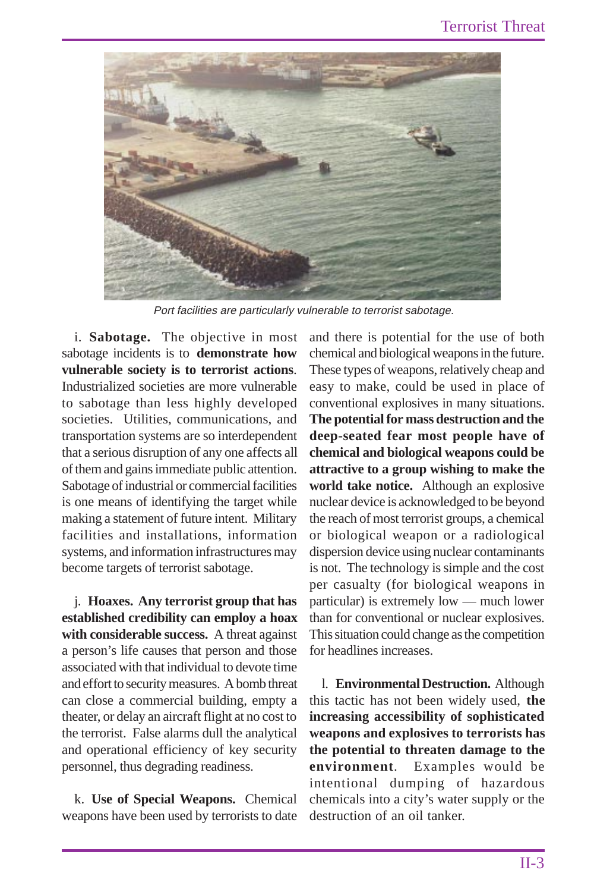*Port facilities are particularly vulnerable to terrorist sabotage.*

i. **Sabotage.** The objective in most sabotage incidents is to **demonstrate how vulnerable society is to terrorist actions**. Industrialized societies are more vulnerable to sabotage than less highly developed societies. Utilities, communications, and transportation systems are so interdependent that a serious disruption of any one affects all of them and gains immediate public attention. Sabotage of industrial or commercial facilities is one means of identifying the target while making a statement of future intent. Military facilities and installations, information systems, and information infrastructures may become targets of terrorist sabotage.

j. **Hoaxes. Any terrorist group that has established credibility can employ a hoax with considerable success.** A threat against a person's life causes that person and those associated with that individual to devote time and effort to security measures. A bomb threat can close a commercial building, empty a theater, or delay an aircraft flight at no cost to the terrorist. False alarms dull the analytical and operational efficiency of key security personnel, thus degrading readiness.

k. **Use of Special Weapons.** Chemical weapons have been used by terrorists to date and there is potential for the use of both chemical and biological weapons in the future. These types of weapons, relatively cheap and easy to make, could be used in place of conventional explosives in many situations. **The potential for mass destruction and the deep-seated fear most people have of chemical and biological weapons could be attractive to a group wishing to make the world take notice.** Although an explosive nuclear device is acknowledged to be beyond the reach of most terrorist groups, a chemical or biological weapon or a radiological dispersion device using nuclear contaminants is not. The technology is simple and the cost per casualty (for biological weapons in particular) is extremely low — much lower than for conventional or nuclear explosives. This situation could change as the competition for headlines increases.

l. **Environmental Destruction.** Although this tactic has not been widely used, **the increasing accessibility of sophisticated weapons and explosives to terrorists has the potential to threaten damage to the environment**. Examples would be intentional dumping of hazardous chemicals into a city's water supply or the destruction of an oil tanker.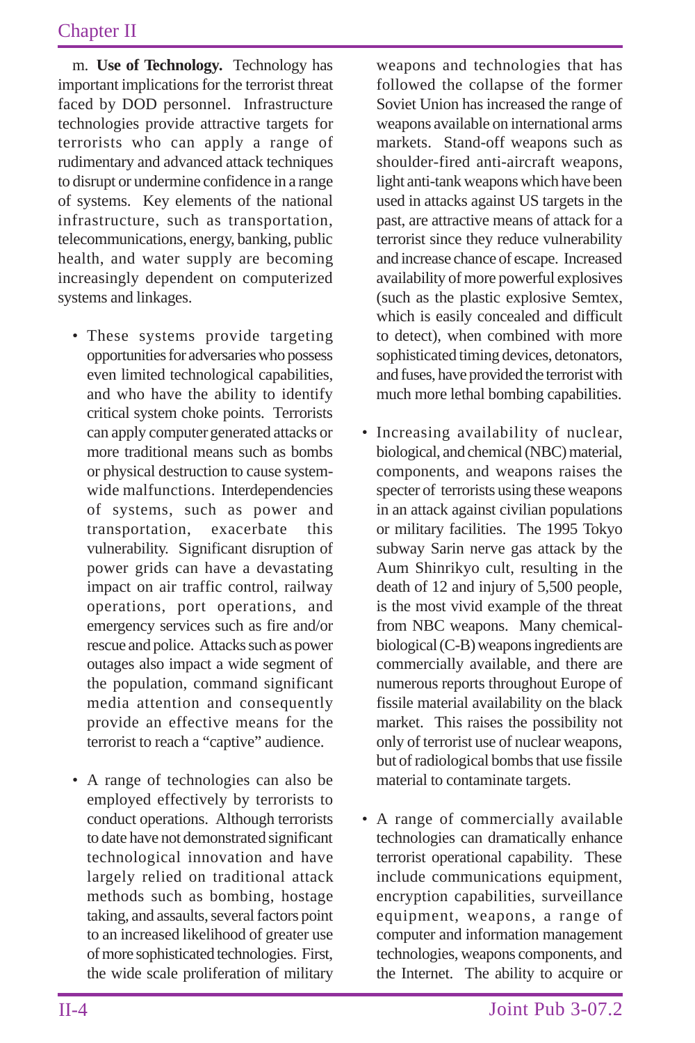m. **Use of Technology.** Technology has important implications for the terrorist threat faced by DOD personnel. Infrastructure technologies provide attractive targets for terrorists who can apply a range of rudimentary and advanced attack techniques to disrupt or undermine confidence in a range of systems. Key elements of the national infrastructure, such as transportation, telecommunications, energy, banking, public health, and water supply are becoming increasingly dependent on computerized systems and linkages.

- These systems provide targeting opportunities for adversaries who possess even limited technological capabilities, and who have the ability to identify critical system choke points. Terrorists can apply computer generated attacks or more traditional means such as bombs or physical destruction to cause system-wide malfunctions. Interdependencies of systems, such as power and transportation, exacerbate this vulnerability. Significant disruption of power grids can have a devastating impact on air traffic control, railway operations, port operations, and emergency services such as fire and/or rescue and police. Attacks such as power outages also impact a wide segment of the population, command significant media attention and consequently provide an effective means for the terrorist to reach a "captive" audience.

- A range of technologies can also be employed effectively by terrorists to conduct operations. Although terrorists to date have not demonstrated significant technological innovation and have largely relied on traditional attack methods such as bombing, hostage taking, and assaults, several factors point to an increased likelihood of greater use of more sophisticated technologies. First, the wide scale proliferation of military weapons and technologies that has followed the collapse of the former Soviet Union has increased the range of weapons available on international arms markets. Stand-off weapons such as shoulder-fired anti-aircraft weapons, light anti-tank weapons which have been used in attacks against US targets in the past, are attractive means of attack for a terrorist since they reduce vulnerability and increase chance of escape. Increased availability of more powerful explosives (such as the plastic explosive Semtex, which is easily concealed and difficult to detect), when combined with more sophisticated timing devices, detonators, and fuses, have provided the terrorist with much more lethal bombing capabilities.

- Increasing availability of nuclear, biological, and chemical (NBC) material, components, and weapons raises the specter of terrorists using these weapons in an attack against civilian populations or military facilities. The 1995 Tokyo subway Sarin nerve gas attack by the Aum Shinrikyo cult, resulting in the death of 12 and injury of 5,500 people, is the most vivid example of the threat from NBC weapons. Many chemical-biological (C-B) weapons ingredients are commercially available, and there are numerous reports throughout Europe of fissile material availability on the black market. This raises the possibility not only of terrorist use of nuclear weapons, but of radiological bombs that use fissile material to contaminate targets.

- A range of commercially available technologies can dramatically enhance terrorist operational capability. These include communications equipment, encryption capabilities, surveillance equipment, weapons, a range of computer and information management technologies, weapons components, and the Internet. The ability to acquire or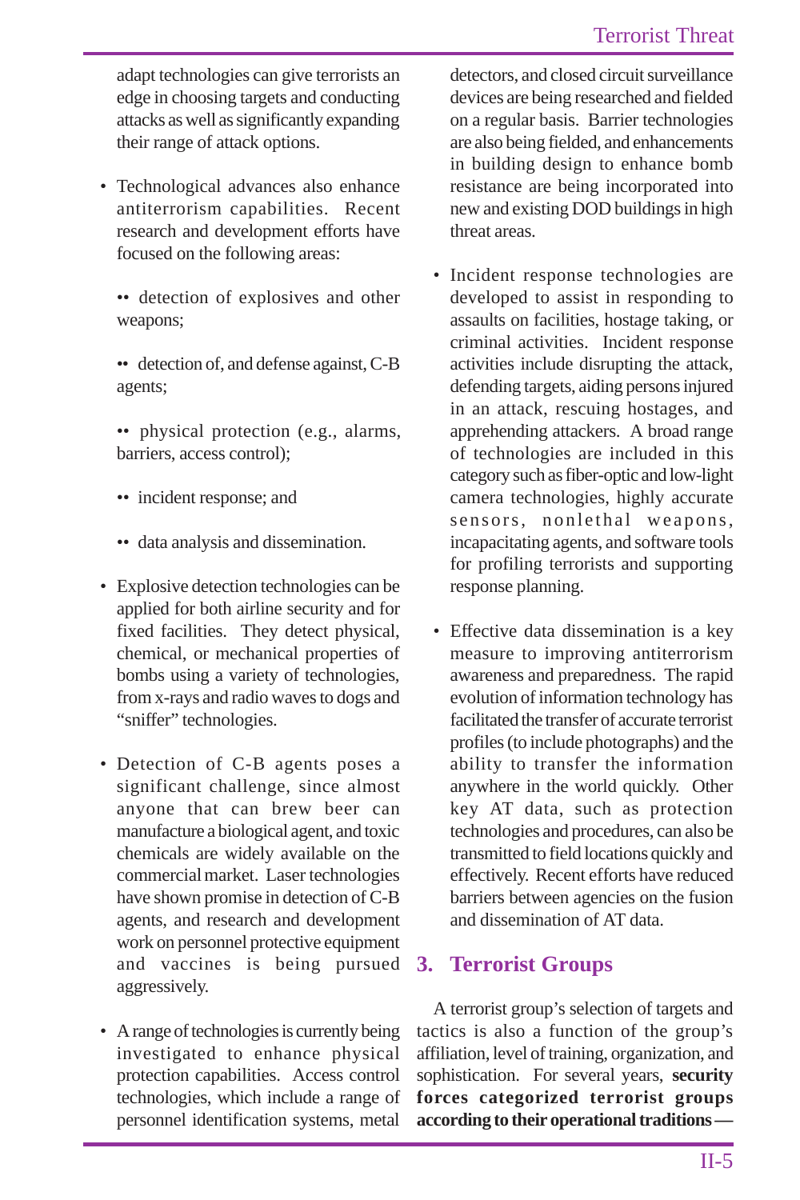adapt technologies can give terrorists an edge in choosing targets and conducting attacks as well as significantly expanding their range of attack options.

- Technological advances also enhance antiterrorism capabilities. Recent research and development efforts have focused on the following areas:

  - detection of explosives and other weapons;

  - detection of, and defense against, C-B agents;

  - physical protection (e.g., alarms, barriers, access control);

  - incident response; and

  - data analysis and dissemination.

- Explosive detection technologies can be applied for both airline security and for fixed facilities. They detect physical, chemical, or mechanical properties of bombs using a variety of technologies, from x-rays and radio waves to dogs and "sniffer" technologies.

- Detection of C-B agents poses a significant challenge, since almost anyone that can brew beer can manufacture a biological agent, and toxic chemicals are widely available on the commercial market. Laser technologies have shown promise in detection of C-B agents, and research and development work on personnel protective equipment and vaccines is being pursued aggressively.

- A range of technologies is currently being investigated to enhance physical protection capabilities. Access control technologies, which include a range of personnel identification systems, metal detectors, and closed circuit surveillance devices are being researched and fielded on a regular basis. Barrier technologies are also being fielded, and enhancements in building design to enhance bomb resistance are being incorporated into new and existing DOD buildings in high threat areas.

- Incident response technologies are developed to assist in responding to assaults on facilities, hostage taking, or criminal activities. Incident response activities include disrupting the attack, defending targets, aiding persons injured in an attack, rescuing hostages, and apprehending attackers. A broad range of technologies are included in this category such as fiber-optic and low-light camera technologies, highly accurate sensors, nonlethal weapons, incapacitating agents, and software tools for profiling terrorists and supporting response planning.

- Effective data dissemination is a key measure to improving antiterrorism awareness and preparedness. The rapid evolution of information technology has facilitated the transfer of accurate terrorist profiles (to include photographs) and the ability to transfer the information anywhere in the world quickly. Other key AT data, such as protection technologies and procedures, can also be transmitted to field locations quickly and effectively. Recent efforts have reduced barriers between agencies on the fusion and dissemination of AT data.

## 3. Terrorist Groups

A terrorist group's selection of targets and tactics is also a function of the group's affiliation, level of training, organization, and sophistication. For several years, **security forces categorized terrorist groups according to their operational traditions —**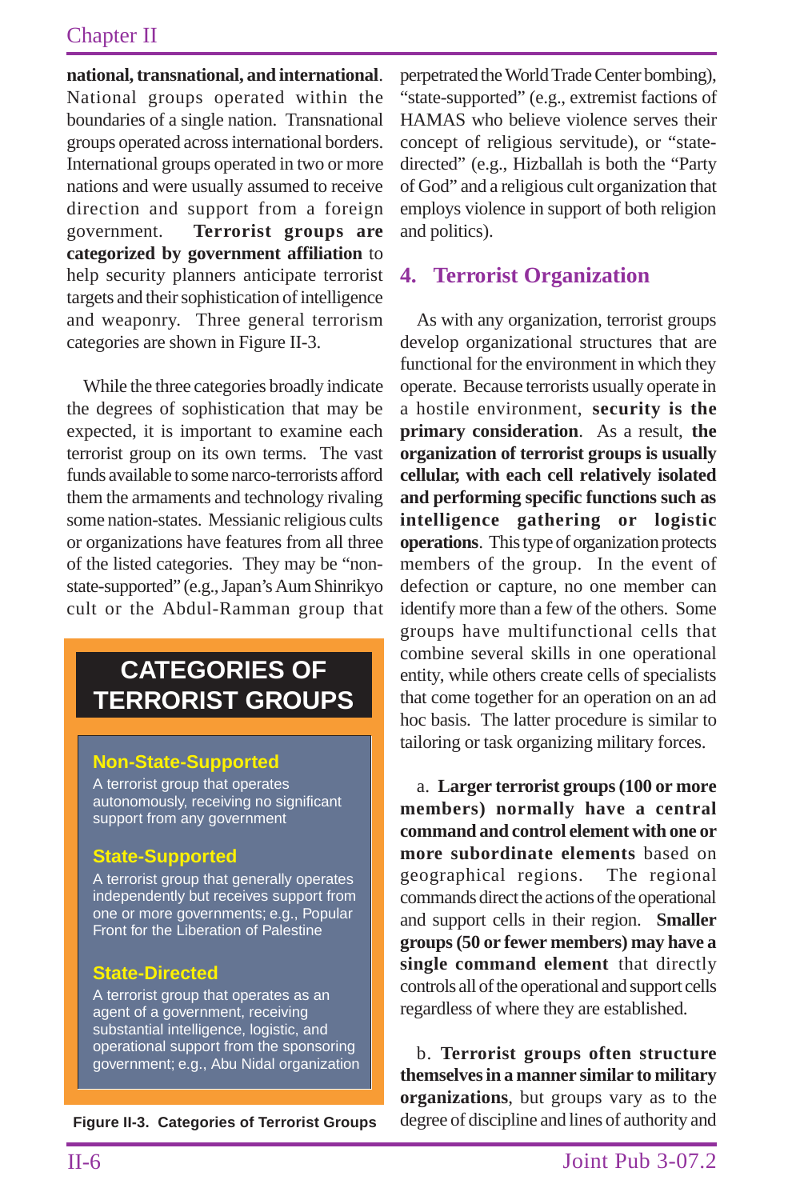**national, transnational, and international**. National groups operated within the boundaries of a single nation. Transnational groups operated across international borders. International groups operated in two or more nations and were usually assumed to receive direction and support from a foreign government. **Terrorist groups are categorized by government affiliation** to help security planners anticipate terrorist targets and their sophistication of intelligence and weaponry. Three general terrorism categories are shown in Figure II-3.

While the three categories broadly indicate the degrees of sophistication that may be expected, it is important to examine each terrorist group on its own terms. The vast funds available to some narco-terrorists afford them the armaments and technology rivaling some nation-states. Messianic religious cults or organizations have features from all three of the listed categories. They may be "non-state-supported" (e.g., Japan's Aum Shinrikyo cult or the Abdul-Ramman group that perpetrated the World Trade Center bombing), "state-supported" (e.g., extremist factions of HAMAS who believe violence serves their concept of religious servitude), or "state-directed" (e.g., Hizballah is both the "Party of God" and a religious cult organization that employs violence in support of both religion and politics).

**CATEGORIES OF TERRORIST GROUPS**

**Non-State-Supported**

A terrorist group that operates autonomously, receiving no significant support from any government

**State-Supported**

A terrorist group that generally operates independently but receives support from one or more governments; e.g., Popular Front for the Liberation of Palestine

**State-Directed**

A terrorist group that operates as an agent of a government, receiving substantial intelligence, logistic, and operational support from the sponsoring government; e.g., Abu Nidal organization

**Figure II-3. Categories of Terrorist Groups**

## 4. Terrorist Organization

As with any organization, terrorist groups develop organizational structures that are functional for the environment in which they operate. Because terrorists usually operate in a hostile environment, **security is the primary consideration**. As a result, **the organization of terrorist groups is usually cellular, with each cell relatively isolated and performing specific functions such as intelligence gathering or logistic operations**. This type of organization protects members of the group. In the event of defection or capture, no one member can identify more than a few of the others. Some groups have multifunctional cells that combine several skills in one operational entity, while others create cells of specialists that come together for an operation on an ad hoc basis. The latter procedure is similar to tailoring or task organizing military forces.

a. **Larger terrorist groups (100 or more members) normally have a central command and control element with one or more subordinate elements** based on geographical regions. The regional commands direct the actions of the operational and support cells in their region. **Smaller groups (50 or fewer members) may have a single command element** that directly controls all of the operational and support cells regardless of where they are established.

b. **Terrorist groups often structure themselves in a manner similar to military organizations**, but groups vary as to the degree of discipline and lines of authority and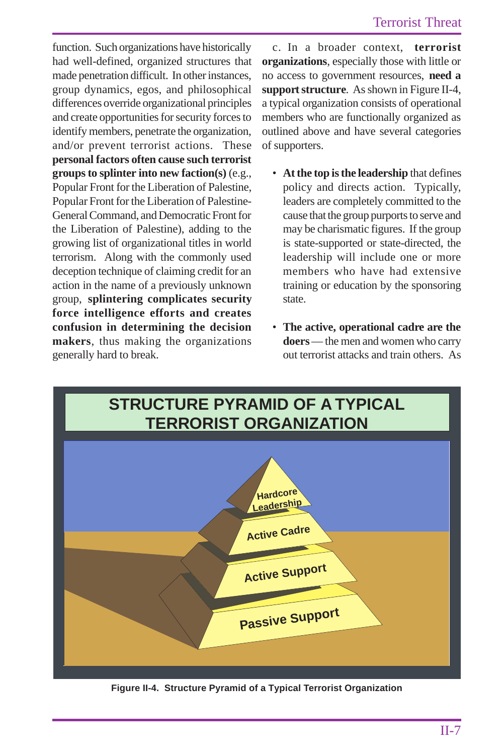function. Such organizations have historically had well-defined, organized structures that made penetration difficult. In other instances, group dynamics, egos, and philosophical differences override organizational principles and create opportunities for security forces to identify members, penetrate the organization, and/or prevent terrorist actions. These **personal factors often cause such terrorist groups to splinter into new faction(s)** (e.g., Popular Front for the Liberation of Palestine, Popular Front for the Liberation of Palestine-General Command, and Democratic Front for the Liberation of Palestine), adding to the growing list of organizational titles in world terrorism. Along with the commonly used deception technique of claiming credit for an action in the name of a previously unknown group, **splintering complicates security force intelligence efforts and creates confusion in determining the decision makers**, thus making the organizations generally hard to break.

c. In a broader context, **terrorist organizations**, especially those with little or no access to government resources, **need a support structure**. As shown in Figure II-4, a typical organization consists of operational members who are functionally organized as outlined above and have several categories of supporters.

- **At the top is the leadership** that defines policy and directs action. Typically, leaders are completely committed to the cause that the group purports to serve and may be charismatic figures. If the group is state-supported or state-directed, the leadership will include one or more members who have had extensive training or education by the sponsoring state.

- **The active, operational cadre are the doers** — the men and women who carry out terrorist attacks and train others. As

**STRUCTURE PYRAMID OF A TYPICAL TERRORIST ORGANIZATION**

Hardcore Leadership

Active Cadre

Active Support

Passive Support

**Figure II-4. Structure Pyramid of a Typical Terrorist Organization**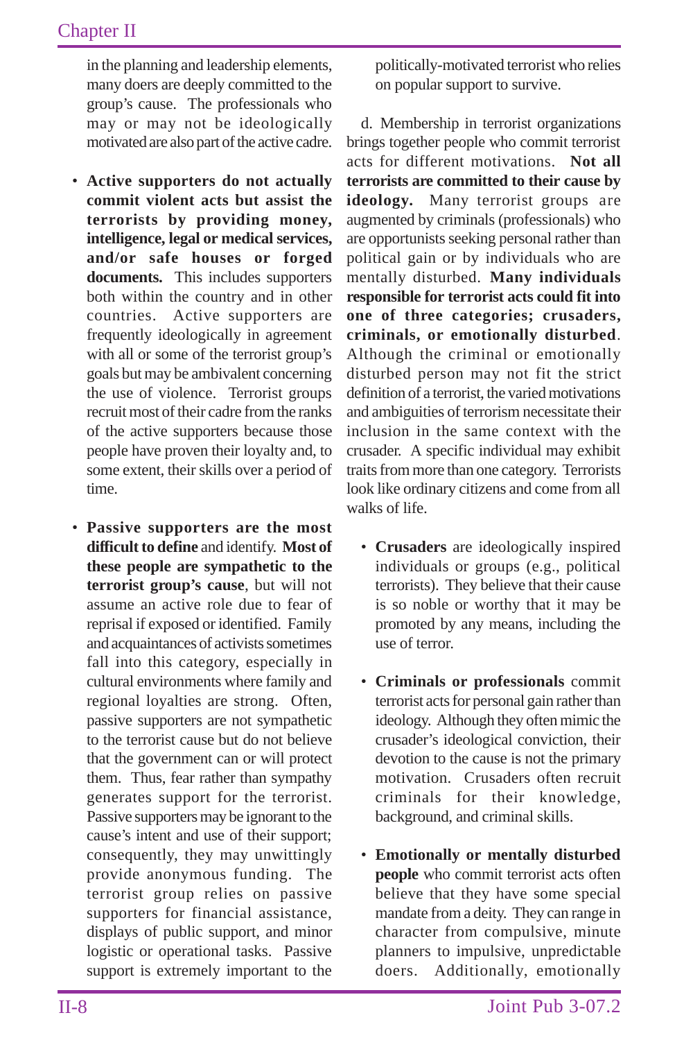in the planning and leadership elements, many doers are deeply committed to the group's cause. The professionals who may or may not be ideologically motivated are also part of the active cadre.

- **Active supporters do not actually commit violent acts but assist the terrorists by providing money, intelligence, legal or medical services, and/or safe houses or forged documents.** This includes supporters both within the country and in other countries. Active supporters are frequently ideologically in agreement with all or some of the terrorist group's goals but may be ambivalent concerning the use of violence. Terrorist groups recruit most of their cadre from the ranks of the active supporters because those people have proven their loyalty and, to some extent, their skills over a period of time.

- **Passive supporters are the most difficult to define** and identify. **Most of these people are sympathetic to the terrorist group's cause**, but will not assume an active role due to fear of reprisal if exposed or identified. Family and acquaintances of activists sometimes fall into this category, especially in cultural environments where family and regional loyalties are strong. Often, passive supporters are not sympathetic to the terrorist cause but do not believe that the government can or will protect them. Thus, fear rather than sympathy generates support for the terrorist. Passive supporters may be ignorant to the cause's intent and use of their support; consequently, they may unwittingly provide anonymous funding. The terrorist group relies on passive supporters for financial assistance, displays of public support, and minor logistic or operational tasks. Passive support is extremely important to the politically-motivated terrorist who relies on popular support to survive.

d. Membership in terrorist organizations brings together people who commit terrorist acts for different motivations. **Not all terrorists are committed to their cause by ideology.** Many terrorist groups are augmented by criminals (professionals) who are opportunists seeking personal rather than political gain or by individuals who are mentally disturbed. **Many individuals responsible for terrorist acts could fit into one of three categories; crusaders, criminals, or emotionally disturbed**. Although the criminal or emotionally disturbed person may not fit the strict definition of a terrorist, the varied motivations and ambiguities of terrorism necessitate their inclusion in the same context with the crusader. A specific individual may exhibit traits from more than one category. Terrorists look like ordinary citizens and come from all walks of life.

- **Crusaders** are ideologically inspired individuals or groups (e.g., political terrorists). They believe that their cause is so noble or worthy that it may be promoted by any means, including the use of terror.

- **Criminals or professionals** commit terrorist acts for personal gain rather than ideology. Although they often mimic the crusader's ideological conviction, their devotion to the cause is not the primary motivation. Crusaders often recruit criminals for their knowledge, background, and criminal skills.

- **Emotionally or mentally disturbed people** who commit terrorist acts often believe that they have some special mandate from a deity. They can range in character from compulsive, minute planners to impulsive, unpredictable doers. Additionally, emotionally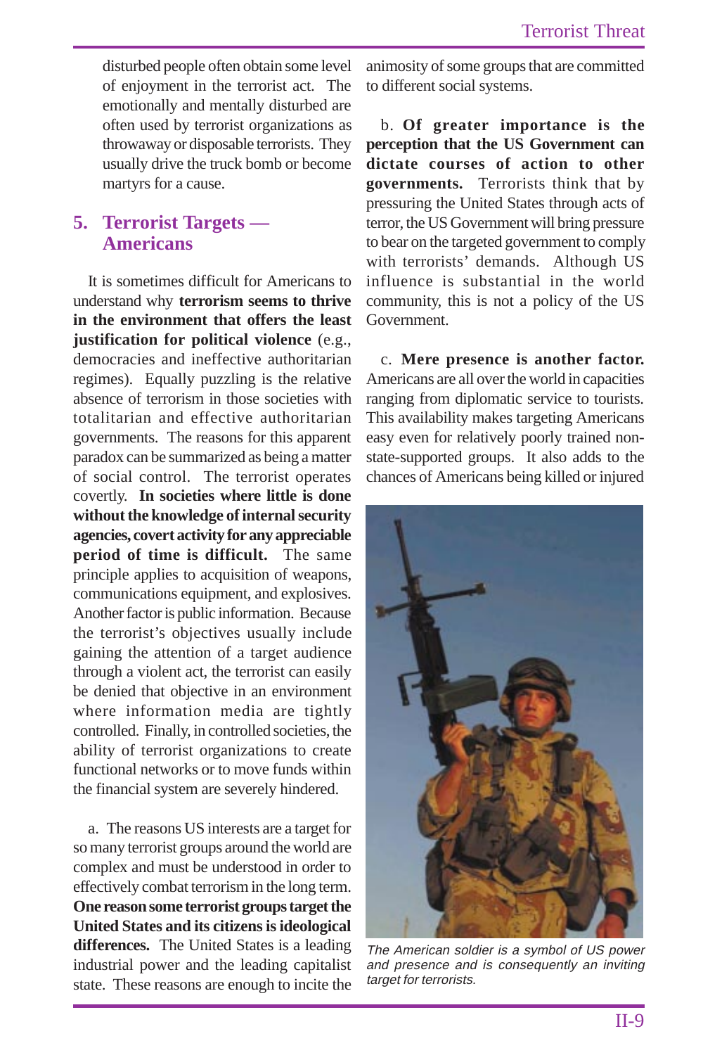disturbed people often obtain some level of enjoyment in the terrorist act. The emotionally and mentally disturbed are often used by terrorist organizations as throwaway or disposable terrorists. They usually drive the truck bomb or become martyrs for a cause.

## 5. Terrorist Targets — Americans

It is sometimes difficult for Americans to understand why **terrorism seems to thrive in the environment that offers the least justification for political violence** (e.g., democracies and ineffective authoritarian regimes). Equally puzzling is the relative absence of terrorism in those societies with totalitarian and effective authoritarian governments. The reasons for this apparent paradox can be summarized as being a matter of social control. The terrorist operates covertly. **In societies where little is done without the knowledge of internal security agencies, covert activity for any appreciable period of time is difficult.** The same principle applies to acquisition of weapons, communications equipment, and explosives. Another factor is public information. Because the terrorist's objectives usually include gaining the attention of a target audience through a violent act, the terrorist can easily be denied that objective in an environment where information media are tightly controlled. Finally, in controlled societies, the ability of terrorist organizations to create functional networks or to move funds within the financial system are severely hindered.

a. The reasons US interests are a target for so many terrorist groups around the world are complex and must be understood in order to effectively combat terrorism in the long term. **One reason some terrorist groups target the United States and its citizens is ideological differences.** The United States is a leading industrial power and the leading capitalist state. These reasons are enough to incite the animosity of some groups that are committed to different social systems.

b. **Of greater importance is the perception that the US Government can dictate courses of action to other governments.** Terrorists think that by pressuring the United States through acts of terror, the US Government will bring pressure to bear on the targeted government to comply with terrorists' demands. Although US influence is substantial in the world community, this is not a policy of the US Government.

c. **Mere presence is another factor.** Americans are all over the world in capacities ranging from diplomatic service to tourists. This availability makes targeting Americans easy even for relatively poorly trained non-state-supported groups. It also adds to the chances of Americans being killed or injured

*The American soldier is a symbol of US power and presence and is consequently an inviting target for terrorists.*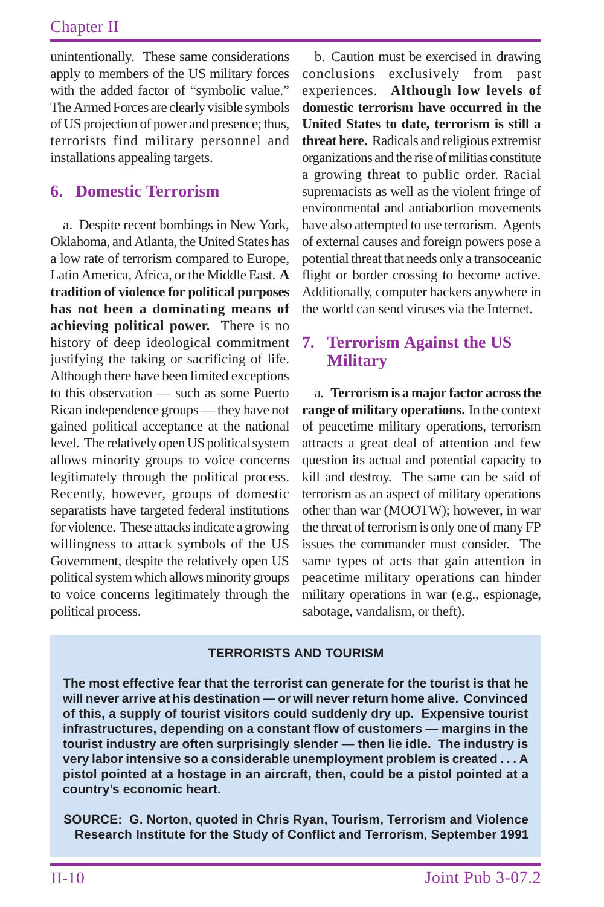unintentionally. These same considerations apply to members of the US military forces with the added factor of "symbolic value." The Armed Forces are clearly visible symbols of US projection of power and presence; thus, terrorists find military personnel and installations appealing targets.

## 6. Domestic Terrorism

a. Despite recent bombings in New York, Oklahoma, and Atlanta, the United States has a low rate of terrorism compared to Europe, Latin America, Africa, or the Middle East. **A tradition of violence for political purposes has not been a dominating means of achieving political power.** There is no history of deep ideological commitment justifying the taking or sacrificing of life. Although there have been limited exceptions to this observation — such as some Puerto Rican independence groups — they have not gained political acceptance at the national level. The relatively open US political system allows minority groups to voice concerns legitimately through the political process. Recently, however, groups of domestic separatists have targeted federal institutions for violence. These attacks indicate a growing willingness to attack symbols of the US Government, despite the relatively open US political system which allows minority groups to voice concerns legitimately through the political process.

b. Caution must be exercised in drawing conclusions exclusively from past experiences. **Although low levels of domestic terrorism have occurred in the United States to date, terrorism is still a threat here.** Radicals and religious extremist organizations and the rise of militias constitute a growing threat to public order. Racial supremacists as well as the violent fringe of environmental and antiabortion movements have also attempted to use terrorism. Agents of external causes and foreign powers pose a potential threat that needs only a transoceanic flight or border crossing to become active. Additionally, computer hackers anywhere in the world can send viruses via the Internet.

## 7. Terrorism Against the US Military

a. **Terrorism is a major factor across the range of military operations.** In the context of peacetime military operations, terrorism attracts a great deal of attention and few question its actual and potential capacity to kill and destroy. The same can be said of terrorism as an aspect of military operations other than war (MOOTW); however, in war the threat of terrorism is only one of many FP issues the commander must consider. The same types of acts that gain attention in peacetime military operations can hinder military operations in war (e.g., espionage, sabotage, vandalism, or theft).

**TERRORISTS AND TOURISM**

**The most effective fear that the terrorist can generate for the tourist is that he will never arrive at his destination — or will never return home alive. Convinced of this, a supply of tourist visitors could suddenly dry up. Expensive tourist infrastructures, depending on a constant flow of customers — margins in the tourist industry are often surprisingly slender — then lie idle. The industry is very labor intensive so a considerable unemployment problem is created . . . A pistol pointed at a hostage in an aircraft, then, could be a pistol pointed at a country's economic heart.**

**SOURCE: G. Norton, quoted in Chris Ryan, Tourism, Terrorism and Violence Research Institute for the Study of Conflict and Terrorism, September 1991**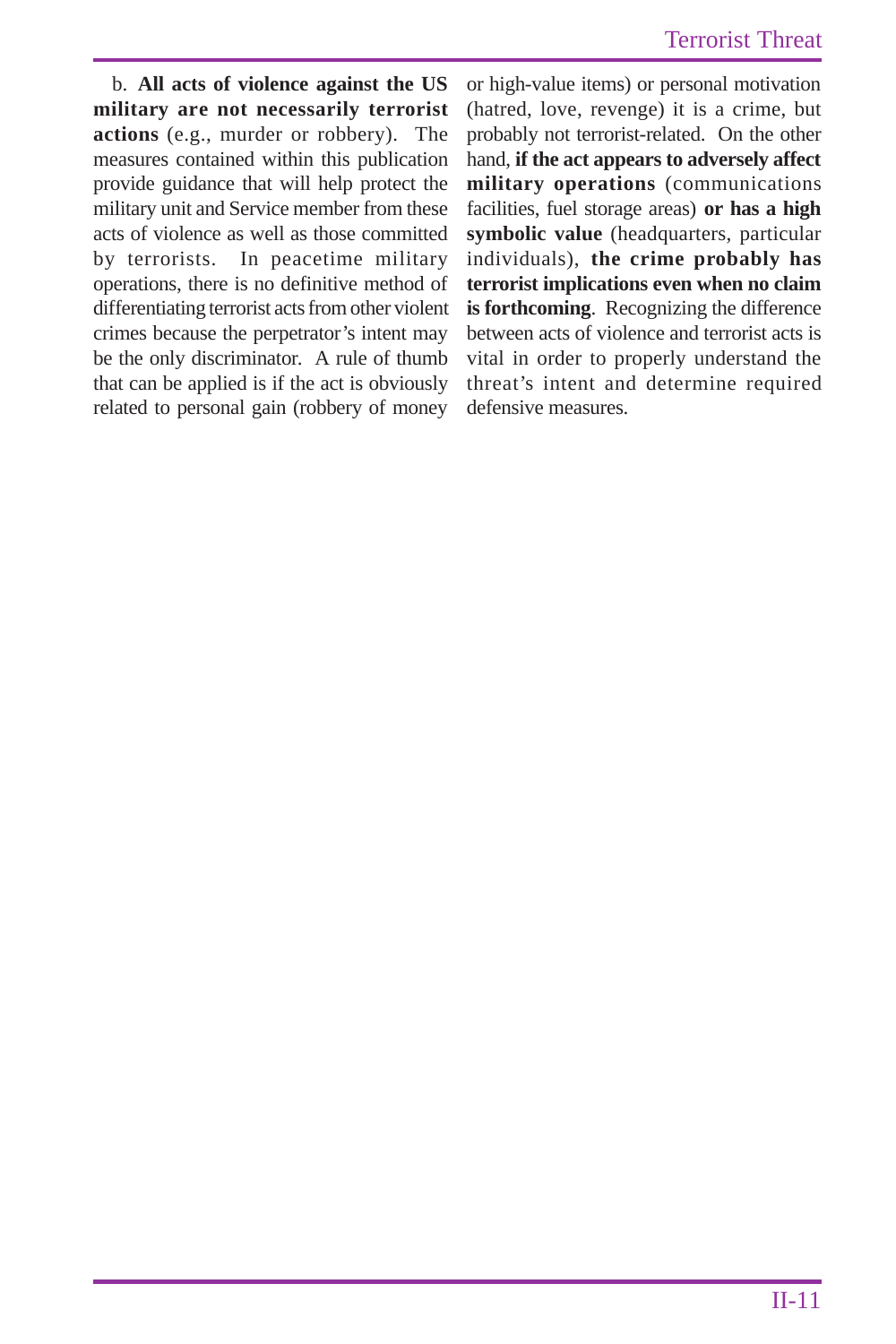b. **All acts of violence against the US military are not necessarily terrorist actions** (e.g., murder or robbery). The measures contained within this publication provide guidance that will help protect the military unit and Service member from these acts of violence as well as those committed by terrorists. In peacetime military operations, there is no definitive method of differentiating terrorist acts from other violent crimes because the perpetrator's intent may be the only discriminator. A rule of thumb that can be applied is if the act is obviously related to personal gain (robbery of money or high-value items) or personal motivation (hatred, love, revenge) it is a crime, but probably not terrorist-related. On the other hand, **if the act appears to adversely affect military operations** (communications facilities, fuel storage areas) **or has a high symbolic value** (headquarters, particular individuals), **the crime probably has terrorist implications even when no claim is forthcoming**. Recognizing the difference between acts of violence and terrorist acts is vital in order to properly understand the threat's intent and determine required defensive measures.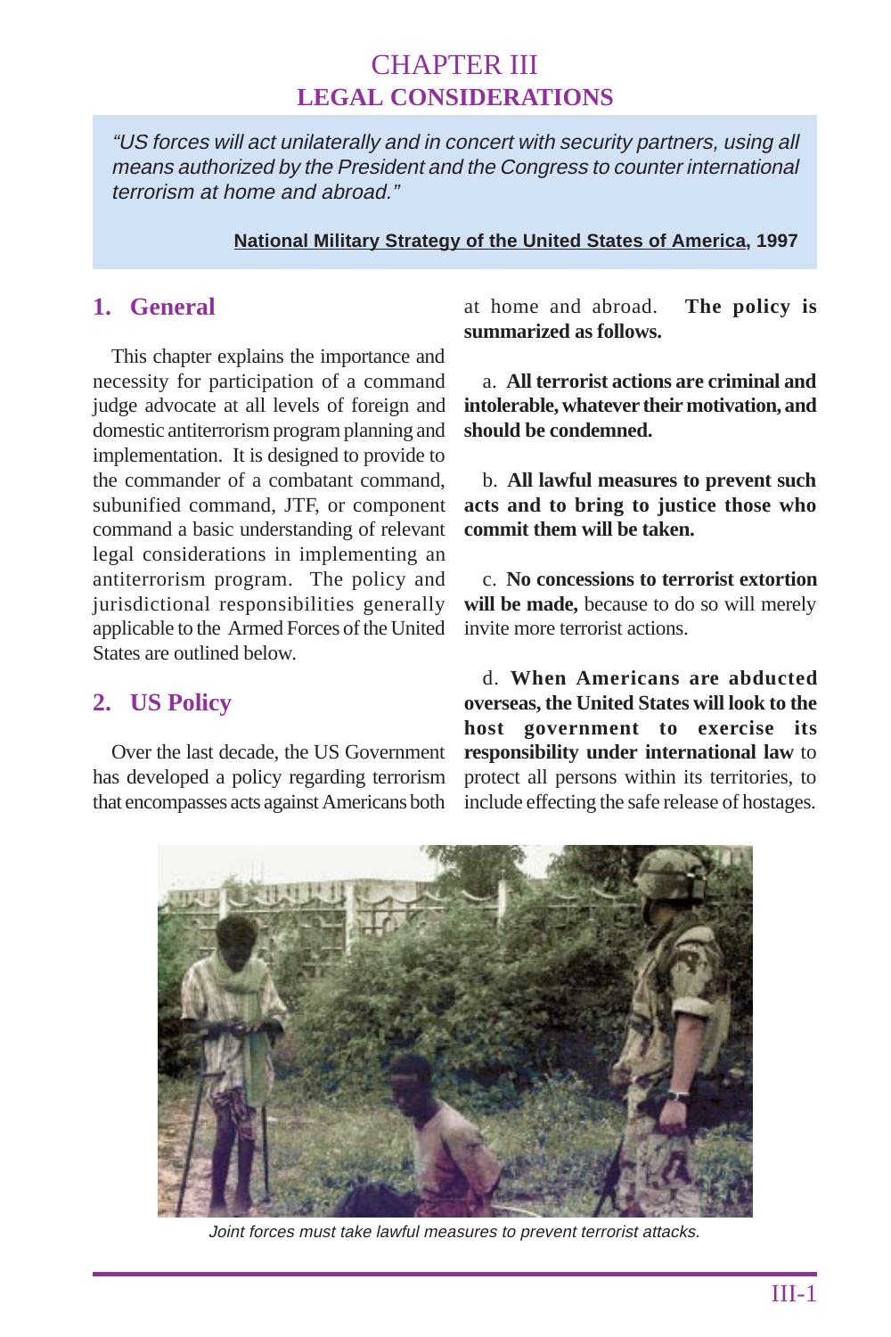# CHAPTER III
## LEGAL CONSIDERATIONS

> *"US forces will act unilaterally and in concert with security partners, using all means authorized by the President and the Congress to counter international terrorism at home and abroad."*
>
> **National Military Strategy of the United States of America, 1997**

## 1. General

This chapter explains the importance and necessity for participation of a command judge advocate at all levels of foreign and domestic antiterrorism program planning and implementation. It is designed to provide to the commander of a combatant command, subunified command, JTF, or component command a basic understanding of relevant legal considerations in implementing an antiterrorism program. The policy and jurisdictional responsibilities generally applicable to the Armed Forces of the United States are outlined below.

## 2. US Policy

Over the last decade, the US Government has developed a policy regarding terrorism that encompasses acts against Americans both at home and abroad. **The policy is summarized as follows.**

a. **All terrorist actions are criminal and intolerable, whatever their motivation, and should be condemned.**

b. **All lawful measures to prevent such acts and to bring to justice those who commit them will be taken.**

c. **No concessions to terrorist extortion will be made,** because to do so will merely invite more terrorist actions.

d. **When Americans are abducted overseas, the United States will look to the host government to exercise its responsibility under international law** to protect all persons within its territories, to include effecting the safe release of hostages.

*Joint forces must take lawful measures to prevent terrorist attacks.*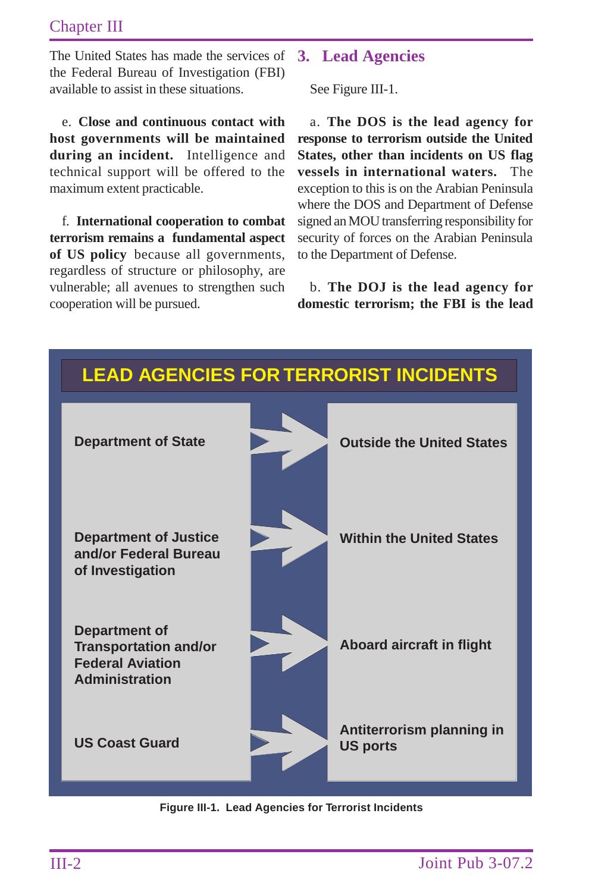The United States has made the services of the Federal Bureau of Investigation (FBI) available to assist in these situations.

e. **Close and continuous contact with host governments will be maintained during an incident.** Intelligence and technical support will be offered to the maximum extent practicable.

f. **International cooperation to combat terrorism remains a fundamental aspect of US policy** because all governments, regardless of structure or philosophy, are vulnerable; all avenues to strengthen such cooperation will be pursued.

## 3. Lead Agencies

See Figure III-1.

a. **The DOS is the lead agency for response to terrorism outside the United States, other than incidents on US flag vessels in international waters.** The exception to this is on the Arabian Peninsula where the DOS and Department of Defense signed an MOU transferring responsibility for security of forces on the Arabian Peninsula to the Department of Defense.

b. **The DOJ is the lead agency for domestic terrorism; the FBI is the lead**

**LEAD AGENCIES FOR TERRORIST INCIDENTS**

| Agency | Responsibility |
| --- | --- |
| Department of State | Outside the United States |
| Department of Justice and/or Federal Bureau of Investigation | Within the United States |
| Department of Transportation and/or Federal Aviation Administration | Aboard aircraft in flight |
| US Coast Guard | Antiterrorism planning in US ports |

Figure III-1. Lead Agencies for Terrorist Incidents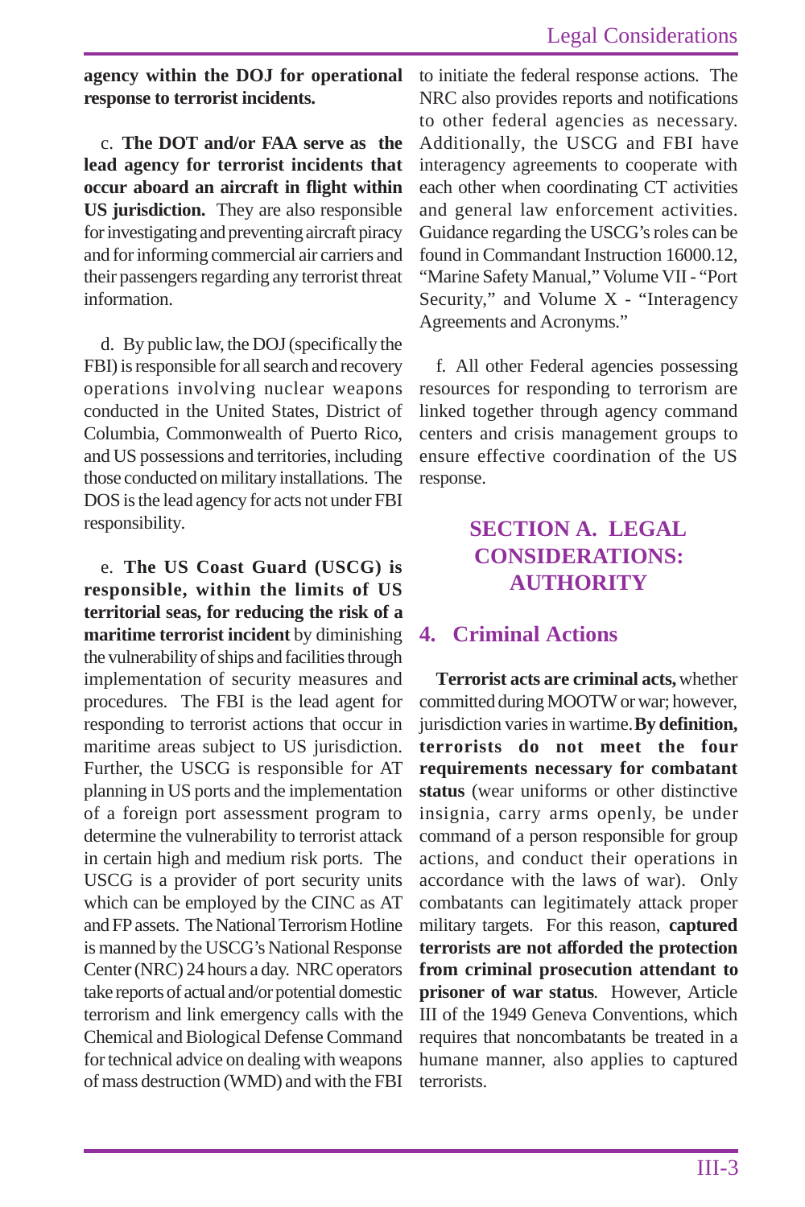**agency within the DOJ for operational response to terrorist incidents.**

c. **The DOT and/or FAA serve as the lead agency for terrorist incidents that occur aboard an aircraft in flight within US jurisdiction.** They are also responsible for investigating and preventing aircraft piracy and for informing commercial air carriers and their passengers regarding any terrorist threat information.

d. By public law, the DOJ (specifically the FBI) is responsible for all search and recovery operations involving nuclear weapons conducted in the United States, District of Columbia, Commonwealth of Puerto Rico, and US possessions and territories, including those conducted on military installations. The DOS is the lead agency for acts not under FBI responsibility.

e. **The US Coast Guard (USCG) is responsible, within the limits of US territorial seas, for reducing the risk of a maritime terrorist incident** by diminishing the vulnerability of ships and facilities through implementation of security measures and procedures. The FBI is the lead agent for responding to terrorist actions that occur in maritime areas subject to US jurisdiction. Further, the USCG is responsible for AT planning in US ports and the implementation of a foreign port assessment program to determine the vulnerability to terrorist attack in certain high and medium risk ports. The USCG is a provider of port security units which can be employed by the CINC as AT and FP assets. The National Terrorism Hotline is manned by the USCG's National Response Center (NRC) 24 hours a day. NRC operators take reports of actual and/or potential domestic terrorism and link emergency calls with the Chemical and Biological Defense Command for technical advice on dealing with weapons of mass destruction (WMD) and with the FBI to initiate the federal response actions. The NRC also provides reports and notifications to other federal agencies as necessary. Additionally, the USCG and FBI have interagency agreements to cooperate with each other when coordinating CT activities and general law enforcement activities. Guidance regarding the USCG's roles can be found in Commandant Instruction 16000.12, "Marine Safety Manual," Volume VII - "Port Security," and Volume X - "Interagency Agreements and Acronyms."

f. All other Federal agencies possessing resources for responding to terrorism are linked together through agency command centers and crisis management groups to ensure effective coordination of the US response.

## SECTION A. LEGAL CONSIDERATIONS: AUTHORITY

### 4. Criminal Actions

**Terrorist acts are criminal acts,** whether committed during MOOTW or war; however, jurisdiction varies in wartime. **By definition, terrorists do not meet the four requirements necessary for combatant status** (wear uniforms or other distinctive insignia, carry arms openly, be under command of a person responsible for group actions, and conduct their operations in accordance with the laws of war). Only combatants can legitimately attack proper military targets. For this reason, **captured terrorists are not afforded the protection from criminal prosecution attendant to prisoner of war status**. However, Article III of the 1949 Geneva Conventions, which requires that noncombatants be treated in a humane manner, also applies to captured terrorists.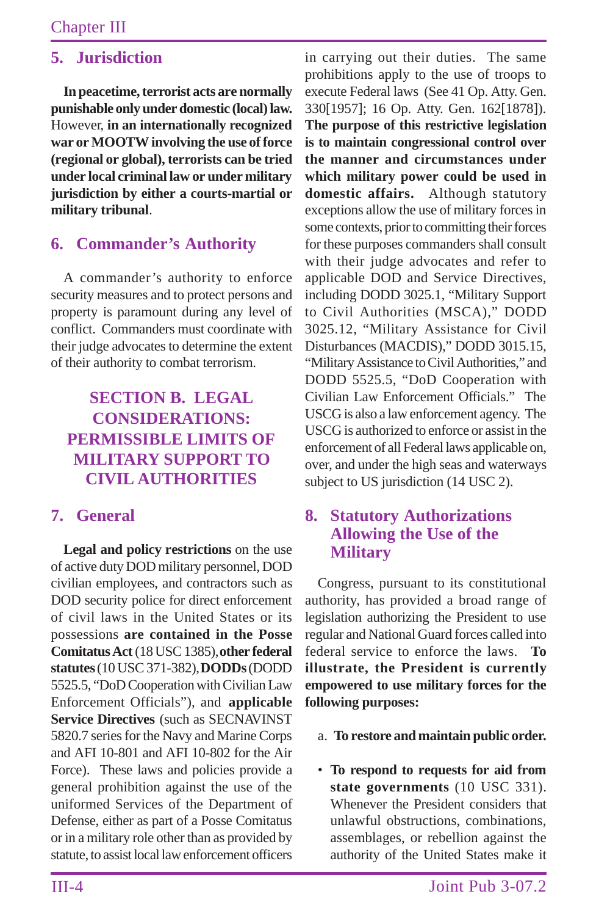## 5. Jurisdiction

**In peacetime, terrorist acts are normally punishable only under domestic (local) law.** However, **in an internationally recognized war or MOOTW involving the use of force (regional or global), terrorists can be tried under local criminal law or under military jurisdiction by either a courts-martial or military tribunal**.

## 6. Commander's Authority

A commander's authority to enforce security measures and to protect persons and property is paramount during any level of conflict. Commanders must coordinate with their judge advocates to determine the extent of their authority to combat terrorism.

# SECTION B. LEGAL CONSIDERATIONS: PERMISSIBLE LIMITS OF MILITARY SUPPORT TO CIVIL AUTHORITIES

## 7. General

**Legal and policy restrictions** on the use of active duty DOD military personnel, DOD civilian employees, and contractors such as DOD security police for direct enforcement of civil laws in the United States or its possessions **are contained in the Posse Comitatus Act** (18 USC 1385), **other federal statutes** (10 USC 371-382), **DODDs** (DODD 5525.5, "DoD Cooperation with Civilian Law Enforcement Officials"), and **applicable Service Directives** (such as SECNAVINST 5820.7 series for the Navy and Marine Corps and AFI 10-801 and AFI 10-802 for the Air Force). These laws and policies provide a general prohibition against the use of the uniformed Services of the Department of Defense, either as part of a Posse Comitatus or in a military role other than as provided by statute, to assist local law enforcement officers in carrying out their duties. The same prohibitions apply to the use of troops to execute Federal laws (See 41 Op. Atty. Gen. 330[1957]; 16 Op. Atty. Gen. 162[1878]). **The purpose of this restrictive legislation is to maintain congressional control over the manner and circumstances under which military power could be used in domestic affairs.** Although statutory exceptions allow the use of military forces in some contexts, prior to committing their forces for these purposes commanders shall consult with their judge advocates and refer to applicable DOD and Service Directives, including DODD 3025.1, "Military Support to Civil Authorities (MSCA)," DODD 3025.12, "Military Assistance for Civil Disturbances (MACDIS)," DODD 3015.15, "Military Assistance to Civil Authorities," and DODD 5525.5, "DoD Cooperation with Civilian Law Enforcement Officials." The USCG is also a law enforcement agency. The USCG is authorized to enforce or assist in the enforcement of all Federal laws applicable on, over, and under the high seas and waterways subject to US jurisdiction (14 USC 2).

## 8. Statutory Authorizations Allowing the Use of the Military

Congress, pursuant to its constitutional authority, has provided a broad range of legislation authorizing the President to use regular and National Guard forces called into federal service to enforce the laws. **To illustrate, the President is currently empowered to use military forces for the following purposes:**

a. **To restore and maintain public order.**

- **To respond to requests for aid from state governments** (10 USC 331). Whenever the President considers that unlawful obstructions, combinations, assemblages, or rebellion against the authority of the United States make it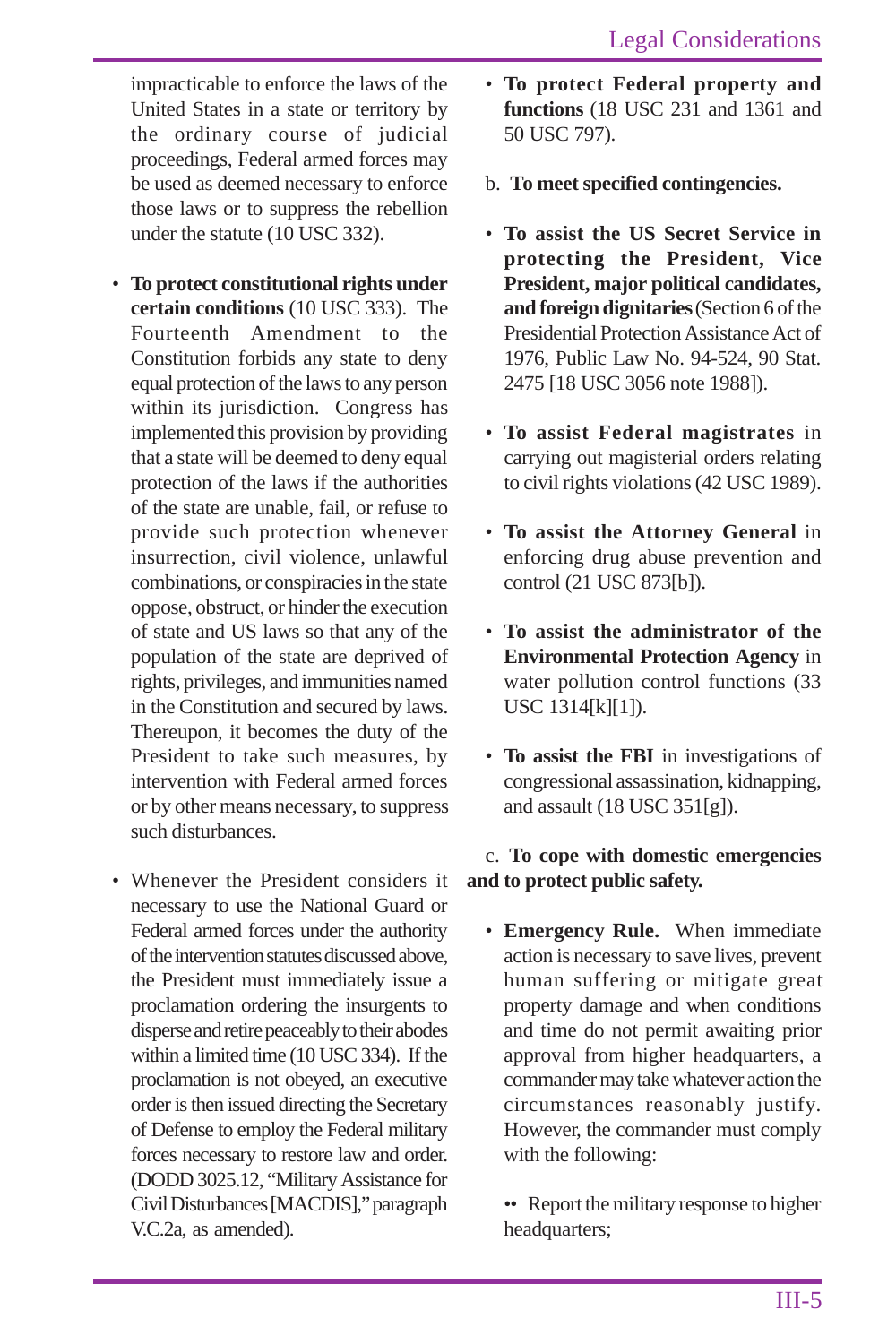impracticable to enforce the laws of the United States in a state or territory by the ordinary course of judicial proceedings, Federal armed forces may be used as deemed necessary to enforce those laws or to suppress the rebellion under the statute (10 USC 332).

- **To protect constitutional rights under certain conditions** (10 USC 333). The Fourteenth Amendment to the Constitution forbids any state to deny equal protection of the laws to any person within its jurisdiction. Congress has implemented this provision by providing that a state will be deemed to deny equal protection of the laws if the authorities of the state are unable, fail, or refuse to provide such protection whenever insurrection, civil violence, unlawful combinations, or conspiracies in the state oppose, obstruct, or hinder the execution of state and US laws so that any of the population of the state are deprived of rights, privileges, and immunities named in the Constitution and secured by laws. Thereupon, it becomes the duty of the President to take such measures, by intervention with Federal armed forces or by other means necessary, to suppress such disturbances.

- Whenever the President considers it necessary to use the National Guard or Federal armed forces under the authority of the intervention statutes discussed above, the President must immediately issue a proclamation ordering the insurgents to disperse and retire peaceably to their abodes within a limited time (10 USC 334). If the proclamation is not obeyed, an executive order is then issued directing the Secretary of Defense to employ the Federal military forces necessary to restore law and order. (DODD 3025.12, "Military Assistance for Civil Disturbances [MACDIS]," paragraph V.C.2a, as amended).

- **To protect Federal property and functions** (18 USC 231 and 1361 and 50 USC 797).

b. **To meet specified contingencies.**

- **To assist the US Secret Service in protecting the President, Vice President, major political candidates, and foreign dignitaries** (Section 6 of the Presidential Protection Assistance Act of 1976, Public Law No. 94-524, 90 Stat. 2475 [18 USC 3056 note 1988]).

- **To assist Federal magistrates** in carrying out magisterial orders relating to civil rights violations (42 USC 1989).

- **To assist the Attorney General** in enforcing drug abuse prevention and control (21 USC 873[b]).

- **To assist the administrator of the Environmental Protection Agency** in water pollution control functions (33 USC 1314[k][1]).

- **To assist the FBI** in investigations of congressional assassination, kidnapping, and assault (18 USC 351[g]).

c. **To cope with domestic emergencies and to protect public safety.**

- **Emergency Rule.** When immediate action is necessary to save lives, prevent human suffering or mitigate great property damage and when conditions and time do not permit awaiting prior approval from higher headquarters, a commander may take whatever action the circumstances reasonably justify. However, the commander must comply with the following:

  •• Report the military response to higher headquarters;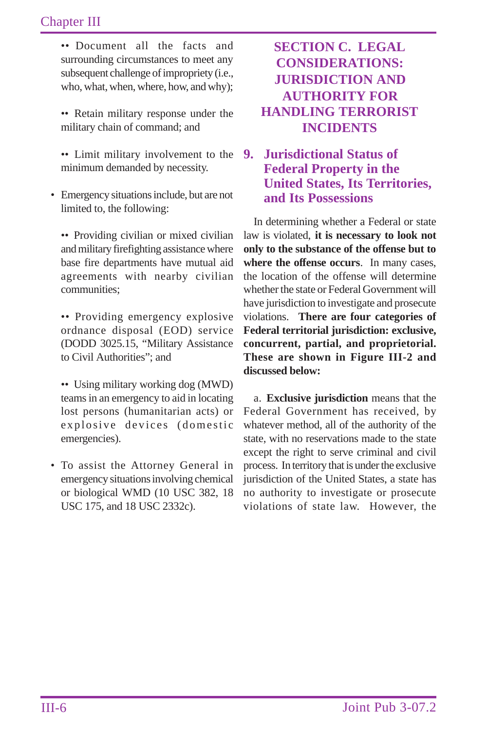- Document all the facts and surrounding circumstances to meet any subsequent challenge of impropriety (i.e., who, what, when, where, how, and why);

  - Retain military response under the military chain of command; and

  - Limit military involvement to the minimum demanded by necessity.

- Emergency situations include, but are not limited to, the following:

  - Providing civilian or mixed civilian and military firefighting assistance where base fire departments have mutual aid agreements with nearby civilian communities;

  - Providing emergency explosive ordnance disposal (EOD) service (DODD 3025.15, "Military Assistance to Civil Authorities"; and

  - Using military working dog (MWD) teams in an emergency to aid in locating lost persons (humanitarian acts) or explosive devices (domestic emergencies).

- To assist the Attorney General in emergency situations involving chemical or biological WMD (10 USC 382, 18 USC 175, and 18 USC 2332c).

## SECTION C. LEGAL CONSIDERATIONS: JURISDICTION AND AUTHORITY FOR HANDLING TERRORIST INCIDENTS

### 9. Jurisdictional Status of Federal Property in the United States, Its Territories, and Its Possessions

In determining whether a Federal or state law is violated, **it is necessary to look not only to the substance of the offense but to where the offense occurs**. In many cases, the location of the offense will determine whether the state or Federal Government will have jurisdiction to investigate and prosecute violations. **There are four categories of Federal territorial jurisdiction: exclusive, concurrent, partial, and proprietorial. These are shown in Figure III-2 and discussed below:**

a. **Exclusive jurisdiction** means that the Federal Government has received, by whatever method, all of the authority of the state, with no reservations made to the state except the right to serve criminal and civil process. In territory that is under the exclusive jurisdiction of the United States, a state has no authority to investigate or prosecute violations of state law. However, the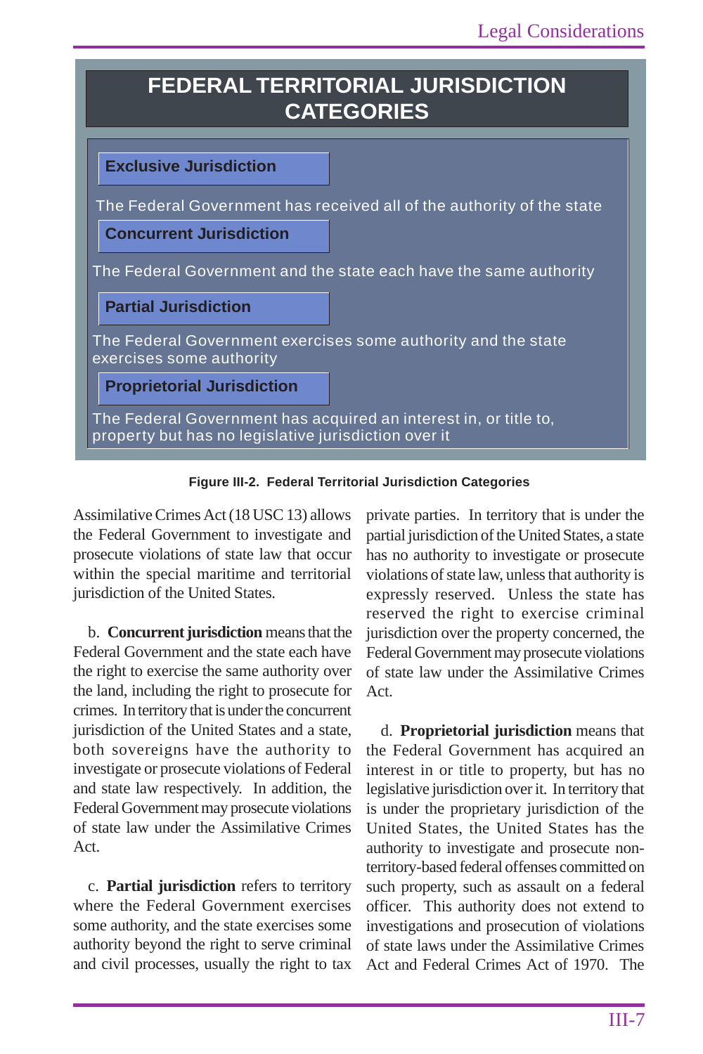## FEDERAL TERRITORIAL JURISDICTION CATEGORIES

**Exclusive Jurisdiction**

The Federal Government has received all of the authority of the state

**Concurrent Jurisdiction**

The Federal Government and the state each have the same authority

**Partial Jurisdiction**

The Federal Government exercises some authority and the state exercises some authority

**Proprietorial Jurisdiction**

The Federal Government has acquired an interest in, or title to, property but has no legislative jurisdiction over it

**Figure III-2. Federal Territorial Jurisdiction Categories**

Assimilative Crimes Act (18 USC 13) allows the Federal Government to investigate and prosecute violations of state law that occur within the special maritime and territorial jurisdiction of the United States.

b. **Concurrent jurisdiction** means that the Federal Government and the state each have the right to exercise the same authority over the land, including the right to prosecute for crimes. In territory that is under the concurrent jurisdiction of the United States and a state, both sovereigns have the authority to investigate or prosecute violations of Federal and state law respectively. In addition, the Federal Government may prosecute violations of state law under the Assimilative Crimes Act.

c. **Partial jurisdiction** refers to territory where the Federal Government exercises some authority, and the state exercises some authority beyond the right to serve criminal and civil processes, usually the right to tax private parties. In territory that is under the partial jurisdiction of the United States, a state has no authority to investigate or prosecute violations of state law, unless that authority is expressly reserved. Unless the state has reserved the right to exercise criminal jurisdiction over the property concerned, the Federal Government may prosecute violations of state law under the Assimilative Crimes Act.

d. **Proprietorial jurisdiction** means that the Federal Government has acquired an interest in or title to property, but has no legislative jurisdiction over it. In territory that is under the proprietary jurisdiction of the United States, the United States has the authority to investigate and prosecute non-territory-based federal offenses committed on such property, such as assault on a federal officer. This authority does not extend to investigations and prosecution of violations of state laws under the Assimilative Crimes Act and Federal Crimes Act of 1970. The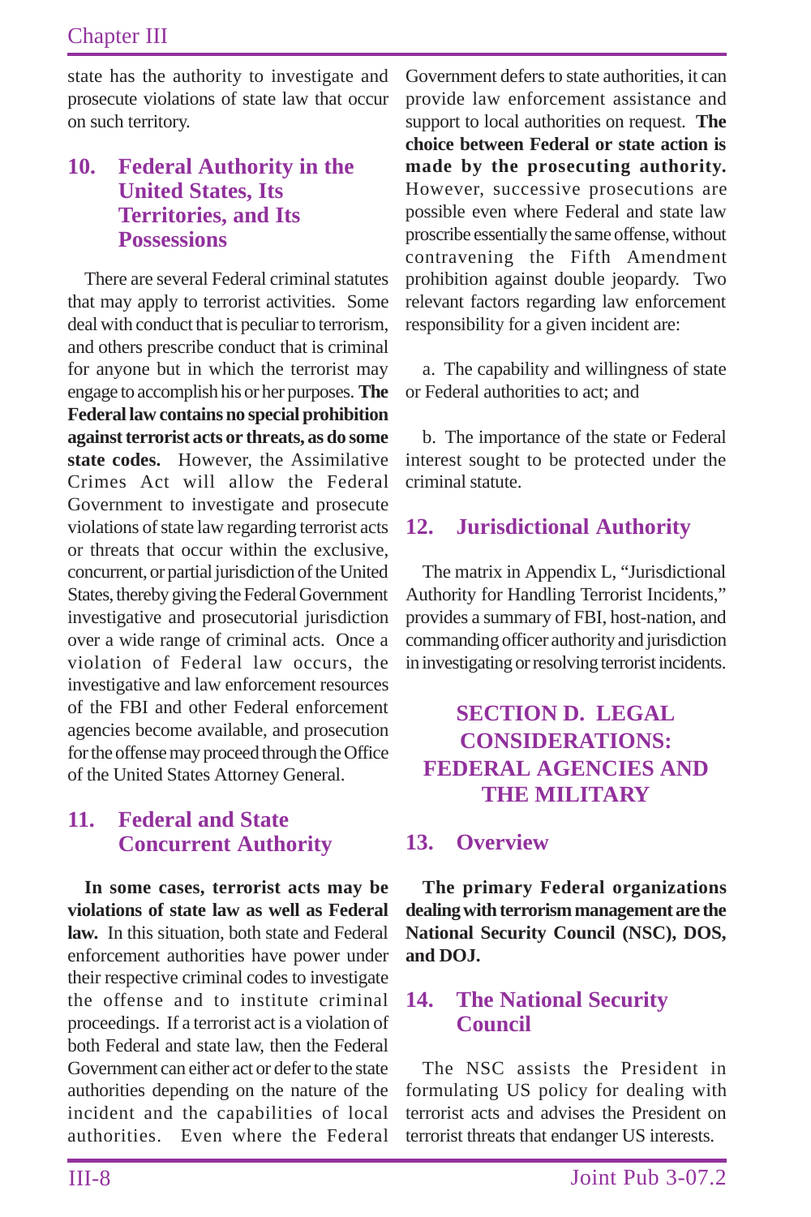state has the authority to investigate and prosecute violations of state law that occur on such territory.

## 10. Federal Authority in the United States, Its Territories, and Its Possessions

There are several Federal criminal statutes that may apply to terrorist activities. Some deal with conduct that is peculiar to terrorism, and others prescribe conduct that is criminal for anyone but in which the terrorist may engage to accomplish his or her purposes. **The Federal law contains no special prohibition against terrorist acts or threats, as do some state codes.** However, the Assimilative Crimes Act will allow the Federal Government to investigate and prosecute violations of state law regarding terrorist acts or threats that occur within the exclusive, concurrent, or partial jurisdiction of the United States, thereby giving the Federal Government investigative and prosecutorial jurisdiction over a wide range of criminal acts. Once a violation of Federal law occurs, the investigative and law enforcement resources of the FBI and other Federal enforcement agencies become available, and prosecution for the offense may proceed through the Office of the United States Attorney General.

## 11. Federal and State Concurrent Authority

**In some cases, terrorist acts may be violations of state law as well as Federal law.** In this situation, both state and Federal enforcement authorities have power under their respective criminal codes to investigate the offense and to institute criminal proceedings. If a terrorist act is a violation of both Federal and state law, then the Federal Government can either act or defer to the state authorities depending on the nature of the incident and the capabilities of local authorities. Even where the Federal Government defers to state authorities, it can provide law enforcement assistance and support to local authorities on request. **The choice between Federal or state action is made by the prosecuting authority.** However, successive prosecutions are possible even where Federal and state law proscribe essentially the same offense, without contravening the Fifth Amendment prohibition against double jeopardy. Two relevant factors regarding law enforcement responsibility for a given incident are:

a. The capability and willingness of state or Federal authorities to act; and

b. The importance of the state or Federal interest sought to be protected under the criminal statute.

## 12. Jurisdictional Authority

The matrix in Appendix L, "Jurisdictional Authority for Handling Terrorist Incidents," provides a summary of FBI, host-nation, and commanding officer authority and jurisdiction in investigating or resolving terrorist incidents.

# SECTION D. LEGAL CONSIDERATIONS: FEDERAL AGENCIES AND THE MILITARY

## 13. Overview

**The primary Federal organizations dealing with terrorism management are the National Security Council (NSC), DOS, and DOJ.**

## 14. The National Security Council

The NSC assists the President in formulating US policy for dealing with terrorist acts and advises the President on terrorist threats that endanger US interests.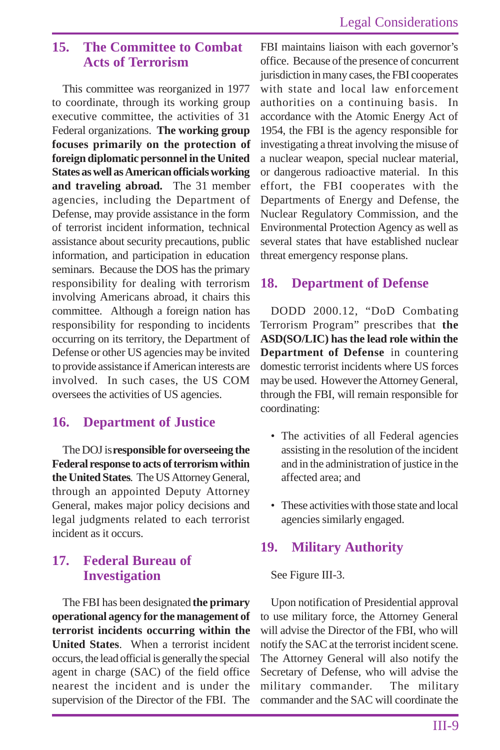## 15. The Committee to Combat Acts of Terrorism

This committee was reorganized in 1977 to coordinate, through its working group executive committee, the activities of 31 Federal organizations. **The working group focuses primarily on the protection of foreign diplomatic personnel in the United States as well as American officials working and traveling abroad.** The 31 member agencies, including the Department of Defense, may provide assistance in the form of terrorist incident information, technical assistance about security precautions, public information, and participation in education seminars. Because the DOS has the primary responsibility for dealing with terrorism involving Americans abroad, it chairs this committee. Although a foreign nation has responsibility for responding to incidents occurring on its territory, the Department of Defense or other US agencies may be invited to provide assistance if American interests are involved. In such cases, the US COM oversees the activities of US agencies.

## 16. Department of Justice

The DOJ is **responsible for overseeing the Federal response to acts of terrorism within the United States**. The US Attorney General, through an appointed Deputy Attorney General, makes major policy decisions and legal judgments related to each terrorist incident as it occurs.

## 17. Federal Bureau of Investigation

The FBI has been designated **the primary operational agency for the management of terrorist incidents occurring within the United States**. When a terrorist incident occurs, the lead official is generally the special agent in charge (SAC) of the field office nearest the incident and is under the supervision of the Director of the FBI. The FBI maintains liaison with each governor's office. Because of the presence of concurrent jurisdiction in many cases, the FBI cooperates with state and local law enforcement authorities on a continuing basis. In accordance with the Atomic Energy Act of 1954, the FBI is the agency responsible for investigating a threat involving the misuse of a nuclear weapon, special nuclear material, or dangerous radioactive material. In this effort, the FBI cooperates with the Departments of Energy and Defense, the Nuclear Regulatory Commission, and the Environmental Protection Agency as well as several states that have established nuclear threat emergency response plans.

## 18. Department of Defense

DODD 2000.12, "DoD Combating Terrorism Program" prescribes that **the ASD(SO/LIC) has the lead role within the Department of Defense** in countering domestic terrorist incidents where US forces may be used. However the Attorney General, through the FBI, will remain responsible for coordinating:

- The activities of all Federal agencies assisting in the resolution of the incident and in the administration of justice in the affected area; and
- These activities with those state and local agencies similarly engaged.

## 19. Military Authority

See Figure III-3.

Upon notification of Presidential approval to use military force, the Attorney General will advise the Director of the FBI, who will notify the SAC at the terrorist incident scene. The Attorney General will also notify the Secretary of Defense, who will advise the military commander. The military commander and the SAC will coordinate the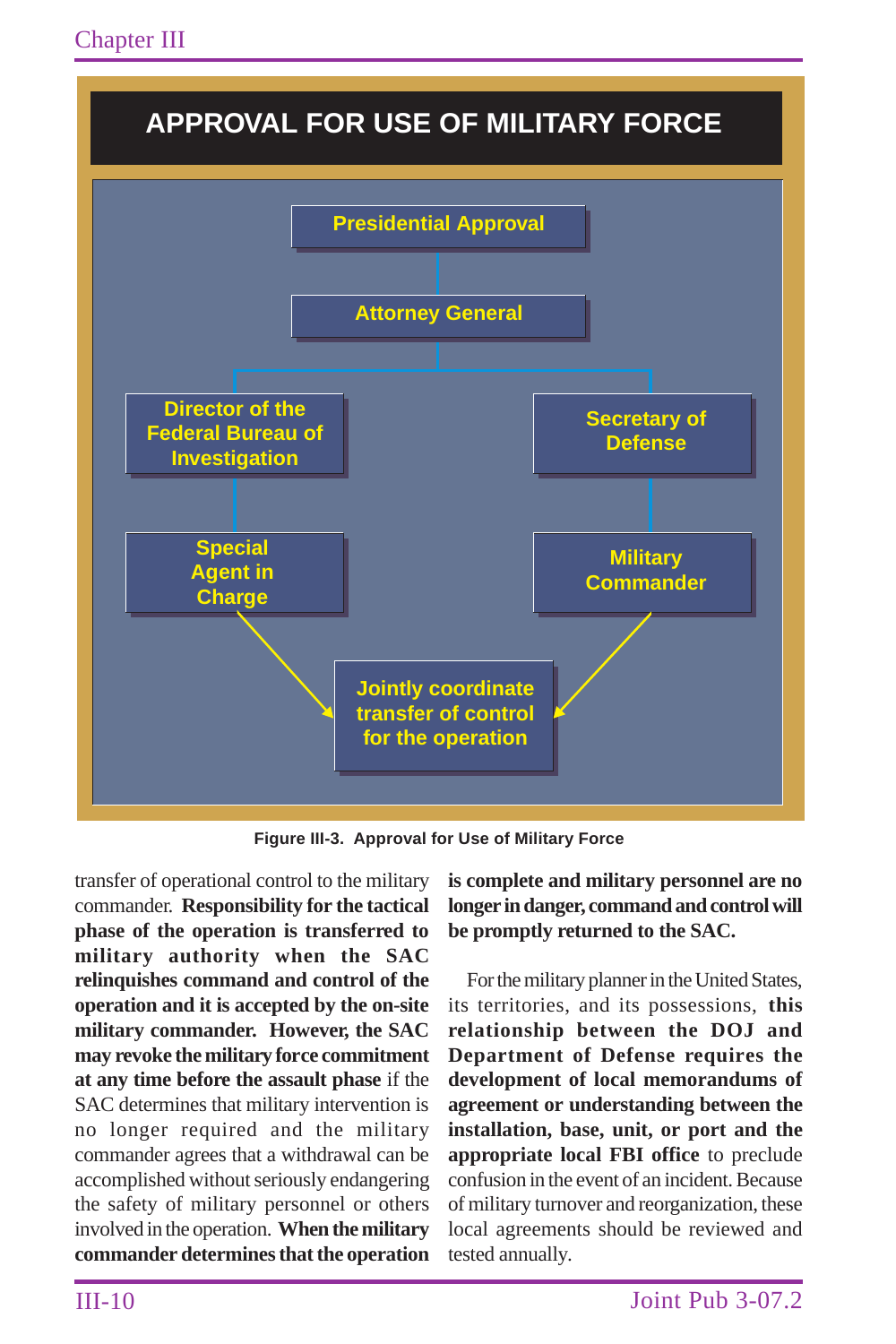## APPROVAL FOR USE OF MILITARY FORCE

Presidential Approval

Attorney General

Director of the Federal Bureau of Investigation

Secretary of Defense

Special Agent in Charge

Military Commander

Jointly coordinate transfer of control for the operation

Figure III-3. Approval for Use of Military Force

transfer of operational control to the military commander. **Responsibility for the tactical phase of the operation is transferred to military authority when the SAC relinquishes command and control of the operation and it is accepted by the on-site military commander. However, the SAC may revoke the military force commitment at any time before the assault phase** if the SAC determines that military intervention is no longer required and the military commander agrees that a withdrawal can be accomplished without seriously endangering the safety of military personnel or others involved in the operation. **When the military commander determines that the operation is complete and military personnel are no longer in danger, command and control will be promptly returned to the SAC.**

For the military planner in the United States, its territories, and its possessions, **this relationship between the DOJ and Department of Defense requires the development of local memorandums of agreement or understanding between the installation, base, unit, or port and the appropriate local FBI office** to preclude confusion in the event of an incident. Because of military turnover and reorganization, these local agreements should be reviewed and tested annually.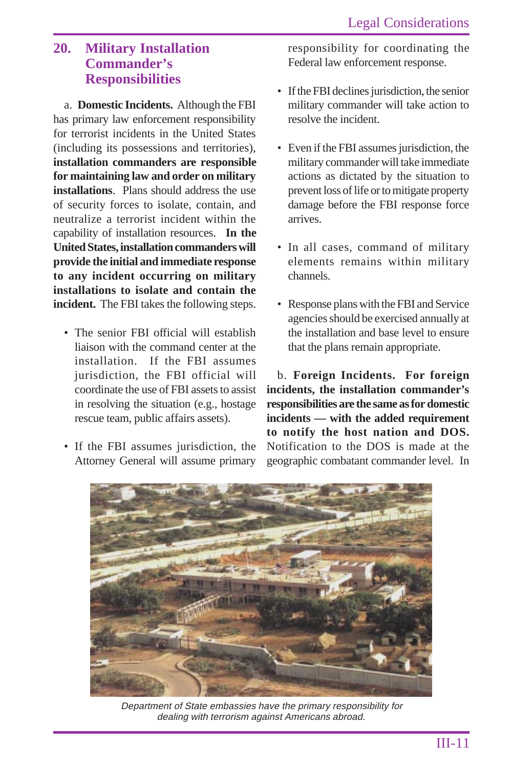## 20. Military Installation Commander's Responsibilities

a. **Domestic Incidents.** Although the FBI has primary law enforcement responsibility for terrorist incidents in the United States (including its possessions and territories), **installation commanders are responsible for maintaining law and order on military installations**. Plans should address the use of security forces to isolate, contain, and neutralize a terrorist incident within the capability of installation resources. **In the United States, installation commanders will provide the initial and immediate response to any incident occurring on military installations to isolate and contain the incident.** The FBI takes the following steps.

- The senior FBI official will establish liaison with the command center at the installation. If the FBI assumes jurisdiction, the FBI official will coordinate the use of FBI assets to assist in resolving the situation (e.g., hostage rescue team, public affairs assets).

- If the FBI assumes jurisdiction, the Attorney General will assume primary responsibility for coordinating the Federal law enforcement response.

- If the FBI declines jurisdiction, the senior military commander will take action to resolve the incident.

- Even if the FBI assumes jurisdiction, the military commander will take immediate actions as dictated by the situation to prevent loss of life or to mitigate property damage before the FBI response force arrives.

- In all cases, command of military elements remains within military channels.

- Response plans with the FBI and Service agencies should be exercised annually at the installation and base level to ensure that the plans remain appropriate.

b. **Foreign Incidents. For foreign incidents, the installation commander's responsibilities are the same as for domestic incidents — with the added requirement to notify the host nation and DOS.** Notification to the DOS is made at the geographic combatant commander level. In

*Department of State embassies have the primary responsibility for dealing with terrorism against Americans abroad.*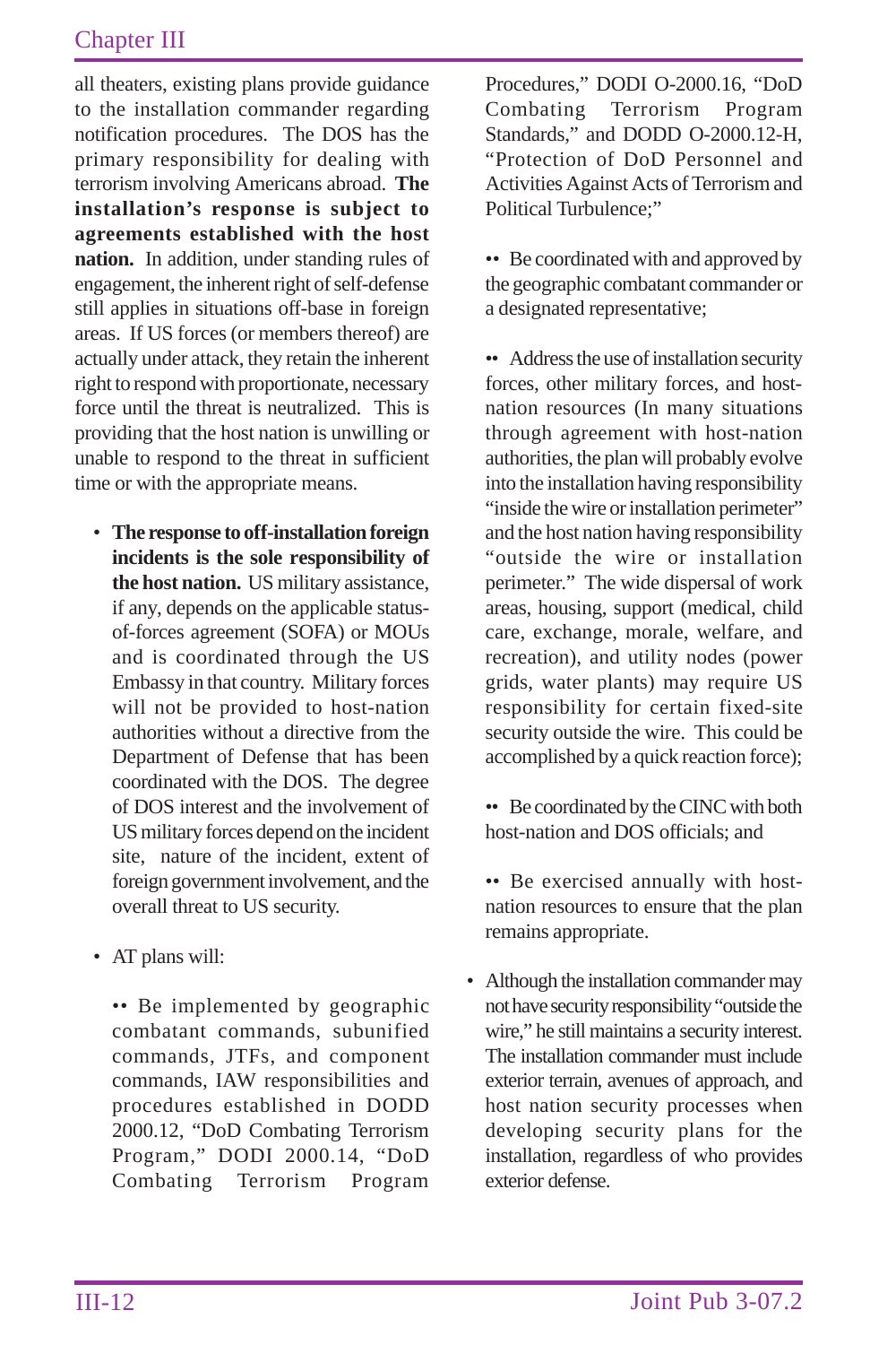all theaters, existing plans provide guidance to the installation commander regarding notification procedures. The DOS has the primary responsibility for dealing with terrorism involving Americans abroad. **The installation's response is subject to agreements established with the host nation.** In addition, under standing rules of engagement, the inherent right of self-defense still applies in situations off-base in foreign areas. If US forces (or members thereof) are actually under attack, they retain the inherent right to respond with proportionate, necessary force until the threat is neutralized. This is providing that the host nation is unwilling or unable to respond to the threat in sufficient time or with the appropriate means.

- **The response to off-installation foreign incidents is the sole responsibility of the host nation.** US military assistance, if any, depends on the applicable status-of-forces agreement (SOFA) or MOUs and is coordinated through the US Embassy in that country. Military forces will not be provided to host-nation authorities without a directive from the Department of Defense that has been coordinated with the DOS. The degree of DOS interest and the involvement of US military forces depend on the incident site, nature of the incident, extent of foreign government involvement, and the overall threat to US security.

- AT plans will:

  •• Be implemented by geographic combatant commands, subunified commands, JTFs, and component commands, IAW responsibilities and procedures established in DODD 2000.12, "DoD Combating Terrorism Program," DODI 2000.14, "DoD Combating Terrorism Program Procedures," DODI O-2000.16, "DoD Combating Terrorism Program Standards," and DODD O-2000.12-H, "Protection of DoD Personnel and Activities Against Acts of Terrorism and Political Turbulence;"

  •• Be coordinated with and approved by the geographic combatant commander or a designated representative;

  •• Address the use of installation security forces, other military forces, and host-nation resources (In many situations through agreement with host-nation authorities, the plan will probably evolve into the installation having responsibility "inside the wire or installation perimeter" and the host nation having responsibility "outside the wire or installation perimeter." The wide dispersal of work areas, housing, support (medical, child care, exchange, morale, welfare, and recreation), and utility nodes (power grids, water plants) may require US responsibility for certain fixed-site security outside the wire. This could be accomplished by a quick reaction force);

  •• Be coordinated by the CINC with both host-nation and DOS officials; and

  •• Be exercised annually with host-nation resources to ensure that the plan remains appropriate.

- Although the installation commander may not have security responsibility "outside the wire," he still maintains a security interest. The installation commander must include exterior terrain, avenues of approach, and host nation security processes when developing security plans for the installation, regardless of who provides exterior defense.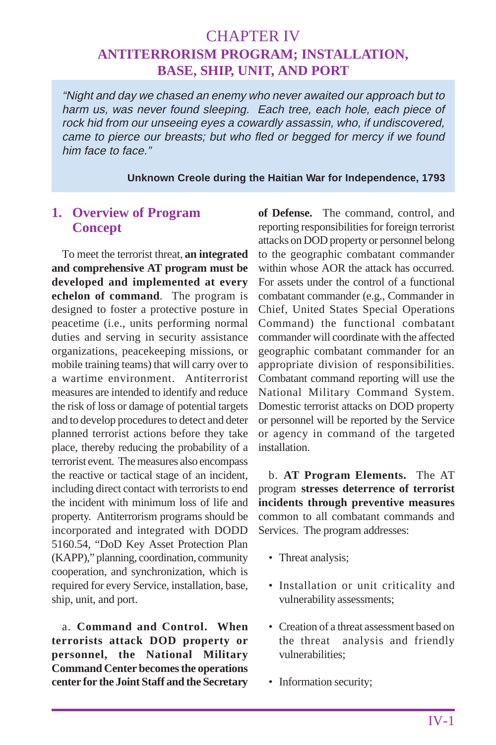# CHAPTER IV
# ANTITERRORISM PROGRAM; INSTALLATION, BASE, SHIP, UNIT, AND PORT

> *"Night and day we chased an enemy who never awaited our approach but to harm us, was never found sleeping. Each tree, each hole, each piece of rock hid from our unseeing eyes a cowardly assassin, who, if undiscovered, came to pierce our breasts; but who fled or begged for mercy if we found him face to face."*
>
> **Unknown Creole during the Haitian War for Independence, 1793**

## 1. Overview of Program Concept

To meet the terrorist threat, **an integrated and comprehensive AT program must be developed and implemented at every echelon of command**. The program is designed to foster a protective posture in peacetime (i.e., units performing normal duties and serving in security assistance organizations, peacekeeping missions, or mobile training teams) that will carry over to a wartime environment. Antiterrorist measures are intended to identify and reduce the risk of loss or damage of potential targets and to develop procedures to detect and deter planned terrorist actions before they take place, thereby reducing the probability of a terrorist event. The measures also encompass the reactive or tactical stage of an incident, including direct contact with terrorists to end the incident with minimum loss of life and property. Antiterrorism programs should be incorporated and integrated with DODD 5160.54, "DoD Key Asset Protection Plan (KAPP)," planning, coordination, community cooperation, and synchronization, which is required for every Service, installation, base, ship, unit, and port.

a. **Command and Control. When terrorists attack DOD property or personnel, the National Military Command Center becomes the operations center for the Joint Staff and the Secretary of Defense.** The command, control, and reporting responsibilities for foreign terrorist attacks on DOD property or personnel belong to the geographic combatant commander within whose AOR the attack has occurred. For assets under the control of a functional combatant commander (e.g., Commander in Chief, United States Special Operations Command) the functional combatant commander will coordinate with the affected geographic combatant commander for an appropriate division of responsibilities. Combatant command reporting will use the National Military Command System. Domestic terrorist attacks on DOD property or personnel will be reported by the Service or agency in command of the targeted installation.

b. **AT Program Elements.** The AT program **stresses deterrence of terrorist incidents through preventive measures** common to all combatant commands and Services. The program addresses:

- Threat analysis;
- Installation or unit criticality and vulnerability assessments;
- Creation of a threat assessment based on the threat analysis and friendly vulnerabilities;
- Information security;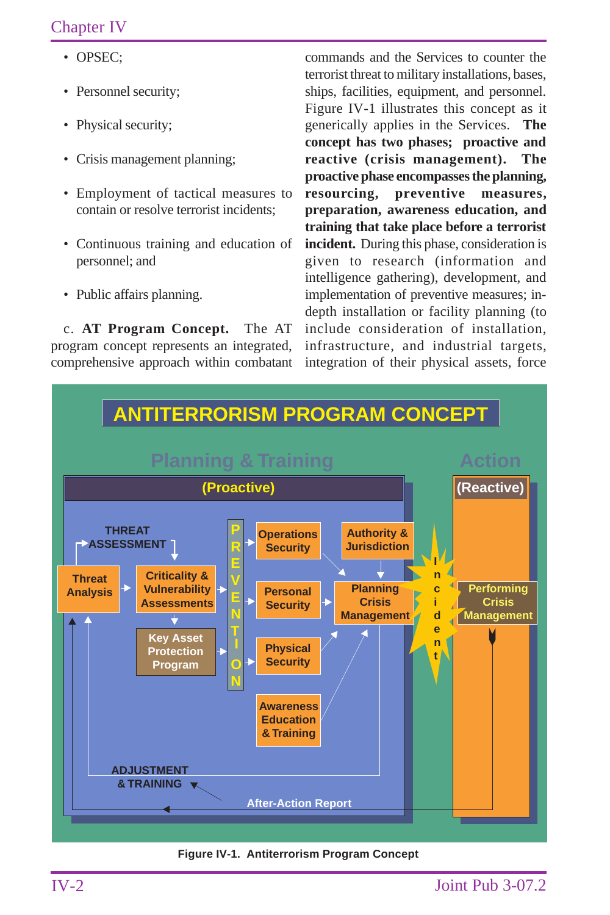- OPSEC;
- Personnel security;
- Physical security;
- Crisis management planning;
- Employment of tactical measures to contain or resolve terrorist incidents;
- Continuous training and education of personnel; and
- Public affairs planning.

c. **AT Program Concept.** The AT program concept represents an integrated, comprehensive approach within combatant commands and the Services to counter the terrorist threat to military installations, bases, ships, facilities, equipment, and personnel. Figure IV-1 illustrates this concept as it generically applies in the Services. **The concept has two phases; proactive and reactive (crisis management). The proactive phase encompasses the planning, resourcing, preventive measures, preparation, awareness education, and training that take place before a terrorist incident.** During this phase, consideration is given to research (information and intelligence gathering), development, and implementation of preventive measures; in-depth installation or facility planning (to include consideration of installation, infrastructure, and industrial targets, integration of their physical assets, force

**ANTITERRORISM PROGRAM CONCEPT**

Planning & Training — (Proactive)

Action — (Reactive)

THREAT ASSESSMENT; Threat Analysis; Criticality & Vulnerability Assessments; Key Asset Protection Program; PREVENTION; Operations Security; Personal Security; Physical Security; Awareness Education & Training; Authority & Jurisdiction; Planning Crisis Management; Incident; Performing Crisis Management; ADJUSTMENT & TRAINING; After-Action Report

Figure IV-1. Antiterrorism Program Concept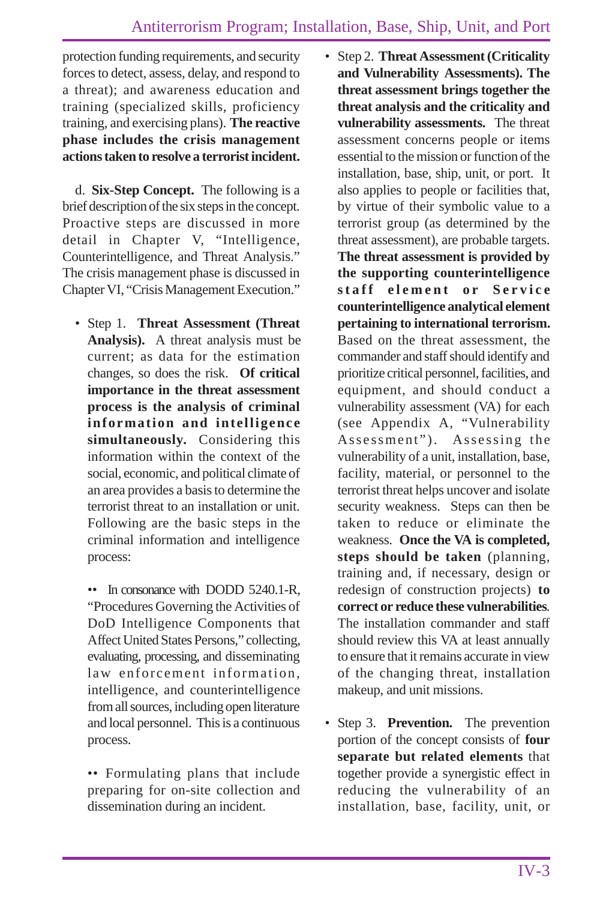protection funding requirements, and security forces to detect, assess, delay, and respond to a threat); and awareness education and training (specialized skills, proficiency training, and exercising plans). **The reactive phase includes the crisis management actions taken to resolve a terrorist incident.**

d. **Six-Step Concept.** The following is a brief description of the six steps in the concept. Proactive steps are discussed in more detail in Chapter V, "Intelligence, Counterintelligence, and Threat Analysis." The crisis management phase is discussed in Chapter VI, "Crisis Management Execution."

- Step 1. **Threat Assessment (Threat Analysis).** A threat analysis must be current; as data for the estimation changes, so does the risk. **Of critical importance in the threat assessment process is the analysis of criminal information and intelligence simultaneously.** Considering this information within the context of the social, economic, and political climate of an area provides a basis to determine the terrorist threat to an installation or unit. Following are the basic steps in the criminal information and intelligence process:

  - In consonance with DODD 5240.1-R, "Procedures Governing the Activities of DoD Intelligence Components that Affect United States Persons," collecting, evaluating, processing, and disseminating law enforcement information, intelligence, and counterintelligence from all sources, including open literature and local personnel. This is a continuous process.

  - Formulating plans that include preparing for on-site collection and dissemination during an incident.

- Step 2. **Threat Assessment (Criticality and Vulnerability Assessments). The threat assessment brings together the threat analysis and the criticality and vulnerability assessments.** The threat assessment concerns people or items essential to the mission or function of the installation, base, ship, unit, or port. It also applies to people or facilities that, by virtue of their symbolic value to a terrorist group (as determined by the threat assessment), are probable targets. **The threat assessment is provided by the supporting counterintelligence staff element or Service counterintelligence analytical element pertaining to international terrorism.** Based on the threat assessment, the commander and staff should identify and prioritize critical personnel, facilities, and equipment, and should conduct a vulnerability assessment (VA) for each (see Appendix A, "Vulnerability Assessment"). Assessing the vulnerability of a unit, installation, base, facility, material, or personnel to the terrorist threat helps uncover and isolate security weakness. Steps can then be taken to reduce or eliminate the weakness. **Once the VA is completed, steps should be taken** (planning, training and, if necessary, design or redesign of construction projects) **to correct or reduce these vulnerabilities**. The installation commander and staff should review this VA at least annually to ensure that it remains accurate in view of the changing threat, installation makeup, and unit missions.

- Step 3. **Prevention.** The prevention portion of the concept consists of **four separate but related elements** that together provide a synergistic effect in reducing the vulnerability of an installation, base, facility, unit, or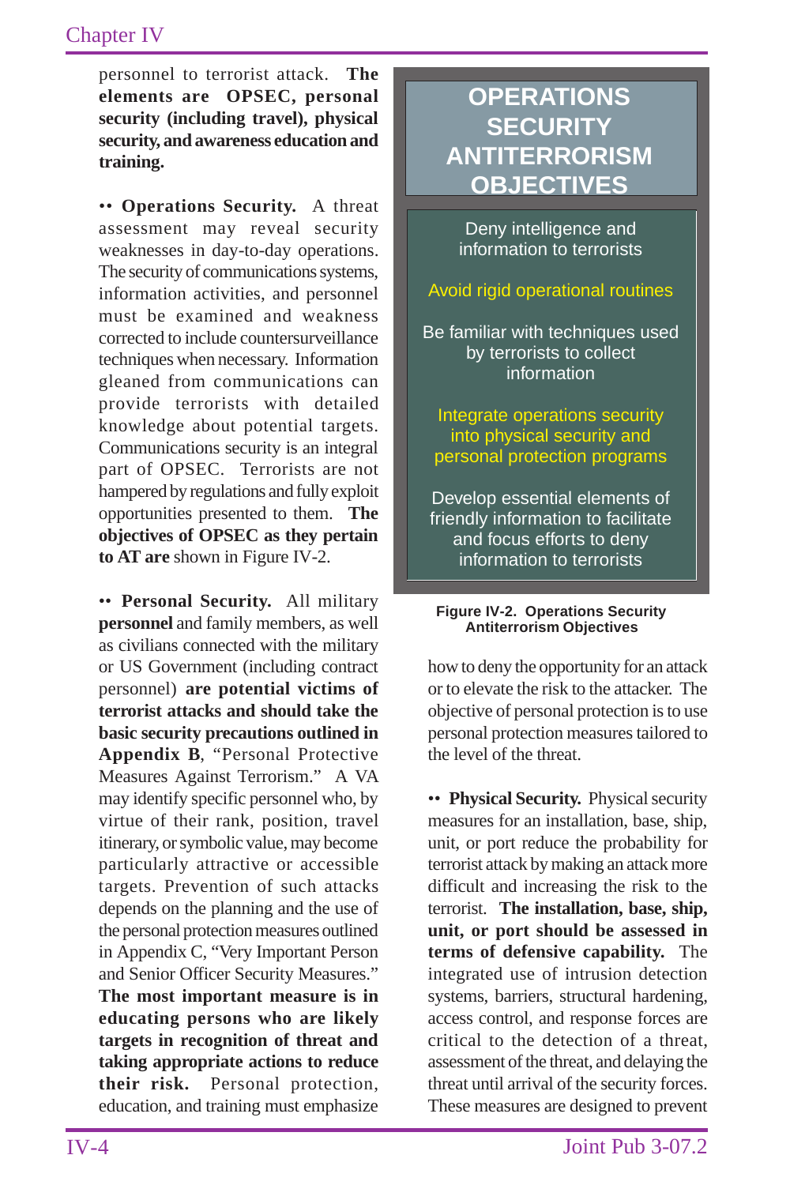personnel to terrorist attack. **The elements are OPSEC, personal security (including travel), physical security, and awareness education and training.**

•• **Operations Security.** A threat assessment may reveal security weaknesses in day-to-day operations. The security of communications systems, information activities, and personnel must be examined and weakness corrected to include countersurveillance techniques when necessary. Information gleaned from communications can provide terrorists with detailed knowledge about potential targets. Communications security is an integral part of OPSEC. Terrorists are not hampered by regulations and fully exploit opportunities presented to them. **The objectives of OPSEC as they pertain to AT are** shown in Figure IV-2.

**OPERATIONS SECURITY ANTITERRORISM OBJECTIVES**

Deny intelligence and information to terrorists

Avoid rigid operational routines

Be familiar with techniques used by terrorists to collect information

Integrate operations security into physical security and personal protection programs

Develop essential elements of friendly information to facilitate and focus efforts to deny information to terrorists

**Figure IV-2. Operations Security Antiterrorism Objectives**

•• **Personal Security.** All military **personnel** and family members, as well as civilians connected with the military or US Government (including contract personnel) **are potential victims of terrorist attacks and should take the basic security precautions outlined in Appendix B**, "Personal Protective Measures Against Terrorism." A VA may identify specific personnel who, by virtue of their rank, position, travel itinerary, or symbolic value, may become particularly attractive or accessible targets. Prevention of such attacks depends on the planning and the use of the personal protection measures outlined in Appendix C, "Very Important Person and Senior Officer Security Measures." **The most important measure is in educating persons who are likely targets in recognition of threat and taking appropriate actions to reduce their risk.** Personal protection, education, and training must emphasize how to deny the opportunity for an attack or to elevate the risk to the attacker. The objective of personal protection is to use personal protection measures tailored to the level of the threat.

•• **Physical Security.** Physical security measures for an installation, base, ship, unit, or port reduce the probability for terrorist attack by making an attack more difficult and increasing the risk to the terrorist. **The installation, base, ship, unit, or port should be assessed in terms of defensive capability.** The integrated use of intrusion detection systems, barriers, structural hardening, access control, and response forces are critical to the detection of a threat, assessment of the threat, and delaying the threat until arrival of the security forces. These measures are designed to prevent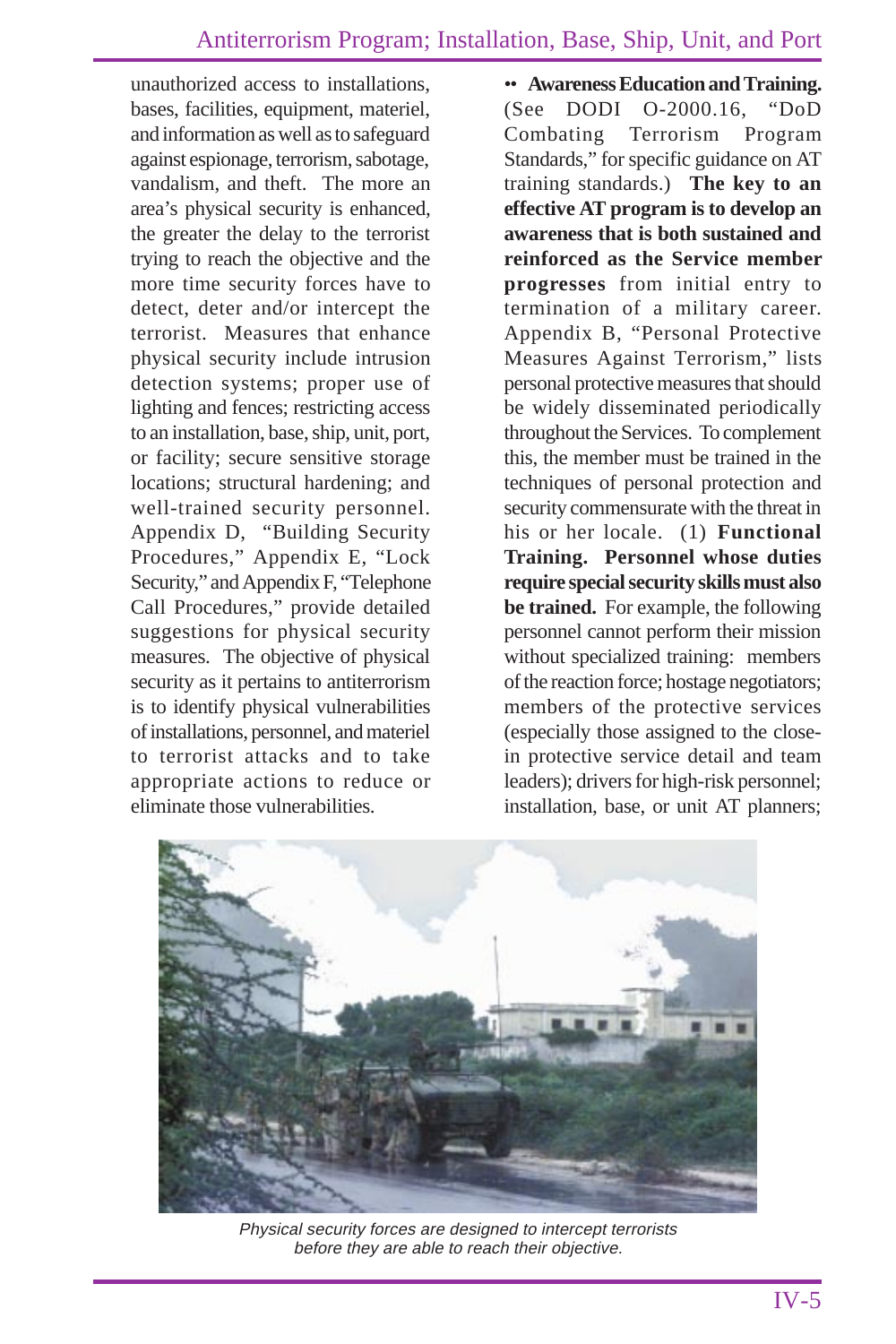unauthorized access to installations, bases, facilities, equipment, materiel, and information as well as to safeguard against espionage, terrorism, sabotage, vandalism, and theft. The more an area's physical security is enhanced, the greater the delay to the terrorist trying to reach the objective and the more time security forces have to detect, deter and/or intercept the terrorist. Measures that enhance physical security include intrusion detection systems; proper use of lighting and fences; restricting access to an installation, base, ship, unit, port, or facility; secure sensitive storage locations; structural hardening; and well-trained security personnel. Appendix D, "Building Security Procedures," Appendix E, "Lock Security," and Appendix F, "Telephone Call Procedures," provide detailed suggestions for physical security measures. The objective of physical security as it pertains to antiterrorism is to identify physical vulnerabilities of installations, personnel, and materiel to terrorist attacks and to take appropriate actions to reduce or eliminate those vulnerabilities.

•• **Awareness Education and Training.** (See DODI O-2000.16, "DoD Combating Terrorism Program Standards," for specific guidance on AT training standards.) **The key to an effective AT program is to develop an awareness that is both sustained and reinforced as the Service member progresses** from initial entry to termination of a military career. Appendix B, "Personal Protective Measures Against Terrorism," lists personal protective measures that should be widely disseminated periodically throughout the Services. To complement this, the member must be trained in the techniques of personal protection and security commensurate with the threat in his or her locale. (1) **Functional Training. Personnel whose duties require special security skills must also be trained.** For example, the following personnel cannot perform their mission without specialized training: members of the reaction force; hostage negotiators; members of the protective services (especially those assigned to the close-in protective service detail and team leaders); drivers for high-risk personnel; installation, base, or unit AT planners;

*Physical security forces are designed to intercept terrorists before they are able to reach their objective.*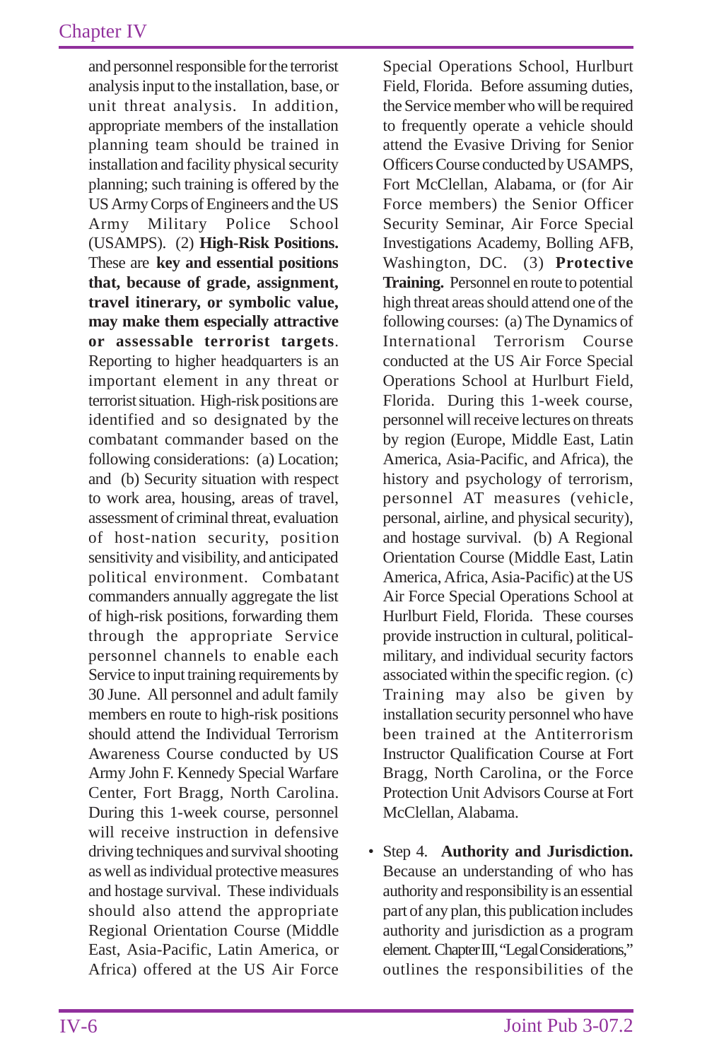and personnel responsible for the terrorist analysis input to the installation, base, or unit threat analysis. In addition, appropriate members of the installation planning team should be trained in installation and facility physical security planning; such training is offered by the US Army Corps of Engineers and the US Army Military Police School (USAMPS). (2) **High-Risk Positions.** These are **key and essential positions that, because of grade, assignment, travel itinerary, or symbolic value, may make them especially attractive or assessable terrorist targets**. Reporting to higher headquarters is an important element in any threat or terrorist situation. High-risk positions are identified and so designated by the combatant commander based on the following considerations: (a) Location; and (b) Security situation with respect to work area, housing, areas of travel, assessment of criminal threat, evaluation of host-nation security, position sensitivity and visibility, and anticipated political environment. Combatant commanders annually aggregate the list of high-risk positions, forwarding them through the appropriate Service personnel channels to enable each Service to input training requirements by 30 June. All personnel and adult family members en route to high-risk positions should attend the Individual Terrorism Awareness Course conducted by US Army John F. Kennedy Special Warfare Center, Fort Bragg, North Carolina. During this 1-week course, personnel will receive instruction in defensive driving techniques and survival shooting as well as individual protective measures and hostage survival. These individuals should also attend the appropriate Regional Orientation Course (Middle East, Asia-Pacific, Latin America, or Africa) offered at the US Air Force Special Operations School, Hurlburt Field, Florida. Before assuming duties, the Service member who will be required to frequently operate a vehicle should attend the Evasive Driving for Senior Officers Course conducted by USAMPS, Fort McClellan, Alabama, or (for Air Force members) the Senior Officer Security Seminar, Air Force Special Investigations Academy, Bolling AFB, Washington, DC. (3) **Protective Training.** Personnel en route to potential high threat areas should attend one of the following courses: (a) The Dynamics of International Terrorism Course conducted at the US Air Force Special Operations School at Hurlburt Field, Florida. During this 1-week course, personnel will receive lectures on threats by region (Europe, Middle East, Latin America, Asia-Pacific, and Africa), the history and psychology of terrorism, personnel AT measures (vehicle, personal, airline, and physical security), and hostage survival. (b) A Regional Orientation Course (Middle East, Latin America, Africa, Asia-Pacific) at the US Air Force Special Operations School at Hurlburt Field, Florida. These courses provide instruction in cultural, political-military, and individual security factors associated within the specific region. (c) Training may also be given by installation security personnel who have been trained at the Antiterrorism Instructor Qualification Course at Fort Bragg, North Carolina, or the Force Protection Unit Advisors Course at Fort McClellan, Alabama.

- Step 4. **Authority and Jurisdiction.** Because an understanding of who has authority and responsibility is an essential part of any plan, this publication includes authority and jurisdiction as a program element. Chapter III, "Legal Considerations," outlines the responsibilities of the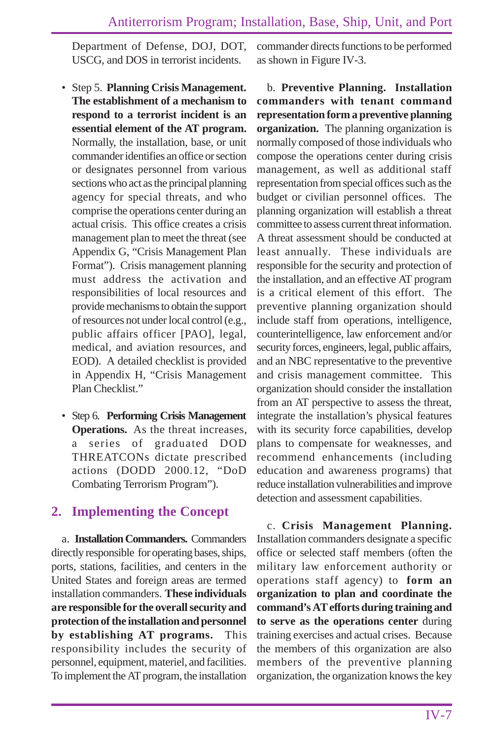Department of Defense, DOJ, DOT, USCG, and DOS in terrorist incidents.

- Step 5. **Planning Crisis Management. The establishment of a mechanism to respond to a terrorist incident is an essential element of the AT program.** Normally, the installation, base, or unit commander identifies an office or section or designates personnel from various sections who act as the principal planning agency for special threats, and who comprise the operations center during an actual crisis. This office creates a crisis management plan to meet the threat (see Appendix G, "Crisis Management Plan Format"). Crisis management planning must address the activation and responsibilities of local resources and provide mechanisms to obtain the support of resources not under local control (e.g., public affairs officer [PAO], legal, medical, and aviation resources, and EOD). A detailed checklist is provided in Appendix H, "Crisis Management Plan Checklist."

- Step 6. **Performing Crisis Management Operations.** As the threat increases, a series of graduated DOD THREATCONs dictate prescribed actions (DODD 2000.12, "DoD Combating Terrorism Program").

## 2. Implementing the Concept

a. **Installation Commanders.** Commanders directly responsible for operating bases, ships, ports, stations, facilities, and centers in the United States and foreign areas are termed installation commanders. **These individuals are responsible for the overall security and protection of the installation and personnel by establishing AT programs.** This responsibility includes the security of personnel, equipment, materiel, and facilities. To implement the AT program, the installation commander directs functions to be performed as shown in Figure IV-3.

b. **Preventive Planning. Installation commanders with tenant command representation form a preventive planning organization.** The planning organization is normally composed of those individuals who compose the operations center during crisis management, as well as additional staff representation from special offices such as the budget or civilian personnel offices. The planning organization will establish a threat committee to assess current threat information. A threat assessment should be conducted at least annually. These individuals are responsible for the security and protection of the installation, and an effective AT program is a critical element of this effort. The preventive planning organization should include staff from operations, intelligence, counterintelligence, law enforcement and/or security forces, engineers, legal, public affairs, and an NBC representative to the preventive and crisis management committee. This organization should consider the installation from an AT perspective to assess the threat, integrate the installation's physical features with its security force capabilities, develop plans to compensate for weaknesses, and recommend enhancements (including education and awareness programs) that reduce installation vulnerabilities and improve detection and assessment capabilities.

c. **Crisis Management Planning.** Installation commanders designate a specific office or selected staff members (often the military law enforcement authority or operations staff agency) to **form an organization to plan and coordinate the command's AT efforts during training and to serve as the operations center** during training exercises and actual crises. Because the members of this organization are also members of the preventive planning organization, the organization knows the key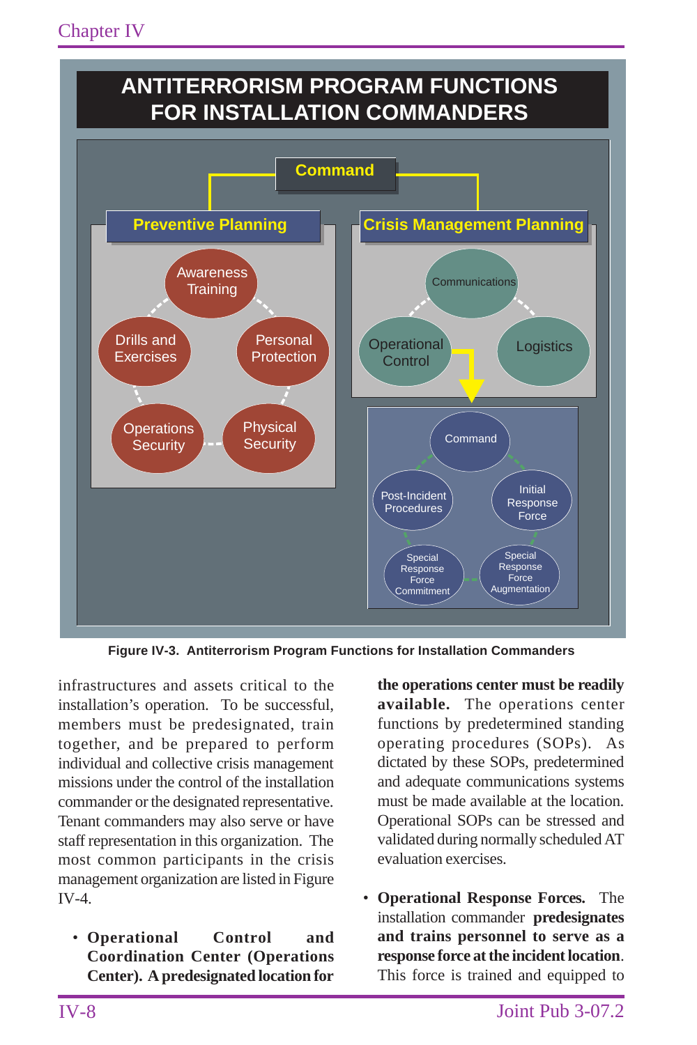**ANTITERRORISM PROGRAM FUNCTIONS FOR INSTALLATION COMMANDERS**

Command

Preventive Planning

Awareness Training

Drills and Exercises

Personal Protection

Operations Security

Physical Security

Crisis Management Planning

Communications

Operational Control

Logistics

Command

Post-Incident Procedures

Initial Response Force

Special Response Force Commitment

Special Response Force Augmentation

Figure IV-3. Antiterrorism Program Functions for Installation Commanders

infrastructures and assets critical to the installation's operation. To be successful, members must be predesignated, train together, and be prepared to perform individual and collective crisis management missions under the control of the installation commander or the designated representative. Tenant commanders may also serve or have staff representation in this organization. The most common participants in the crisis management organization are listed in Figure IV-4.

- **Operational Control and Coordination Center (Operations Center). A predesignated location for the operations center must be readily available.** The operations center functions by predetermined standing operating procedures (SOPs). As dictated by these SOPs, predetermined and adequate communications systems must be made available at the location. Operational SOPs can be stressed and validated during normally scheduled AT evaluation exercises.

- **Operational Response Forces.** The installation commander **predesignates and trains personnel to serve as a response force at the incident location**. This force is trained and equipped to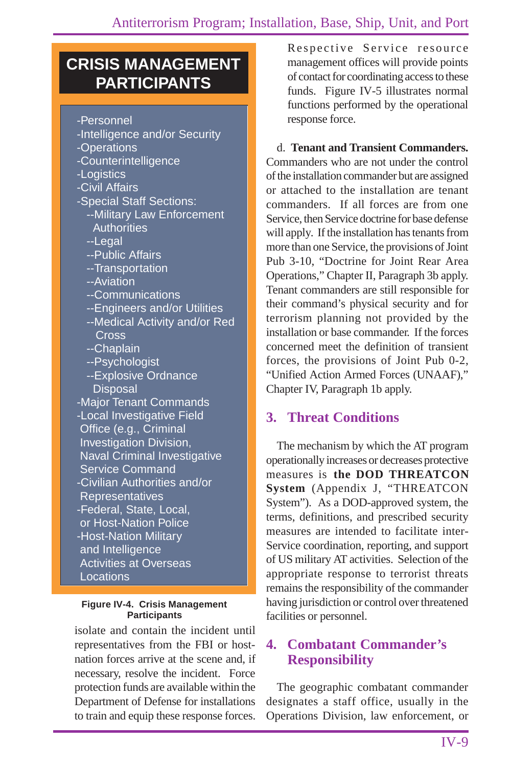**CRISIS MANAGEMENT PARTICIPANTS**

- -Personnel
- -Intelligence and/or Security
- -Operations
- -Counterintelligence
- -Logistics
- -Civil Affairs
- -Special Staff Sections:
  - --Military Law Enforcement Authorities
  - --Legal
  - --Public Affairs
  - --Transportation
  - --Aviation
  - --Communications
  - --Engineers and/or Utilities
  - --Medical Activity and/or Red Cross
  - --Chaplain
  - --Psychologist
  - --Explosive Ordnance Disposal
- -Major Tenant Commands
- -Local Investigative Field Office (e.g., Criminal Investigation Division, Naval Criminal Investigative Service Command
- -Civilian Authorities and/or Representatives
- -Federal, State, Local, or Host-Nation Police
- -Host-Nation Military and Intelligence Activities at Overseas Locations

**Figure IV-4. Crisis Management Participants**

isolate and contain the incident until representatives from the FBI or host-nation forces arrive at the scene and, if necessary, resolve the incident. Force protection funds are available within the Department of Defense for installations to train and equip these response forces. Respective Service resource management offices will provide points of contact for coordinating access to these funds. Figure IV-5 illustrates normal functions performed by the operational response force.

d. **Tenant and Transient Commanders.** Commanders who are not under the control of the installation commander but are assigned or attached to the installation are tenant commanders. If all forces are from one Service, then Service doctrine for base defense will apply. If the installation has tenants from more than one Service, the provisions of Joint Pub 3-10, "Doctrine for Joint Rear Area Operations," Chapter II, Paragraph 3b apply. Tenant commanders are still responsible for their command's physical security and for terrorism planning not provided by the installation or base commander. If the forces concerned meet the definition of transient forces, the provisions of Joint Pub 0-2, "Unified Action Armed Forces (UNAAF)," Chapter IV, Paragraph 1b apply.

## 3. Threat Conditions

The mechanism by which the AT program operationally increases or decreases protective measures is **the DOD THREATCON System** (Appendix J, "THREATCON System"). As a DOD-approved system, the terms, definitions, and prescribed security measures are intended to facilitate inter-Service coordination, reporting, and support of US military AT activities. Selection of the appropriate response to terrorist threats remains the responsibility of the commander having jurisdiction or control over threatened facilities or personnel.

## 4. Combatant Commander's Responsibility

The geographic combatant commander designates a staff office, usually in the Operations Division, law enforcement, or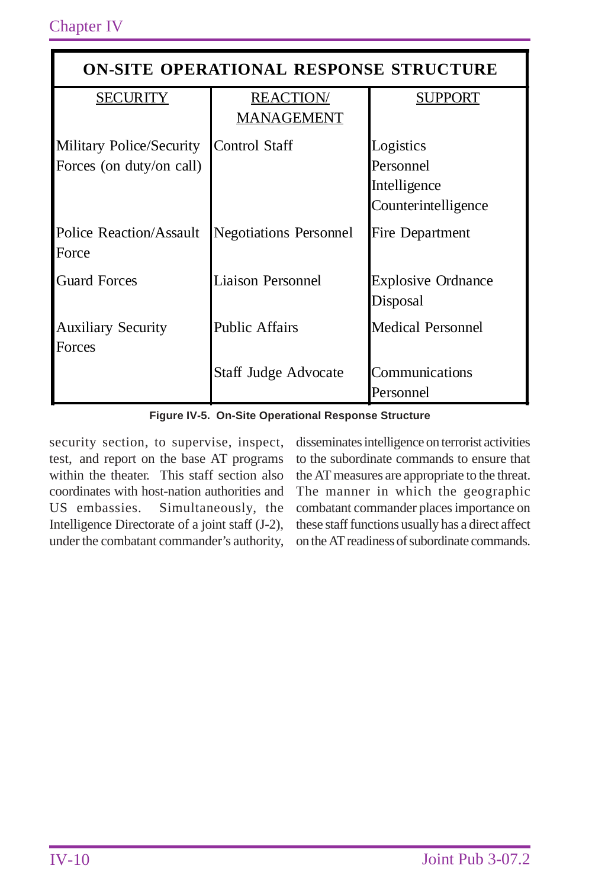| ON-SITE OPERATIONAL RESPONSE STRUCTURE | | |
|---|---|---|
| SECURITY | REACTION/ MANAGEMENT | SUPPORT |
| Military Police/Security Forces (on duty/on call) | Control Staff | Logistics<br>Personnel<br>Intelligence<br>Counterintelligence |
| Police Reaction/Assault Force | Negotiations Personnel | Fire Department |
| Guard Forces | Liaison Personnel | Explosive Ordnance Disposal |
| Auxiliary Security Forces | Public Affairs | Medical Personnel |
| | Staff Judge Advocate | Communications Personnel |

Figure IV-5. On-Site Operational Response Structure

security section, to supervise, inspect, test, and report on the base AT programs within the theater. This staff section also coordinates with host-nation authorities and US embassies. Simultaneously, the Intelligence Directorate of a joint staff (J-2), under the combatant commander's authority, disseminates intelligence on terrorist activities to the subordinate commands to ensure that the AT measures are appropriate to the threat. The manner in which the geographic combatant commander places importance on these staff functions usually has a direct affect on the AT readiness of subordinate commands.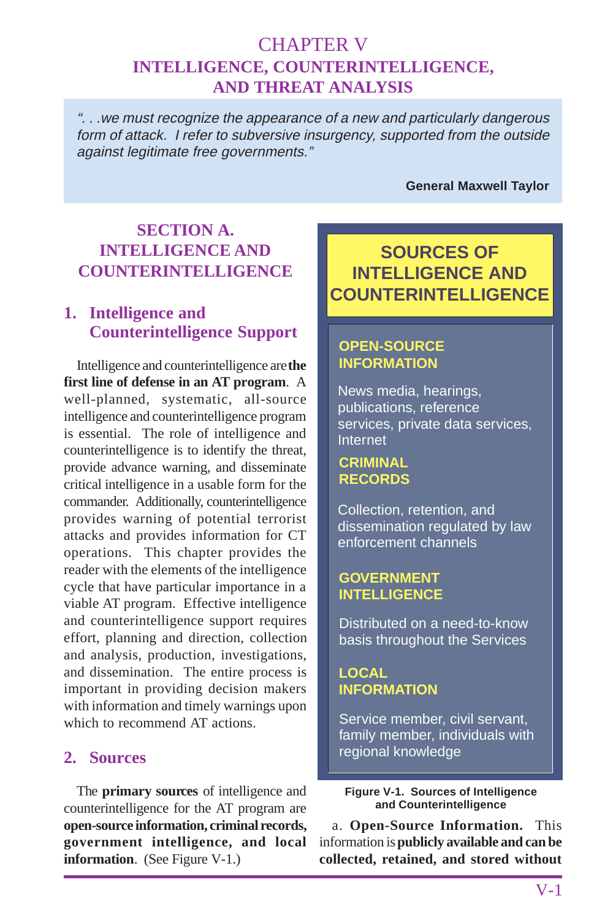# CHAPTER V
# INTELLIGENCE, COUNTERINTELLIGENCE, AND THREAT ANALYSIS

> *". . .we must recognize the appearance of a new and particularly dangerous form of attack. I refer to subversive insurgency, supported from the outside against legitimate free governments."*
>
> **General Maxwell Taylor**

## SECTION A. INTELLIGENCE AND COUNTERINTELLIGENCE

### 1. Intelligence and Counterintelligence Support

Intelligence and counterintelligence are **the first line of defense in an AT program**. A well-planned, systematic, all-source intelligence and counterintelligence program is essential. The role of intelligence and counterintelligence is to identify the threat, provide advance warning, and disseminate critical intelligence in a usable form for the commander. Additionally, counterintelligence provides warning of potential terrorist attacks and provides information for CT operations. This chapter provides the reader with the elements of the intelligence cycle that have particular importance in a viable AT program. Effective intelligence and counterintelligence support requires effort, planning and direction, collection and analysis, production, investigations, and dissemination. The entire process is important in providing decision makers with information and timely warnings upon which to recommend AT actions.

### 2. Sources

The **primary sources** of intelligence and counterintelligence for the AT program are **open-source information, criminal records, government intelligence, and local information**. (See Figure V-1.)

**SOURCES OF INTELLIGENCE AND COUNTERINTELLIGENCE**

**OPEN-SOURCE INFORMATION**

News media, hearings, publications, reference services, private data services, Internet

**CRIMINAL RECORDS**

Collection, retention, and dissemination regulated by law enforcement channels

**GOVERNMENT INTELLIGENCE**

Distributed on a need-to-know basis throughout the Services

**LOCAL INFORMATION**

Service member, civil servant, family member, individuals with regional knowledge

**Figure V-1. Sources of Intelligence and Counterintelligence**

a. **Open-Source Information.** This information is **publicly available and can be collected, retained, and stored without**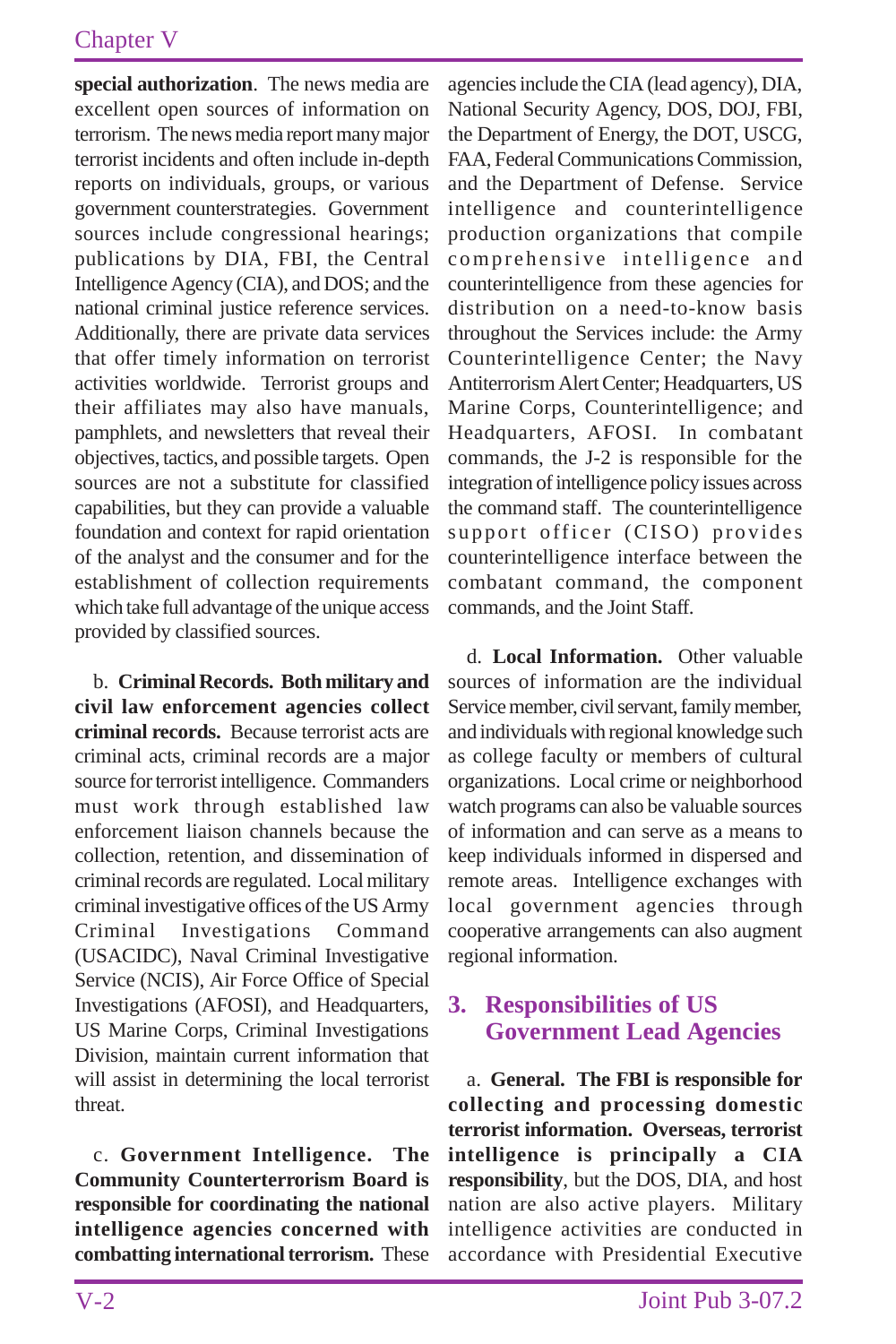**special authorization**. The news media are excellent open sources of information on terrorism. The news media report many major terrorist incidents and often include in-depth reports on individuals, groups, or various government counterstrategies. Government sources include congressional hearings; publications by DIA, FBI, the Central Intelligence Agency (CIA), and DOS; and the national criminal justice reference services. Additionally, there are private data services that offer timely information on terrorist activities worldwide. Terrorist groups and their affiliates may also have manuals, pamphlets, and newsletters that reveal their objectives, tactics, and possible targets. Open sources are not a substitute for classified capabilities, but they can provide a valuable foundation and context for rapid orientation of the analyst and the consumer and for the establishment of collection requirements which take full advantage of the unique access provided by classified sources.

b. **Criminal Records. Both military and civil law enforcement agencies collect criminal records.** Because terrorist acts are criminal acts, criminal records are a major source for terrorist intelligence. Commanders must work through established law enforcement liaison channels because the collection, retention, and dissemination of criminal records are regulated. Local military criminal investigative offices of the US Army Criminal Investigations Command (USACIDC), Naval Criminal Investigative Service (NCIS), Air Force Office of Special Investigations (AFOSI), and Headquarters, US Marine Corps, Criminal Investigations Division, maintain current information that will assist in determining the local terrorist threat.

c. **Government Intelligence. The Community Counterterrorism Board is responsible for coordinating the national intelligence agencies concerned with combatting international terrorism.** These agencies include the CIA (lead agency), DIA, National Security Agency, DOS, DOJ, FBI, the Department of Energy, the DOT, USCG, FAA, Federal Communications Commission, and the Department of Defense. Service intelligence and counterintelligence production organizations that compile comprehensive intelligence and counterintelligence from these agencies for distribution on a need-to-know basis throughout the Services include: the Army Counterintelligence Center; the Navy Antiterrorism Alert Center; Headquarters, US Marine Corps, Counterintelligence; and Headquarters, AFOSI. In combatant commands, the J-2 is responsible for the integration of intelligence policy issues across the command staff. The counterintelligence support officer (CISO) provides counterintelligence interface between the combatant command, the component commands, and the Joint Staff.

d. **Local Information.** Other valuable sources of information are the individual Service member, civil servant, family member, and individuals with regional knowledge such as college faculty or members of cultural organizations. Local crime or neighborhood watch programs can also be valuable sources of information and can serve as a means to keep individuals informed in dispersed and remote areas. Intelligence exchanges with local government agencies through cooperative arrangements can also augment regional information.

## 3. Responsibilities of US Government Lead Agencies

a. **General. The FBI is responsible for collecting and processing domestic terrorist information. Overseas, terrorist intelligence is principally a CIA responsibility**, but the DOS, DIA, and host nation are also active players. Military intelligence activities are conducted in accordance with Presidential Executive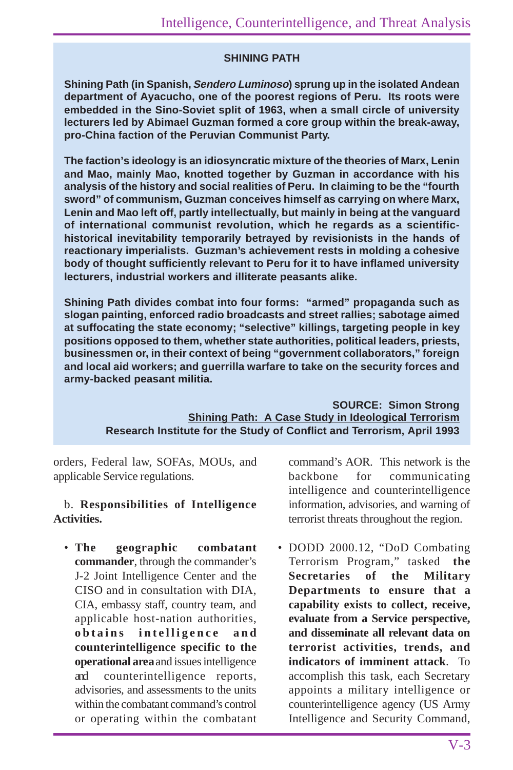**SHINING PATH**

**Shining Path (in Spanish, *Sendero Luminoso*) sprung up in the isolated Andean department of Ayacucho, one of the poorest regions of Peru. Its roots were embedded in the Sino-Soviet split of 1963, when a small circle of university lecturers led by Abimael Guzman formed a core group within the break-away, pro-China faction of the Peruvian Communist Party.**

**The faction's ideology is an idiosyncratic mixture of the theories of Marx, Lenin and Mao, mainly Mao, knotted together by Guzman in accordance with his analysis of the history and social realities of Peru. In claiming to be the "fourth sword" of communism, Guzman conceives himself as carrying on where Marx, Lenin and Mao left off, partly intellectually, but mainly in being at the vanguard of international communist revolution, which he regards as a scientific-historical inevitability temporarily betrayed by revisionists in the hands of reactionary imperialists. Guzman's achievement rests in molding a cohesive body of thought sufficiently relevant to Peru for it to have inflamed university lecturers, industrial workers and illiterate peasants alike.**

**Shining Path divides combat into four forms: "armed" propaganda such as slogan painting, enforced radio broadcasts and street rallies; sabotage aimed at suffocating the state economy; "selective" killings, targeting people in key positions opposed to them, whether state authorities, political leaders, priests, businessmen or, in their context of being "government collaborators," foreign and local aid workers; and guerrilla warfare to take on the security forces and army-backed peasant militia.**

**SOURCE: Simon Strong**
**Shining Path: A Case Study in Ideological Terrorism**
**Research Institute for the Study of Conflict and Terrorism, April 1993**

orders, Federal law, SOFAs, MOUs, and applicable Service regulations.

b. **Responsibilities of Intelligence Activities.**

- **The geographic combatant commander**, through the commander's J-2 Joint Intelligence Center and the CISO and in consultation with DIA, CIA, embassy staff, country team, and applicable host-nation authorities, **obtains intelligence and counterintelligence specific to the operational area** and issues intelligence and counterintelligence reports, advisories, and assessments to the units within the combatant command's control or operating within the combatant command's AOR. This network is the backbone for communicating intelligence and counterintelligence information, advisories, and warning of terrorist threats throughout the region.

- DODD 2000.12, "DoD Combating Terrorism Program," tasked **the Secretaries of the Military Departments to ensure that a capability exists to collect, receive, evaluate from a Service perspective, and disseminate all relevant data on terrorist activities, trends, and indicators of imminent attack**. To accomplish this task, each Secretary appoints a military intelligence or counterintelligence agency (US Army Intelligence and Security Command,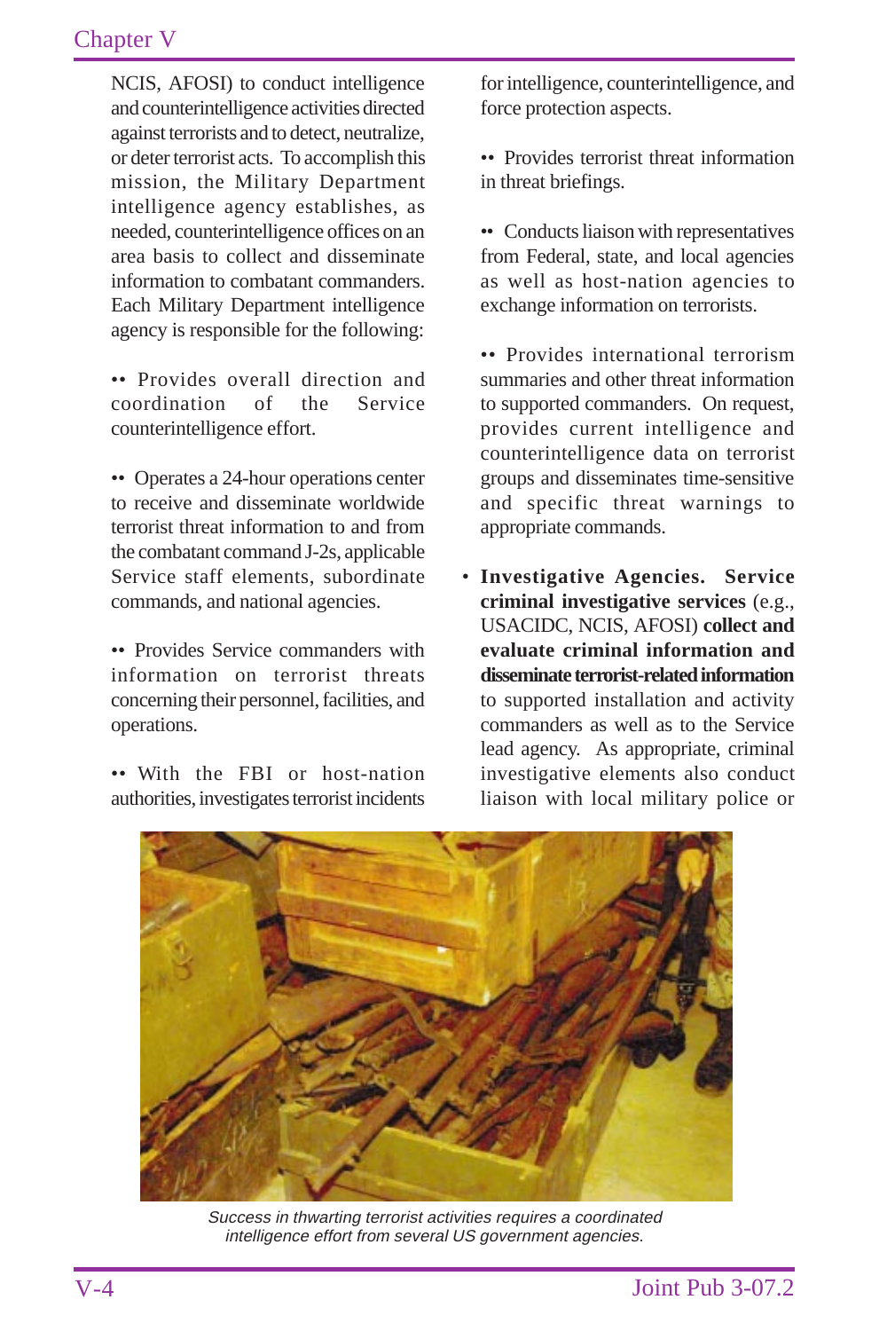NCIS, AFOSI) to conduct intelligence and counterintelligence activities directed against terrorists and to detect, neutralize, or deter terrorist acts. To accomplish this mission, the Military Department intelligence agency establishes, as needed, counterintelligence offices on an area basis to collect and disseminate information to combatant commanders. Each Military Department intelligence agency is responsible for the following:

•• Provides overall direction and coordination of the Service counterintelligence effort.

•• Operates a 24-hour operations center to receive and disseminate worldwide terrorist threat information to and from the combatant command J-2s, applicable Service staff elements, subordinate commands, and national agencies.

•• Provides Service commanders with information on terrorist threats concerning their personnel, facilities, and operations.

•• With the FBI or host-nation authorities, investigates terrorist incidents for intelligence, counterintelligence, and force protection aspects.

•• Provides terrorist threat information in threat briefings.

•• Conducts liaison with representatives from Federal, state, and local agencies as well as host-nation agencies to exchange information on terrorists.

•• Provides international terrorism summaries and other threat information to supported commanders. On request, provides current intelligence and counterintelligence data on terrorist groups and disseminates time-sensitive and specific threat warnings to appropriate commands.

- **Investigative Agencies. Service criminal investigative services** (e.g., USACIDC, NCIS, AFOSI) **collect and evaluate criminal information and disseminate terrorist-related information** to supported installation and activity commanders as well as to the Service lead agency. As appropriate, criminal investigative elements also conduct liaison with local military police or

*Success in thwarting terrorist activities requires a coordinated intelligence effort from several US government agencies.*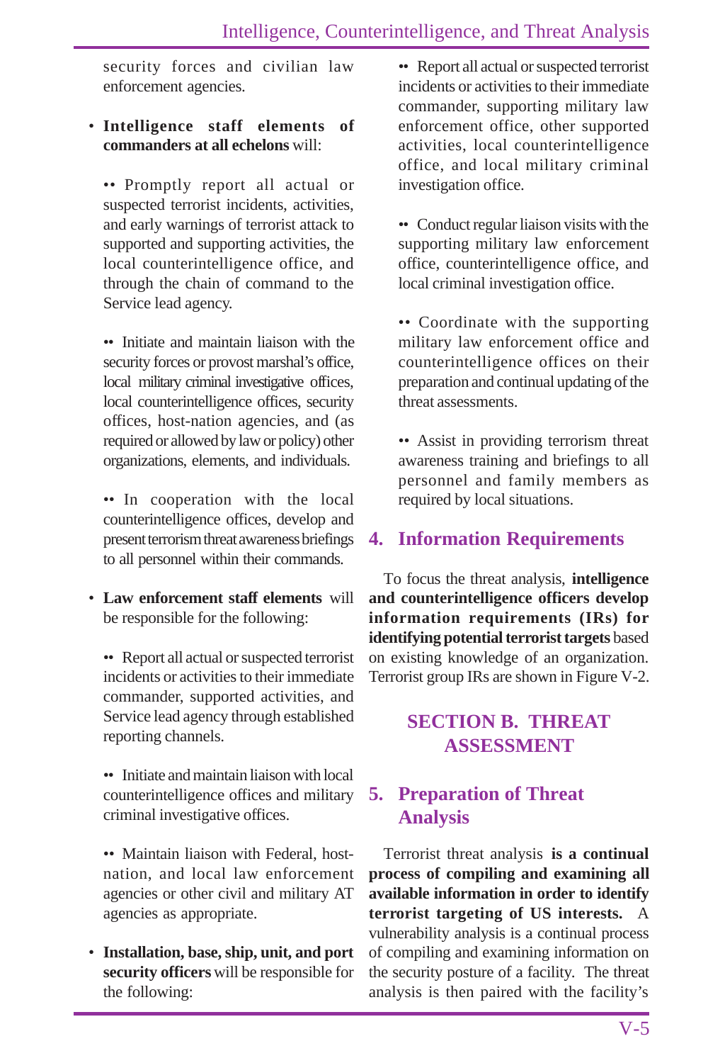security forces and civilian law enforcement agencies.

- **Intelligence staff elements of commanders at all echelons** will:

  •• Promptly report all actual or suspected terrorist incidents, activities, and early warnings of terrorist attack to supported and supporting activities, the local counterintelligence office, and through the chain of command to the Service lead agency.

  •• Initiate and maintain liaison with the security forces or provost marshal's office, local military criminal investigative offices, local counterintelligence offices, security offices, host-nation agencies, and (as required or allowed by law or policy) other organizations, elements, and individuals.

  •• In cooperation with the local counterintelligence offices, develop and present terrorism threat awareness briefings to all personnel within their commands.

- **Law enforcement staff elements** will be responsible for the following:

  •• Report all actual or suspected terrorist incidents or activities to their immediate commander, supported activities, and Service lead agency through established reporting channels.

  •• Initiate and maintain liaison with local counterintelligence offices and military criminal investigative offices.

  •• Maintain liaison with Federal, host-nation, and local law enforcement agencies or other civil and military AT agencies as appropriate.

- **Installation, base, ship, unit, and port security officers** will be responsible for the following:

  •• Report all actual or suspected terrorist incidents or activities to their immediate commander, supporting military law enforcement office, other supported activities, local counterintelligence office, and local military criminal investigation office.

  •• Conduct regular liaison visits with the supporting military law enforcement office, counterintelligence office, and local criminal investigation office.

  •• Coordinate with the supporting military law enforcement office and counterintelligence offices on their preparation and continual updating of the threat assessments.

  •• Assist in providing terrorism threat awareness training and briefings to all personnel and family members as required by local situations.

## 4. Information Requirements

To focus the threat analysis, **intelligence and counterintelligence officers develop information requirements (IRs) for identifying potential terrorist targets** based on existing knowledge of an organization. Terrorist group IRs are shown in Figure V-2.

## SECTION B. THREAT ASSESSMENT

## 5. Preparation of Threat Analysis

Terrorist threat analysis **is a continual process of compiling and examining all available information in order to identify terrorist targeting of US interests.** A vulnerability analysis is a continual process of compiling and examining information on the security posture of a facility. The threat analysis is then paired with the facility's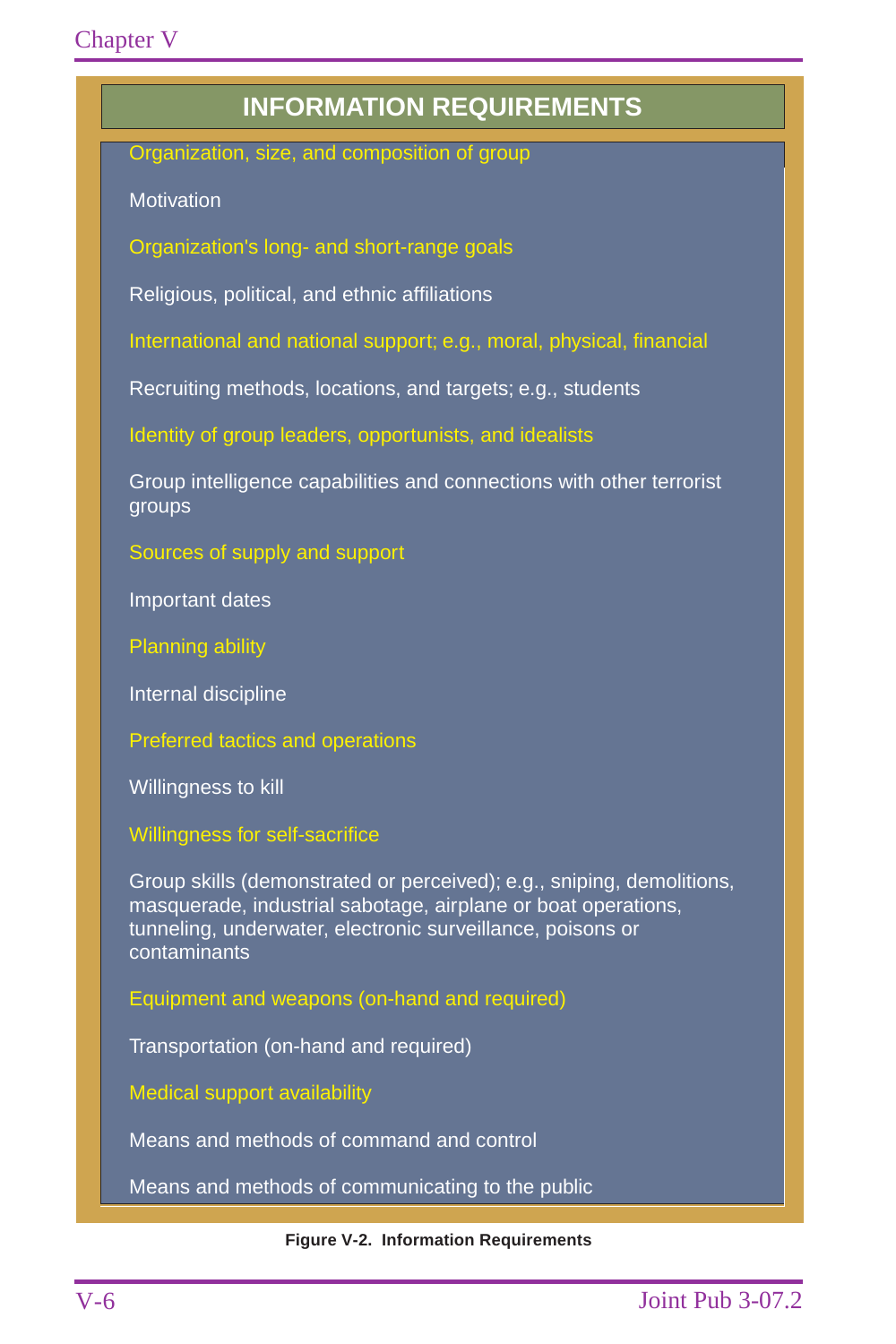## INFORMATION REQUIREMENTS

Organization, size, and composition of group

Motivation

Organization's long- and short-range goals

Religious, political, and ethnic affiliations

International and national support; e.g., moral, physical, financial

Recruiting methods, locations, and targets; e.g., students

Identity of group leaders, opportunists, and idealists

Group intelligence capabilities and connections with other terrorist groups

Sources of supply and support

Important dates

Planning ability

Internal discipline

Preferred tactics and operations

Willingness to kill

Willingness for self-sacrifice

Group skills (demonstrated or perceived); e.g., sniping, demolitions, masquerade, industrial sabotage, airplane or boat operations, tunneling, underwater, electronic surveillance, poisons or contaminants

Equipment and weapons (on-hand and required)

Transportation (on-hand and required)

Medical support availability

Means and methods of command and control

Means and methods of communicating to the public

**Figure V-2. Information Requirements**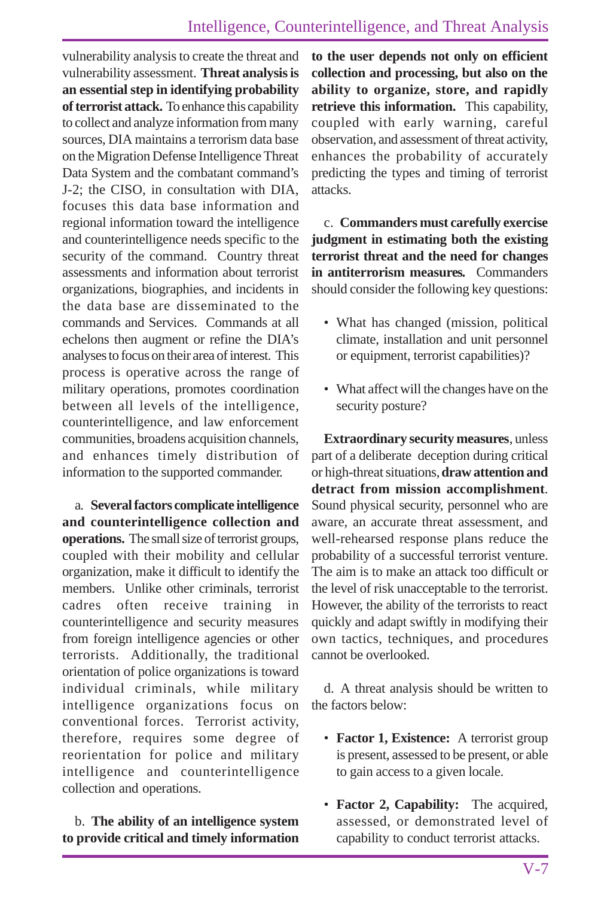vulnerability analysis to create the threat and vulnerability assessment. **Threat analysis is an essential step in identifying probability of terrorist attack.** To enhance this capability to collect and analyze information from many sources, DIA maintains a terrorism data base on the Migration Defense Intelligence Threat Data System and the combatant command's J-2; the CISO, in consultation with DIA, focuses this data base information and regional information toward the intelligence and counterintelligence needs specific to the security of the command. Country threat assessments and information about terrorist organizations, biographies, and incidents in the data base are disseminated to the commands and Services. Commands at all echelons then augment or refine the DIA's analyses to focus on their area of interest. This process is operative across the range of military operations, promotes coordination between all levels of the intelligence, counterintelligence, and law enforcement communities, broadens acquisition channels, and enhances timely distribution of information to the supported commander.

a. **Several factors complicate intelligence and counterintelligence collection and operations.** The small size of terrorist groups, coupled with their mobility and cellular organization, make it difficult to identify the members. Unlike other criminals, terrorist cadres often receive training in counterintelligence and security measures from foreign intelligence agencies or other terrorists. Additionally, the traditional orientation of police organizations is toward individual criminals, while military intelligence organizations focus on conventional forces. Terrorist activity, therefore, requires some degree of reorientation for police and military intelligence and counterintelligence collection and operations.

b. **The ability of an intelligence system to provide critical and timely information to the user depends not only on efficient collection and processing, but also on the ability to organize, store, and rapidly retrieve this information.** This capability, coupled with early warning, careful observation, and assessment of threat activity, enhances the probability of accurately predicting the types and timing of terrorist attacks.

c. **Commanders must carefully exercise judgment in estimating both the existing terrorist threat and the need for changes in antiterrorism measures.** Commanders should consider the following key questions:

- What has changed (mission, political climate, installation and unit personnel or equipment, terrorist capabilities)?
- What affect will the changes have on the security posture?

**Extraordinary security measures**, unless part of a deliberate deception during critical or high-threat situations, **draw attention and detract from mission accomplishment**. Sound physical security, personnel who are aware, an accurate threat assessment, and well-rehearsed response plans reduce the probability of a successful terrorist venture. The aim is to make an attack too difficult or the level of risk unacceptable to the terrorist. However, the ability of the terrorists to react quickly and adapt swiftly in modifying their own tactics, techniques, and procedures cannot be overlooked.

d. A threat analysis should be written to the factors below:

- **Factor 1, Existence:** A terrorist group is present, assessed to be present, or able to gain access to a given locale.
- **Factor 2, Capability:** The acquired, assessed, or demonstrated level of capability to conduct terrorist attacks.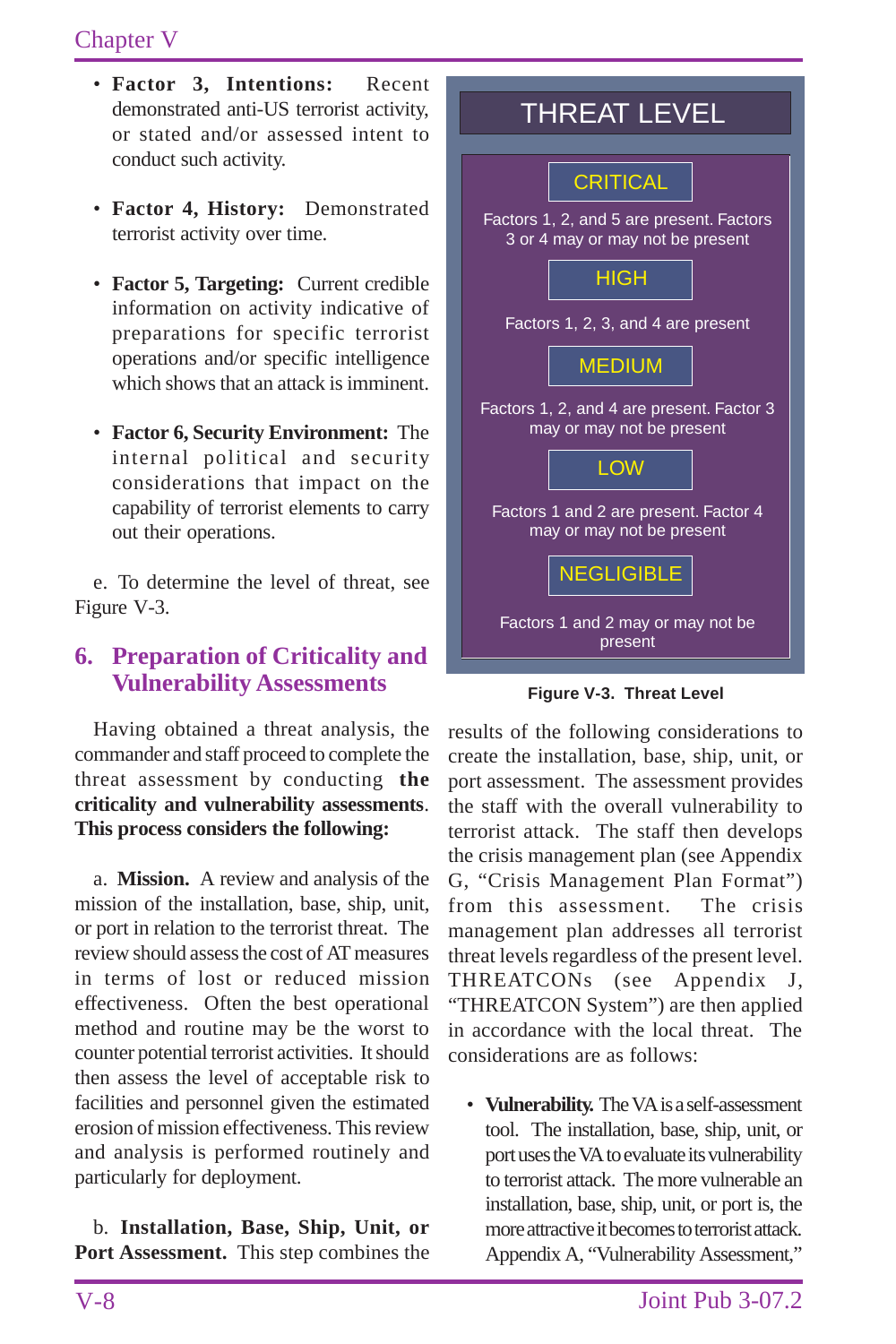- **Factor 3, Intentions:** Recent demonstrated anti-US terrorist activity, or stated and/or assessed intent to conduct such activity.

- **Factor 4, History:** Demonstrated terrorist activity over time.

- **Factor 5, Targeting:** Current credible information on activity indicative of preparations for specific terrorist operations and/or specific intelligence which shows that an attack is imminent.

- **Factor 6, Security Environment:** The internal political and security considerations that impact on the capability of terrorist elements to carry out their operations.

e. To determine the level of threat, see Figure V-3.

**THREAT LEVEL**

**CRITICAL**

Factors 1, 2, and 5 are present. Factors 3 or 4 may or may not be present

**HIGH**

Factors 1, 2, 3, and 4 are present

**MEDIUM**

Factors 1, 2, and 4 are present. Factor 3 may or may not be present

**LOW**

Factors 1 and 2 are present. Factor 4 may or may not be present

**NEGLIGIBLE**

Factors 1 and 2 may or may not be present

**Figure V-3. Threat Level**

## 6. Preparation of Criticality and Vulnerability Assessments

Having obtained a threat analysis, the commander and staff proceed to complete the threat assessment by conducting **the criticality and vulnerability assessments. This process considers the following:**

a. **Mission.** A review and analysis of the mission of the installation, base, ship, unit, or port in relation to the terrorist threat. The review should assess the cost of AT measures in terms of lost or reduced mission effectiveness. Often the best operational method and routine may be the worst to counter potential terrorist activities. It should then assess the level of acceptable risk to facilities and personnel given the estimated erosion of mission effectiveness. This review and analysis is performed routinely and particularly for deployment.

b. **Installation, Base, Ship, Unit, or Port Assessment.** This step combines the results of the following considerations to create the installation, base, ship, unit, or port assessment. The assessment provides the staff with the overall vulnerability to terrorist attack. The staff then develops the crisis management plan (see Appendix G, "Crisis Management Plan Format") from this assessment. The crisis management plan addresses all terrorist threat levels regardless of the present level. THREATCONs (see Appendix J, "THREATCON System") are then applied in accordance with the local threat. The considerations are as follows:

- **Vulnerability.** The VA is a self-assessment tool. The installation, base, ship, unit, or port uses the VA to evaluate its vulnerability to terrorist attack. The more vulnerable an installation, base, ship, unit, or port is, the more attractive it becomes to terrorist attack. Appendix A, "Vulnerability Assessment,"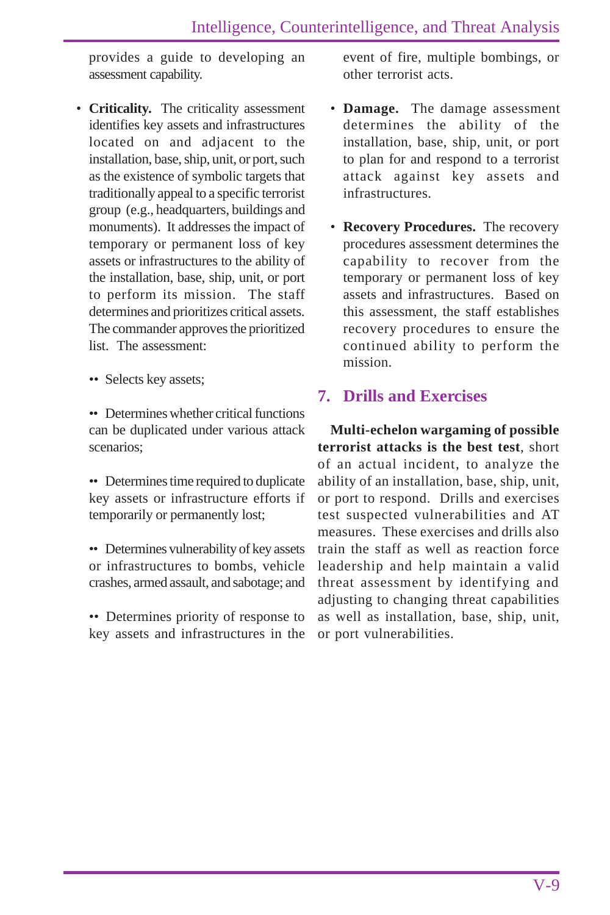provides a guide to developing an assessment capability.

- **Criticality.** The criticality assessment identifies key assets and infrastructures located on and adjacent to the installation, base, ship, unit, or port, such as the existence of symbolic targets that traditionally appeal to a specific terrorist group (e.g., headquarters, buildings and monuments). It addresses the impact of temporary or permanent loss of key assets or infrastructures to the ability of the installation, base, ship, unit, or port to perform its mission. The staff determines and prioritizes critical assets. The commander approves the prioritized list. The assessment:

  - Selects key assets;

  - Determines whether critical functions can be duplicated under various attack scenarios;

  - Determines time required to duplicate key assets or infrastructure efforts if temporarily or permanently lost;

  - Determines vulnerability of key assets or infrastructures to bombs, vehicle crashes, armed assault, and sabotage; and

  - Determines priority of response to key assets and infrastructures in the event of fire, multiple bombings, or other terrorist acts.

- **Damage.** The damage assessment determines the ability of the installation, base, ship, unit, or port to plan for and respond to a terrorist attack against key assets and infrastructures.

- **Recovery Procedures.** The recovery procedures assessment determines the capability to recover from the temporary or permanent loss of key assets and infrastructures. Based on this assessment, the staff establishes recovery procedures to ensure the continued ability to perform the mission.

## 7. Drills and Exercises

**Multi-echelon wargaming of possible terrorist attacks is the best test**, short of an actual incident, to analyze the ability of an installation, base, ship, unit, or port to respond. Drills and exercises test suspected vulnerabilities and AT measures. These exercises and drills also train the staff as well as reaction force leadership and help maintain a valid threat assessment by identifying and adjusting to changing threat capabilities as well as installation, base, ship, unit, or port vulnerabilities.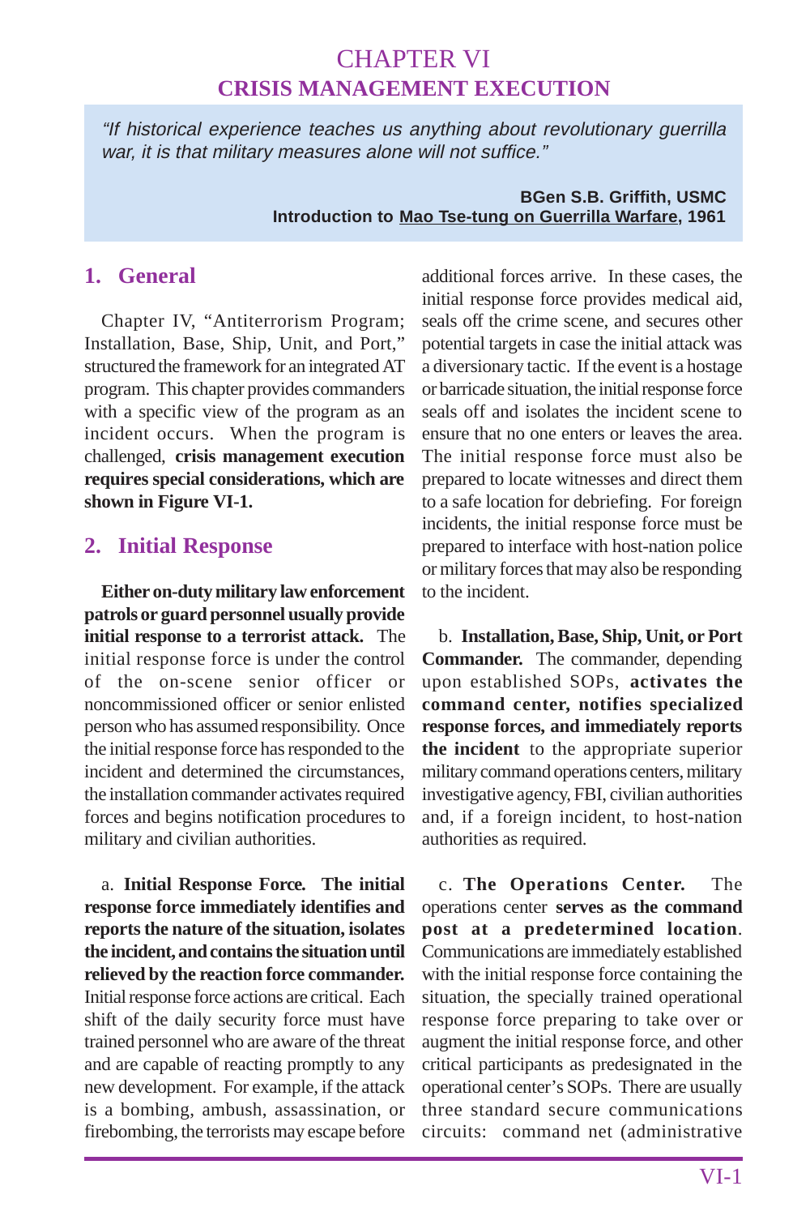# CHAPTER VI
## CRISIS MANAGEMENT EXECUTION

> *"If historical experience teaches us anything about revolutionary guerrilla war, it is that military measures alone will not suffice."*
>
> **BGen S.B. Griffith, USMC**
> **Introduction to Mao Tse-tung on Guerrilla Warfare, 1961**

### 1. General

Chapter IV, "Antiterrorism Program; Installation, Base, Ship, Unit, and Port," structured the framework for an integrated AT program. This chapter provides commanders with a specific view of the program as an incident occurs. When the program is challenged, **crisis management execution requires special considerations, which are shown in Figure VI-1.**

### 2. Initial Response

**Either on-duty military law enforcement patrols or guard personnel usually provide initial response to a terrorist attack.** The initial response force is under the control of the on-scene senior officer or noncommissioned officer or senior enlisted person who has assumed responsibility. Once the initial response force has responded to the incident and determined the circumstances, the installation commander activates required forces and begins notification procedures to military and civilian authorities.

a. **Initial Response Force. The initial response force immediately identifies and reports the nature of the situation, isolates the incident, and contains the situation until relieved by the reaction force commander.** Initial response force actions are critical. Each shift of the daily security force must have trained personnel who are aware of the threat and are capable of reacting promptly to any new development. For example, if the attack is a bombing, ambush, assassination, or firebombing, the terrorists may escape before additional forces arrive. In these cases, the initial response force provides medical aid, seals off the crime scene, and secures other potential targets in case the initial attack was a diversionary tactic. If the event is a hostage or barricade situation, the initial response force seals off and isolates the incident scene to ensure that no one enters or leaves the area. The initial response force must also be prepared to locate witnesses and direct them to a safe location for debriefing. For foreign incidents, the initial response force must be prepared to interface with host-nation police or military forces that may also be responding to the incident.

b. **Installation, Base, Ship, Unit, or Port Commander.** The commander, depending upon established SOPs, **activates the command center, notifies specialized response forces, and immediately reports the incident** to the appropriate superior military command operations centers, military investigative agency, FBI, civilian authorities and, if a foreign incident, to host-nation authorities as required.

c. **The Operations Center.** The operations center **serves as the command post at a predetermined location**. Communications are immediately established with the initial response force containing the situation, the specially trained operational response force preparing to take over or augment the initial response force, and other critical participants as predesignated in the operational center's SOPs. There are usually three standard secure communications circuits: command net (administrative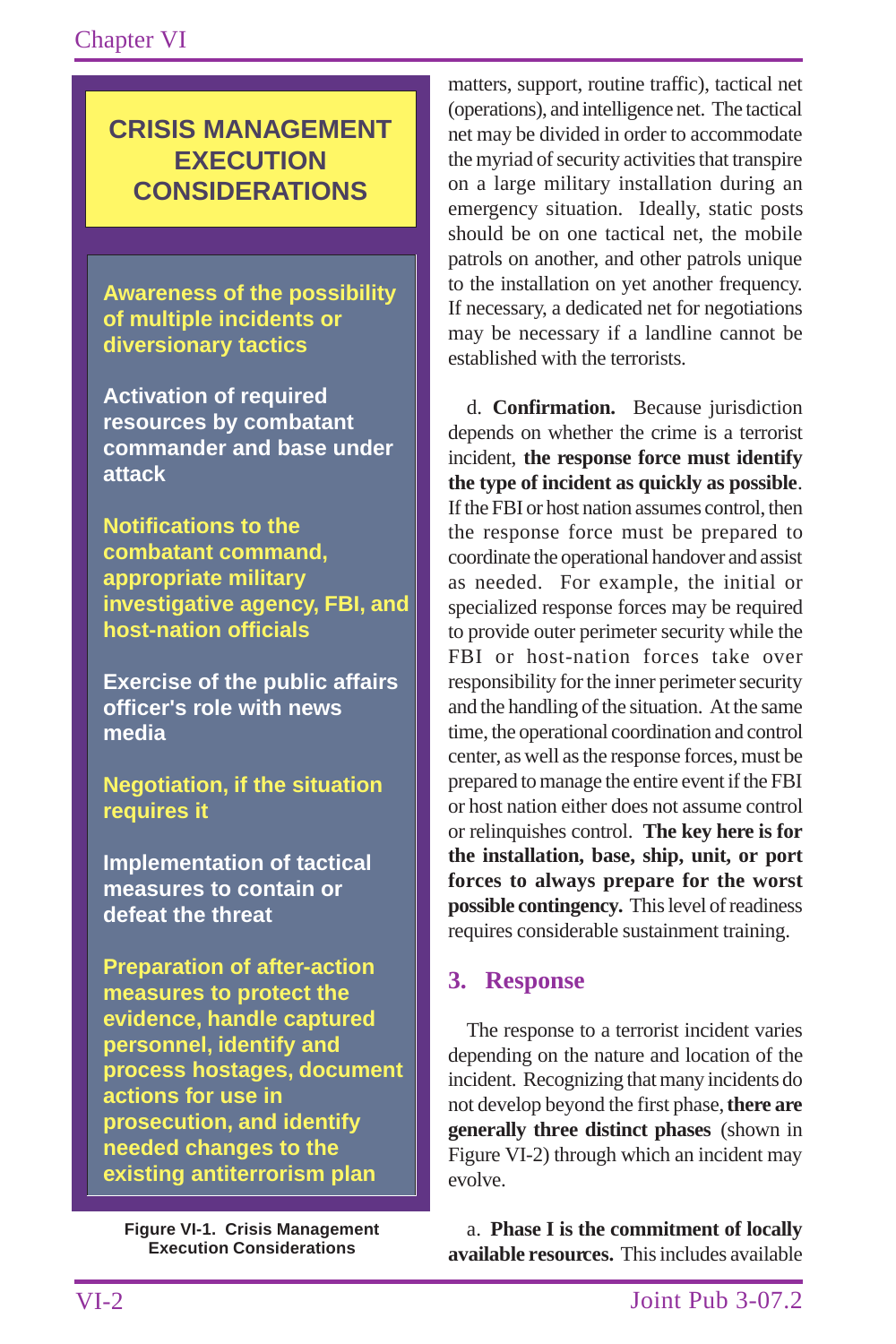**CRISIS MANAGEMENT EXECUTION CONSIDERATIONS**

- Awareness of the possibility of multiple incidents or diversionary tactics
- Activation of required resources by combatant commander and base under attack
- Notifications to the combatant command, appropriate military investigative agency, FBI, and host-nation officials
- Exercise of the public affairs officer's role with news media
- Negotiation, if the situation requires it
- Implementation of tactical measures to contain or defeat the threat
- Preparation of after-action measures to protect the evidence, handle captured personnel, identify and process hostages, document actions for use in prosecution, and identify needed changes to the existing antiterrorism plan

**Figure VI-1. Crisis Management Execution Considerations**

matters, support, routine traffic), tactical net (operations), and intelligence net. The tactical net may be divided in order to accommodate the myriad of security activities that transpire on a large military installation during an emergency situation. Ideally, static posts should be on one tactical net, the mobile patrols on another, and other patrols unique to the installation on yet another frequency. If necessary, a dedicated net for negotiations may be necessary if a landline cannot be established with the terrorists.

d. **Confirmation.** Because jurisdiction depends on whether the crime is a terrorist incident, **the response force must identify the type of incident as quickly as possible**. If the FBI or host nation assumes control, then the response force must be prepared to coordinate the operational handover and assist as needed. For example, the initial or specialized response forces may be required to provide outer perimeter security while the FBI or host-nation forces take over responsibility for the inner perimeter security and the handling of the situation. At the same time, the operational coordination and control center, as well as the response forces, must be prepared to manage the entire event if the FBI or host nation either does not assume control or relinquishes control. **The key here is for the installation, base, ship, unit, or port forces to always prepare for the worst possible contingency.** This level of readiness requires considerable sustainment training.

## 3. Response

The response to a terrorist incident varies depending on the nature and location of the incident. Recognizing that many incidents do not develop beyond the first phase, **there are generally three distinct phases** (shown in Figure VI-2) through which an incident may evolve.

a. **Phase I is the commitment of locally available resources.** This includes available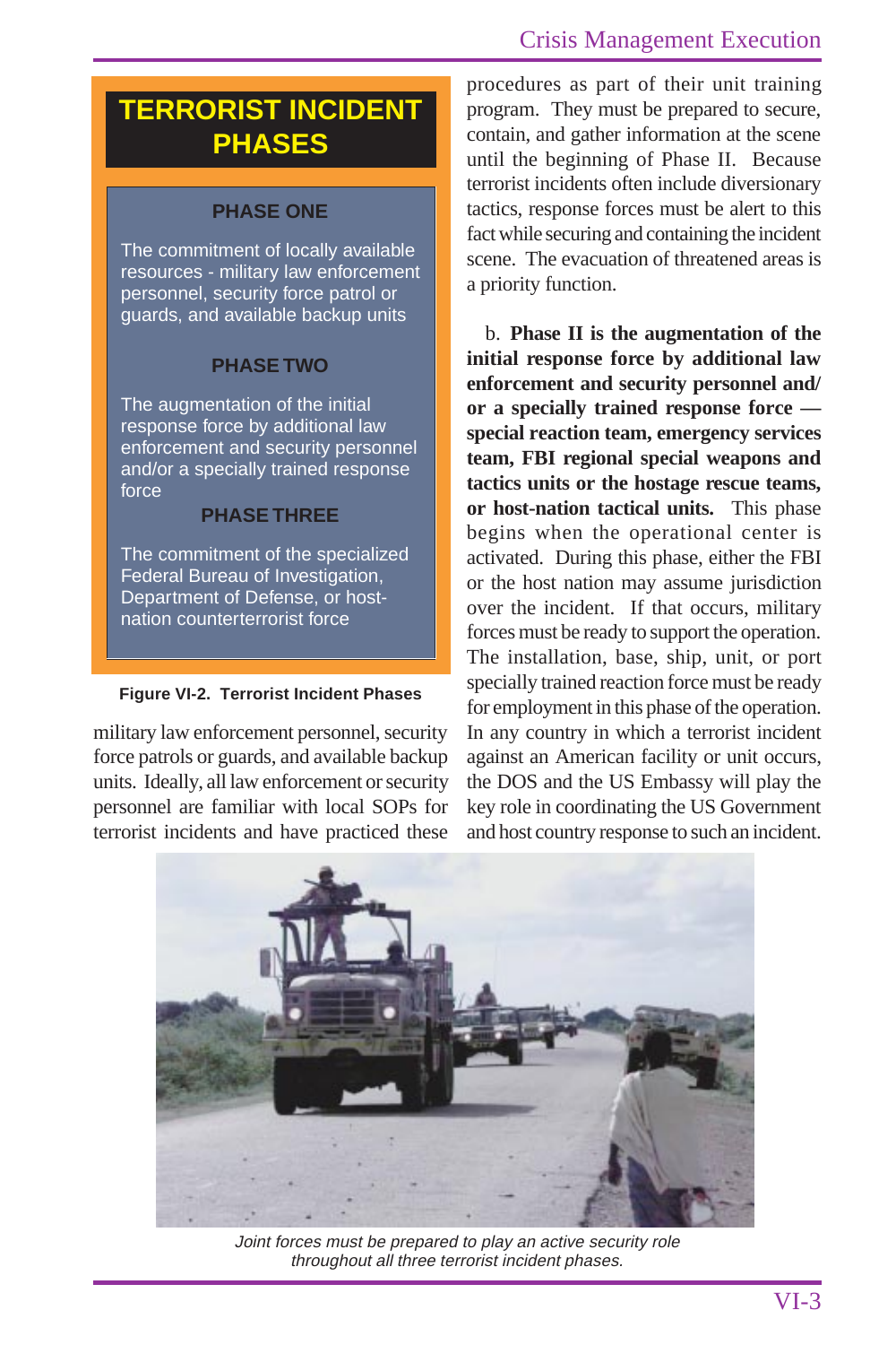## TERRORIST INCIDENT PHASES

**PHASE ONE**

The commitment of locally available resources - military law enforcement personnel, security force patrol or guards, and available backup units

**PHASE TWO**

The augmentation of the initial response force by additional law enforcement and security personnel and/or a specially trained response force

**PHASE THREE**

The commitment of the specialized Federal Bureau of Investigation, Department of Defense, or host-nation counterterrorist force

**Figure VI-2. Terrorist Incident Phases**

military law enforcement personnel, security force patrols or guards, and available backup units. Ideally, all law enforcement or security personnel are familiar with local SOPs for terrorist incidents and have practiced these procedures as part of their unit training program. They must be prepared to secure, contain, and gather information at the scene until the beginning of Phase II. Because terrorist incidents often include diversionary tactics, response forces must be alert to this fact while securing and containing the incident scene. The evacuation of threatened areas is a priority function.

b. **Phase II is the augmentation of the initial response force by additional law enforcement and security personnel and/ or a specially trained response force — special reaction team, emergency services team, FBI regional special weapons and tactics units or the hostage rescue teams, or host-nation tactical units.** This phase begins when the operational center is activated. During this phase, either the FBI or the host nation may assume jurisdiction over the incident. If that occurs, military forces must be ready to support the operation. The installation, base, unit, or port specially trained reaction force must be ready for employment in this phase of the operation. In any country in which a terrorist incident against an American facility or unit occurs, the DOS and the US Embassy will play the key role in coordinating the US Government and host country response to such an incident.

*Joint forces must be prepared to play an active security role throughout all three terrorist incident phases.*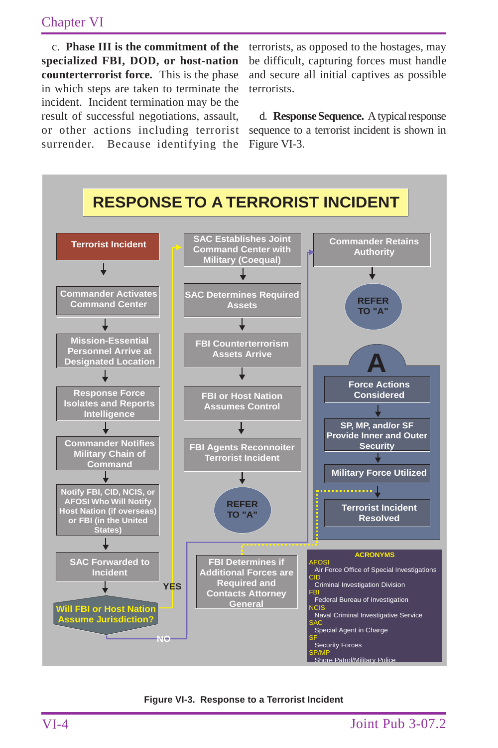c. **Phase III is the commitment of the specialized FBI, DOD, or host-nation counterterrorist force.** This is the phase in which steps are taken to terminate the incident. Incident termination may be the result of successful negotiations, assault, or other actions including terrorist surrender. Because identifying the terrorists, as opposed to the hostages, may be difficult, capturing forces must handle and secure all initial captives as possible terrorists.

d. **Response Sequence.** A typical response sequence to a terrorist incident is shown in Figure VI-3.

**RESPONSE TO A TERRORIST INCIDENT**

- Terrorist Incident
- Commander Activates Command Center
- Mission-Essential Personnel Arrive at Designated Location
- Response Force Isolates and Reports Intelligence
- Commander Notifies Military Chain of Command
- Notify FBI, CID, NCIS, or AFOSI Who Will Notify Host Nation (if overseas) or FBI (in the United States)
- SAC Forwarded to Incident
- Will FBI or Host Nation Assume Jurisdiction?
  - YES:
    - SAC Establishes Joint Command Center with Military (Coequal)
    - SAC Determines Required Assets
    - FBI Counterterrorism Assets Arrive
    - FBI or Host Nation Assumes Control
    - FBI Agents Reconnoiter Terrorist Incident
    - REFER TO "A"
    - FBI Determines if Additional Forces are Required and Contacts Attorney General
  - NO:
    - Commander Retains Authority
    - REFER TO "A"

**A**
- Force Actions Considered
- SP, MP, and/or SF Provide Inner and Outer Security
- Military Force Utilized
- Terrorist Incident Resolved

**ACRONYMS**

- AFOSI — Air Force Office of Special Investigations
- CID — Criminal Investigation Division
- FBI — Federal Bureau of Investigation
- NCIS — Naval Criminal Investigative Service
- SAC — Special Agent in Charge
- SF — Security Forces
- SP/MP — Shore Patrol/Military Police

Figure VI-3. Response to a Terrorist Incident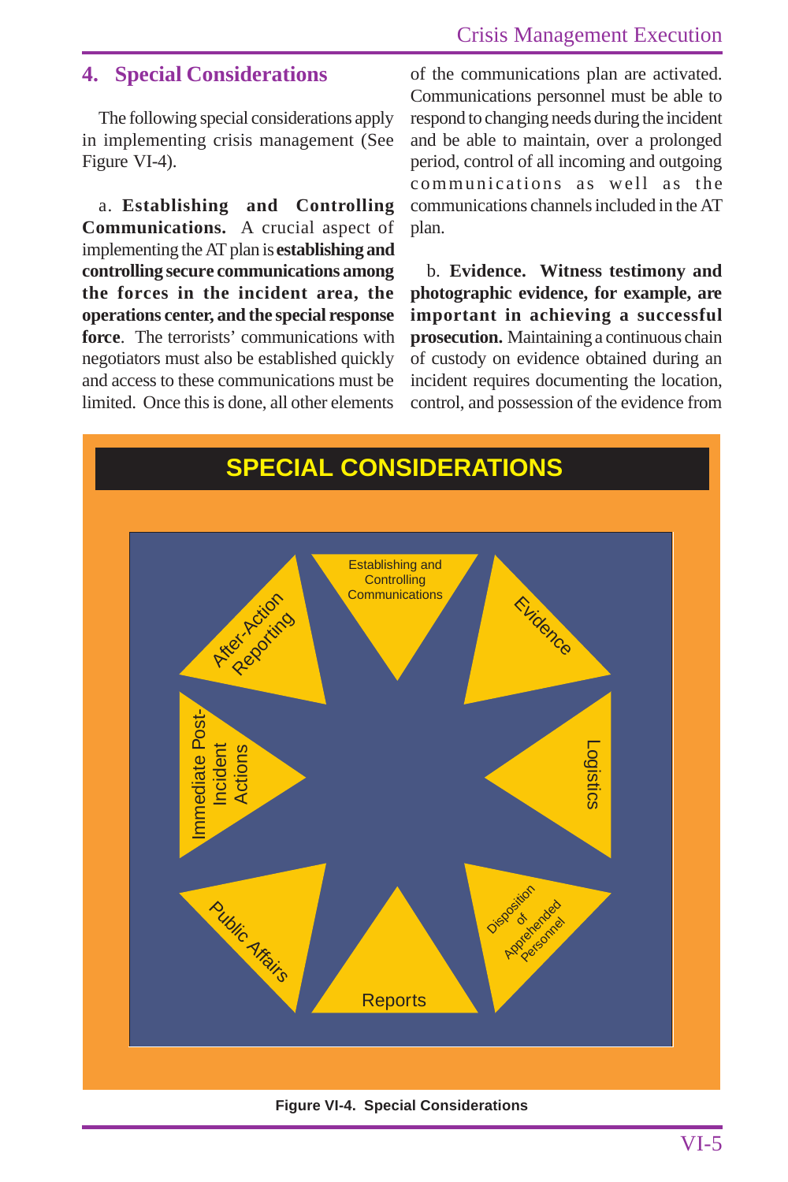## 4. Special Considerations

The following special considerations apply in implementing crisis management (See Figure VI-4).

a. **Establishing and Controlling Communications.** A crucial aspect of implementing the AT plan is **establishing and controlling secure communications among the forces in the incident area, the operations center, and the special response force**. The terrorists' communications with negotiators must also be established quickly and access to these communications must be limited. Once this is done, all other elements of the communications plan are activated. Communications personnel must be able to respond to changing needs during the incident and be able to maintain, over a prolonged period, control of all incoming and outgoing communications as well as the communications channels included in the AT plan.

b. **Evidence. Witness testimony and photographic evidence, for example, are important in achieving a successful prosecution.** Maintaining a continuous chain of custody on evidence obtained during an incident requires documenting the location, control, and possession of the evidence from

**SPECIAL CONSIDERATIONS**

- Establishing and Controlling Communications
- Evidence
- Logistics
- Disposition of Apprehended Personnel
- Reports
- Public Affairs
- Immediate Post-Incident Actions
- After-Action Reporting

**Figure VI-4. Special Considerations**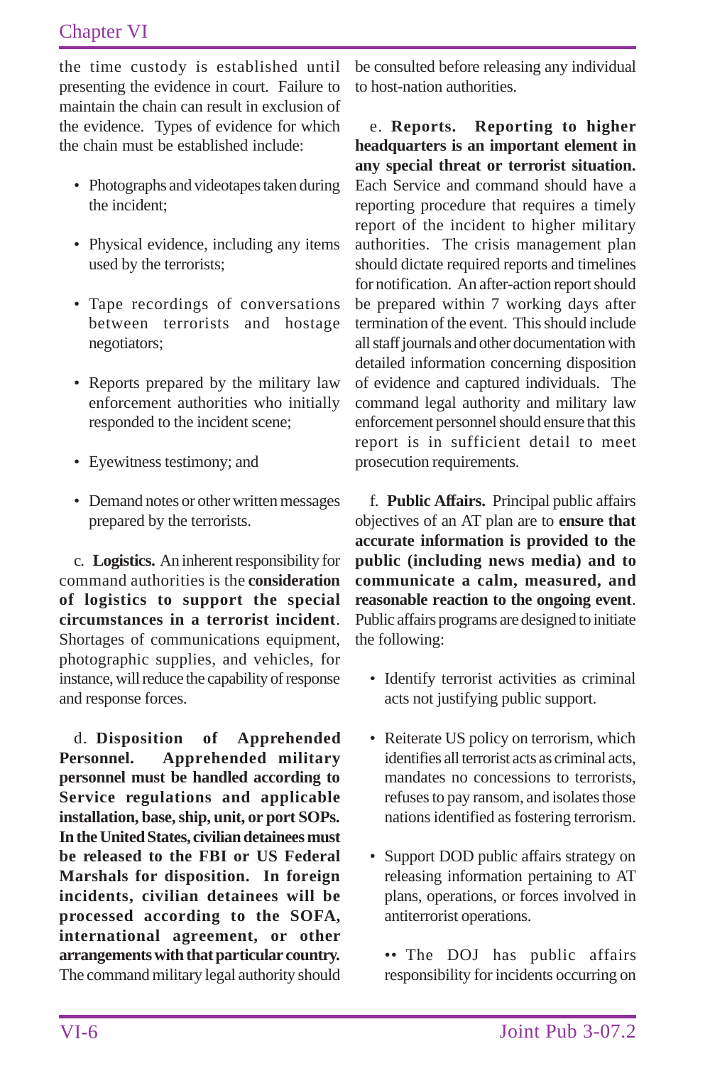the time custody is established until presenting the evidence in court. Failure to maintain the chain can result in exclusion of the evidence. Types of evidence for which the chain must be established include:

- Photographs and videotapes taken during the incident;
- Physical evidence, including any items used by the terrorists;
- Tape recordings of conversations between terrorists and hostage negotiators;
- Reports prepared by the military law enforcement authorities who initially responded to the incident scene;
- Eyewitness testimony; and
- Demand notes or other written messages prepared by the terrorists.

c. **Logistics.** An inherent responsibility for command authorities is the **consideration of logistics to support the special circumstances in a terrorist incident**. Shortages of communications equipment, photographic supplies, and vehicles, for instance, will reduce the capability of response and response forces.

d. **Disposition of Apprehended Personnel. Apprehended military personnel must be handled according to Service regulations and applicable installation, base, ship, unit, or port SOPs. In the United States, civilian detainees must be released to the FBI or US Federal Marshals for disposition. In foreign incidents, civilian detainees will be processed according to the SOFA, international agreement, or other arrangements with that particular country.** The command military legal authority should be consulted before releasing any individual to host-nation authorities.

e. **Reports. Reporting to higher headquarters is an important element in any special threat or terrorist situation.** Each Service and command should have a reporting procedure that requires a timely report of the incident to higher military authorities. The crisis management plan should dictate required reports and timelines for notification. An after-action report should be prepared within 7 working days after termination of the event. This should include all staff journals and other documentation with detailed information concerning disposition of evidence and captured individuals. The command legal authority and military law enforcement personnel should ensure that this report is in sufficient detail to meet prosecution requirements.

f. **Public Affairs.** Principal public affairs objectives of an AT plan are to **ensure that accurate information is provided to the public (including news media) and to communicate a calm, measured, and reasonable reaction to the ongoing event**. Public affairs programs are designed to initiate the following:

- Identify terrorist activities as criminal acts not justifying public support.
- Reiterate US policy on terrorism, which identifies all terrorist acts as criminal acts, mandates no concessions to terrorists, refuses to pay ransom, and isolates those nations identified as fostering terrorism.
- Support DOD public affairs strategy on releasing information pertaining to AT plans, operations, or forces involved in antiterrorist operations.

•• The DOJ has public affairs responsibility for incidents occurring on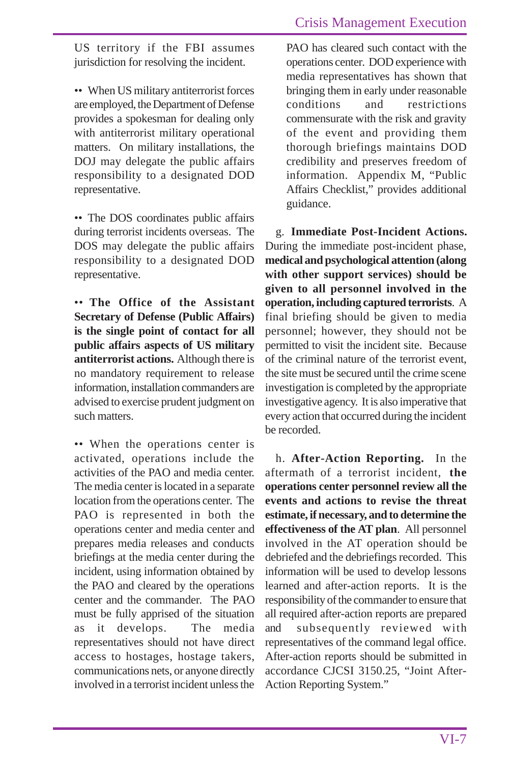US territory if the FBI assumes jurisdiction for resolving the incident.

•• When US military antiterrorist forces are employed, the Department of Defense provides a spokesman for dealing only with antiterrorist military operational matters. On military installations, the DOJ may delegate the public affairs responsibility to a designated DOD representative.

•• The DOS coordinates public affairs during terrorist incidents overseas. The DOS may delegate the public affairs responsibility to a designated DOD representative.

•• **The Office of the Assistant Secretary of Defense (Public Affairs) is the single point of contact for all public affairs aspects of US military antiterrorist actions.** Although there is no mandatory requirement to release information, installation commanders are advised to exercise prudent judgment on such matters.

•• When the operations center is activated, operations include the activities of the PAO and media center. The media center is located in a separate location from the operations center. The PAO is represented in both the operations center and media center and prepares media releases and conducts briefings at the media center during the incident, using information obtained by the PAO and cleared by the operations center and the commander. The PAO must be fully apprised of the situation as it develops. The media representatives should not have direct access to hostages, hostage takers, communications nets, or anyone directly involved in a terrorist incident unless the PAO has cleared such contact with the operations center. DOD experience with media representatives has shown that bringing them in early under reasonable conditions and restrictions commensurate with the risk and gravity of the event and providing them thorough briefings maintains DOD credibility and preserves freedom of information. Appendix M, "Public Affairs Checklist," provides additional guidance.

g. **Immediate Post-Incident Actions.** During the immediate post-incident phase, **medical and psychological attention (along with other support services) should be given to all personnel involved in the operation, including captured terrorists**. A final briefing should be given to media personnel; however, they should not be permitted to visit the incident site. Because of the criminal nature of the terrorist event, the site must be secured until the crime scene investigation is completed by the appropriate investigative agency. It is also imperative that every action that occurred during the incident be recorded.

h. **After-Action Reporting.** In the aftermath of a terrorist incident, **the operations center personnel review all the events and actions to revise the threat estimate, if necessary, and to determine the effectiveness of the AT plan**. All personnel involved in the AT operation should be debriefed and the debriefings recorded. This information will be used to develop lessons learned and after-action reports. It is the responsibility of the commander to ensure that all required after-action reports are prepared and subsequently reviewed with representatives of the command legal office. After-action reports should be submitted in accordance CJCSI 3150.25, "Joint After-Action Reporting System."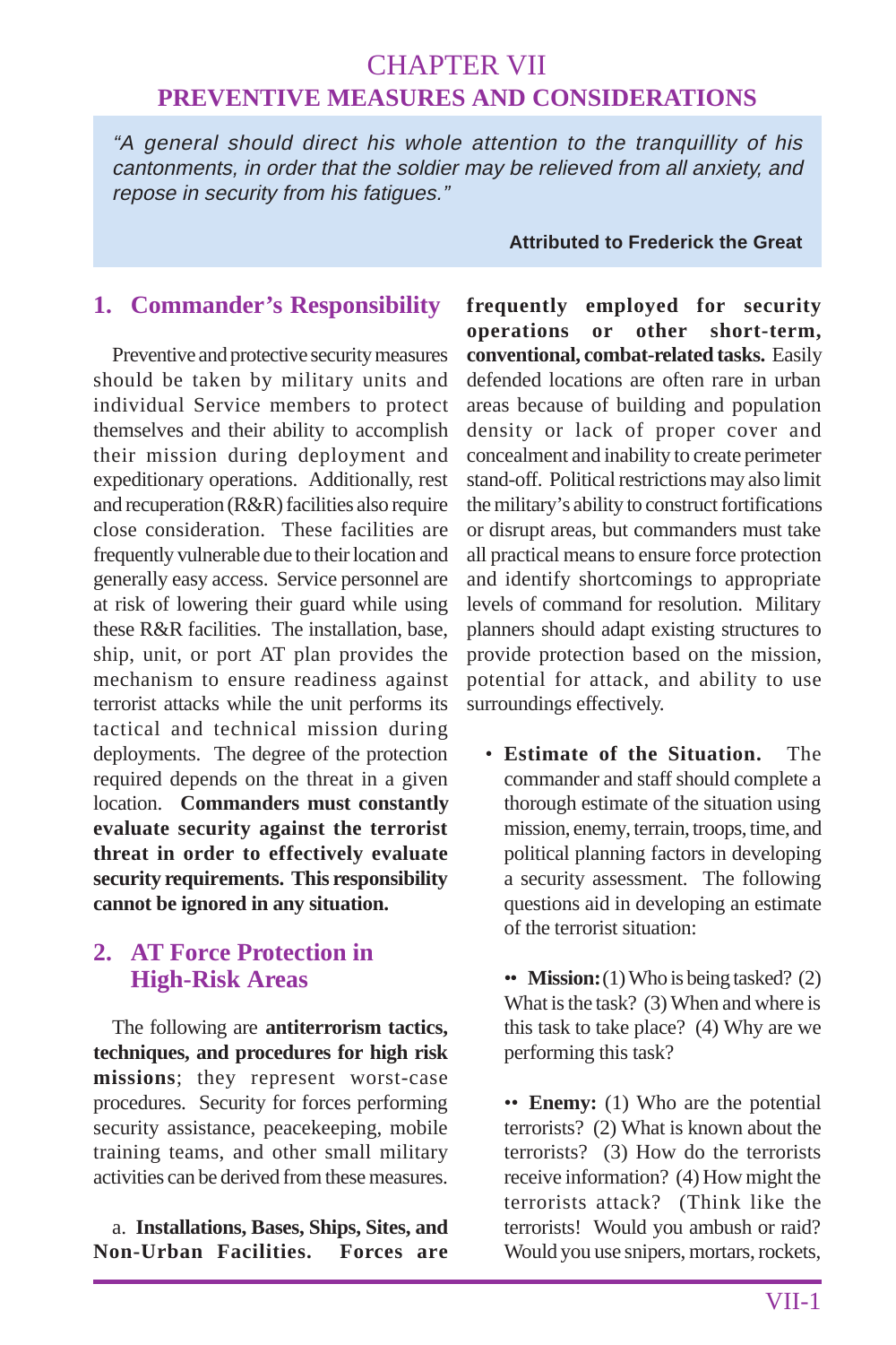# CHAPTER VII
## PREVENTIVE MEASURES AND CONSIDERATIONS

> *"A general should direct his whole attention to the tranquillity of his cantonments, in order that the soldier may be relieved from all anxiety, and repose in security from his fatigues."*
>
> **Attributed to Frederick the Great**

### 1. Commander's Responsibility

Preventive and protective security measures should be taken by military units and individual Service members to protect themselves and their ability to accomplish their mission during deployment and expeditionary operations. Additionally, rest and recuperation (R&R) facilities also require close consideration. These facilities are frequently vulnerable due to their location and generally easy access. Service personnel are at risk of lowering their guard while using these R&R facilities. The installation, base, ship, unit, or port AT plan provides the mechanism to ensure readiness against terrorist attacks while the unit performs its tactical and technical mission during deployments. The degree of the protection required depends on the threat in a given location. **Commanders must constantly evaluate security against the terrorist threat in order to effectively evaluate security requirements. This responsibility cannot be ignored in any situation.**

### 2. AT Force Protection in High-Risk Areas

The following are **antiterrorism tactics, techniques, and procedures for high risk missions**; they represent worst-case procedures. Security for forces performing security assistance, peacekeeping, mobile training teams, and other small military activities can be derived from these measures.

a. **Installations, Bases, Ships, Sites, and Non-Urban Facilities. Forces are frequently employed for security operations or other short-term, conventional, combat-related tasks.** Easily defended locations are often rare in urban areas because of building and population density or lack of proper cover and concealment and inability to create perimeter stand-off. Political restrictions may also limit the military's ability to construct fortifications or disrupt areas, but commanders must take all practical means to ensure force protection and identify shortcomings to appropriate levels of command for resolution. Military planners should adapt existing structures to provide protection based on the mission, potential for attack, and ability to use surroundings effectively.

- **Estimate of the Situation.** The commander and staff should complete a thorough estimate of the situation using mission, enemy, terrain, troops, time, and political planning factors in developing a security assessment. The following questions aid in developing an estimate of the terrorist situation:

  - **Mission:** (1) Who is being tasked? (2) What is the task? (3) When and where is this task to take place? (4) Why are we performing this task?

  - **Enemy:** (1) Who are the potential terrorists? (2) What is known about the terrorists? (3) How do the terrorists receive information? (4) How might the terrorists attack? (Think like the terrorists! Would you ambush or raid? Would you use snipers, mortars, rockets,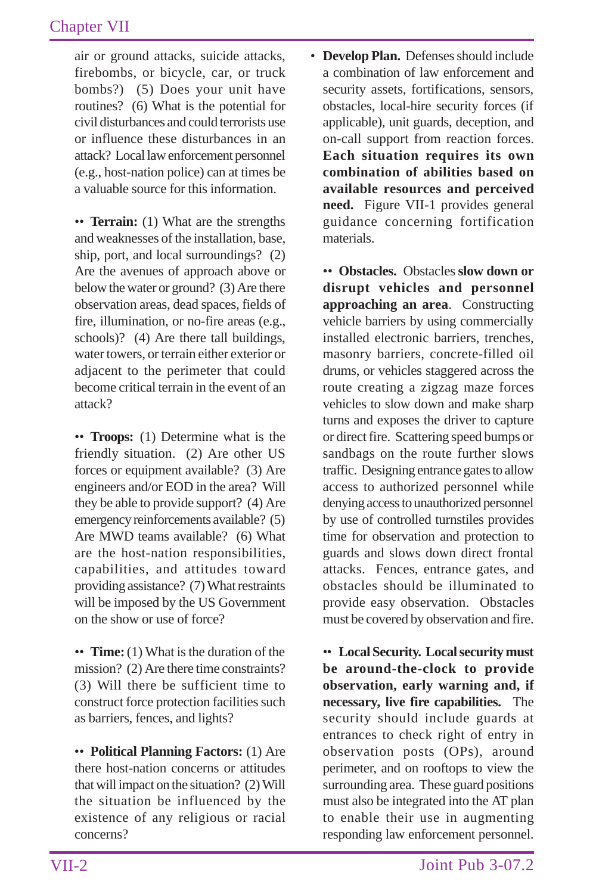air or ground attacks, suicide attacks, firebombs, or bicycle, car, or truck bombs?) (5) Does your unit have routines? (6) What is the potential for civil disturbances and could terrorists use or influence these disturbances in an attack? Local law enforcement personnel (e.g., host-nation police) can at times be a valuable source for this information.

•• **Terrain:** (1) What are the strengths and weaknesses of the installation, base, ship, port, and local surroundings? (2) Are the avenues of approach above or below the water or ground? (3) Are there observation areas, dead spaces, fields of fire, illumination, or no-fire areas (e.g., schools)? (4) Are there tall buildings, water towers, or terrain either exterior or adjacent to the perimeter that could become critical terrain in the event of an attack?

•• **Troops:** (1) Determine what is the friendly situation. (2) Are other US forces or equipment available? (3) Are engineers and/or EOD in the area? Will they be able to provide support? (4) Are emergency reinforcements available? (5) Are MWD teams available? (6) What are the host-nation responsibilities, capabilities, and attitudes toward providing assistance? (7) What restraints will be imposed by the US Government on the show or use of force?

•• **Time:** (1) What is the duration of the mission? (2) Are there time constraints? (3) Will there be sufficient time to construct force protection facilities such as barriers, fences, and lights?

•• **Political Planning Factors:** (1) Are there host-nation concerns or attitudes that will impact on the situation? (2) Will the situation be influenced by the existence of any religious or racial concerns?

• **Develop Plan.** Defenses should include a combination of law enforcement and security assets, fortifications, sensors, obstacles, local-hire security forces (if applicable), unit guards, deception, and on-call support from reaction forces. **Each situation requires its own combination of abilities based on available resources and perceived need.** Figure VII-1 provides general guidance concerning fortification materials.

•• **Obstacles.** Obstacles **slow down or disrupt vehicles and personnel approaching an area**. Constructing vehicle barriers by using commercially installed electronic barriers, trenches, masonry barriers, concrete-filled oil drums, or vehicles staggered across the route creating a zigzag maze forces vehicles to slow down and make sharp turns and exposes the driver to capture or direct fire. Scattering speed bumps or sandbags on the route further slows traffic. Designing entrance gates to allow access to authorized personnel while denying access to unauthorized personnel by use of controlled turnstiles provides time for observation and protection to guards and slows down direct frontal attacks. Fences, entrance gates, and obstacles should be illuminated to provide easy observation. Obstacles must be covered by observation and fire.

•• **Local Security. Local security must be around-the-clock to provide observation, early warning and, if necessary, live fire capabilities.** The security should include guards at entrances to check right of entry in observation posts (OPs), around perimeter, and on rooftops to view the surrounding area. These guard positions must also be integrated into the AT plan to enable their use in augmenting responding law enforcement personnel.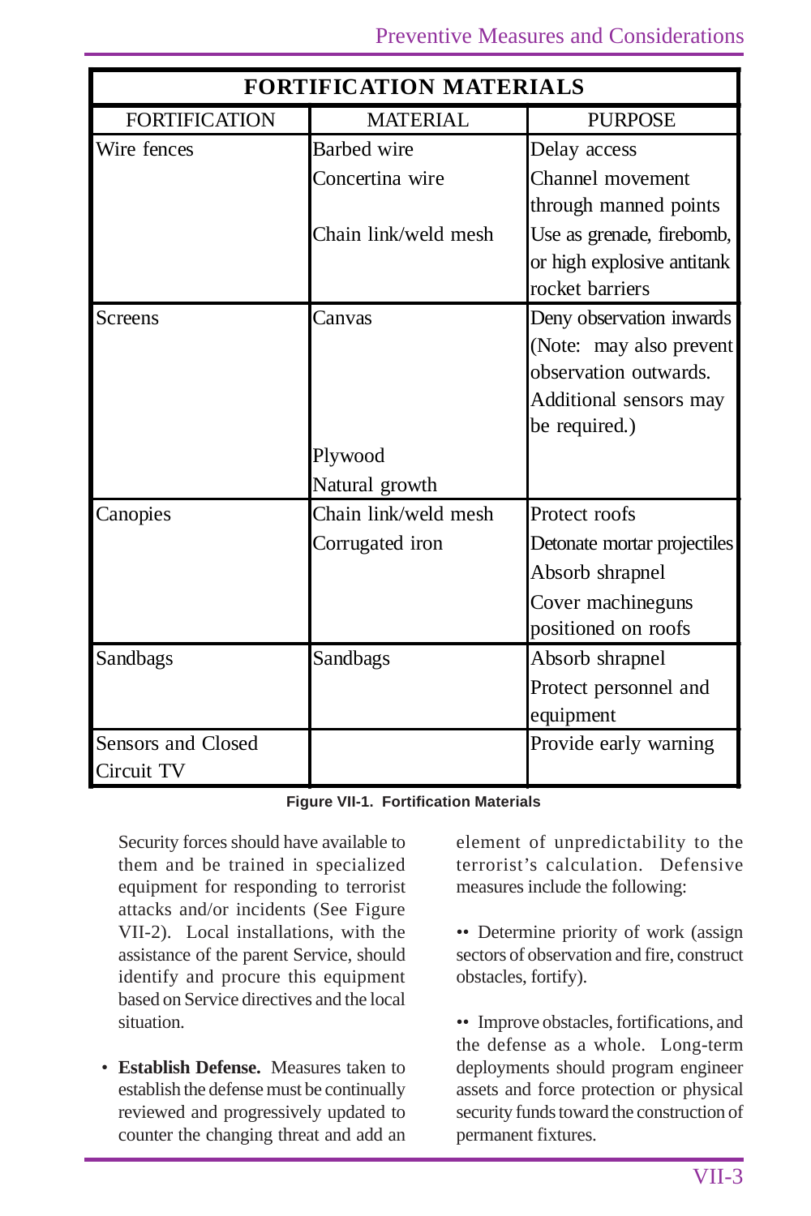| FORTIFICATION MATERIALS | | |
|---|---|---|
| FORTIFICATION | MATERIAL | PURPOSE |
| Wire fences | Barbed wire<br>Concertina wire<br><br>Chain link/weld mesh | Delay access<br>Channel movement through manned points<br>Use as grenade, firebomb, or high explosive antitank rocket barriers |
| Screens | Canvas<br><br><br><br><br>Plywood<br>Natural growth | Deny observation inwards (Note: may also prevent observation outwards. Additional sensors may be required.) |
| Canopies | Chain link/weld mesh<br>Corrugated iron | Protect roofs<br>Detonate mortar projectiles<br>Absorb shrapnel<br>Cover machineguns positioned on roofs |
| Sandbags | Sandbags | Absorb shrapnel<br>Protect personnel and equipment |
| Sensors and Closed Circuit TV | | Provide early warning |

**Figure VII-1. Fortification Materials**

Security forces should have available to them and be trained in specialized equipment for responding to terrorist attacks and/or incidents (See Figure VII-2). Local installations, with the assistance of the parent Service, should identify and procure this equipment based on Service directives and the local situation.

- **Establish Defense.** Measures taken to establish the defense must be continually reviewed and progressively updated to counter the changing threat and add an element of unpredictability to the terrorist's calculation. Defensive measures include the following:

  - Determine priority of work (assign sectors of observation and fire, construct obstacles, fortify).

  - Improve obstacles, fortifications, and the defense as a whole. Long-term deployments should program engineer assets and force protection or physical security funds toward the construction of permanent fixtures.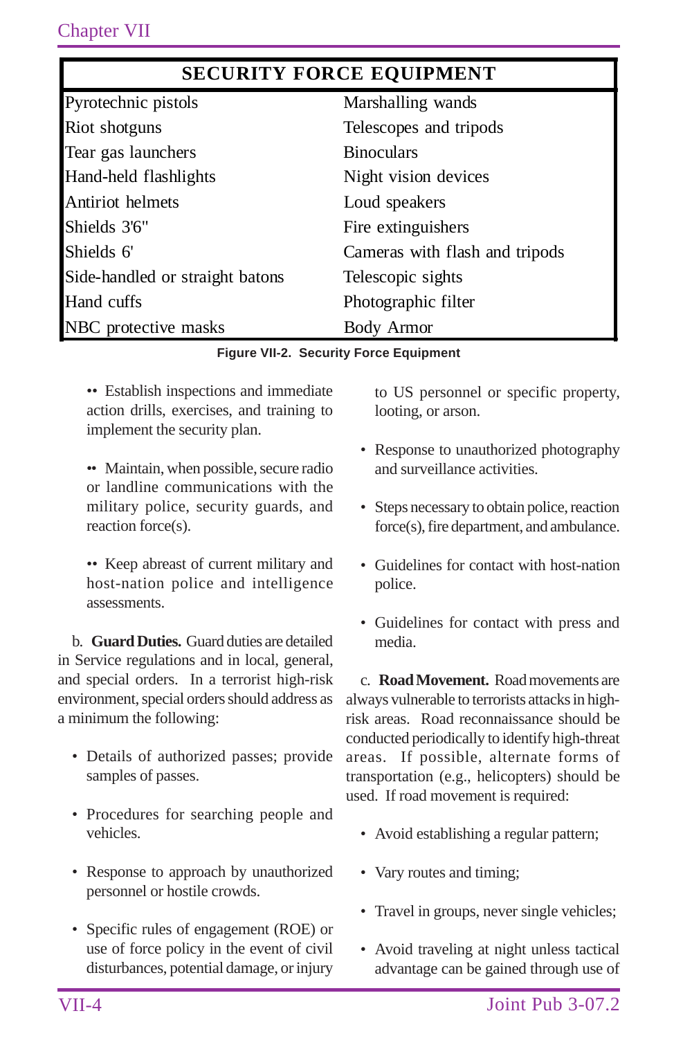| SECURITY FORCE EQUIPMENT | |
|---|---|
| Pyrotechnic pistols | Marshalling wands |
| Riot shotguns | Telescopes and tripods |
| Tear gas launchers | Binoculars |
| Hand-held flashlights | Night vision devices |
| Antiriot helmets | Loud speakers |
| Shields 3'6" | Fire extinguishers |
| Shields 6' | Cameras with flash and tripods |
| Side-handled or straight batons | Telescopic sights |
| Hand cuffs | Photographic filter |
| NBC protective masks | Body Armor |

**Figure VII-2. Security Force Equipment**

•• Establish inspections and immediate action drills, exercises, and training to implement the security plan.

•• Maintain, when possible, secure radio or landline communications with the military police, security guards, and reaction force(s).

•• Keep abreast of current military and host-nation police and intelligence assessments.

b. **Guard Duties.** Guard duties are detailed in Service regulations and in local, general, and special orders. In a terrorist high-risk environment, special orders should address as a minimum the following:

- Details of authorized passes; provide samples of passes.
- Procedures for searching people and vehicles.
- Response to approach by unauthorized personnel or hostile crowds.
- Specific rules of engagement (ROE) or use of force policy in the event of civil disturbances, potential damage, or injury to US personnel or specific property, looting, or arson.
- Response to unauthorized photography and surveillance activities.
- Steps necessary to obtain police, reaction force(s), fire department, and ambulance.
- Guidelines for contact with host-nation police.
- Guidelines for contact with press and media.

c. **Road Movement.** Road movements are always vulnerable to terrorists attacks in high-risk areas. Road reconnaissance should be conducted periodically to identify high-threat areas. If possible, alternate forms of transportation (e.g., helicopters) should be used. If road movement is required:

- Avoid establishing a regular pattern;
- Vary routes and timing;
- Travel in groups, never single vehicles;
- Avoid traveling at night unless tactical advantage can be gained through use of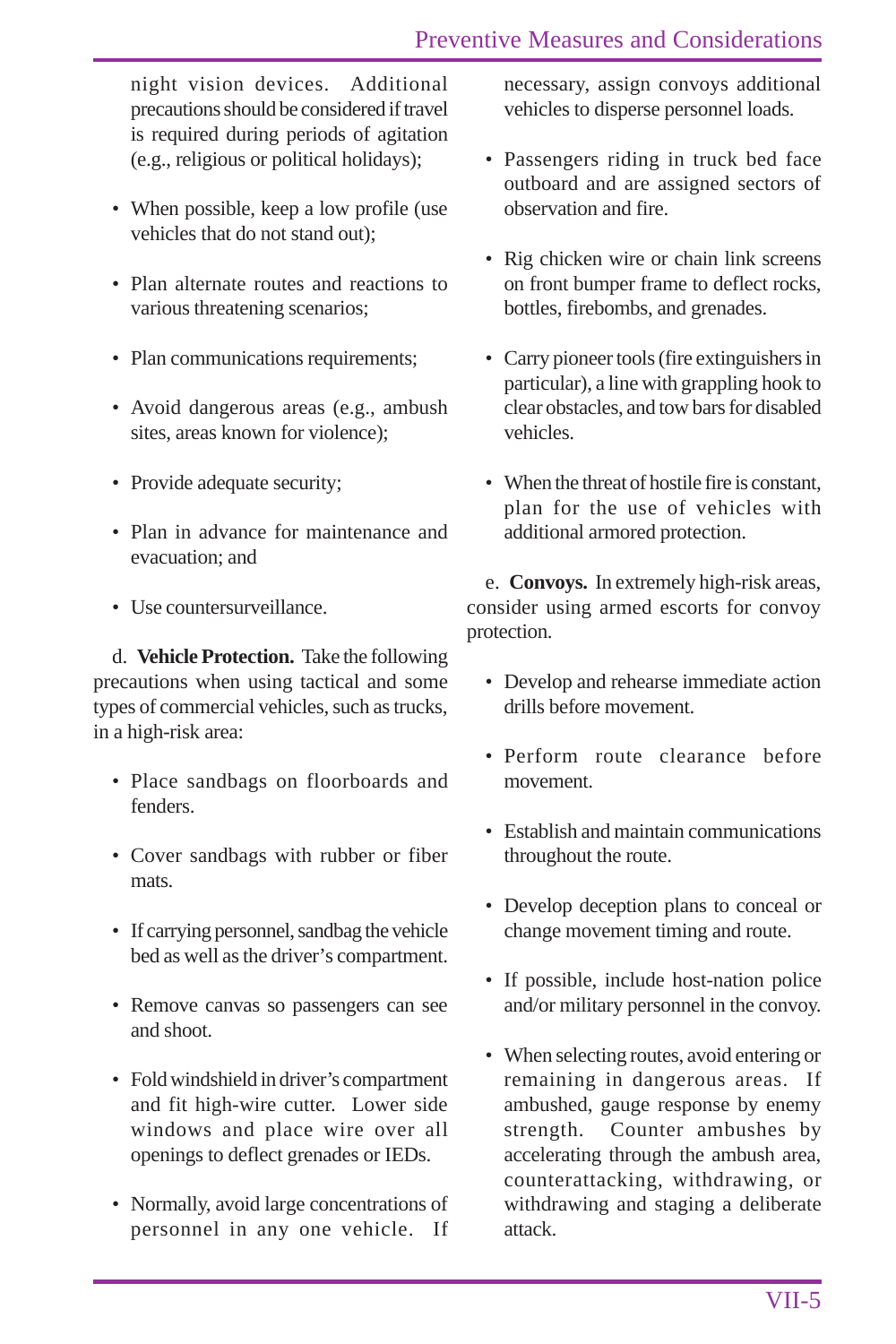night vision devices. Additional precautions should be considered if travel is required during periods of agitation (e.g., religious or political holidays);

- When possible, keep a low profile (use vehicles that do not stand out);
- Plan alternate routes and reactions to various threatening scenarios;
- Plan communications requirements;
- Avoid dangerous areas (e.g., ambush sites, areas known for violence);
- Provide adequate security;
- Plan in advance for maintenance and evacuation; and
- Use countersurveillance.

d. **Vehicle Protection.** Take the following precautions when using tactical and some types of commercial vehicles, such as trucks, in a high-risk area:

- Place sandbags on floorboards and fenders.
- Cover sandbags with rubber or fiber mats.
- If carrying personnel, sandbag the vehicle bed as well as the driver's compartment.
- Remove canvas so passengers can see and shoot.
- Fold windshield in driver's compartment and fit high-wire cutter. Lower side windows and place wire over all openings to deflect grenades or IEDs.
- Normally, avoid large concentrations of personnel in any one vehicle. If necessary, assign convoys additional vehicles to disperse personnel loads.
- Passengers riding in truck bed face outboard and are assigned sectors of observation and fire.
- Rig chicken wire or chain link screens on front bumper frame to deflect rocks, bottles, firebombs, and grenades.
- Carry pioneer tools (fire extinguishers in particular), a line with grappling hook to clear obstacles, and tow bars for disabled vehicles.
- When the threat of hostile fire is constant, plan for the use of vehicles with additional armored protection.

e. **Convoys.** In extremely high-risk areas, consider using armed escorts for convoy protection.

- Develop and rehearse immediate action drills before movement.
- Perform route clearance before movement.
- Establish and maintain communications throughout the route.
- Develop deception plans to conceal or change movement timing and route.
- If possible, include host-nation police and/or military personnel in the convoy.
- When selecting routes, avoid entering or remaining in dangerous areas. If ambushed, gauge response by enemy strength. Counter ambushes by accelerating through the ambush area, counterattacking, withdrawing, or withdrawing and staging a deliberate attack.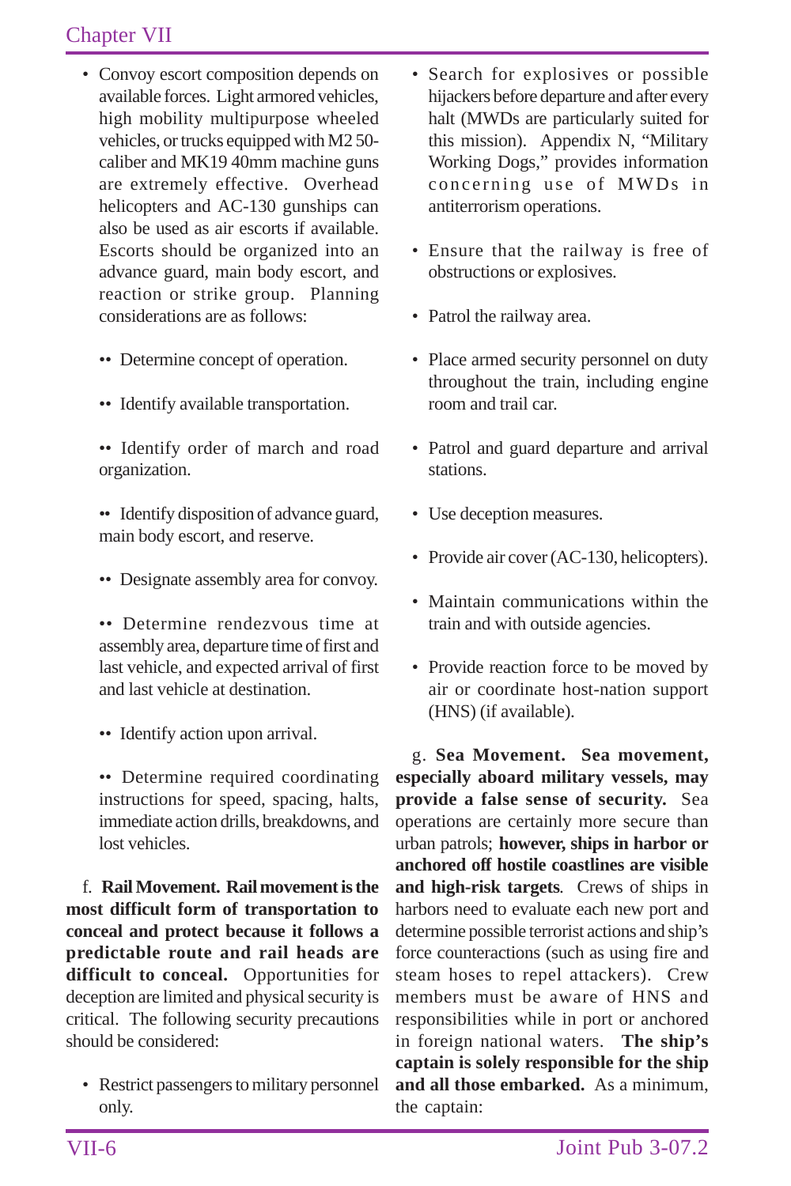- Convoy escort composition depends on available forces. Light armored vehicles, high mobility multipurpose wheeled vehicles, or trucks equipped with M2 50-caliber and MK19 40mm machine guns are extremely effective. Overhead helicopters and AC-130 gunships can also be used as air escorts if available. Escorts should be organized into an advance guard, main body escort, and reaction or strike group. Planning considerations are as follows:

  - Determine concept of operation.

  - Identify available transportation.

  - Identify order of march and road organization.

  - Identify disposition of advance guard, main body escort, and reserve.

  - Designate assembly area for convoy.

  - Determine rendezvous time at assembly area, departure time of first and last vehicle, and expected arrival of first and last vehicle at destination.

  - Identify action upon arrival.

  - Determine required coordinating instructions for speed, spacing, halts, immediate action drills, breakdowns, and lost vehicles.

f. **Rail Movement. Rail movement is the most difficult form of transportation to conceal and protect because it follows a predictable route and rail heads are difficult to conceal.** Opportunities for deception are limited and physical security is critical. The following security precautions should be considered:

- Restrict passengers to military personnel only.

- Search for explosives or possible hijackers before departure and after every halt (MWDs are particularly suited for this mission). Appendix N, "Military Working Dogs," provides information concerning use of MWDs in antiterrorism operations.

- Ensure that the railway is free of obstructions or explosives.

- Patrol the railway area.

- Place armed security personnel on duty throughout the train, including engine room and trail car.

- Patrol and guard departure and arrival stations.

- Use deception measures.

- Provide air cover (AC-130, helicopters).

- Maintain communications within the train and with outside agencies.

- Provide reaction force to be moved by air or coordinate host-nation support (HNS) (if available).

g. **Sea Movement. Sea movement, especially aboard military vessels, may provide a false sense of security.** Sea operations are certainly more secure than urban patrols; **however, ships in harbor or anchored off hostile coastlines are visible and high-risk targets**. Crews of ships in harbors need to evaluate each new port and determine possible terrorist actions and ship's force counteractions (such as using fire and steam hoses to repel attackers). Crew members must be aware of HNS and responsibilities while in port or anchored in foreign national waters. **The ship's captain is solely responsible for the ship and all those embarked.** As a minimum, the captain: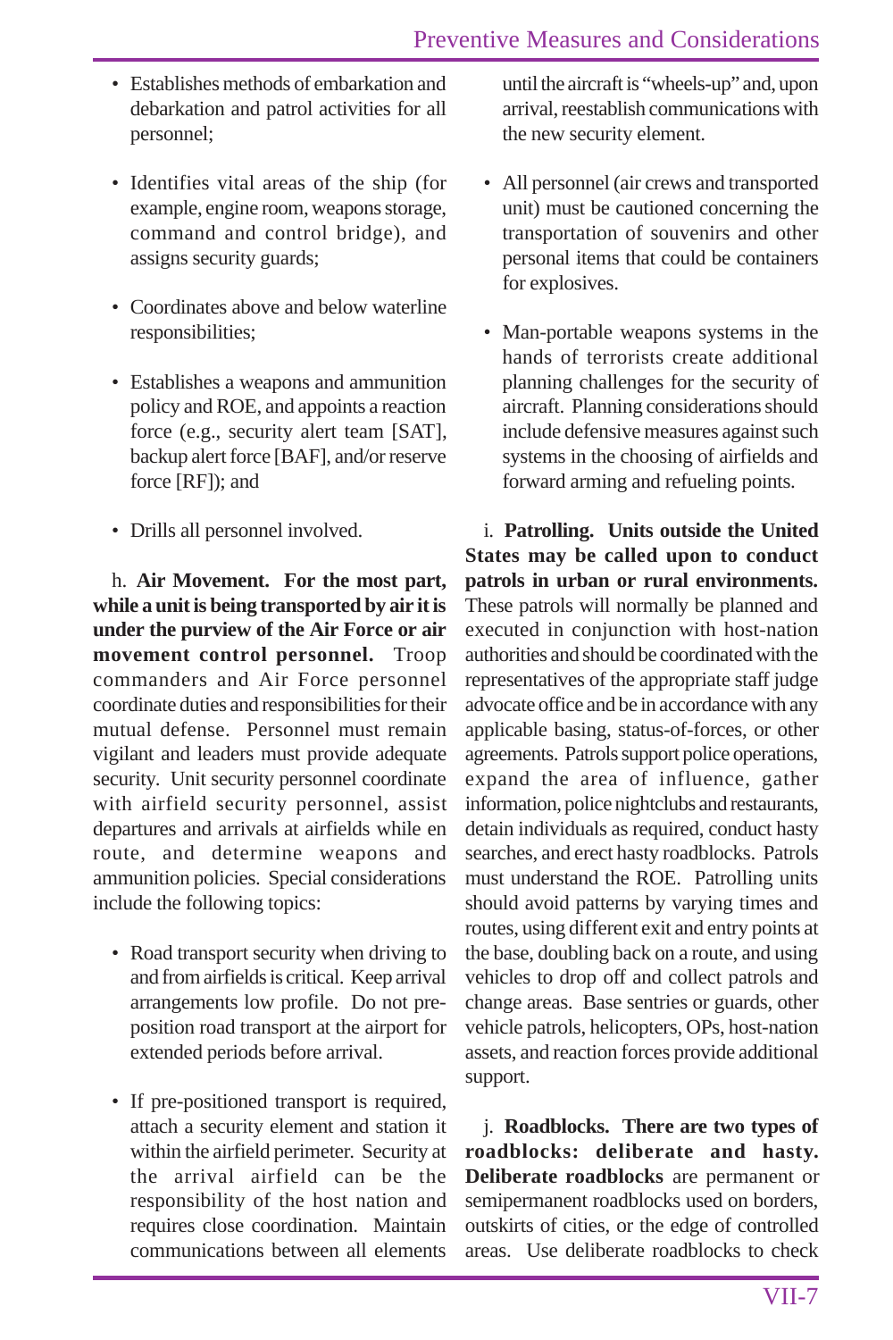- Establishes methods of embarkation and debarkation and patrol activities for all personnel;
- Identifies vital areas of the ship (for example, engine room, weapons storage, command and control bridge), and assigns security guards;
- Coordinates above and below waterline responsibilities;
- Establishes a weapons and ammunition policy and ROE, and appoints a reaction force (e.g., security alert team [SAT], backup alert force [BAF], and/or reserve force [RF]); and
- Drills all personnel involved.

h. **Air Movement. For the most part, while a unit is being transported by air it is under the purview of the Air Force or air movement control personnel.** Troop commanders and Air Force personnel coordinate duties and responsibilities for their mutual defense. Personnel must remain vigilant and leaders must provide adequate security. Unit security personnel coordinate with airfield security personnel, assist departures and arrivals at airfields while en route, and determine weapons and ammunition policies. Special considerations include the following topics:

- Road transport security when driving to and from airfields is critical. Keep arrival arrangements low profile. Do not pre-position road transport at the airport for extended periods before arrival.
- If pre-positioned transport is required, attach a security element and station it within the airfield perimeter. Security at the arrival airfield can be the responsibility of the host nation and requires close coordination. Maintain communications between all elements until the aircraft is "wheels-up" and, upon arrival, reestablish communications with the new security element.
- All personnel (air crews and transported unit) must be cautioned concerning the transportation of souvenirs and other personal items that could be containers for explosives.
- Man-portable weapons systems in the hands of terrorists create additional planning challenges for the security of aircraft. Planning considerations should include defensive measures against such systems in the choosing of airfields and forward arming and refueling points.

i. **Patrolling. Units outside the United States may be called upon to conduct patrols in urban or rural environments.** These patrols will normally be planned and executed in conjunction with host-nation authorities and should be coordinated with the representatives of the appropriate staff judge advocate office and be in accordance with any applicable basing, status-of-forces, or other agreements. Patrols support police operations, expand the area of influence, gather information, police nightclubs and restaurants, detain individuals as required, conduct hasty searches, and erect hasty roadblocks. Patrols must understand the ROE. Patrolling units should avoid patterns by varying times and routes, using different exit and entry points at the base, doubling back on a route, and using vehicles to drop off and collect patrols and change areas. Base sentries or guards, other vehicle patrols, helicopters, OPs, host-nation assets, and reaction forces provide additional support.

j. **Roadblocks. There are two types of roadblocks: deliberate and hasty. Deliberate roadblocks** are permanent or semipermanent roadblocks used on borders, outskirts of cities, or the edge of controlled areas. Use deliberate roadblocks to check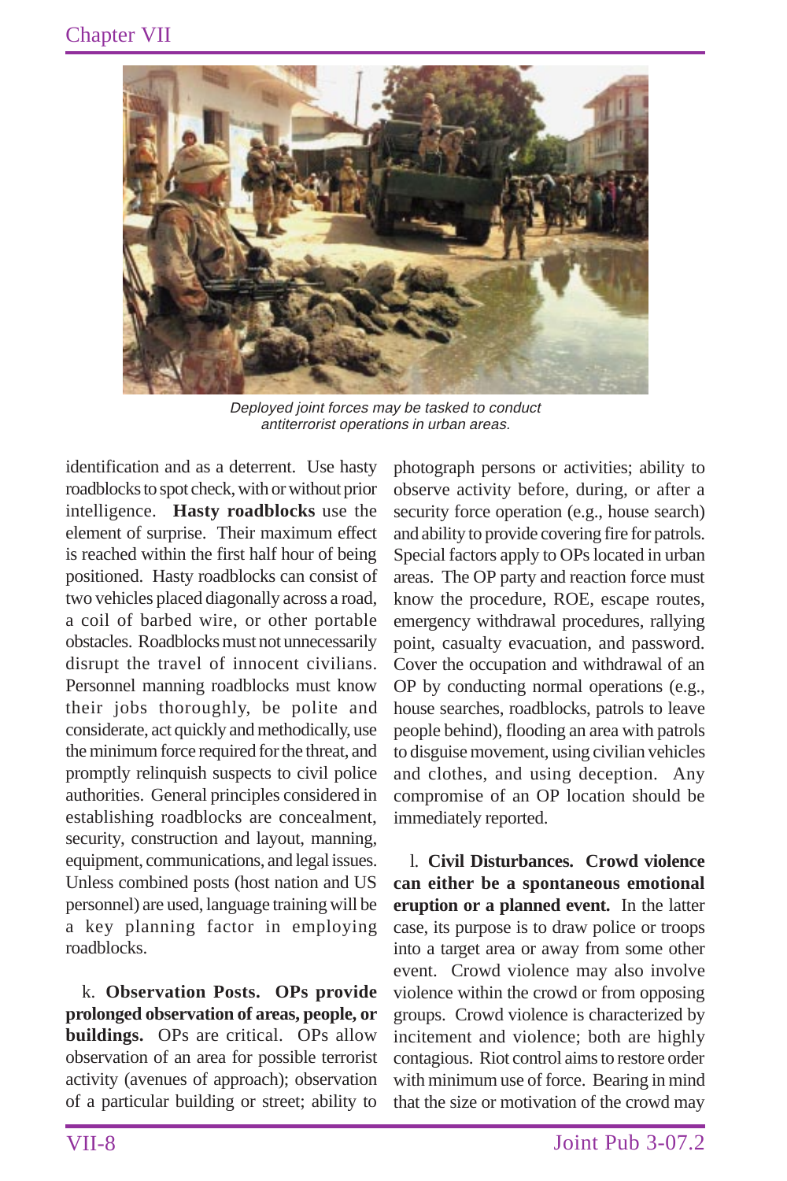*Deployed joint forces may be tasked to conduct antiterrorist operations in urban areas.*

identification and as a deterrent. Use hasty roadblocks to spot check, with or without prior intelligence. **Hasty roadblocks** use the element of surprise. Their maximum effect is reached within the first half hour of being positioned. Hasty roadblocks can consist of two vehicles placed diagonally across a road, a coil of barbed wire, or other portable obstacles. Roadblocks must not unnecessarily disrupt the travel of innocent civilians. Personnel manning roadblocks must know their jobs thoroughly, be polite and considerate, act quickly and methodically, use the minimum force required for the threat, and promptly relinquish suspects to civil police authorities. General principles considered in establishing roadblocks are concealment, security, construction and layout, manning, equipment, communications, and legal issues. Unless combined posts (host nation and US personnel) are used, language training will be a key planning factor in employing roadblocks.

k. **Observation Posts. OPs provide prolonged observation of areas, people, or buildings.** OPs are critical. OPs allow observation of an area for possible terrorist activity (avenues of approach); observation of a particular building or street; ability to photograph persons or activities; ability to observe activity before, during, or after a security force operation (e.g., house search) and ability to provide covering fire for patrols. Special factors apply to OPs located in urban areas. The OP party and reaction force must know the procedure, ROE, escape routes, emergency withdrawal procedures, rallying point, casualty evacuation, and password. Cover the occupation and withdrawal of an OP by conducting normal operations (e.g., house searches, roadblocks, patrols to leave people behind), flooding an area with patrols to disguise movement, using civilian vehicles and clothes, and using deception. Any compromise of an OP location should be immediately reported.

l. **Civil Disturbances. Crowd violence can either be a spontaneous emotional eruption or a planned event.** In the latter case, its purpose is to draw police or troops into a target area or away from some other event. Crowd violence may also involve violence within the crowd or from opposing groups. Crowd violence is characterized by incitement and violence; both are highly contagious. Riot control aims to restore order with minimum use of force. Bearing in mind that the size or motivation of the crowd may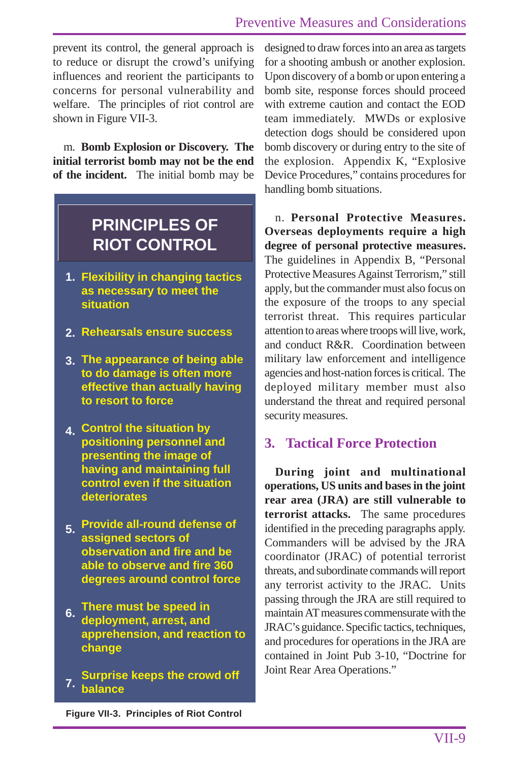prevent its control, the general approach is to reduce or disrupt the crowd's unifying influences and reorient the participants to concerns for personal vulnerability and welfare. The principles of riot control are shown in Figure VII-3.

m. **Bomb Explosion or Discovery. The initial terrorist bomb may not be the end of the incident.** The initial bomb may be designed to draw forces into an area as targets for a shooting ambush or another explosion. Upon discovery of a bomb or upon entering a bomb site, response forces should proceed with extreme caution and contact the EOD team immediately. MWDs or explosive detection dogs should be considered upon bomb discovery or during entry to the site of the explosion. Appendix K, "Explosive Device Procedures," contains procedures for handling bomb situations.

**PRINCIPLES OF RIOT CONTROL**

1. Flexibility in changing tactics as necessary to meet the situation
2. Rehearsals ensure success
3. The appearance of being able to do damage is often more effective than actually having to resort to force
4. Control the situation by positioning personnel and presenting the image of having and maintaining full control even if the situation deteriorates
5. Provide all-round defense of assigned sectors of observation and fire and be able to observe and fire 360 degrees around control force
6. There must be speed in deployment, arrest, and apprehension, and reaction to change
7. Surprise keeps the crowd off balance

**Figure VII-3. Principles of Riot Control**

n. **Personal Protective Measures. Overseas deployments require a high degree of personal protective measures.** The guidelines in Appendix B, "Personal Protective Measures Against Terrorism," still apply, but the commander must also focus on the exposure of the troops to any special terrorist threat. This requires particular attention to areas where troops will live, work, and conduct R&R. Coordination between military law enforcement and intelligence agencies and host-nation forces is critical. The deployed military member must also understand the threat and required personal security measures.

## 3. Tactical Force Protection

**During joint and multinational operations, US units and bases in the joint rear area (JRA) are still vulnerable to terrorist attacks.** The same procedures identified in the preceding paragraphs apply. Commanders will be advised by the JRA coordinator (JRAC) of potential terrorist threats, and subordinate commands will report any terrorist activity to the JRAC. Units passing through the JRA are still required to maintain AT measures commensurate with the JRAC's guidance. Specific tactics, techniques, and procedures for operations in the JRA are contained in Joint Pub 3-10, "Doctrine for Joint Rear Area Operations."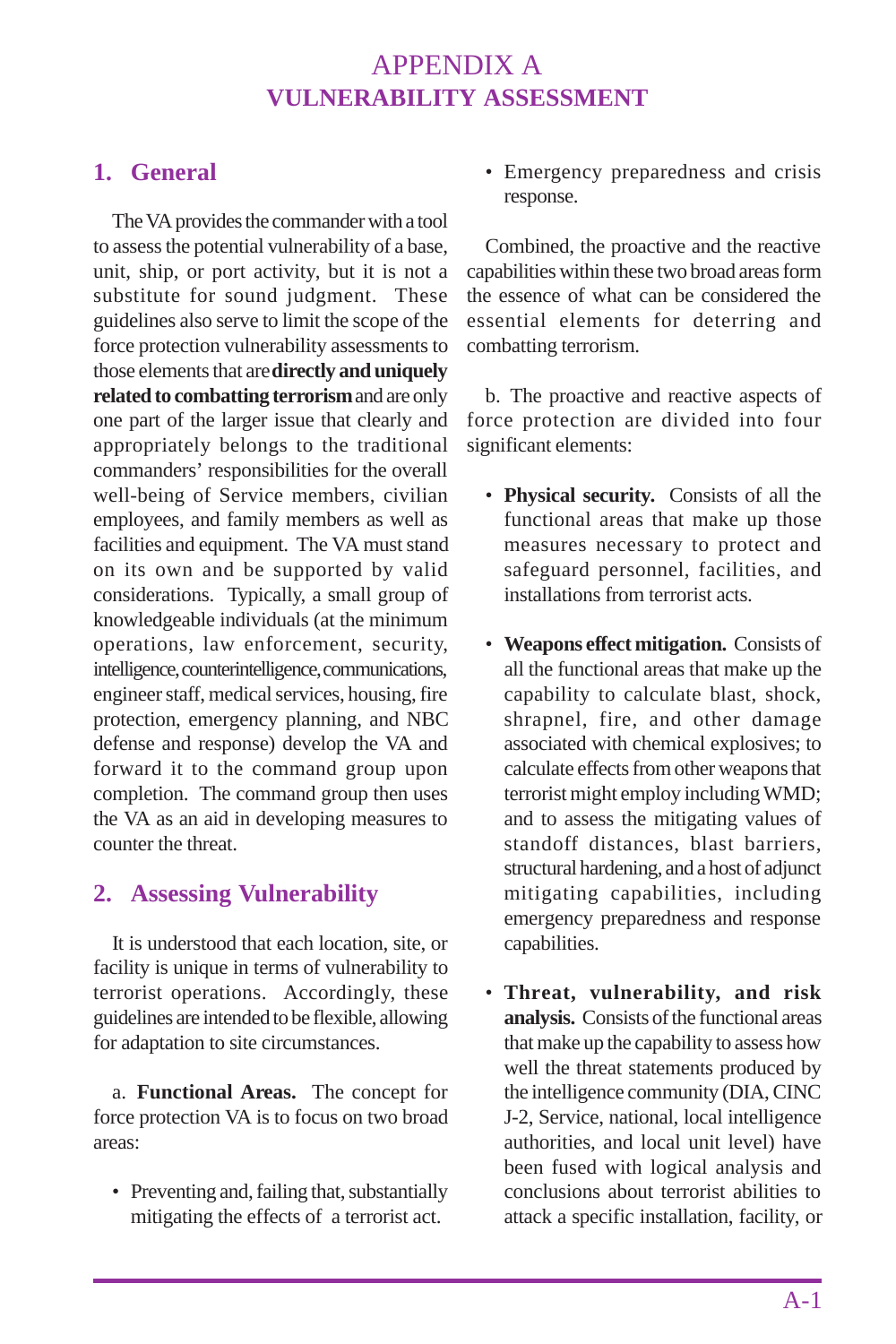# APPENDIX A
# VULNERABILITY ASSESSMENT

## 1. General

The VA provides the commander with a tool to assess the potential vulnerability of a base, unit, ship, or port activity, but it is not a substitute for sound judgment. These guidelines also serve to limit the scope of the force protection vulnerability assessments to those elements that are **directly and uniquely related to combatting terrorism** and are only one part of the larger issue that clearly and appropriately belongs to the traditional commanders' responsibilities for the overall well-being of Service members, civilian employees, and family members as well as facilities and equipment. The VA must stand on its own and be supported by valid considerations. Typically, a small group of knowledgeable individuals (at the minimum operations, law enforcement, security, intelligence, counterintelligence, communications, engineer staff, medical services, housing, fire protection, emergency planning, and NBC defense and response) develop the VA and forward it to the command group upon completion. The command group then uses the VA as an aid in developing measures to counter the threat.

## 2. Assessing Vulnerability

It is understood that each location, site, or facility is unique in terms of vulnerability to terrorist operations. Accordingly, these guidelines are intended to be flexible, allowing for adaptation to site circumstances.

a. **Functional Areas.** The concept for force protection VA is to focus on two broad areas:

- Preventing and, failing that, substantially mitigating the effects of a terrorist act.
- Emergency preparedness and crisis response.

Combined, the proactive and the reactive capabilities within these two broad areas form the essence of what can be considered the essential elements for deterring and combatting terrorism.

b. The proactive and reactive aspects of force protection are divided into four significant elements:

- **Physical security.** Consists of all the functional areas that make up those measures necessary to protect and safeguard personnel, facilities, and installations from terrorist acts.
- **Weapons effect mitigation.** Consists of all the functional areas that make up the capability to calculate blast, shock, shrapnel, fire, and other damage associated with chemical explosives; to calculate effects from other weapons that terrorist might employ including WMD; and to assess the mitigating values of standoff distances, blast barriers, structural hardening, and a host of adjunct mitigating capabilities, including emergency preparedness and response capabilities.
- **Threat, vulnerability, and risk analysis.** Consists of the functional areas that make up the capability to assess how well the threat statements produced by the intelligence community (DIA, CINC J-2, Service, national, local intelligence authorities, and local unit level) have been fused with logical analysis and conclusions about terrorist abilities to attack a specific installation, facility, or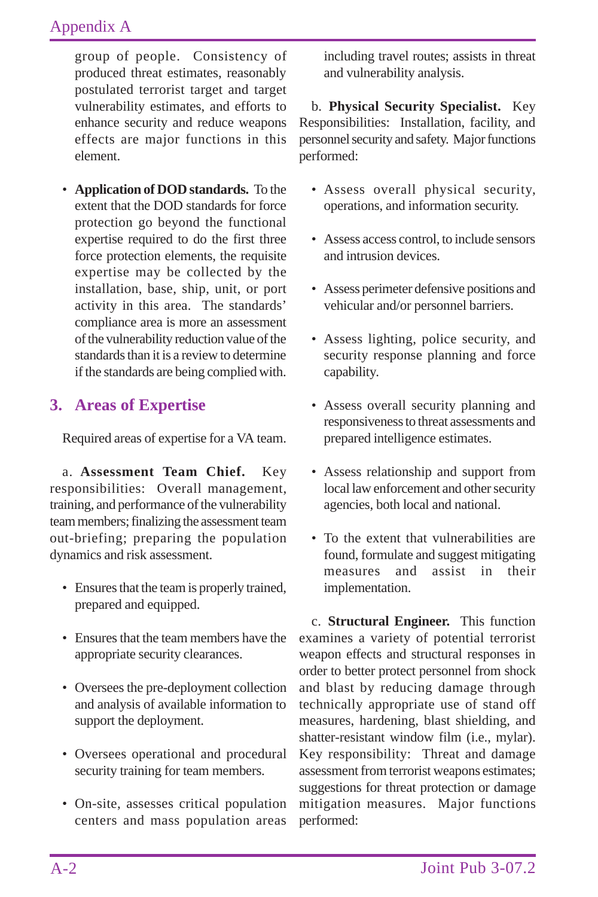group of people. Consistency of produced threat estimates, reasonably postulated terrorist target and target vulnerability estimates, and efforts to enhance security and reduce weapons effects are major functions in this element.

- **Application of DOD standards.** To the extent that the DOD standards for force protection go beyond the functional expertise required to do the first three force protection elements, the requisite expertise may be collected by the installation, base, ship, unit, or port activity in this area. The standards' compliance area is more an assessment of the vulnerability reduction value of the standards than it is a review to determine if the standards are being complied with.

## 3. Areas of Expertise

Required areas of expertise for a VA team.

a. **Assessment Team Chief.** Key responsibilities: Overall management, training, and performance of the vulnerability team members; finalizing the assessment team out-briefing; preparing the population dynamics and risk assessment.

- Ensures that the team is properly trained, prepared and equipped.
- Ensures that the team members have the appropriate security clearances.
- Oversees the pre-deployment collection and analysis of available information to support the deployment.
- Oversees operational and procedural security training for team members.
- On-site, assesses critical population centers and mass population areas including travel routes; assists in threat and vulnerability analysis.

b. **Physical Security Specialist.** Key Responsibilities: Installation, facility, and personnel security and safety. Major functions performed:

- Assess overall physical security, operations, and information security.
- Assess access control, to include sensors and intrusion devices.
- Assess perimeter defensive positions and vehicular and/or personnel barriers.
- Assess lighting, police security, and security response planning and force capability.
- Assess overall security planning and responsiveness to threat assessments and prepared intelligence estimates.
- Assess relationship and support from local law enforcement and other security agencies, both local and national.
- To the extent that vulnerabilities are found, formulate and suggest mitigating measures and assist in their implementation.

c. **Structural Engineer.** This function examines a variety of potential terrorist weapon effects and structural responses in order to better protect personnel from shock and blast by reducing damage through technically appropriate use of stand off measures, hardening, blast shielding, and shatter-resistant window film (i.e., mylar). Key responsibility: Threat and damage assessment from terrorist weapons estimates; suggestions for threat protection or damage mitigation measures. Major functions performed: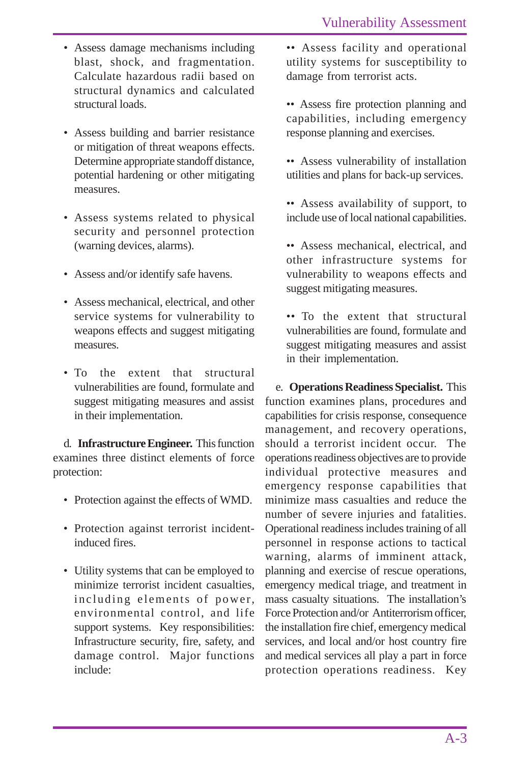- Assess damage mechanisms including blast, shock, and fragmentation. Calculate hazardous radii based on structural dynamics and calculated structural loads.

- Assess building and barrier resistance or mitigation of threat weapons effects. Determine appropriate standoff distance, potential hardening or other mitigating measures.

- Assess systems related to physical security and personnel protection (warning devices, alarms).

- Assess and/or identify safe havens.

- Assess mechanical, electrical, and other service systems for vulnerability to weapons effects and suggest mitigating measures.

- To the extent that structural vulnerabilities are found, formulate and suggest mitigating measures and assist in their implementation.

d. **Infrastructure Engineer.** This function examines three distinct elements of force protection:

- Protection against the effects of WMD.

- Protection against terrorist incident-induced fires.

- Utility systems that can be employed to minimize terrorist incident casualties, including elements of power, environmental control, and life support systems. Key responsibilities: Infrastructure security, fire, safety, and damage control. Major functions include:

  - Assess facility and operational utility systems for susceptibility to damage from terrorist acts.

  - Assess fire protection planning and capabilities, including emergency response planning and exercises.

  - Assess vulnerability of installation utilities and plans for back-up services.

  - Assess availability of support, to include use of local national capabilities.

  - Assess mechanical, electrical, and other infrastructure systems for vulnerability to weapons effects and suggest mitigating measures.

  - To the extent that structural vulnerabilities are found, formulate and suggest mitigating measures and assist in their implementation.

e. **Operations Readiness Specialist.** This function examines plans, procedures and capabilities for crisis response, consequence management, and recovery operations, should a terrorist incident occur. The operations readiness objectives are to provide individual protective measures and emergency response capabilities that minimize mass casualties and reduce the number of severe injuries and fatalities. Operational readiness includes training of all personnel in response actions to tactical warning, alarms of imminent attack, planning and exercise of rescue operations, emergency medical triage, and treatment in mass casualty situations. The installation's Force Protection and/or Antiterrorism officer, the installation fire chief, emergency medical services, and local and/or host country fire and medical services all play a part in force protection operations readiness. Key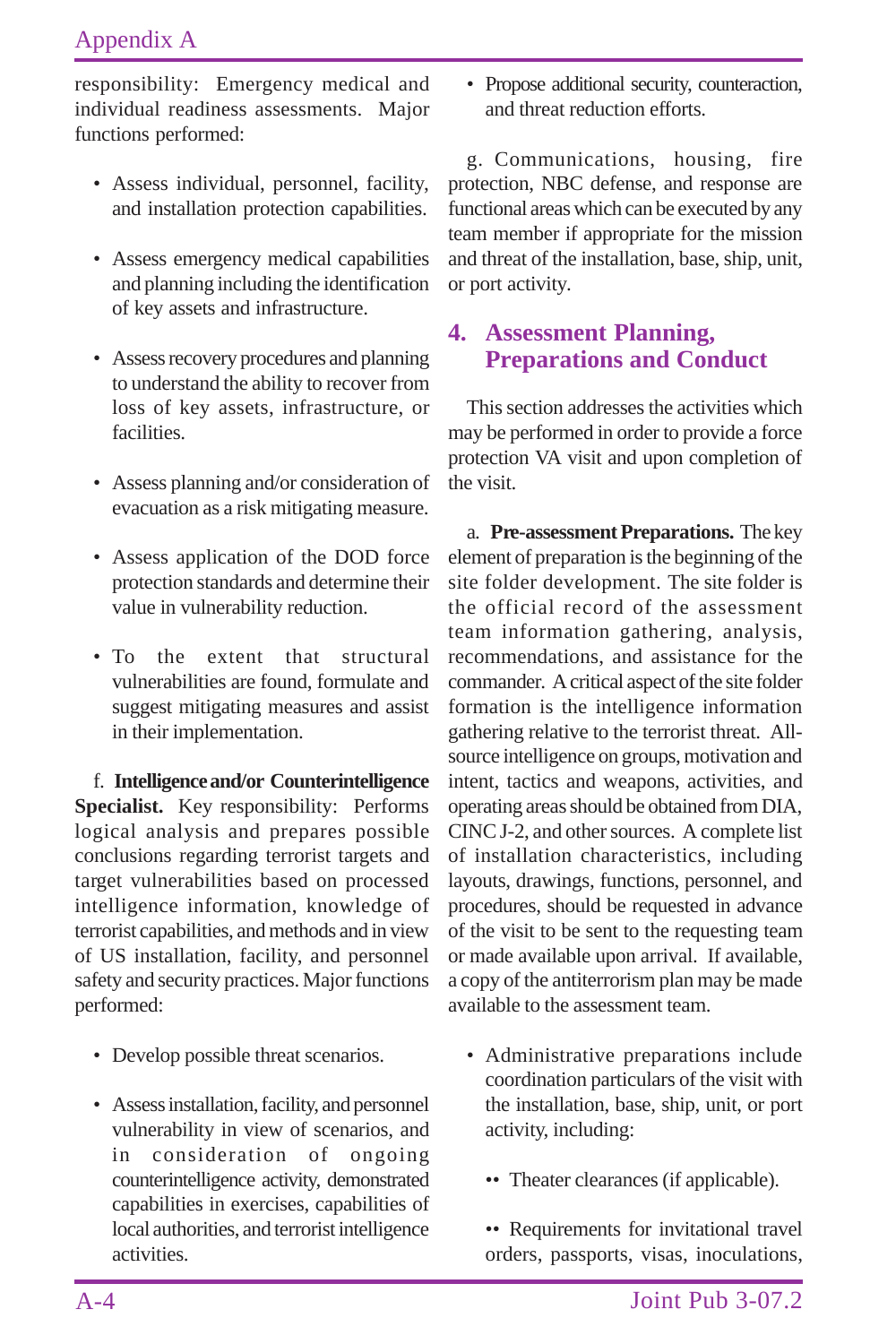responsibility: Emergency medical and individual readiness assessments. Major functions performed:

- Assess individual, personnel, facility, and installation protection capabilities.
- Assess emergency medical capabilities and planning including the identification of key assets and infrastructure.
- Assess recovery procedures and planning to understand the ability to recover from loss of key assets, infrastructure, or facilities.
- Assess planning and/or consideration of evacuation as a risk mitigating measure.
- Assess application of the DOD force protection standards and determine their value in vulnerability reduction.
- To the extent that structural vulnerabilities are found, formulate and suggest mitigating measures and assist in their implementation.

f. **Intelligence and/or Counterintelligence Specialist.** Key responsibility: Performs logical analysis and prepares possible conclusions regarding terrorist targets and target vulnerabilities based on processed intelligence information, knowledge of terrorist capabilities, and methods and in view of US installation, facility, and personnel safety and security practices. Major functions performed:

- Develop possible threat scenarios.
- Assess installation, facility, and personnel vulnerability in view of scenarios, and in consideration of ongoing counterintelligence activity, demonstrated capabilities in exercises, capabilities of local authorities, and terrorist intelligence activities.
- Propose additional security, counteraction, and threat reduction efforts.

g. Communications, housing, fire protection, NBC defense, and response are functional areas which can be executed by any team member if appropriate for the mission and threat of the installation, base, ship, unit, or port activity.

## 4. Assessment Planning, Preparations and Conduct

This section addresses the activities which may be performed in order to provide a force protection VA visit and upon completion of the visit.

a. **Pre-assessment Preparations.** The key element of preparation is the beginning of the site folder development. The site folder is the official record of the assessment team information gathering, analysis, recommendations, and assistance for the commander. A critical aspect of the site folder formation is the intelligence information gathering relative to the terrorist threat. All-source intelligence on groups, motivation and intent, tactics and weapons, activities, and operating areas should be obtained from DIA, CINC J-2, and other sources. A complete list of installation characteristics, including layouts, drawings, functions, personnel, and procedures, should be requested in advance of the visit to be sent to the requesting team or made available upon arrival. If available, a copy of the antiterrorism plan may be made available to the assessment team.

- Administrative preparations include coordination particulars of the visit with the installation, base, ship, unit, or port activity, including:
  - Theater clearances (if applicable).
  - Requirements for invitational travel orders, passports, visas, inoculations,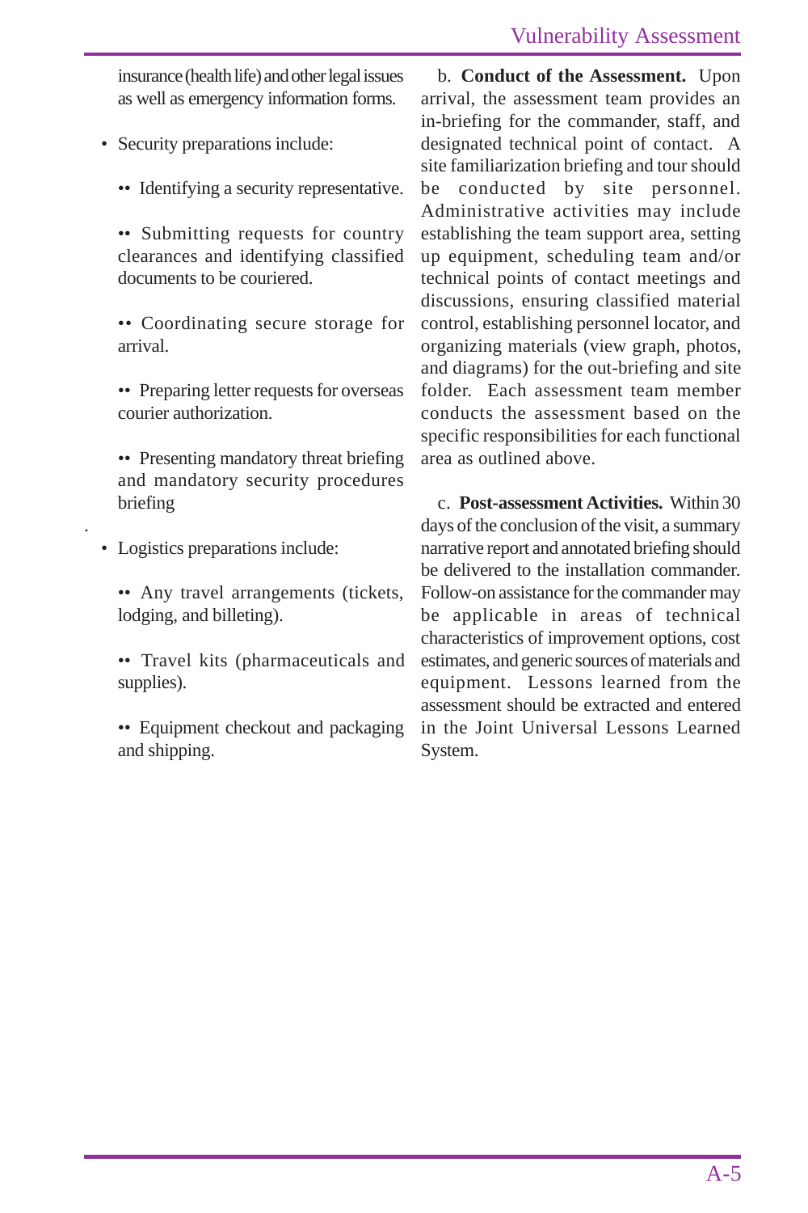insurance (health life) and other legal issues as well as emergency information forms.

- Security preparations include:
  - Identifying a security representative.
  - Submitting requests for country clearances and identifying classified documents to be couriered.
  - Coordinating secure storage for arrival.
  - Preparing letter requests for overseas courier authorization.
  - Presenting mandatory threat briefing and mandatory security procedures briefing

- Logistics preparations include:
  - Any travel arrangements (tickets, lodging, and billeting).
  - Travel kits (pharmaceuticals and supplies).
  - Equipment checkout and packaging and shipping.

b. **Conduct of the Assessment.** Upon arrival, the assessment team provides an in-briefing for the commander, staff, and designated technical point of contact. A site familiarization briefing and tour should be conducted by site personnel. Administrative activities may include establishing the team support area, setting up equipment, scheduling team and/or technical points of contact meetings and discussions, ensuring classified material control, establishing personnel locator, and organizing materials (view graph, photos, and diagrams) for the out-briefing and site folder. Each assessment team member conducts the assessment based on the specific responsibilities for each functional area as outlined above.

c. **Post-assessment Activities.** Within 30 days of the conclusion of the visit, a summary narrative report and annotated briefing should be delivered to the installation commander. Follow-on assistance for the commander may be applicable in areas of technical characteristics of improvement options, cost estimates, and generic sources of materials and equipment. Lessons learned from the assessment should be extracted and entered in the Joint Universal Lessons Learned System.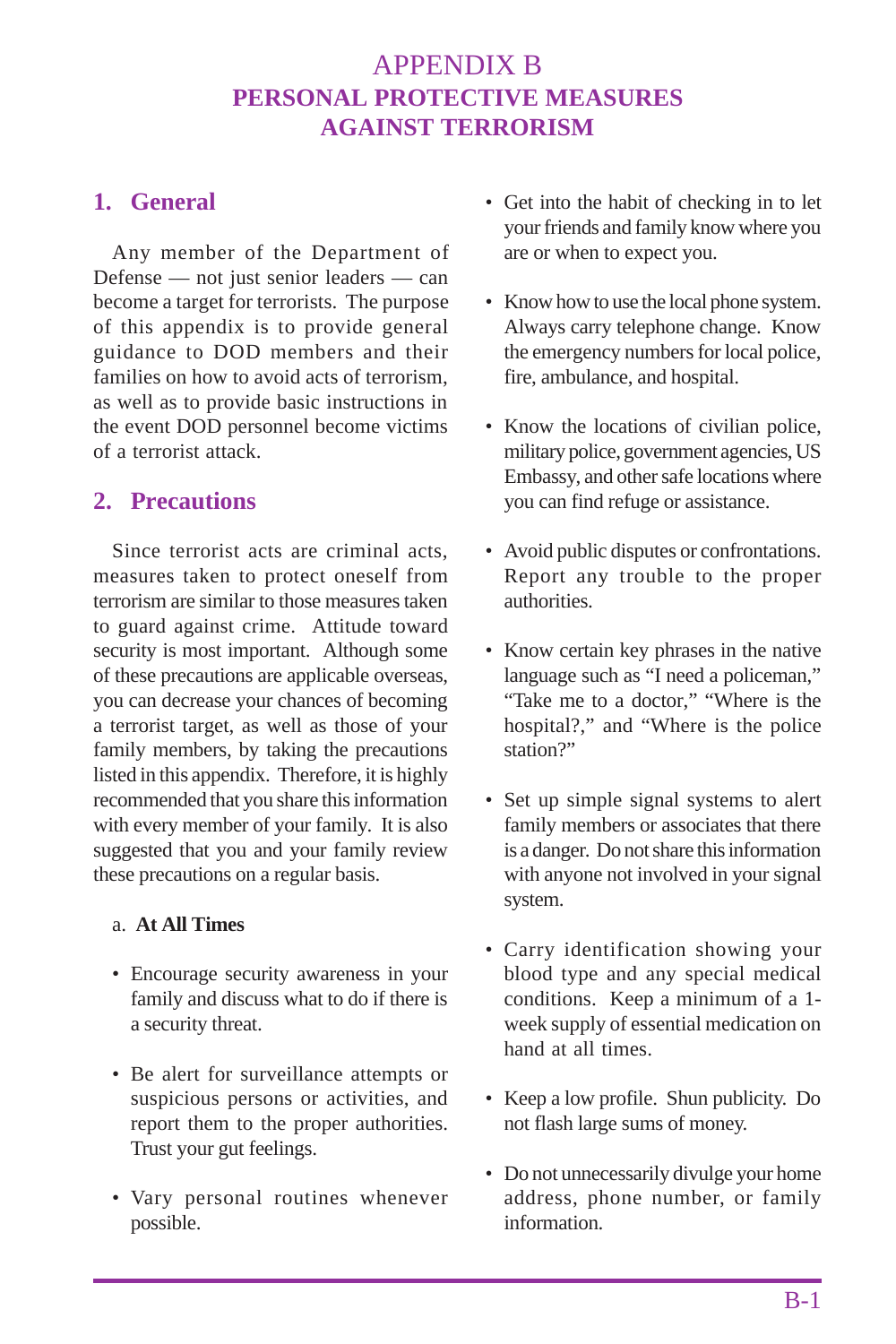# APPENDIX B
# PERSONAL PROTECTIVE MEASURES AGAINST TERRORISM

## 1. General

Any member of the Department of Defense — not just senior leaders — can become a target for terrorists. The purpose of this appendix is to provide general guidance to DOD members and their families on how to avoid acts of terrorism, as well as to provide basic instructions in the event DOD personnel become victims of a terrorist attack.

## 2. Precautions

Since terrorist acts are criminal acts, measures taken to protect oneself from terrorism are similar to those measures taken to guard against crime. Attitude toward security is most important. Although some of these precautions are applicable overseas, you can decrease your chances of becoming a terrorist target, as well as those of your family members, by taking the precautions listed in this appendix. Therefore, it is highly recommended that you share this information with every member of your family. It is also suggested that you and your family review these precautions on a regular basis.

a. **At All Times**

- Encourage security awareness in your family and discuss what to do if there is a security threat.
- Be alert for surveillance attempts or suspicious persons or activities, and report them to the proper authorities. Trust your gut feelings.
- Vary personal routines whenever possible.
- Get into the habit of checking in to let your friends and family know where you are or when to expect you.
- Know how to use the local phone system. Always carry telephone change. Know the emergency numbers for local police, fire, ambulance, and hospital.
- Know the locations of civilian police, military police, government agencies, US Embassy, and other safe locations where you can find refuge or assistance.
- Avoid public disputes or confrontations. Report any trouble to the proper authorities.
- Know certain key phrases in the native language such as "I need a policeman," "Take me to a doctor," "Where is the hospital?," and "Where is the police station?"
- Set up simple signal systems to alert family members or associates that there is a danger. Do not share this information with anyone not involved in your signal system.
- Carry identification showing your blood type and any special medical conditions. Keep a minimum of a 1-week supply of essential medication on hand at all times.
- Keep a low profile. Shun publicity. Do not flash large sums of money.
- Do not unnecessarily divulge your home address, phone number, or family information.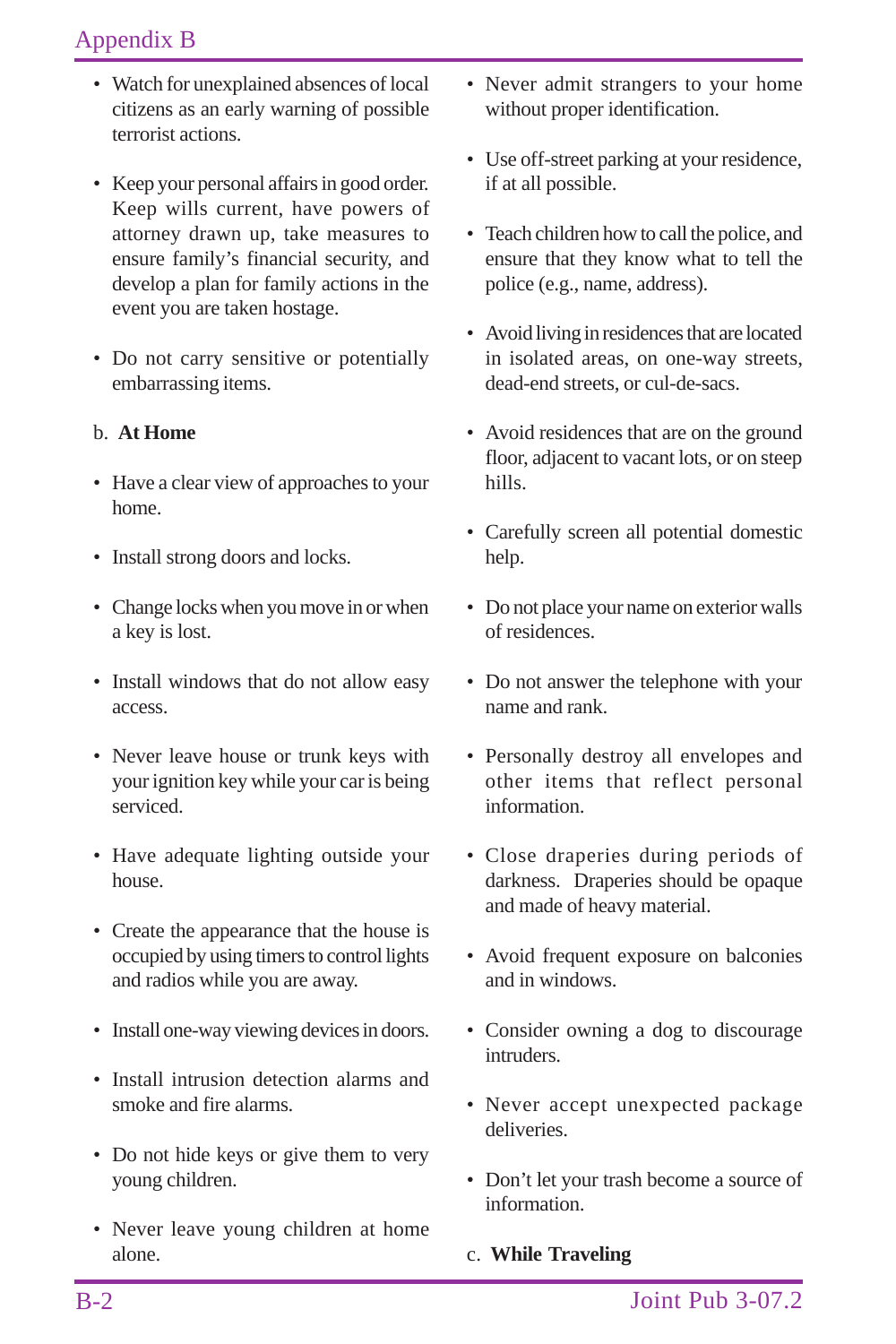- Watch for unexplained absences of local citizens as an early warning of possible terrorist actions.

- Keep your personal affairs in good order. Keep wills current, have powers of attorney drawn up, take measures to ensure family's financial security, and develop a plan for family actions in the event you are taken hostage.

- Do not carry sensitive or potentially embarrassing items.

b. **At Home**

- Have a clear view of approaches to your home.

- Install strong doors and locks.

- Change locks when you move in or when a key is lost.

- Install windows that do not allow easy access.

- Never leave house or trunk keys with your ignition key while your car is being serviced.

- Have adequate lighting outside your house.

- Create the appearance that the house is occupied by using timers to control lights and radios while you are away.

- Install one-way viewing devices in doors.

- Install intrusion detection alarms and smoke and fire alarms.

- Do not hide keys or give them to very young children.

- Never leave young children at home alone.

- Never admit strangers to your home without proper identification.

- Use off-street parking at your residence, if at all possible.

- Teach children how to call the police, and ensure that they know what to tell the police (e.g., name, address).

- Avoid living in residences that are located in isolated areas, on one-way streets, dead-end streets, or cul-de-sacs.

- Avoid residences that are on the ground floor, adjacent to vacant lots, or on steep hills.

- Carefully screen all potential domestic help.

- Do not place your name on exterior walls of residences.

- Do not answer the telephone with your name and rank.

- Personally destroy all envelopes and other items that reflect personal information.

- Close draperies during periods of darkness. Draperies should be opaque and made of heavy material.

- Avoid frequent exposure on balconies and in windows.

- Consider owning a dog to discourage intruders.

- Never accept unexpected package deliveries.

- Don't let your trash become a source of information.

c. **While Traveling**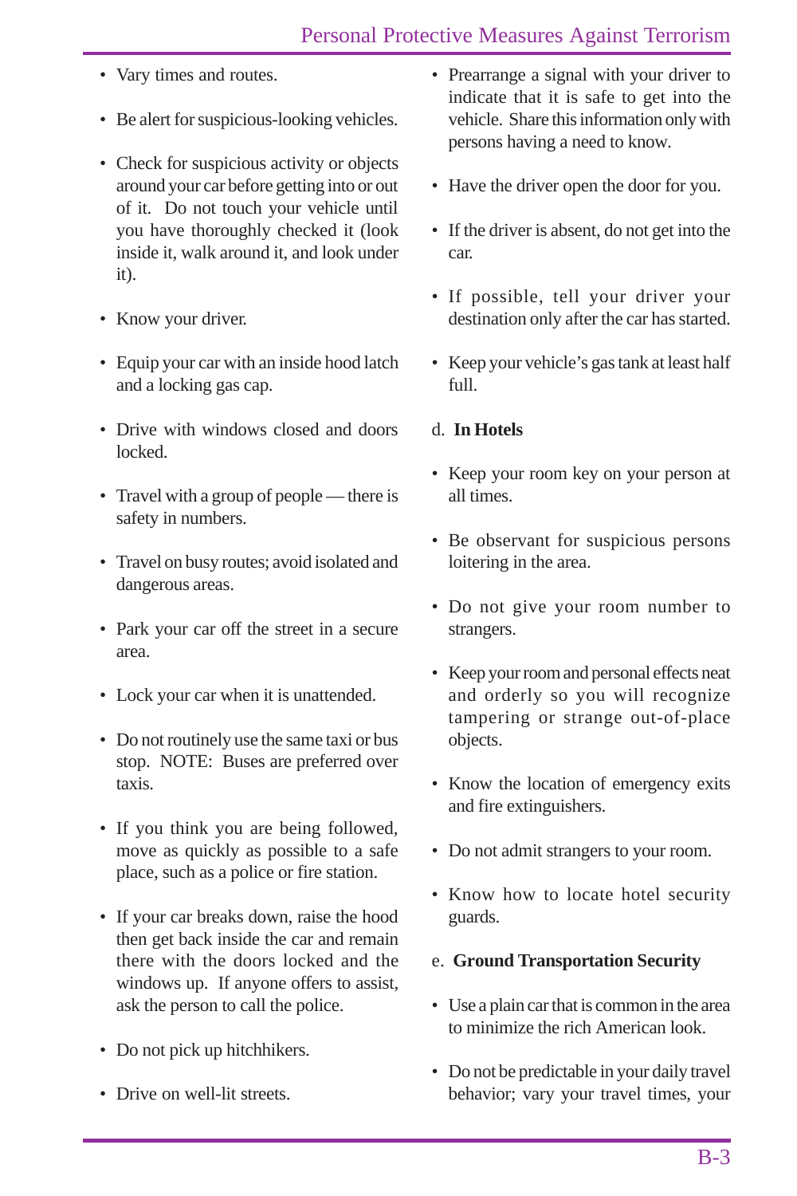- Vary times and routes.
- Be alert for suspicious-looking vehicles.
- Check for suspicious activity or objects around your car before getting into or out of it. Do not touch your vehicle until you have thoroughly checked it (look inside it, walk around it, and look under it).
- Know your driver.
- Equip your car with an inside hood latch and a locking gas cap.
- Drive with windows closed and doors locked.
- Travel with a group of people — there is safety in numbers.
- Travel on busy routes; avoid isolated and dangerous areas.
- Park your car off the street in a secure area.
- Lock your car when it is unattended.
- Do not routinely use the same taxi or bus stop. NOTE: Buses are preferred over taxis.
- If you think you are being followed, move as quickly as possible to a safe place, such as a police or fire station.
- If your car breaks down, raise the hood then get back inside the car and remain there with the doors locked and the windows up. If anyone offers to assist, ask the person to call the police.
- Do not pick up hitchhikers.
- Drive on well-lit streets.
- Prearrange a signal with your driver to indicate that it is safe to get into the vehicle. Share this information only with persons having a need to know.
- Have the driver open the door for you.
- If the driver is absent, do not get into the car.
- If possible, tell your driver your destination only after the car has started.
- Keep your vehicle's gas tank at least half full.

d. **In Hotels**

- Keep your room key on your person at all times.
- Be observant for suspicious persons loitering in the area.
- Do not give your room number to strangers.
- Keep your room and personal effects neat and orderly so you will recognize tampering or strange out-of-place objects.
- Know the location of emergency exits and fire extinguishers.
- Do not admit strangers to your room.
- Know how to locate hotel security guards.

e. **Ground Transportation Security**

- Use a plain car that is common in the area to minimize the rich American look.
- Do not be predictable in your daily travel behavior; vary your travel times, your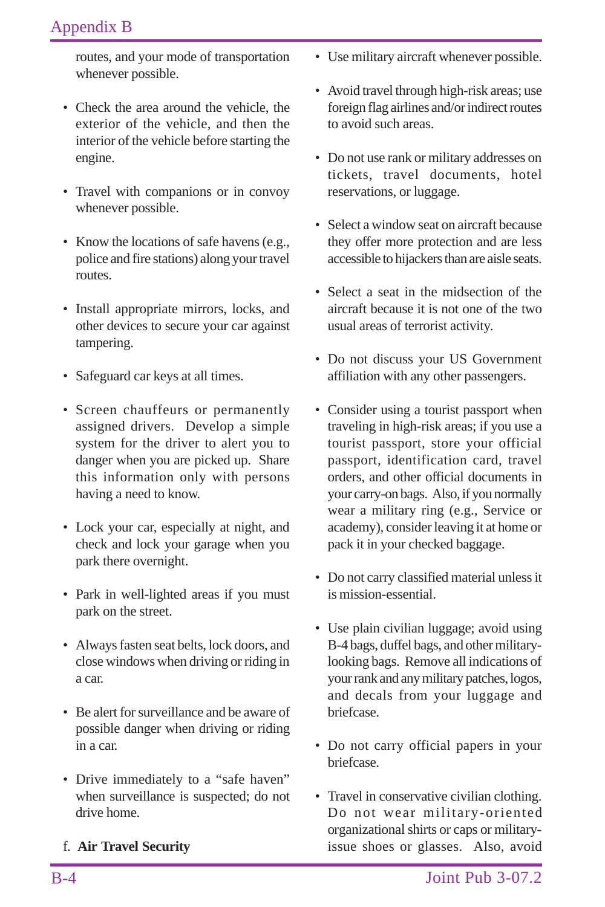routes, and your mode of transportation whenever possible.

- Check the area around the vehicle, the exterior of the vehicle, and then the interior of the vehicle before starting the engine.

- Travel with companions or in convoy whenever possible.

- Know the locations of safe havens (e.g., police and fire stations) along your travel routes.

- Install appropriate mirrors, locks, and other devices to secure your car against tampering.

- Safeguard car keys at all times.

- Screen chauffeurs or permanently assigned drivers. Develop a simple system for the driver to alert you to danger when you are picked up. Share this information only with persons having a need to know.

- Lock your car, especially at night, and check and lock your garage when you park there overnight.

- Park in well-lighted areas if you must park on the street.

- Always fasten seat belts, lock doors, and close windows when driving or riding in a car.

- Be alert for surveillance and be aware of possible danger when driving or riding in a car.

- Drive immediately to a "safe haven" when surveillance is suspected; do not drive home.

f. **Air Travel Security**

- Use military aircraft whenever possible.

- Avoid travel through high-risk areas; use foreign flag airlines and/or indirect routes to avoid such areas.

- Do not use rank or military addresses on tickets, travel documents, hotel reservations, or luggage.

- Select a window seat on aircraft because they offer more protection and are less accessible to hijackers than are aisle seats.

- Select a seat in the midsection of the aircraft because it is not one of the two usual areas of terrorist activity.

- Do not discuss your US Government affiliation with any other passengers.

- Consider using a tourist passport when traveling in high-risk areas; if you use a tourist passport, store your official passport, identification card, travel orders, and other official documents in your carry-on bags. Also, if you normally wear a military ring (e.g., Service or academy), consider leaving it at home or pack it in your checked baggage.

- Do not carry classified material unless it is mission-essential.

- Use plain civilian luggage; avoid using B-4 bags, duffel bags, and other military-looking bags. Remove all indications of your rank and any military patches, logos, and decals from your luggage and briefcase.

- Do not carry official papers in your briefcase.

- Travel in conservative civilian clothing. Do not wear military-oriented organizational shirts or caps or military-issue shoes or glasses. Also, avoid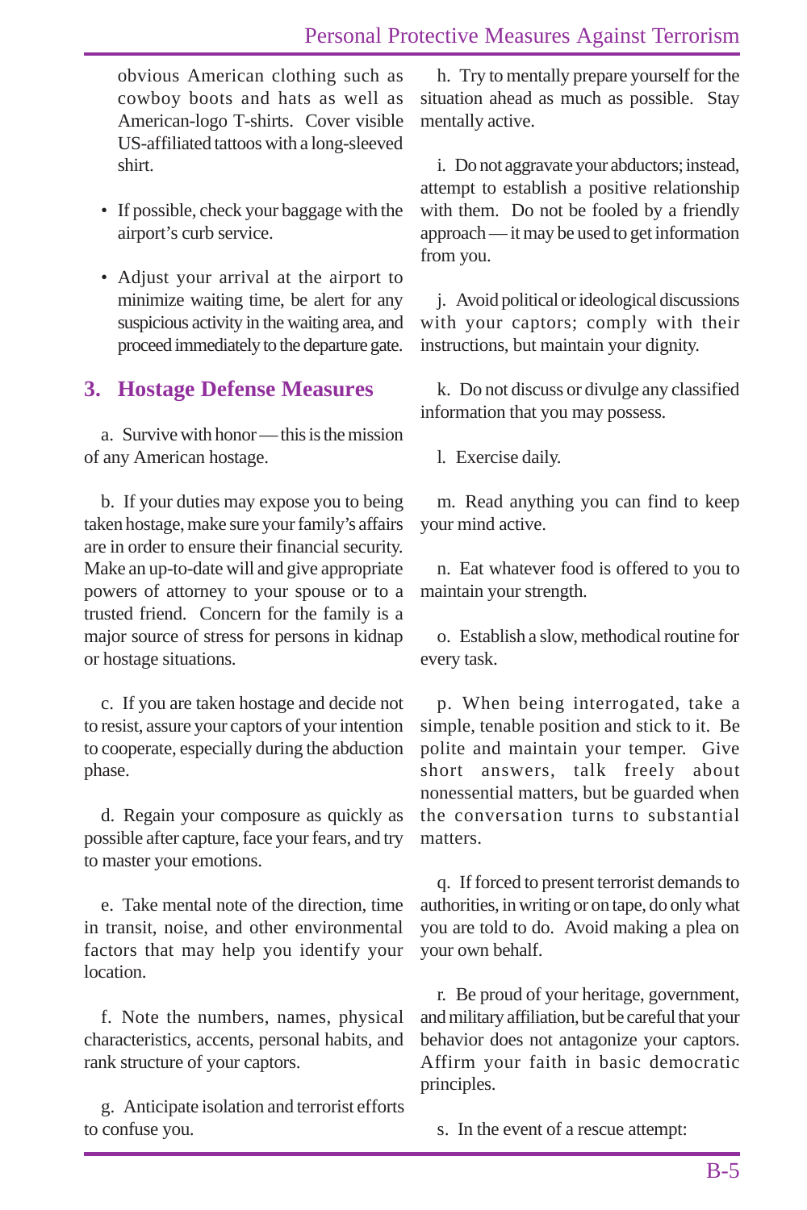obvious American clothing such as cowboy boots and hats as well as American-logo T-shirts. Cover visible US-affiliated tattoos with a long-sleeved shirt.

- If possible, check your baggage with the airport's curb service.
- Adjust your arrival at the airport to minimize waiting time, be alert for any suspicious activity in the waiting area, and proceed immediately to the departure gate.

## 3. Hostage Defense Measures

a. Survive with honor — this is the mission of any American hostage.

b. If your duties may expose you to being taken hostage, make sure your family's affairs are in order to ensure their financial security. Make an up-to-date will and give appropriate powers of attorney to your spouse or to a trusted friend. Concern for the family is a major source of stress for persons in kidnap or hostage situations.

c. If you are taken hostage and decide not to resist, assure your captors of your intention to cooperate, especially during the abduction phase.

d. Regain your composure as quickly as possible after capture, face your fears, and try to master your emotions.

e. Take mental note of the direction, time in transit, noise, and other environmental factors that may help you identify your location.

f. Note the numbers, names, physical characteristics, accents, personal habits, and rank structure of your captors.

g. Anticipate isolation and terrorist efforts to confuse you.

h. Try to mentally prepare yourself for the situation ahead as much as possible. Stay mentally active.

i. Do not aggravate your abductors; instead, attempt to establish a positive relationship with them. Do not be fooled by a friendly approach — it may be used to get information from you.

j. Avoid political or ideological discussions with your captors; comply with their instructions, but maintain your dignity.

k. Do not discuss or divulge any classified information that you may possess.

l. Exercise daily.

m. Read anything you can find to keep your mind active.

n. Eat whatever food is offered to you to maintain your strength.

o. Establish a slow, methodical routine for every task.

p. When being interrogated, take a simple, tenable position and stick to it. Be polite and maintain your temper. Give short answers, talk freely about nonessential matters, but be guarded when the conversation turns to substantial matters.

q. If forced to present terrorist demands to authorities, in writing or on tape, do only what you are told to do. Avoid making a plea on your own behalf.

r. Be proud of your heritage, government, and military affiliation, but be careful that your behavior does not antagonize your captors. Affirm your faith in basic democratic principles.

s. In the event of a rescue attempt: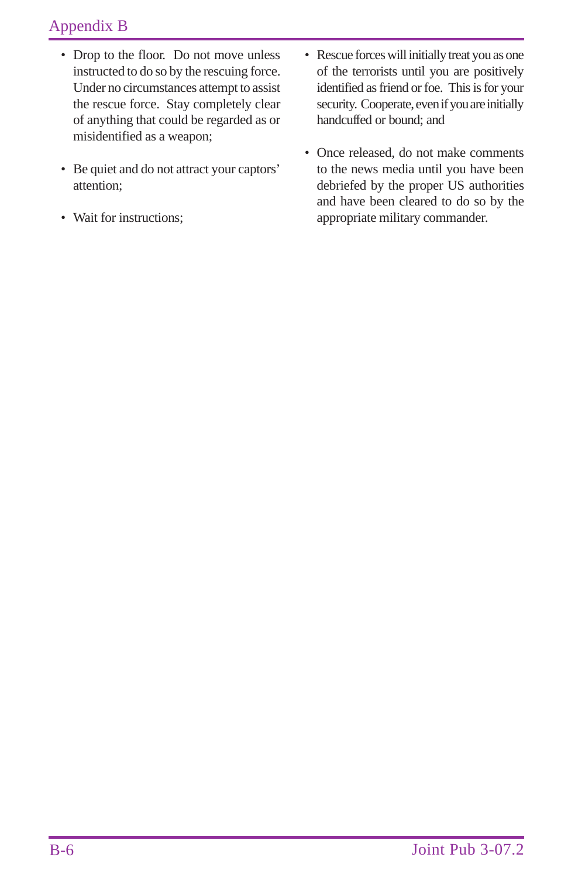- Drop to the floor. Do not move unless instructed to do so by the rescuing force. Under no circumstances attempt to assist the rescue force. Stay completely clear of anything that could be regarded as or misidentified as a weapon;

- Be quiet and do not attract your captors' attention;

- Wait for instructions;

- Rescue forces will initially treat you as one of the terrorists until you are positively identified as friend or foe. This is for your security. Cooperate, even if you are initially handcuffed or bound; and

- Once released, do not make comments to the news media until you have been debriefed by the proper US authorities and have been cleared to do so by the appropriate military commander.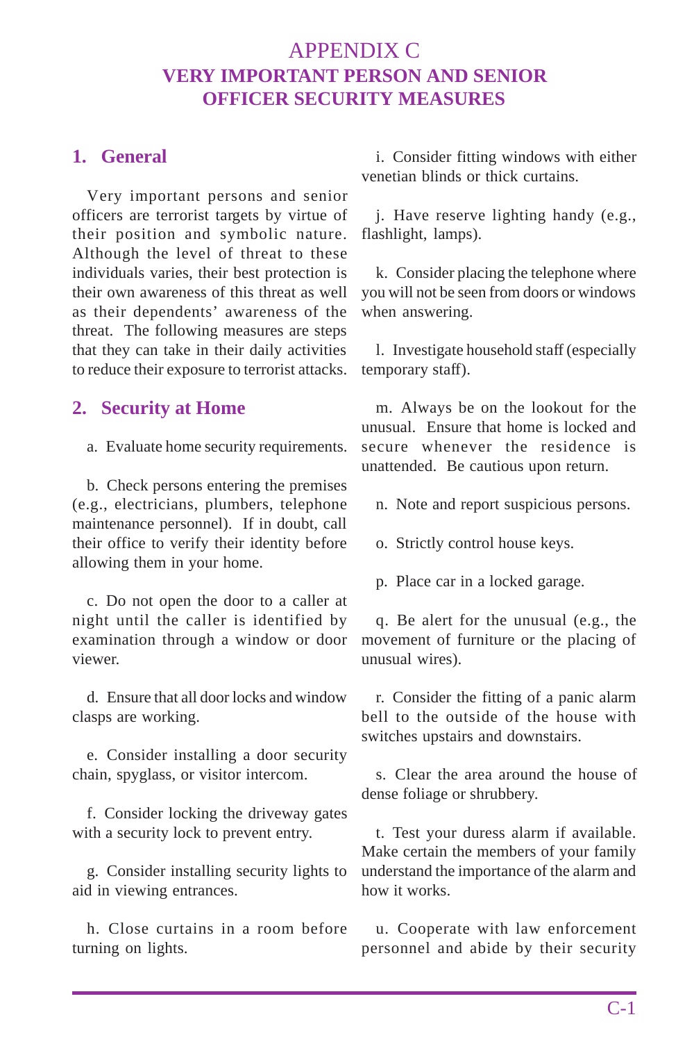# APPENDIX C
## VERY IMPORTANT PERSON AND SENIOR OFFICER SECURITY MEASURES

### 1. General

Very important persons and senior officers are terrorist targets by virtue of their position and symbolic nature. Although the level of threat to these individuals varies, their best protection is their own awareness of this threat as well as their dependents' awareness of the threat. The following measures are steps that they can take in their daily activities to reduce their exposure to terrorist attacks.

### 2. Security at Home

a. Evaluate home security requirements.

b. Check persons entering the premises (e.g., electricians, plumbers, telephone maintenance personnel). If in doubt, call their office to verify their identity before allowing them in your home.

c. Do not open the door to a caller at night until the caller is identified by examination through a window or door viewer.

d. Ensure that all door locks and window clasps are working.

e. Consider installing a door security chain, spyglass, or visitor intercom.

f. Consider locking the driveway gates with a security lock to prevent entry.

g. Consider installing security lights to aid in viewing entrances.

h. Close curtains in a room before turning on lights.

i. Consider fitting windows with either venetian blinds or thick curtains.

j. Have reserve lighting handy (e.g., flashlight, lamps).

k. Consider placing the telephone where you will not be seen from doors or windows when answering.

l. Investigate household staff (especially temporary staff).

m. Always be on the lookout for the unusual. Ensure that home is locked and secure whenever the residence is unattended. Be cautious upon return.

n. Note and report suspicious persons.

o. Strictly control house keys.

p. Place car in a locked garage.

q. Be alert for the unusual (e.g., the movement of furniture or the placing of unusual wires).

r. Consider the fitting of a panic alarm bell to the outside of the house with switches upstairs and downstairs.

s. Clear the area around the house of dense foliage or shrubbery.

t. Test your duress alarm if available. Make certain the members of your family understand the importance of the alarm and how it works.

u. Cooperate with law enforcement personnel and abide by their security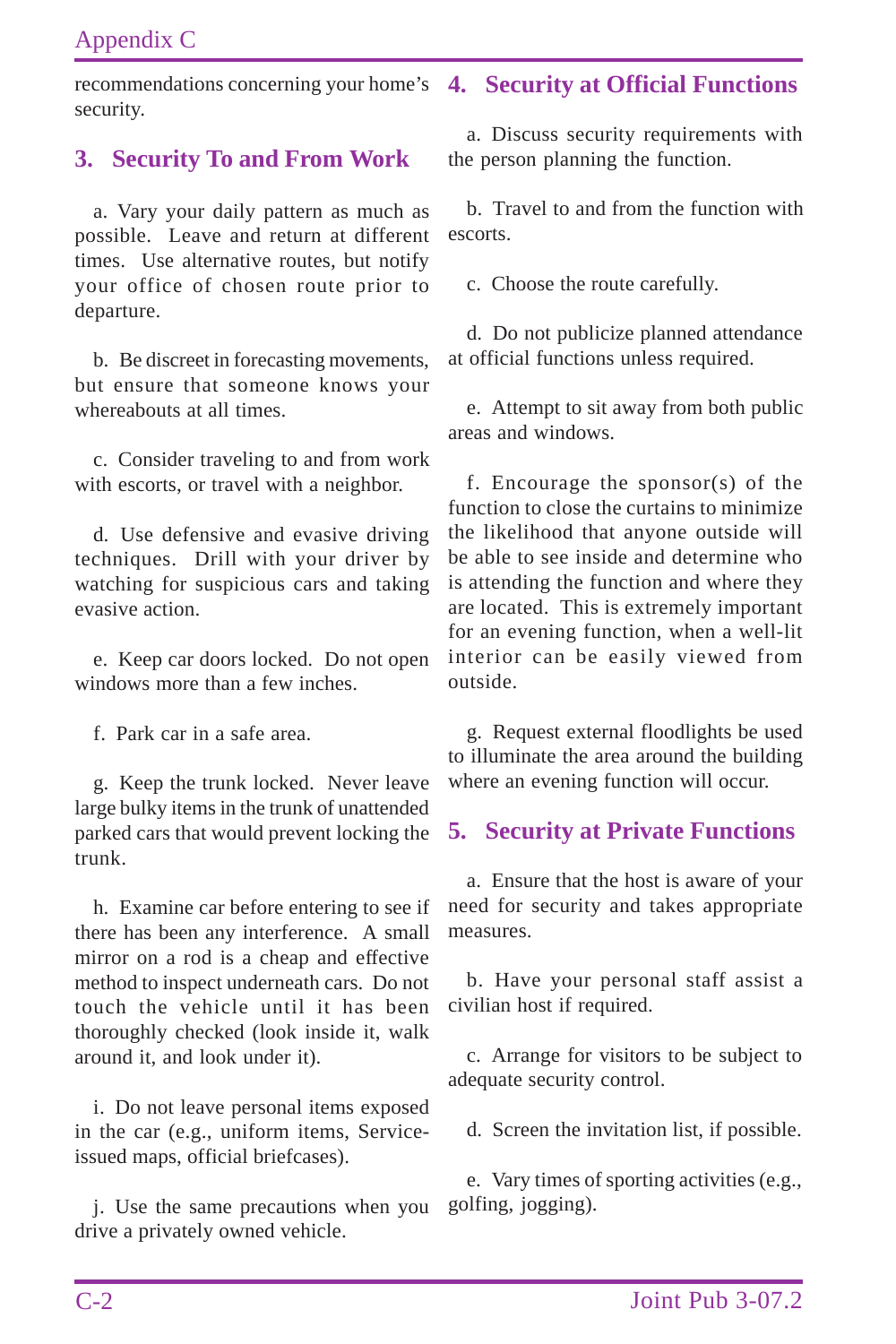recommendations concerning your home's security.

## 3. Security To and From Work

a. Vary your daily pattern as much as possible. Leave and return at different times. Use alternative routes, but notify your office of chosen route prior to departure.

b. Be discreet in forecasting movements, but ensure that someone knows your whereabouts at all times.

c. Consider traveling to and from work with escorts, or travel with a neighbor.

d. Use defensive and evasive driving techniques. Drill with your driver by watching for suspicious cars and taking evasive action.

e. Keep car doors locked. Do not open windows more than a few inches.

f. Park car in a safe area.

g. Keep the trunk locked. Never leave large bulky items in the trunk of unattended parked cars that would prevent locking the trunk.

h. Examine car before entering to see if there has been any interference. A small mirror on a rod is a cheap and effective method to inspect underneath cars. Do not touch the vehicle until it has been thoroughly checked (look inside it, walk around it, and look under it).

i. Do not leave personal items exposed in the car (e.g., uniform items, Service-issued maps, official briefcases).

j. Use the same precautions when you drive a privately owned vehicle.

## 4. Security at Official Functions

a. Discuss security requirements with the person planning the function.

b. Travel to and from the function with escorts.

c. Choose the route carefully.

d. Do not publicize planned attendance at official functions unless required.

e. Attempt to sit away from both public areas and windows.

f. Encourage the sponsor(s) of the function to close the curtains to minimize the likelihood that anyone outside will be able to see inside and determine who is attending the function and where they are located. This is extremely important for an evening function, when a well-lit interior can be easily viewed from outside.

g. Request external floodlights be used to illuminate the area around the building where an evening function will occur.

## 5. Security at Private Functions

a. Ensure that the host is aware of your need for security and takes appropriate measures.

b. Have your personal staff assist a civilian host if required.

c. Arrange for visitors to be subject to adequate security control.

d. Screen the invitation list, if possible.

e. Vary times of sporting activities (e.g., golfing, jogging).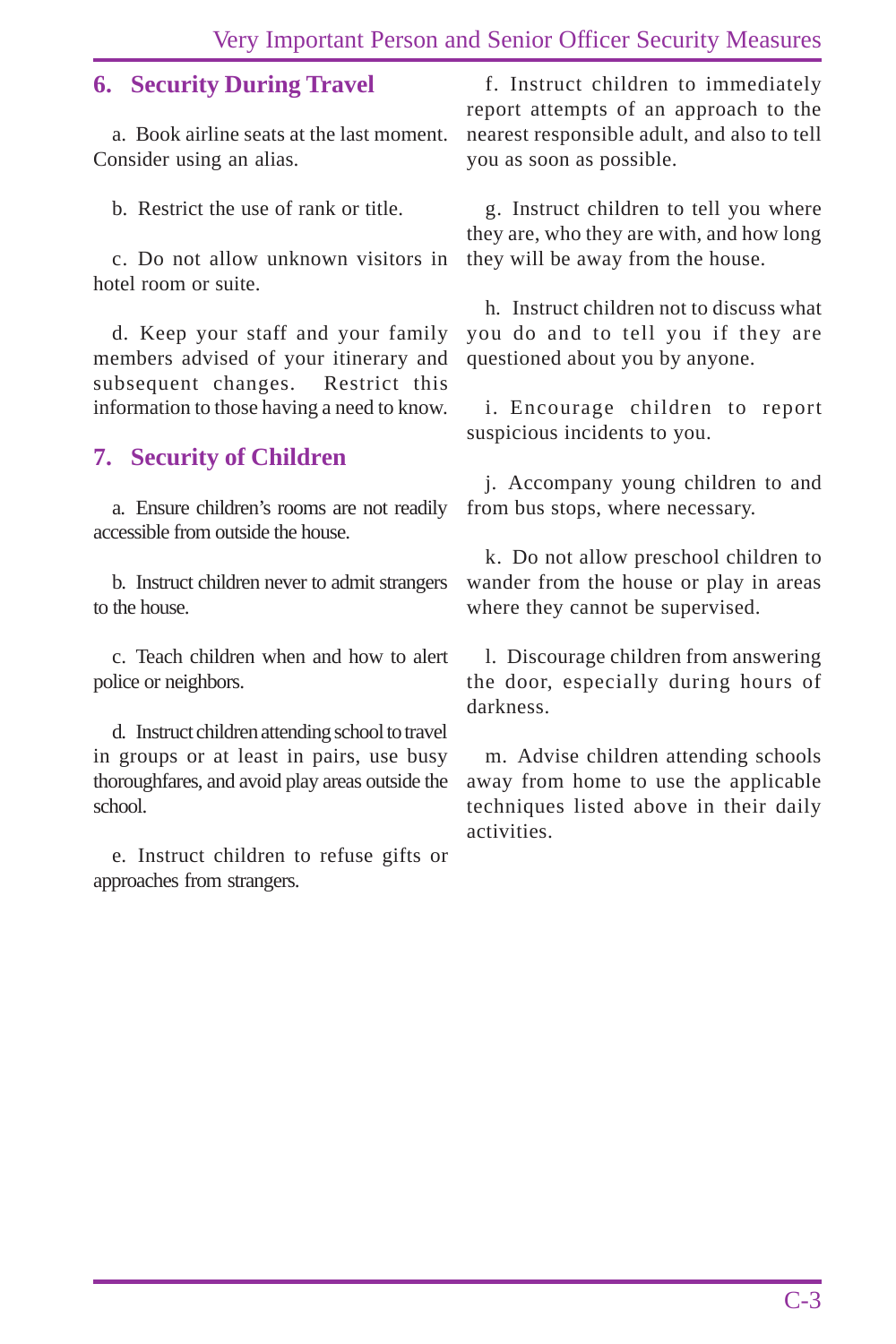## 6. Security During Travel

a. Book airline seats at the last moment. Consider using an alias.

b. Restrict the use of rank or title.

c. Do not allow unknown visitors in hotel room or suite.

d. Keep your staff and your family members advised of your itinerary and subsequent changes. Restrict this information to those having a need to know.

## 7. Security of Children

a. Ensure children's rooms are not readily accessible from outside the house.

b. Instruct children never to admit strangers to the house.

c. Teach children when and how to alert police or neighbors.

d. Instruct children attending school to travel in groups or at least in pairs, use busy thoroughfares, and avoid play areas outside the school.

e. Instruct children to refuse gifts or approaches from strangers.

f. Instruct children to immediately report attempts of an approach to the nearest responsible adult, and also to tell you as soon as possible.

g. Instruct children to tell you where they are, who they are with, and how long they will be away from the house.

h. Instruct children not to discuss what you do and to tell you if they are questioned about you by anyone.

i. Encourage children to report suspicious incidents to you.

j. Accompany young children to and from bus stops, where necessary.

k. Do not allow preschool children to wander from the house or play in areas where they cannot be supervised.

l. Discourage children from answering the door, especially during hours of darkness.

m. Advise children attending schools away from home to use the applicable techniques listed above in their daily activities.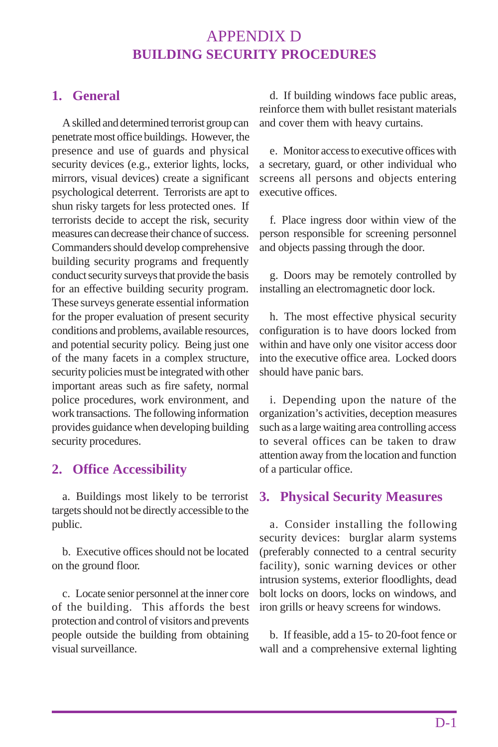# APPENDIX D
# BUILDING SECURITY PROCEDURES

## 1. General

A skilled and determined terrorist group can penetrate most office buildings. However, the presence and use of guards and physical security devices (e.g., exterior lights, locks, mirrors, visual devices) create a significant psychological deterrent. Terrorists are apt to shun risky targets for less protected ones. If terrorists decide to accept the risk, security measures can decrease their chance of success. Commanders should develop comprehensive building security programs and frequently conduct security surveys that provide the basis for an effective building security program. These surveys generate essential information for the proper evaluation of present security conditions and problems, available resources, and potential security policy. Being just one of the many facets in a complex structure, security policies must be integrated with other important areas such as fire safety, normal police procedures, work environment, and work transactions. The following information provides guidance when developing building security procedures.

## 2. Office Accessibility

a. Buildings most likely to be terrorist targets should not be directly accessible to the public.

b. Executive offices should not be located on the ground floor.

c. Locate senior personnel at the inner core of the building. This affords the best protection and control of visitors and prevents people outside the building from obtaining visual surveillance.

d. If building windows face public areas, reinforce them with bullet resistant materials and cover them with heavy curtains.

e. Monitor access to executive offices with a secretary, guard, or other individual who screens all persons and objects entering executive offices.

f. Place ingress door within view of the person responsible for screening personnel and objects passing through the door.

g. Doors may be remotely controlled by installing an electromagnetic door lock.

h. The most effective physical security configuration is to have doors locked from within and have only one visitor access door into the executive office area. Locked doors should have panic bars.

i. Depending upon the nature of the organization's activities, deception measures such as a large waiting area controlling access to several offices can be taken to draw attention away from the location and function of a particular office.

## 3. Physical Security Measures

a. Consider installing the following security devices: burglar alarm systems (preferably connected to a central security facility), sonic warning devices or other intrusion systems, exterior floodlights, dead bolt locks on doors, locks on windows, and iron grills or heavy screens for windows.

b. If feasible, add a 15- to 20-foot fence or wall and a comprehensive external lighting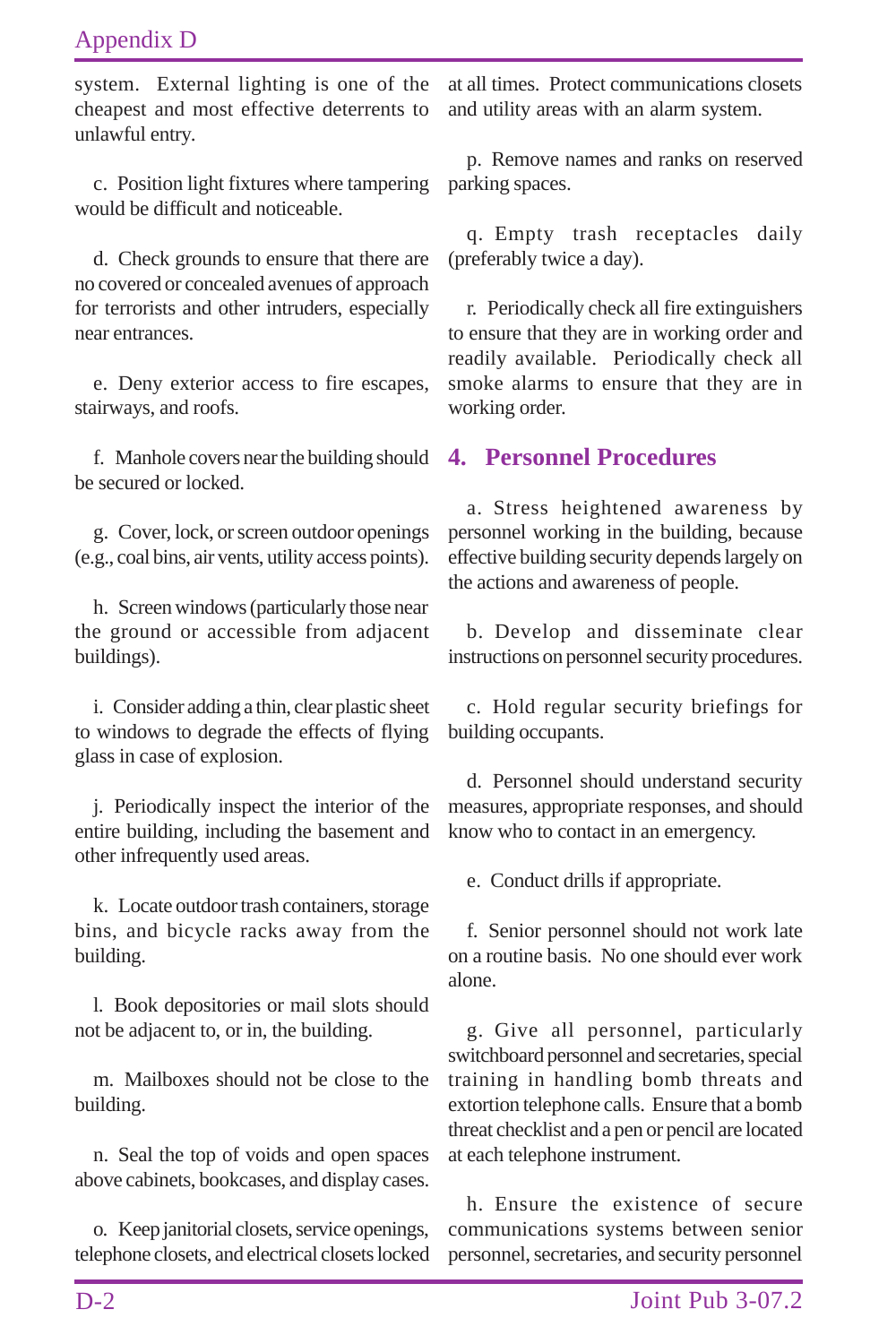system. External lighting is one of the cheapest and most effective deterrents to unlawful entry.

c. Position light fixtures where tampering would be difficult and noticeable.

d. Check grounds to ensure that there are no covered or concealed avenues of approach for terrorists and other intruders, especially near entrances.

e. Deny exterior access to fire escapes, stairways, and roofs.

f. Manhole covers near the building should be secured or locked.

g. Cover, lock, or screen outdoor openings (e.g., coal bins, air vents, utility access points).

h. Screen windows (particularly those near the ground or accessible from adjacent buildings).

i. Consider adding a thin, clear plastic sheet to windows to degrade the effects of flying glass in case of explosion.

j. Periodically inspect the interior of the entire building, including the basement and other infrequently used areas.

k. Locate outdoor trash containers, storage bins, and bicycle racks away from the building.

l. Book depositories or mail slots should not be adjacent to, or in, the building.

m. Mailboxes should not be close to the building.

n. Seal the top of voids and open spaces above cabinets, bookcases, and display cases.

o. Keep janitorial closets, service openings, telephone closets, and electrical closets locked at all times. Protect communications closets and utility areas with an alarm system.

p. Remove names and ranks on reserved parking spaces.

q. Empty trash receptacles daily (preferably twice a day).

r. Periodically check all fire extinguishers to ensure that they are in working order and readily available. Periodically check all smoke alarms to ensure that they are in working order.

## 4. Personnel Procedures

a. Stress heightened awareness by personnel working in the building, because effective building security depends largely on the actions and awareness of people.

b. Develop and disseminate clear instructions on personnel security procedures.

c. Hold regular security briefings for building occupants.

d. Personnel should understand security measures, appropriate responses, and should know who to contact in an emergency.

e. Conduct drills if appropriate.

f. Senior personnel should not work late on a routine basis. No one should ever work alone.

g. Give all personnel, particularly switchboard personnel and secretaries, special training in handling bomb threats and extortion telephone calls. Ensure that a bomb threat checklist and a pen or pencil are located at each telephone instrument.

h. Ensure the existence of secure communications systems between senior personnel, secretaries, and security personnel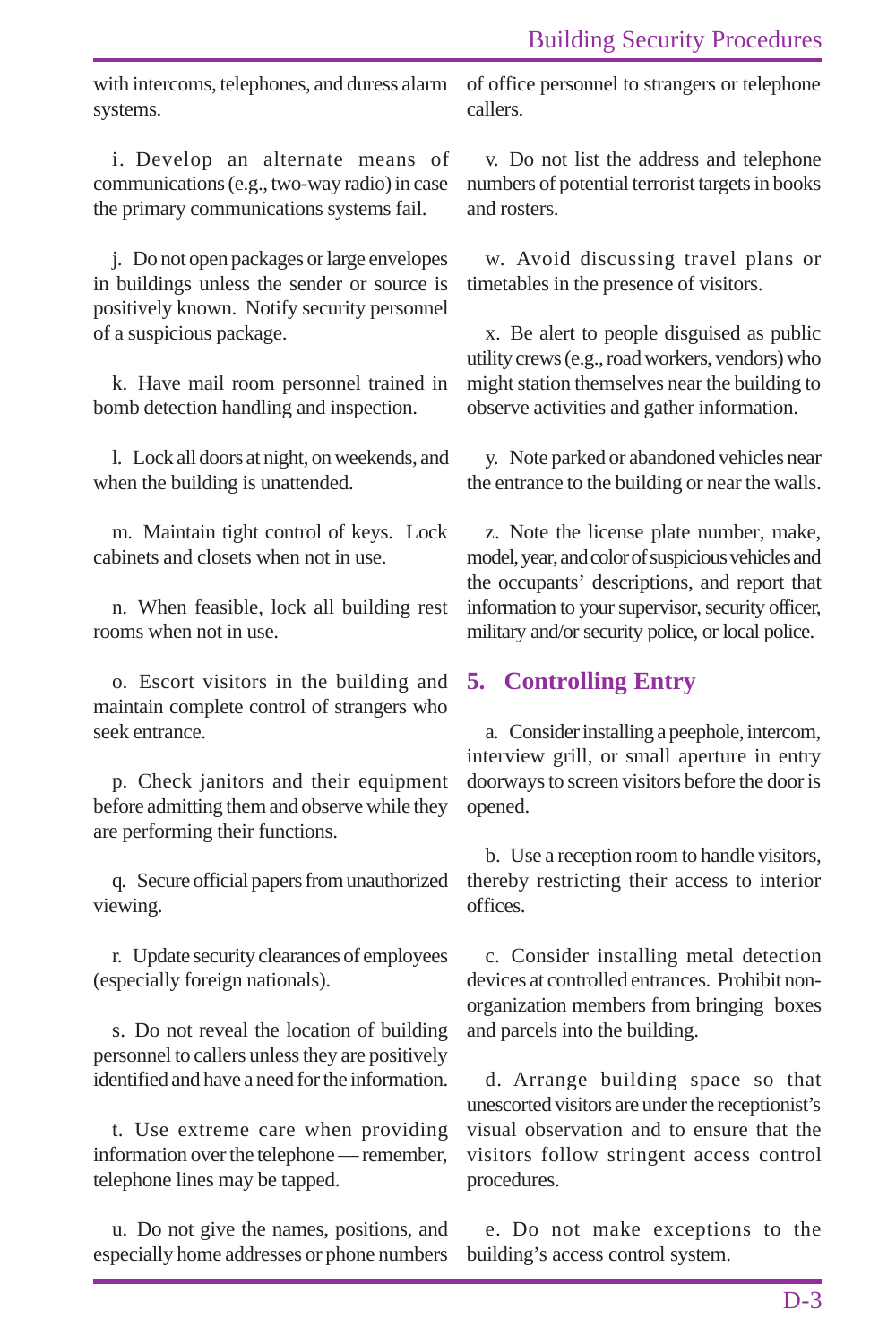with intercoms, telephones, and duress alarm systems.

i. Develop an alternate means of communications (e.g., two-way radio) in case the primary communications systems fail.

j. Do not open packages or large envelopes in buildings unless the sender or source is positively known. Notify security personnel of a suspicious package.

k. Have mail room personnel trained in bomb detection handling and inspection.

l. Lock all doors at night, on weekends, and when the building is unattended.

m. Maintain tight control of keys. Lock cabinets and closets when not in use.

n. When feasible, lock all building rest rooms when not in use.

o. Escort visitors in the building and maintain complete control of strangers who seek entrance.

p. Check janitors and their equipment before admitting them and observe while they are performing their functions.

q. Secure official papers from unauthorized viewing.

r. Update security clearances of employees (especially foreign nationals).

s. Do not reveal the location of building personnel to callers unless they are positively identified and have a need for the information.

t. Use extreme care when providing information over the telephone — remember, telephone lines may be tapped.

u. Do not give the names, positions, and especially home addresses or phone numbers of office personnel to strangers or telephone callers.

v. Do not list the address and telephone numbers of potential terrorist targets in books and rosters.

w. Avoid discussing travel plans or timetables in the presence of visitors.

x. Be alert to people disguised as public utility crews (e.g., road workers, vendors) who might station themselves near the building to observe activities and gather information.

y. Note parked or abandoned vehicles near the entrance to the building or near the walls.

z. Note the license plate number, make, model, year, and color of suspicious vehicles and the occupants' descriptions, and report that information to your supervisor, security officer, military and/or security police, or local police.

## 5. Controlling Entry

a. Consider installing a peephole, intercom, interview grill, or small aperture in entry doorways to screen visitors before the door is opened.

b. Use a reception room to handle visitors, thereby restricting their access to interior offices.

c. Consider installing metal detection devices at controlled entrances. Prohibit non-organization members from bringing boxes and parcels into the building.

d. Arrange building space so that unescorted visitors are under the receptionist's visual observation and to ensure that the visitors follow stringent access control procedures.

e. Do not make exceptions to the building's access control system.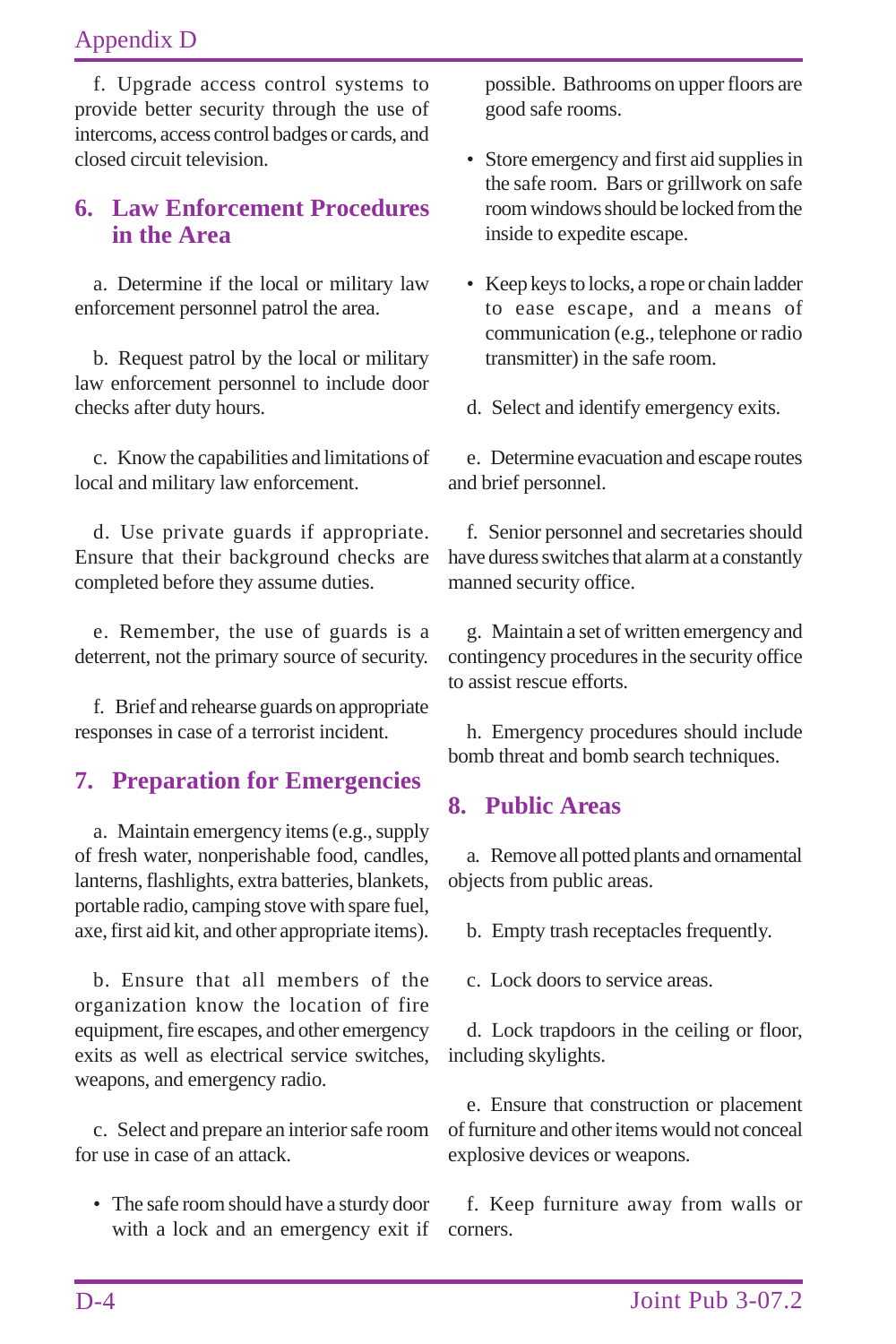f. Upgrade access control systems to provide better security through the use of intercoms, access control badges or cards, and closed circuit television.

## 6. Law Enforcement Procedures in the Area

a. Determine if the local or military law enforcement personnel patrol the area.

b. Request patrol by the local or military law enforcement personnel to include door checks after duty hours.

c. Know the capabilities and limitations of local and military law enforcement.

d. Use private guards if appropriate. Ensure that their background checks are completed before they assume duties.

e. Remember, the use of guards is a deterrent, not the primary source of security.

f. Brief and rehearse guards on appropriate responses in case of a terrorist incident.

## 7. Preparation for Emergencies

a. Maintain emergency items (e.g., supply of fresh water, nonperishable food, candles, lanterns, flashlights, extra batteries, blankets, portable radio, camping stove with spare fuel, axe, first aid kit, and other appropriate items).

b. Ensure that all members of the organization know the location of fire equipment, fire escapes, and other emergency exits as well as electrical service switches, weapons, and emergency radio.

c. Select and prepare an interior safe room for use in case of an attack.

- The safe room should have a sturdy door with a lock and an emergency exit if possible. Bathrooms on upper floors are good safe rooms.
- Store emergency and first aid supplies in the safe room. Bars or grillwork on safe room windows should be locked from the inside to expedite escape.
- Keep keys to locks, a rope or chain ladder to ease escape, and a means of communication (e.g., telephone or radio transmitter) in the safe room.

d. Select and identify emergency exits.

e. Determine evacuation and escape routes and brief personnel.

f. Senior personnel and secretaries should have duress switches that alarm at a constantly manned security office.

g. Maintain a set of written emergency and contingency procedures in the security office to assist rescue efforts.

h. Emergency procedures should include bomb threat and bomb search techniques.

## 8. Public Areas

a. Remove all potted plants and ornamental objects from public areas.

b. Empty trash receptacles frequently.

c. Lock doors to service areas.

d. Lock trapdoors in the ceiling or floor, including skylights.

e. Ensure that construction or placement of furniture and other items would not conceal explosive devices or weapons.

f. Keep furniture away from walls or corners.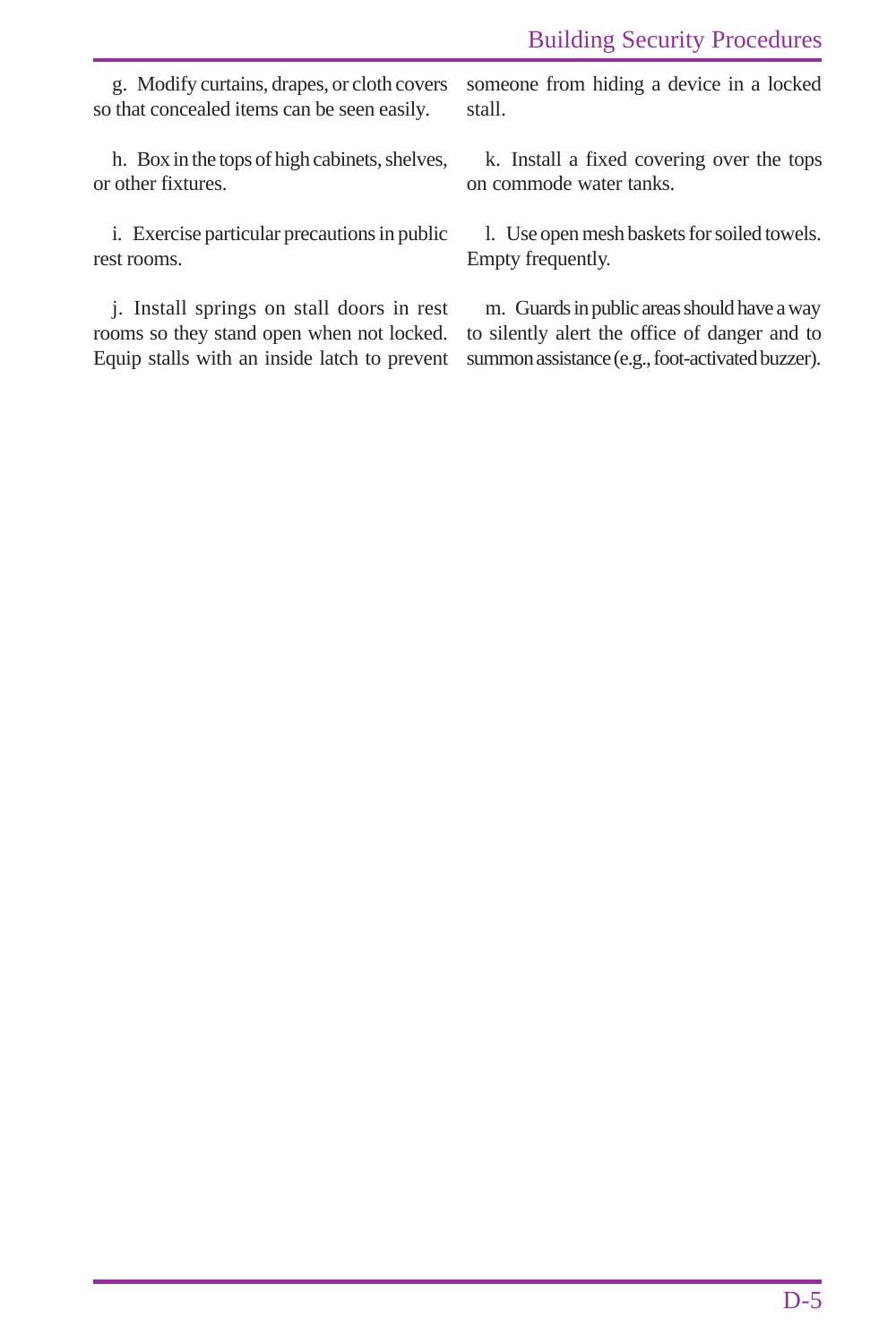g. Modify curtains, drapes, or cloth covers so that concealed items can be seen easily.

h. Box in the tops of high cabinets, shelves, or other fixtures.

i. Exercise particular precautions in public rest rooms.

j. Install springs on stall doors in rest rooms so they stand open when not locked. Equip stalls with an inside latch to prevent someone from hiding a device in a locked stall.

k. Install a fixed covering over the tops on commode water tanks.

l. Use open mesh baskets for soiled towels. Empty frequently.

m. Guards in public areas should have a way to silently alert the office of danger and to summon assistance (e.g., foot-activated buzzer).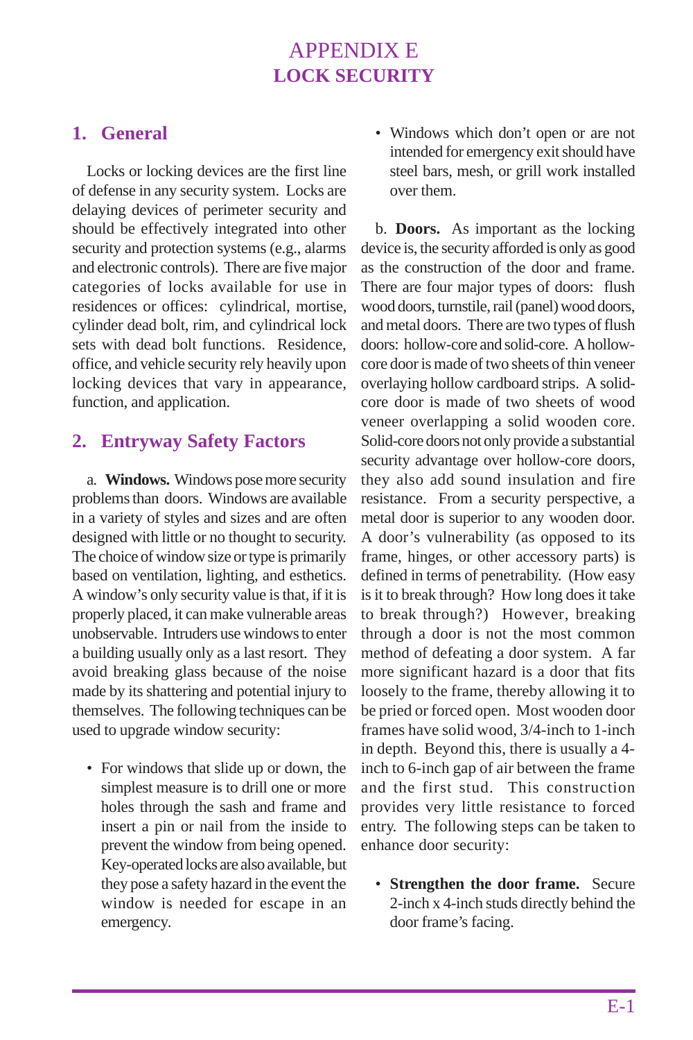# APPENDIX E
# LOCK SECURITY

## 1. General

Locks or locking devices are the first line of defense in any security system. Locks are delaying devices of perimeter security and should be effectively integrated into other security and protection systems (e.g., alarms and electronic controls). There are five major categories of locks available for use in residences or offices: cylindrical, mortise, cylinder dead bolt, rim, and cylindrical lock sets with dead bolt functions. Residence, office, and vehicle security rely heavily upon locking devices that vary in appearance, function, and application.

## 2. Entryway Safety Factors

a. **Windows.** Windows pose more security problems than doors. Windows are available in a variety of styles and sizes and are often designed with little or no thought to security. The choice of window size or type is primarily based on ventilation, lighting, and esthetics. A window's only security value is that, if it is properly placed, it can make vulnerable areas unobservable. Intruders use windows to enter a building usually only as a last resort. They avoid breaking glass because of the noise made by its shattering and potential injury to themselves. The following techniques can be used to upgrade window security:

- For windows that slide up or down, the simplest measure is to drill one or more holes through the sash and frame and insert a pin or nail from the inside to prevent the window from being opened. Key-operated locks are also available, but they pose a safety hazard in the event the window is needed for escape in an emergency.
- Windows which don't open or are not intended for emergency exit should have steel bars, mesh, or grill work installed over them.

b. **Doors.** As important as the locking device is, the security afforded is only as good as the construction of the door and frame. There are four major types of doors: flush wood doors, turnstile, rail (panel) wood doors, and metal doors. There are two types of flush doors: hollow-core and solid-core. A hollow-core door is made of two sheets of thin veneer overlaying hollow cardboard strips. A solid-core door is made of two sheets of wood veneer overlapping a solid wooden core. Solid-core doors not only provide a substantial security advantage over hollow-core doors, they also add sound insulation and fire resistance. From a security perspective, a metal door is superior to any wooden door. A door's vulnerability (as opposed to its frame, hinges, or other accessory parts) is defined in terms of penetrability. (How easy is it to break through? How long does it take to break through?) However, breaking through a door is not the most common method of defeating a door system. A far more significant hazard is a door that fits loosely to the frame, thereby allowing it to be pried or forced open. Most wooden door frames have solid wood, 3/4-inch to 1-inch in depth. Beyond this, there is usually a 4-inch to 6-inch gap of air between the frame and the first stud. This construction provides very little resistance to forced entry. The following steps can be taken to enhance door security:

- **Strengthen the door frame.** Secure 2-inch x 4-inch studs directly behind the door frame's facing.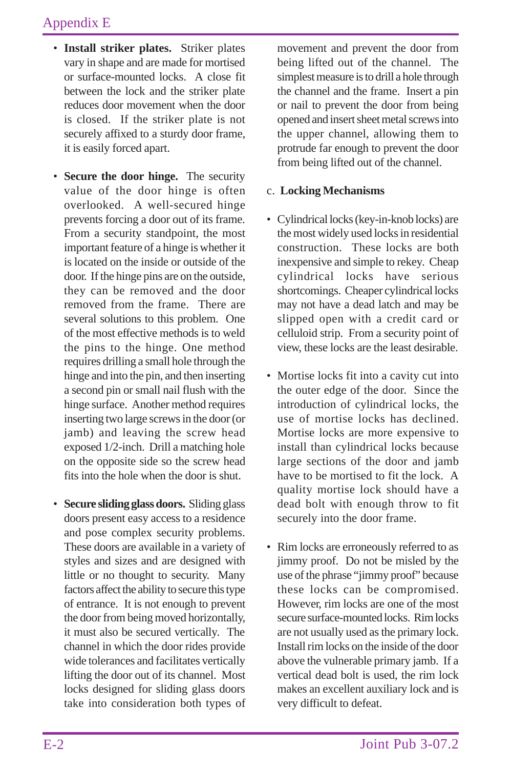- **Install striker plates.** Striker plates vary in shape and are made for mortised or surface-mounted locks. A close fit between the lock and the striker plate reduces door movement when the door is closed. If the striker plate is not securely affixed to a sturdy door frame, it is easily forced apart.

- **Secure the door hinge.** The security value of the door hinge is often overlooked. A well-secured hinge prevents forcing a door out of its frame. From a security standpoint, the most important feature of a hinge is whether it is located on the inside or outside of the door. If the hinge pins are on the outside, they can be removed and the door removed from the frame. There are several solutions to this problem. One of the most effective methods is to weld the pins to the hinge. One method requires drilling a small hole through the hinge and into the pin, and then inserting a second pin or small nail flush with the hinge surface. Another method requires inserting two large screws in the door (or jamb) and leaving the screw head exposed 1/2-inch. Drill a matching hole on the opposite side so the screw head fits into the hole when the door is shut.

- **Secure sliding glass doors.** Sliding glass doors present easy access to a residence and pose complex security problems. These doors are available in a variety of styles and sizes and are designed with little or no thought to security. Many factors affect the ability to secure this type of entrance. It is not enough to prevent the door from being moved horizontally, it must also be secured vertically. The channel in which the door rides provide wide tolerances and facilitates vertically lifting the door out of its channel. Most locks designed for sliding glass doors take into consideration both types of movement and prevent the door from being lifted out of the channel. The simplest measure is to drill a hole through the channel and the frame. Insert a pin or nail to prevent the door from being opened and insert sheet metal screws into the upper channel, allowing them to protrude far enough to prevent the door from being lifted out of the channel.

c. **Locking Mechanisms**

- Cylindrical locks (key-in-knob locks) are the most widely used locks in residential construction. These locks are both inexpensive and simple to rekey. Cheap cylindrical locks have serious shortcomings. Cheaper cylindrical locks may not have a dead latch and may be slipped open with a credit card or celluloid strip. From a security point of view, these locks are the least desirable.

- Mortise locks fit into a cavity cut into the outer edge of the door. Since the introduction of cylindrical locks, the use of mortise locks has declined. Mortise locks are more expensive to install than cylindrical locks because large sections of the door and jamb have to be mortised to fit the lock. A quality mortise lock should have a dead bolt with enough throw to fit securely into the door frame.

- Rim locks are erroneously referred to as jimmy proof. Do not be misled by the use of the phrase "jimmy proof" because these locks can be compromised. However, rim locks are one of the most secure surface-mounted locks. Rim locks are not usually used as the primary lock. Install rim locks on the inside of the door above the vulnerable primary jamb. If a vertical dead bolt is used, the rim lock makes an excellent auxiliary lock and is very difficult to defeat.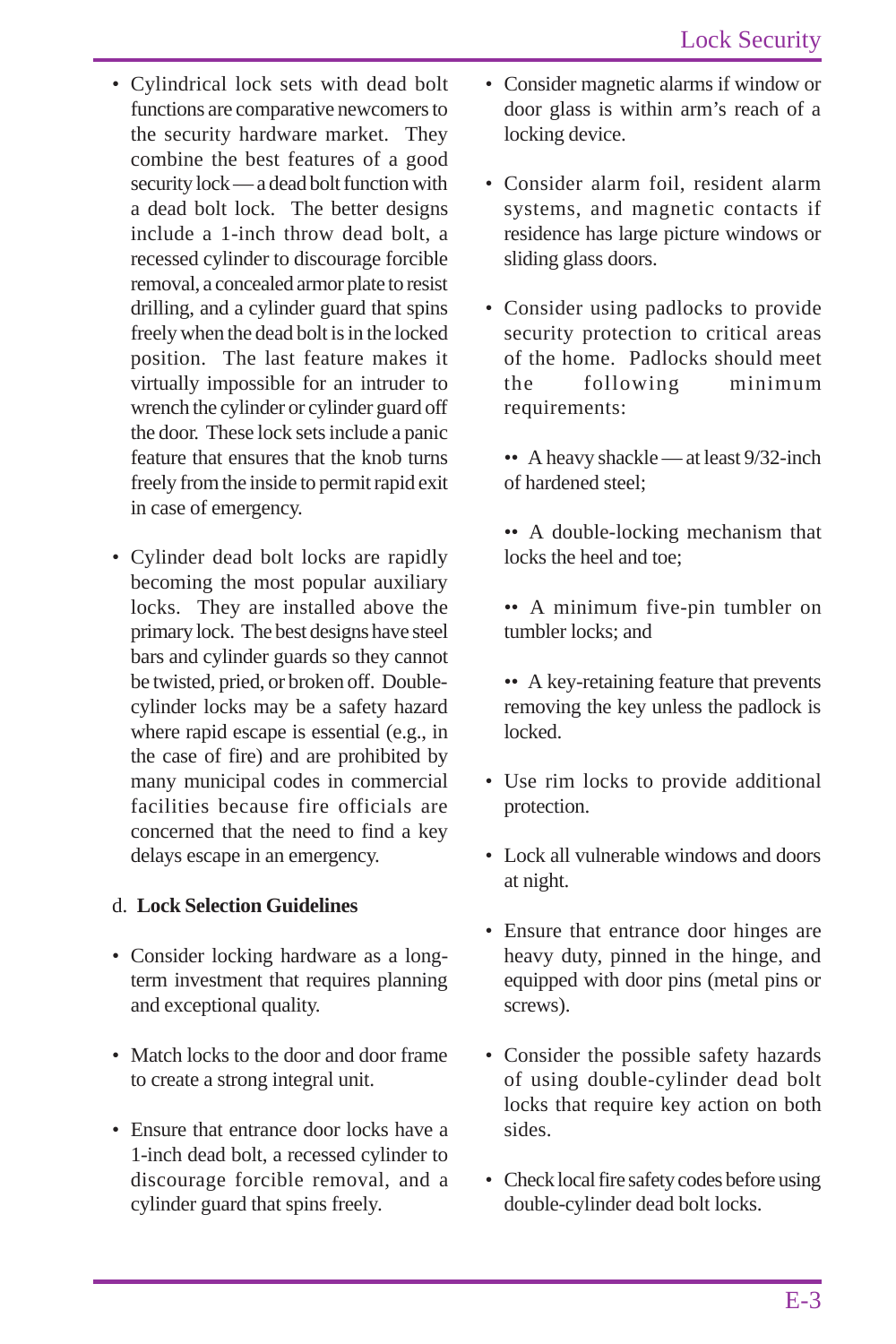- Cylindrical lock sets with dead bolt functions are comparative newcomers to the security hardware market. They combine the best features of a good security lock — a dead bolt function with a dead bolt lock. The better designs include a 1-inch throw dead bolt, a recessed cylinder to discourage forcible removal, a concealed armor plate to resist drilling, and a cylinder guard that spins freely when the dead bolt is in the locked position. The last feature makes it virtually impossible for an intruder to wrench the cylinder or cylinder guard off the door. These lock sets include a panic feature that ensures that the knob turns freely from the inside to permit rapid exit in case of emergency.

- Cylinder dead bolt locks are rapidly becoming the most popular auxiliary locks. They are installed above the primary lock. The best designs have steel bars and cylinder guards so they cannot be twisted, pried, or broken off. Double-cylinder locks may be a safety hazard where rapid escape is essential (e.g., in the case of fire) and are prohibited by many municipal codes in commercial facilities because fire officials are concerned that the need to find a key delays escape in an emergency.

d. **Lock Selection Guidelines**

- Consider locking hardware as a long-term investment that requires planning and exceptional quality.

- Match locks to the door and door frame to create a strong integral unit.

- Ensure that entrance door locks have a 1-inch dead bolt, a recessed cylinder to discourage forcible removal, and a cylinder guard that spins freely.

- Consider magnetic alarms if window or door glass is within arm's reach of a locking device.

- Consider alarm foil, resident alarm systems, and magnetic contacts if residence has large picture windows or sliding glass doors.

- Consider using padlocks to provide security protection to critical areas of the home. Padlocks should meet the following minimum requirements:

  •• A heavy shackle — at least 9/32-inch of hardened steel;

  •• A double-locking mechanism that locks the heel and toe;

  •• A minimum five-pin tumbler on tumbler locks; and

  •• A key-retaining feature that prevents removing the key unless the padlock is locked.

- Use rim locks to provide additional protection.

- Lock all vulnerable windows and doors at night.

- Ensure that entrance door hinges are heavy duty, pinned in the hinge, and equipped with door pins (metal pins or screws).

- Consider the possible safety hazards of using double-cylinder dead bolt locks that require key action on both sides.

- Check local fire safety codes before using double-cylinder dead bolt locks.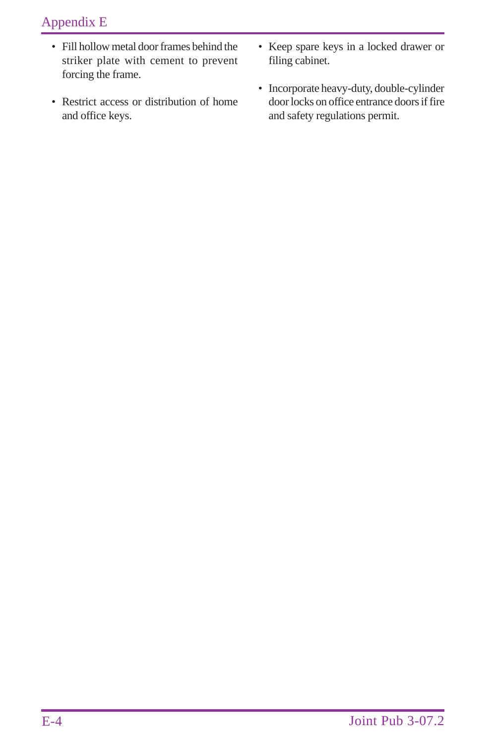- Fill hollow metal door frames behind the striker plate with cement to prevent forcing the frame.
- Restrict access or distribution of home and office keys.
- Keep spare keys in a locked drawer or filing cabinet.
- Incorporate heavy-duty, double-cylinder door locks on office entrance doors if fire and safety regulations permit.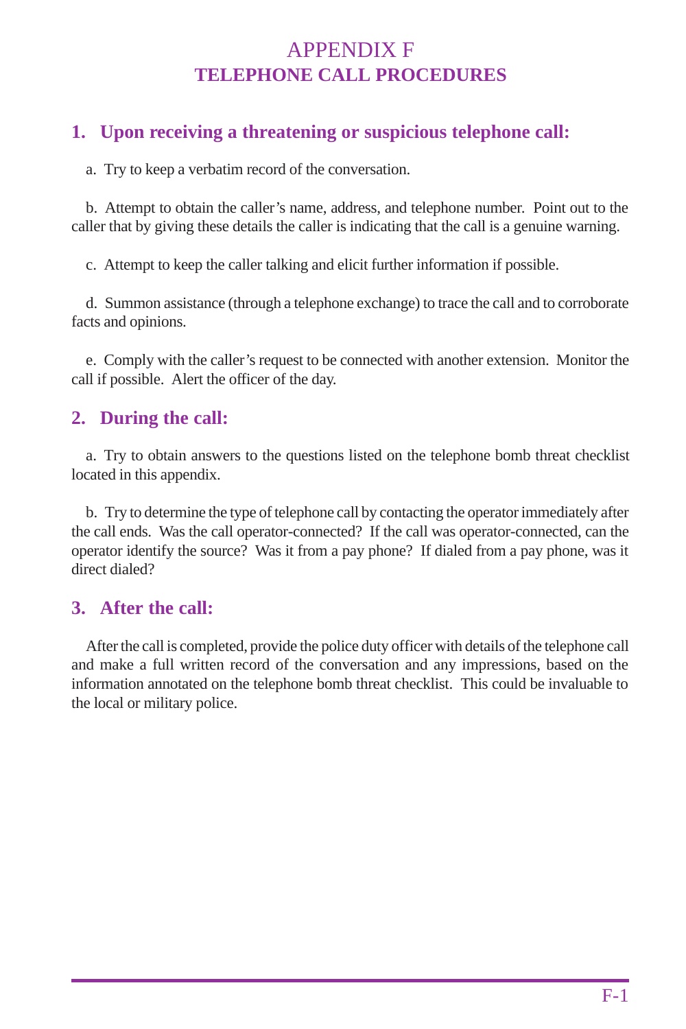# APPENDIX F
## TELEPHONE CALL PROCEDURES

### 1. Upon receiving a threatening or suspicious telephone call:

a. Try to keep a verbatim record of the conversation.

b. Attempt to obtain the caller's name, address, and telephone number. Point out to the caller that by giving these details the caller is indicating that the call is a genuine warning.

c. Attempt to keep the caller talking and elicit further information if possible.

d. Summon assistance (through a telephone exchange) to trace the call and to corroborate facts and opinions.

e. Comply with the caller's request to be connected with another extension. Monitor the call if possible. Alert the officer of the day.

### 2. During the call:

a. Try to obtain answers to the questions listed on the telephone bomb threat checklist located in this appendix.

b. Try to determine the type of telephone call by contacting the operator immediately after the call ends. Was the call operator-connected? If the call was operator-connected, can the operator identify the source? Was it from a pay phone? If dialed from a pay phone, was it direct dialed?

### 3. After the call:

After the call is completed, provide the police duty officer with details of the telephone call and make a full written record of the conversation and any impressions, based on the information annotated on the telephone bomb threat checklist. This could be invaluable to the local or military police.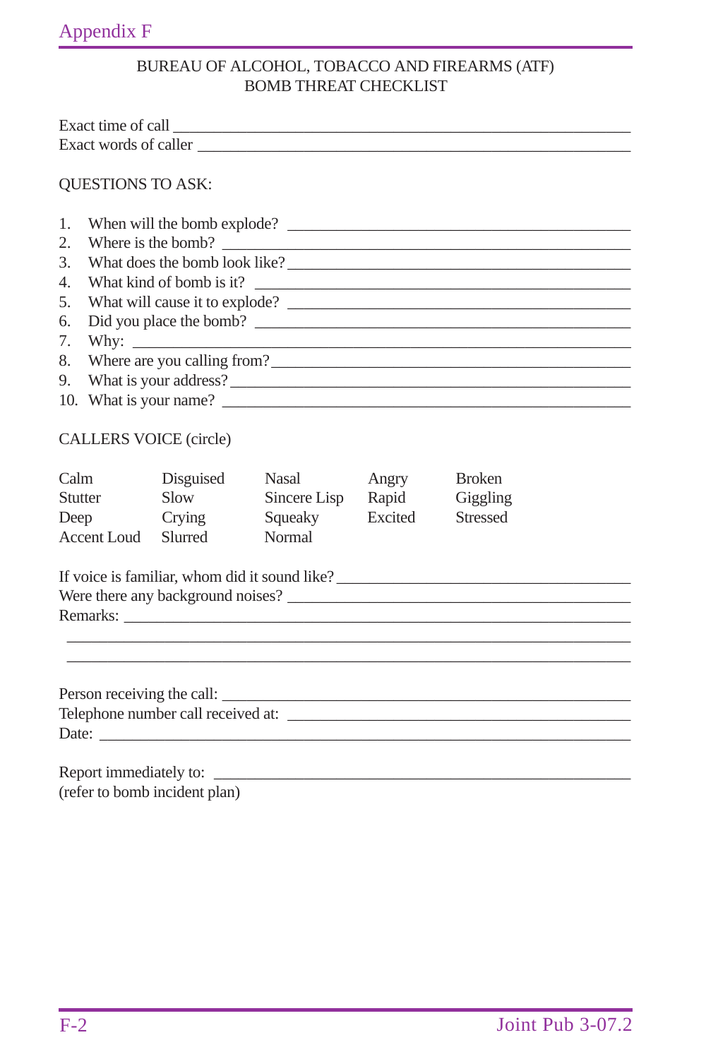# Appendix F

BUREAU OF ALCOHOL, TOBACCO AND FIREARMS (ATF)
BOMB THREAT CHECKLIST

Exact time of call ____________________________________________
Exact words of caller __________________________________________

QUESTIONS TO ASK:

1. When will the bomb explode? __________________________________
2. Where is the bomb? _________________________________________
3. What does the bomb look like? _________________________________
4. What kind of bomb is it? ______________________________________
5. What will cause it to explode? _________________________________
6. Did you place the bomb? ______________________________________
7. Why: ______________________________________________________
8. Where are you calling from? ___________________________________
9. What is your address? ________________________________________
10. What is your name? _________________________________________

CALLERS VOICE (circle)

| | | | | |
|---|---|---|---|---|
| Calm | Disguised | Nasal | Angry | Broken |
| Stutter | Slow | Sincere Lisp | Rapid | Giggling |
| Deep | Crying | Squeaky | Excited | Stressed |
| Accent Loud | Slurred | Normal | | |

If voice is familiar, whom did it sound like? __________________________
Were there any background noises? _______________________________
Remarks: ___________________________________________________
__________________________________________________________
__________________________________________________________

Person receiving the call: ______________________________________
Telephone number call received at: _______________________________
Date: ______________________________________________________

Report immediately to: ________________________________________
(refer to bomb incident plan)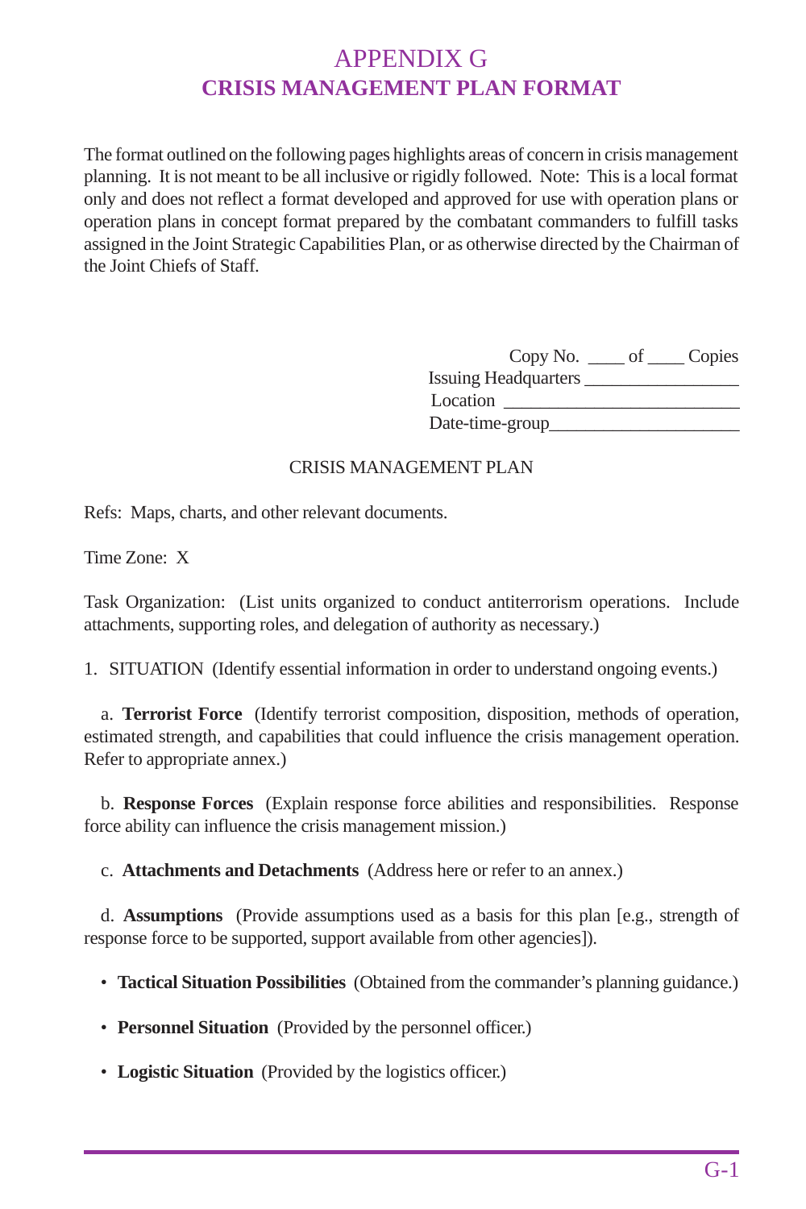# APPENDIX G
## CRISIS MANAGEMENT PLAN FORMAT

The format outlined on the following pages highlights areas of concern in crisis management planning. It is not meant to be all inclusive or rigidly followed. Note: This is a local format only and does not reflect a format developed and approved for use with operation plans or operation plans in concept format prepared by the combatant commanders to fulfill tasks assigned in the Joint Strategic Capabilities Plan, or as otherwise directed by the Chairman of the Joint Chiefs of Staff.

Copy No. ____ of ____ Copies
Issuing Headquarters ________________
Location __________________________
Date-time-group____________________

CRISIS MANAGEMENT PLAN

Refs: Maps, charts, and other relevant documents.

Time Zone: X

Task Organization: (List units organized to conduct antiterrorism operations. Include attachments, supporting roles, and delegation of authority as necessary.)

1. SITUATION (Identify essential information in order to understand ongoing events.)

a. **Terrorist Force** (Identify terrorist composition, disposition, methods of operation, estimated strength, and capabilities that could influence the crisis management operation. Refer to appropriate annex.)

b. **Response Forces** (Explain response force abilities and responsibilities. Response force ability can influence the crisis management mission.)

c. **Attachments and Detachments** (Address here or refer to an annex.)

d. **Assumptions** (Provide assumptions used as a basis for this plan [e.g., strength of response force to be supported, support available from other agencies]).

- **Tactical Situation Possibilities** (Obtained from the commander's planning guidance.)
- **Personnel Situation** (Provided by the personnel officer.)
- **Logistic Situation** (Provided by the logistics officer.)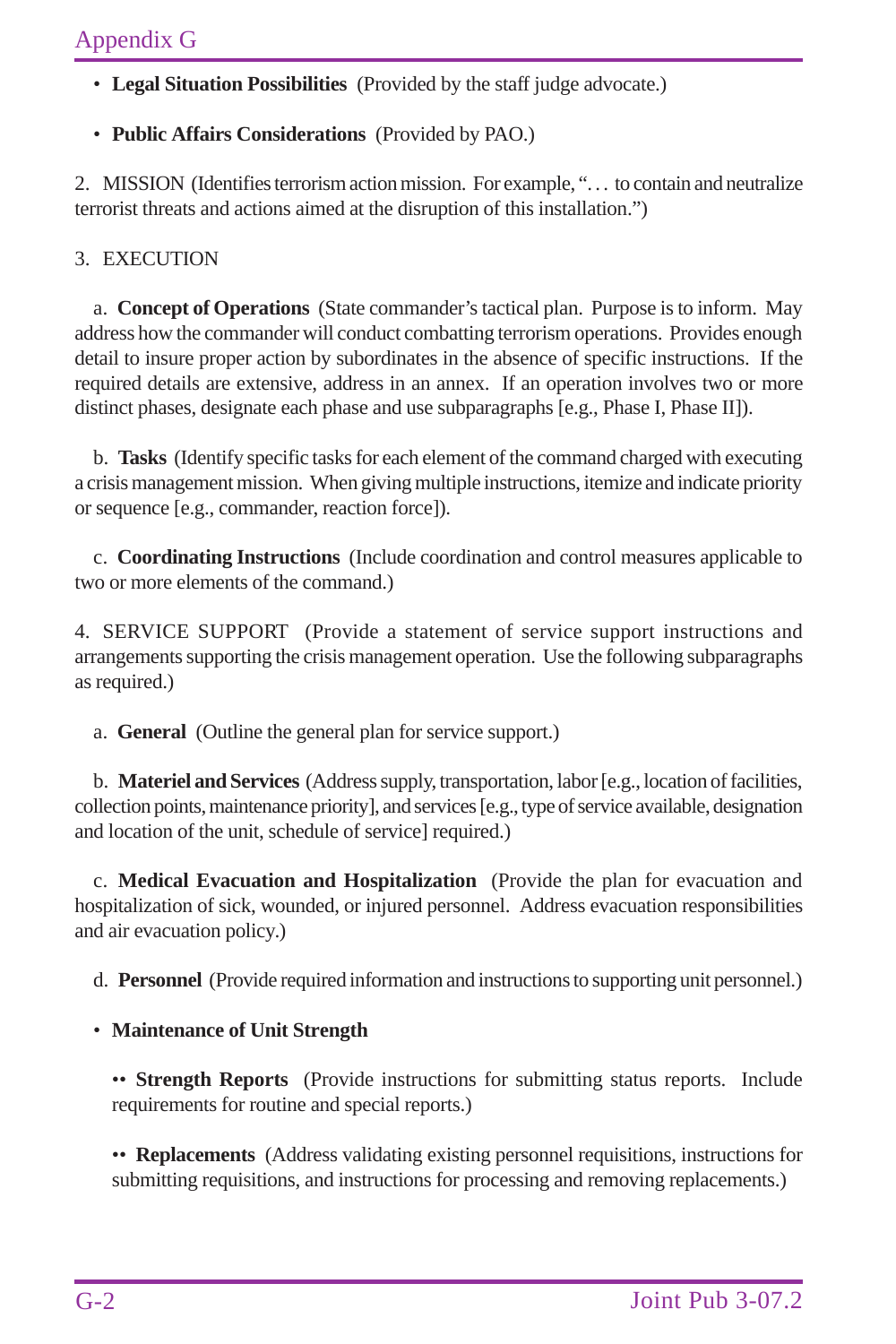- **Legal Situation Possibilities** (Provided by the staff judge advocate.)

- **Public Affairs Considerations** (Provided by PAO.)

2. MISSION (Identifies terrorism action mission. For example, "… to contain and neutralize terrorist threats and actions aimed at the disruption of this installation.")

3. EXECUTION

a. **Concept of Operations** (State commander's tactical plan. Purpose is to inform. May address how the commander will conduct combatting terrorism operations. Provides enough detail to insure proper action by subordinates in the absence of specific instructions. If the required details are extensive, address in an annex. If an operation involves two or more distinct phases, designate each phase and use subparagraphs [e.g., Phase I, Phase II]).

b. **Tasks** (Identify specific tasks for each element of the command charged with executing a crisis management mission. When giving multiple instructions, itemize and indicate priority or sequence [e.g., commander, reaction force]).

c. **Coordinating Instructions** (Include coordination and control measures applicable to two or more elements of the command.)

4. SERVICE SUPPORT (Provide a statement of service support instructions and arrangements supporting the crisis management operation. Use the following subparagraphs as required.)

a. **General** (Outline the general plan for service support.)

b. **Materiel and Services** (Address supply, transportation, labor [e.g., location of facilities, collection points, maintenance priority], and services [e.g., type of service available, designation and location of the unit, schedule of service] required.)

c. **Medical Evacuation and Hospitalization** (Provide the plan for evacuation and hospitalization of sick, wounded, or injured personnel. Address evacuation responsibilities and air evacuation policy.)

d. **Personnel** (Provide required information and instructions to supporting unit personnel.)

- **Maintenance of Unit Strength**

  - **Strength Reports** (Provide instructions for submitting status reports. Include requirements for routine and special reports.)

  - **Replacements** (Address validating existing personnel requisitions, instructions for submitting requisitions, and instructions for processing and removing replacements.)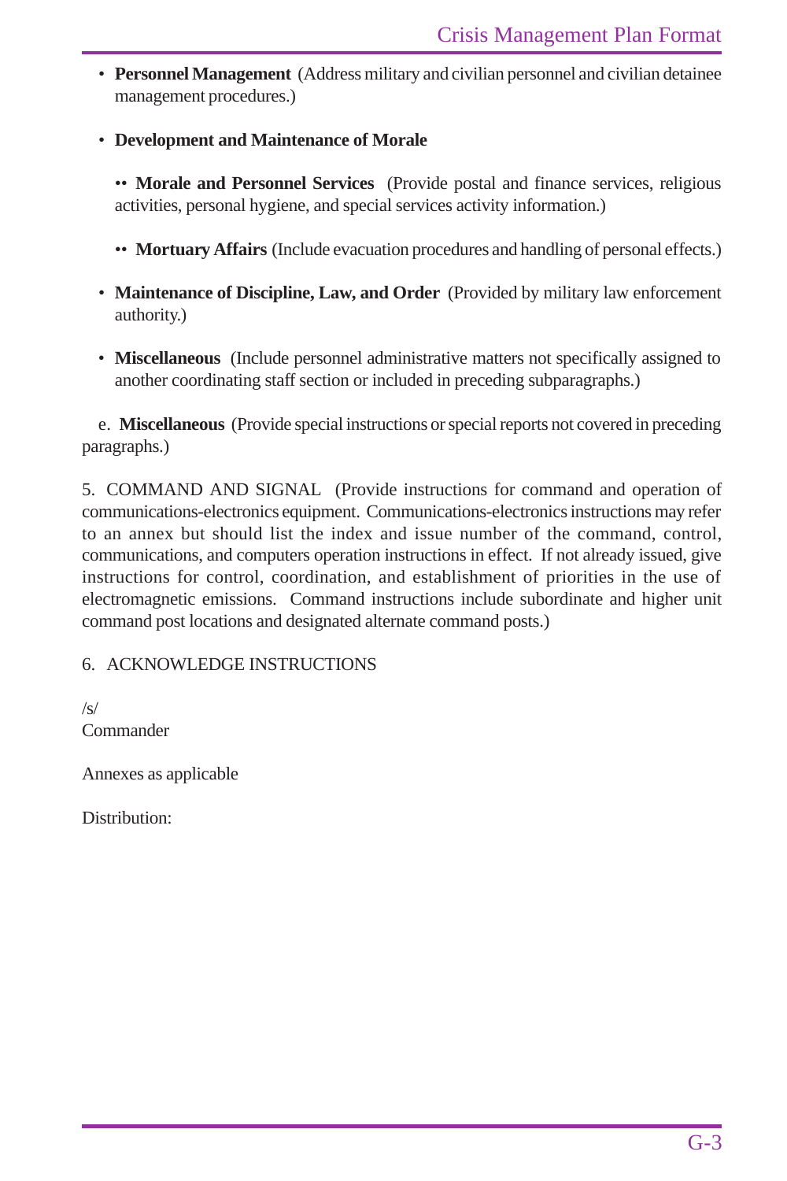- **Personnel Management** (Address military and civilian personnel and civilian detainee management procedures.)

- **Development and Maintenance of Morale**

  - **Morale and Personnel Services** (Provide postal and finance services, religious activities, personal hygiene, and special services activity information.)

  - **Mortuary Affairs** (Include evacuation procedures and handling of personal effects.)

- **Maintenance of Discipline, Law, and Order** (Provided by military law enforcement authority.)

- **Miscellaneous** (Include personnel administrative matters not specifically assigned to another coordinating staff section or included in preceding subparagraphs.)

e. **Miscellaneous** (Provide special instructions or special reports not covered in preceding paragraphs.)

5. COMMAND AND SIGNAL (Provide instructions for command and operation of communications-electronics equipment. Communications-electronics instructions may refer to an annex but should list the index and issue number of the command, control, communications, and computers operation instructions in effect. If not already issued, give instructions for control, coordination, and establishment of priorities in the use of electromagnetic emissions. Command instructions include subordinate and higher unit command post locations and designated alternate command posts.)

6. ACKNOWLEDGE INSTRUCTIONS

/s/
Commander

Annexes as applicable

Distribution: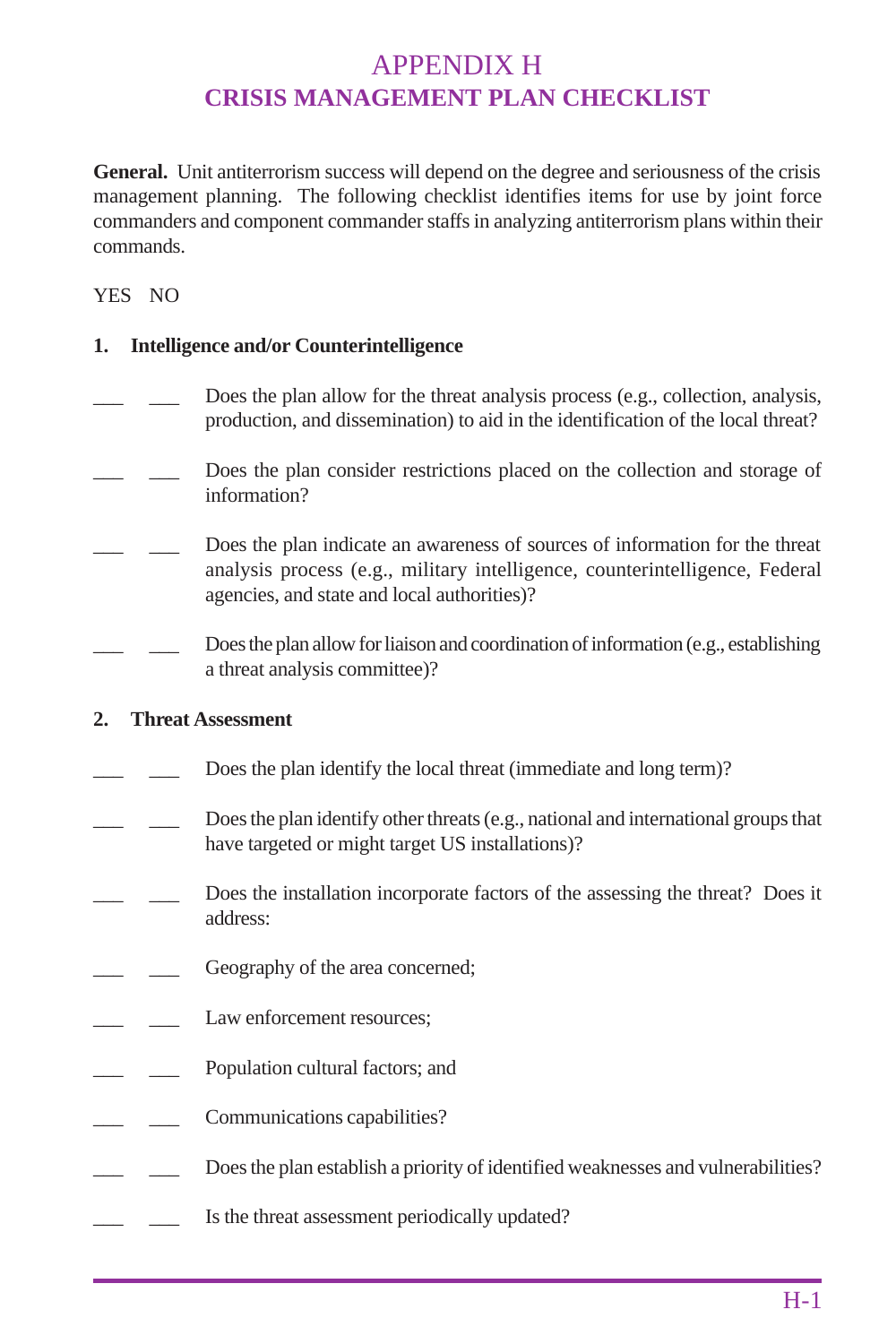# APPENDIX H
## CRISIS MANAGEMENT PLAN CHECKLIST

**General.** Unit antiterrorism success will depend on the degree and seriousness of the crisis management planning. The following checklist identifies items for use by joint force commanders and component commander staffs in analyzing antiterrorism plans within their commands.

YES NO

**1. Intelligence and/or Counterintelligence**

___ ___ Does the plan allow for the threat analysis process (e.g., collection, analysis, production, and dissemination) to aid in the identification of the local threat?

___ ___ Does the plan consider restrictions placed on the collection and storage of information?

___ ___ Does the plan indicate an awareness of sources of information for the threat analysis process (e.g., military intelligence, counterintelligence, Federal agencies, and state and local authorities)?

___ ___ Does the plan allow for liaison and coordination of information (e.g., establishing a threat analysis committee)?

**2. Threat Assessment**

___ ___ Does the plan identify the local threat (immediate and long term)?

___ ___ Does the plan identify other threats (e.g., national and international groups that have targeted or might target US installations)?

___ ___ Does the installation incorporate factors of the assessing the threat? Does it address:

___ ___ Geography of the area concerned;

___ ___ Law enforcement resources;

___ ___ Population cultural factors; and

___ ___ Communications capabilities?

___ ___ Does the plan establish a priority of identified weaknesses and vulnerabilities?

___ ___ Is the threat assessment periodically updated?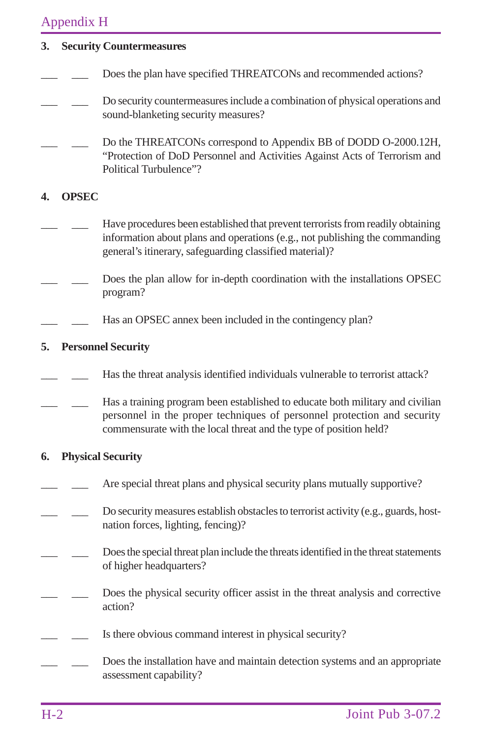## 3. Security Countermeasures

\_\_\_ \_\_\_ Does the plan have specified THREATCONs and recommended actions?

\_\_\_ \_\_\_ Do security countermeasures include a combination of physical operations and sound-blanketing security measures?

\_\_\_ \_\_\_ Do the THREATCONs correspond to Appendix BB of DODD O-2000.12H, "Protection of DoD Personnel and Activities Against Acts of Terrorism and Political Turbulence"?

## 4. OPSEC

\_\_\_ \_\_\_ Have procedures been established that prevent terrorists from readily obtaining information about plans and operations (e.g., not publishing the commanding general's itinerary, safeguarding classified material)?

\_\_\_ \_\_\_ Does the plan allow for in-depth coordination with the installations OPSEC program?

\_\_\_ \_\_\_ Has an OPSEC annex been included in the contingency plan?

## 5. Personnel Security

\_\_\_ \_\_\_ Has the threat analysis identified individuals vulnerable to terrorist attack?

\_\_\_ \_\_\_ Has a training program been established to educate both military and civilian personnel in the proper techniques of personnel protection and security commensurate with the local threat and the type of position held?

## 6. Physical Security

\_\_\_ \_\_\_ Are special threat plans and physical security plans mutually supportive?

\_\_\_ \_\_\_ Do security measures establish obstacles to terrorist activity (e.g., guards, host-nation forces, lighting, fencing)?

\_\_\_ \_\_\_ Does the special threat plan include the threats identified in the threat statements of higher headquarters?

\_\_\_ \_\_\_ Does the physical security officer assist in the threat analysis and corrective action?

\_\_\_ \_\_\_ Is there obvious command interest in physical security?

\_\_\_ \_\_\_ Does the installation have and maintain detection systems and an appropriate assessment capability?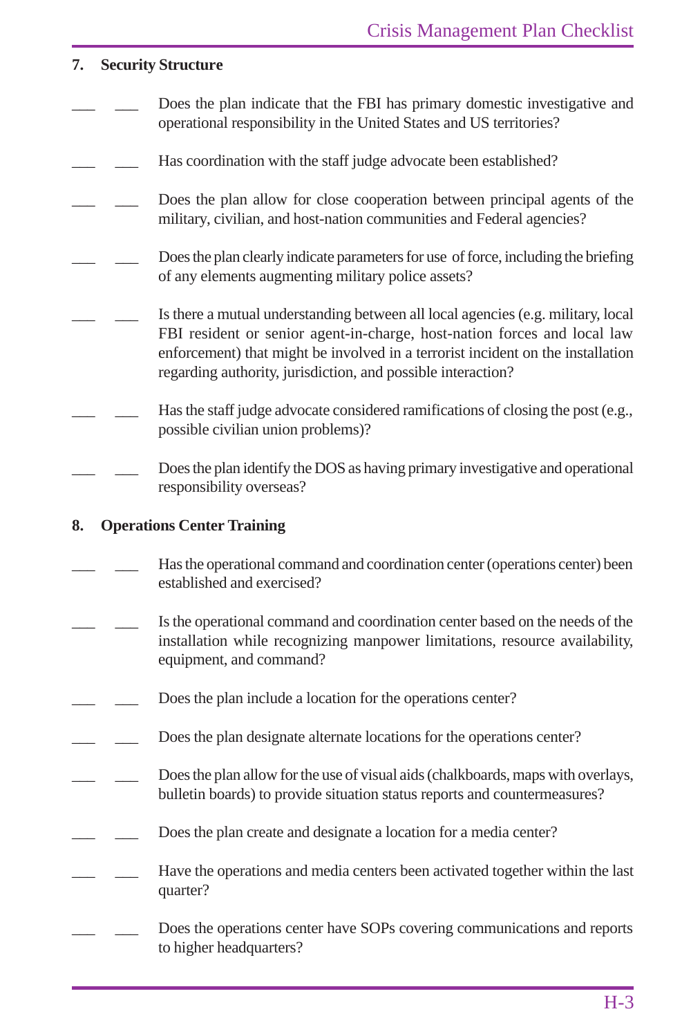## 7. Security Structure

___ ___ Does the plan indicate that the FBI has primary domestic investigative and operational responsibility in the United States and US territories?

___ ___ Has coordination with the staff judge advocate been established?

___ ___ Does the plan allow for close cooperation between principal agents of the military, civilian, and host-nation communities and Federal agencies?

___ ___ Does the plan clearly indicate parameters for use of force, including the briefing of any elements augmenting military police assets?

___ ___ Is there a mutual understanding between all local agencies (e.g. military, local FBI resident or senior agent-in-charge, host-nation forces and local law enforcement) that might be involved in a terrorist incident on the installation regarding authority, jurisdiction, and possible interaction?

___ ___ Has the staff judge advocate considered ramifications of closing the post (e.g., possible civilian union problems)?

___ ___ Does the plan identify the DOS as having primary investigative and operational responsibility overseas?

## 8. Operations Center Training

___ ___ Has the operational command and coordination center (operations center) been established and exercised?

___ ___ Is the operational command and coordination center based on the needs of the installation while recognizing manpower limitations, resource availability, equipment, and command?

___ ___ Does the plan include a location for the operations center?

___ ___ Does the plan designate alternate locations for the operations center?

___ ___ Does the plan allow for the use of visual aids (chalkboards, maps with overlays, bulletin boards) to provide situation status reports and countermeasures?

___ ___ Does the plan create and designate a location for a media center?

___ ___ Have the operations and media centers been activated together within the last quarter?

___ ___ Does the operations center have SOPs covering communications and reports to higher headquarters?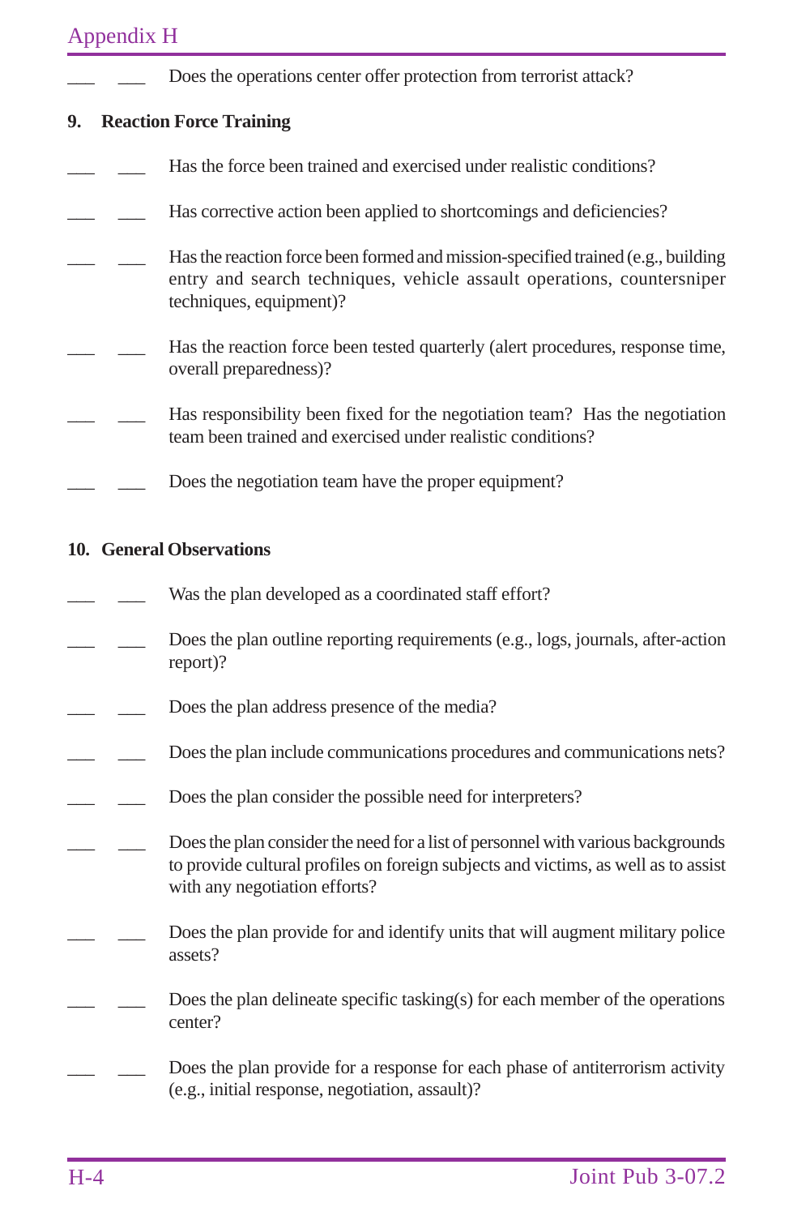\_\_\_ \_\_\_ Does the operations center offer protection from terrorist attack?

## 9. Reaction Force Training

\_\_\_ \_\_\_ Has the force been trained and exercised under realistic conditions?

\_\_\_ \_\_\_ Has corrective action been applied to shortcomings and deficiencies?

\_\_\_ \_\_\_ Has the reaction force been formed and mission-specified trained (e.g., building entry and search techniques, vehicle assault operations, countersniper techniques, equipment)?

\_\_\_ \_\_\_ Has the reaction force been tested quarterly (alert procedures, response time, overall preparedness)?

\_\_\_ \_\_\_ Has responsibility been fixed for the negotiation team? Has the negotiation team been trained and exercised under realistic conditions?

\_\_\_ \_\_\_ Does the negotiation team have the proper equipment?

## 10. General Observations

\_\_\_ \_\_\_ Was the plan developed as a coordinated staff effort?

\_\_\_ \_\_\_ Does the plan outline reporting requirements (e.g., logs, journals, after-action report)?

\_\_\_ \_\_\_ Does the plan address presence of the media?

\_\_\_ \_\_\_ Does the plan include communications procedures and communications nets?

\_\_\_ \_\_\_ Does the plan consider the possible need for interpreters?

\_\_\_ \_\_\_ Does the plan consider the need for a list of personnel with various backgrounds to provide cultural profiles on foreign subjects and victims, as well as to assist with any negotiation efforts?

\_\_\_ \_\_\_ Does the plan provide for and identify units that will augment military police assets?

\_\_\_ \_\_\_ Does the plan delineate specific tasking(s) for each member of the operations center?

\_\_\_ \_\_\_ Does the plan provide for a response for each phase of antiterrorism activity (e.g., initial response, negotiation, assault)?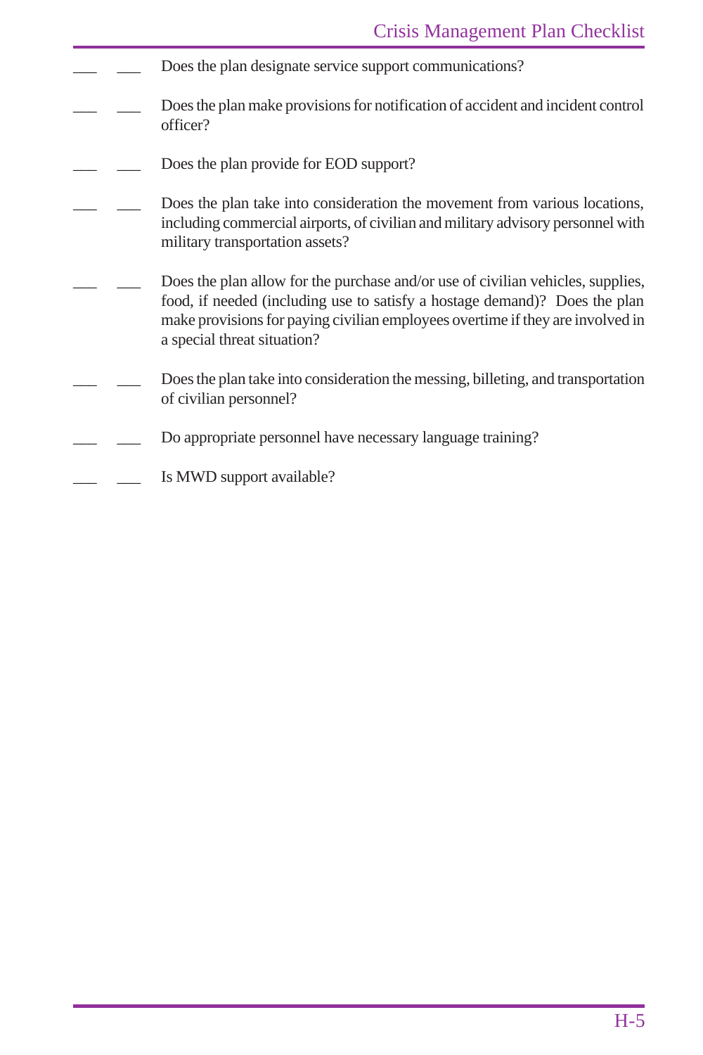___ ___ Does the plan designate service support communications?

___ ___ Does the plan make provisions for notification of accident and incident control officer?

___ ___ Does the plan provide for EOD support?

___ ___ Does the plan take into consideration the movement from various locations, including commercial airports, of civilian and military advisory personnel with military transportation assets?

___ ___ Does the plan allow for the purchase and/or use of civilian vehicles, supplies, food, if needed (including use to satisfy a hostage demand)? Does the plan make provisions for paying civilian employees overtime if they are involved in a special threat situation?

___ ___ Does the plan take into consideration the messing, billeting, and transportation of civilian personnel?

___ ___ Do appropriate personnel have necessary language training?

___ ___ Is MWD support available?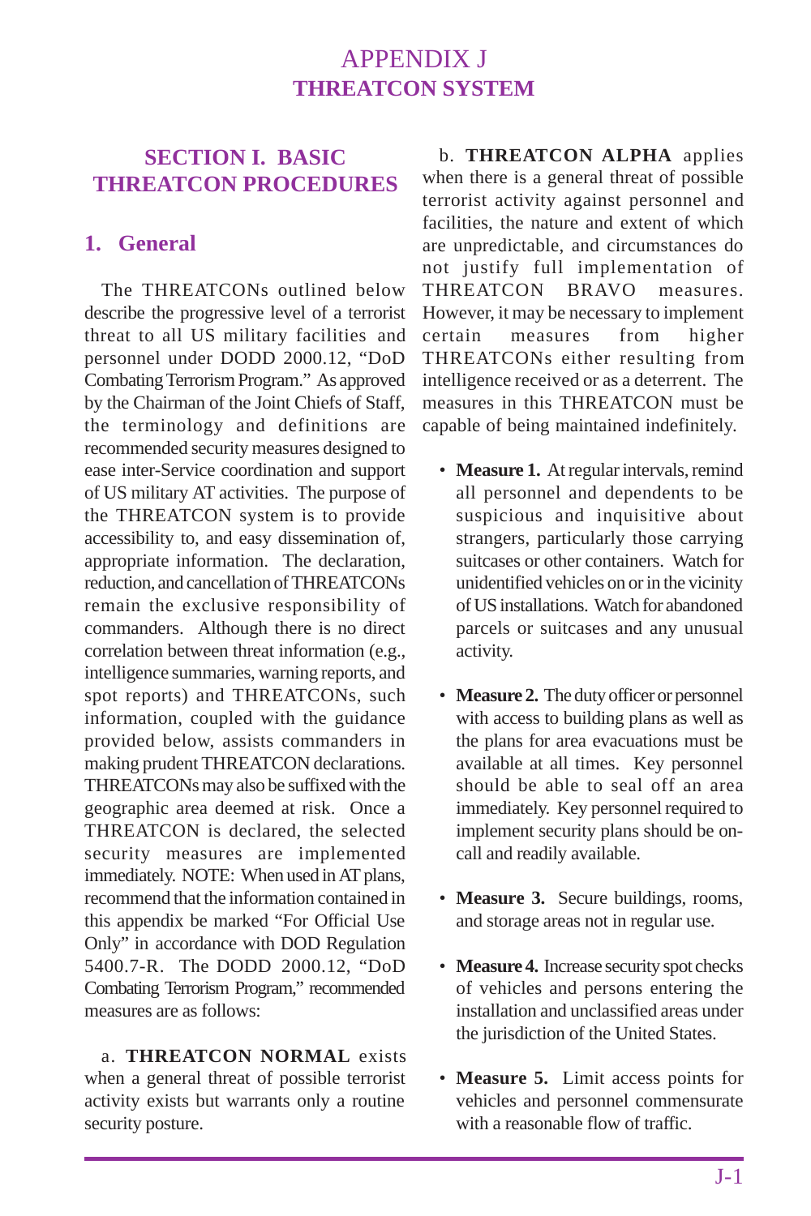# APPENDIX J
# THREATCON SYSTEM

## SECTION I. BASIC THREATCON PROCEDURES

### 1. General

The THREATCONs outlined below describe the progressive level of a terrorist threat to all US military facilities and personnel under DODD 2000.12, "DoD Combating Terrorism Program." As approved by the Chairman of the Joint Chiefs of Staff, the terminology and definitions are recommended security measures designed to ease inter-Service coordination and support of US military AT activities. The purpose of the THREATCON system is to provide accessibility to, and easy dissemination of, appropriate information. The declaration, reduction, and cancellation of THREATCONs remain the exclusive responsibility of commanders. Although there is no direct correlation between threat information (e.g., intelligence summaries, warning reports, and spot reports) and THREATCONs, such information, coupled with the guidance provided below, assists commanders in making prudent THREATCON declarations. THREATCONs may also be suffixed with the geographic area deemed at risk. Once a THREATCON is declared, the selected security measures are implemented immediately. NOTE: When used in AT plans, recommend that the information contained in this appendix be marked "For Official Use Only" in accordance with DOD Regulation 5400.7-R. The DODD 2000.12, "DoD Combating Terrorism Program," recommended measures are as follows:

a. **THREATCON NORMAL** exists when a general threat of possible terrorist activity exists but warrants only a routine security posture.

b. **THREATCON ALPHA** applies when there is a general threat of possible terrorist activity against personnel and facilities, the nature and extent of which are unpredictable, and circumstances do not justify full implementation of THREATCON BRAVO measures. However, it may be necessary to implement certain measures from higher THREATCONs either resulting from intelligence received or as a deterrent. The measures in this THREATCON must be capable of being maintained indefinitely.

- **Measure 1.** At regular intervals, remind all personnel and dependents to be suspicious and inquisitive about strangers, particularly those carrying suitcases or other containers. Watch for unidentified vehicles on or in the vicinity of US installations. Watch for abandoned parcels or suitcases and any unusual activity.

- **Measure 2.** The duty officer or personnel with access to building plans as well as the plans for area evacuations must be available at all times. Key personnel should be able to seal off an area immediately. Key personnel required to implement security plans should be on-call and readily available.

- **Measure 3.** Secure buildings, rooms, and storage areas not in regular use.

- **Measure 4.** Increase security spot checks of vehicles and persons entering the installation and unclassified areas under the jurisdiction of the United States.

- **Measure 5.** Limit access points for vehicles and personnel commensurate with a reasonable flow of traffic.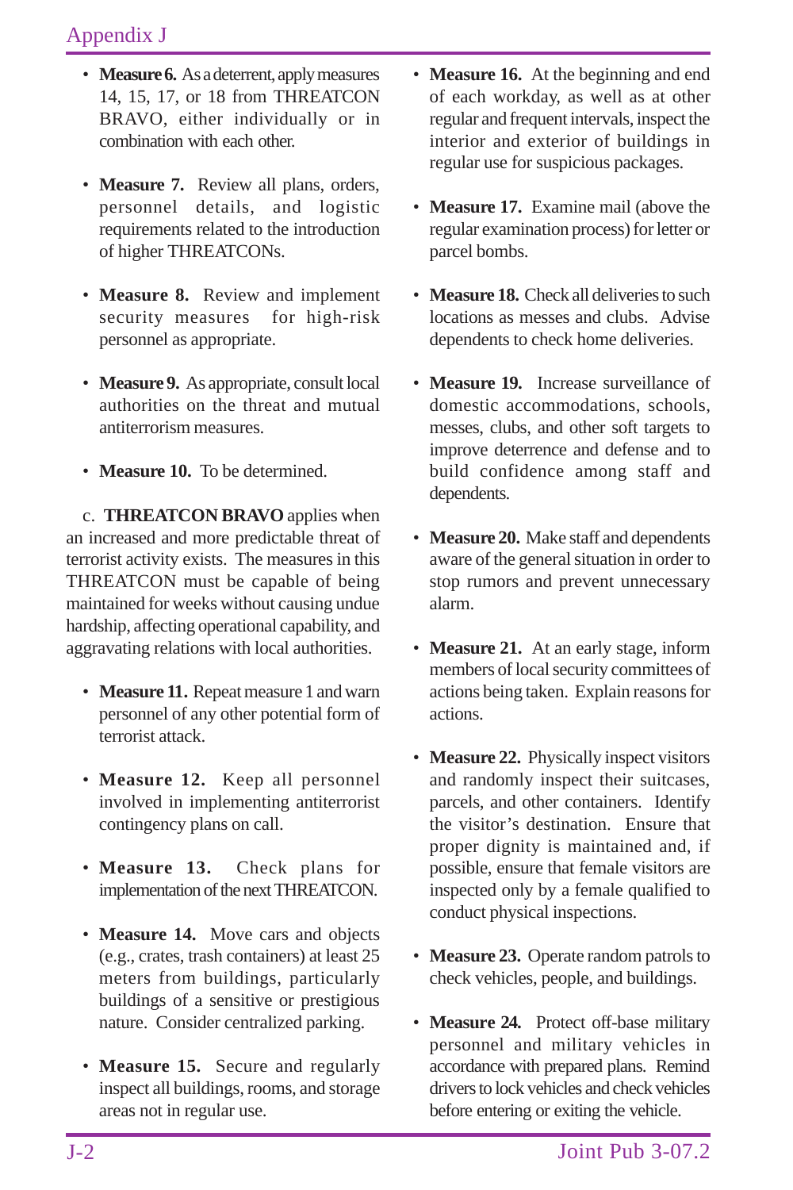- **Measure 6.** As a deterrent, apply measures 14, 15, 17, or 18 from THREATCON BRAVO, either individually or in combination with each other.

- **Measure 7.** Review all plans, orders, personnel details, and logistic requirements related to the introduction of higher THREATCONs.

- **Measure 8.** Review and implement security measures for high-risk personnel as appropriate.

- **Measure 9.** As appropriate, consult local authorities on the threat and mutual antiterrorism measures.

- **Measure 10.** To be determined.

c. **THREATCON BRAVO** applies when an increased and more predictable threat of terrorist activity exists. The measures in this THREATCON must be capable of being maintained for weeks without causing undue hardship, affecting operational capability, and aggravating relations with local authorities.

- **Measure 11.** Repeat measure 1 and warn personnel of any other potential form of terrorist attack.

- **Measure 12.** Keep all personnel involved in implementing antiterrorist contingency plans on call.

- **Measure 13.** Check plans for implementation of the next THREATCON.

- **Measure 14.** Move cars and objects (e.g., crates, trash containers) at least 25 meters from buildings, particularly buildings of a sensitive or prestigious nature. Consider centralized parking.

- **Measure 15.** Secure and regularly inspect all buildings, rooms, and storage areas not in regular use.

- **Measure 16.** At the beginning and end of each workday, as well as at other regular and frequent intervals, inspect the interior and exterior of buildings in regular use for suspicious packages.

- **Measure 17.** Examine mail (above the regular examination process) for letter or parcel bombs.

- **Measure 18.** Check all deliveries to such locations as messes and clubs. Advise dependents to check home deliveries.

- **Measure 19.** Increase surveillance of domestic accommodations, schools, messes, clubs, and other soft targets to improve deterrence and defense and to build confidence among staff and dependents.

- **Measure 20.** Make staff and dependents aware of the general situation in order to stop rumors and prevent unnecessary alarm.

- **Measure 21.** At an early stage, inform members of local security committees of actions being taken. Explain reasons for actions.

- **Measure 22.** Physically inspect visitors and randomly inspect their suitcases, parcels, and other containers. Identify the visitor's destination. Ensure that proper dignity is maintained and, if possible, ensure that female visitors are inspected only by a female qualified to conduct physical inspections.

- **Measure 23.** Operate random patrols to check vehicles, people, and buildings.

- **Measure 24.** Protect off-base military personnel and military vehicles in accordance with prepared plans. Remind drivers to lock vehicles and check vehicles before entering or exiting the vehicle.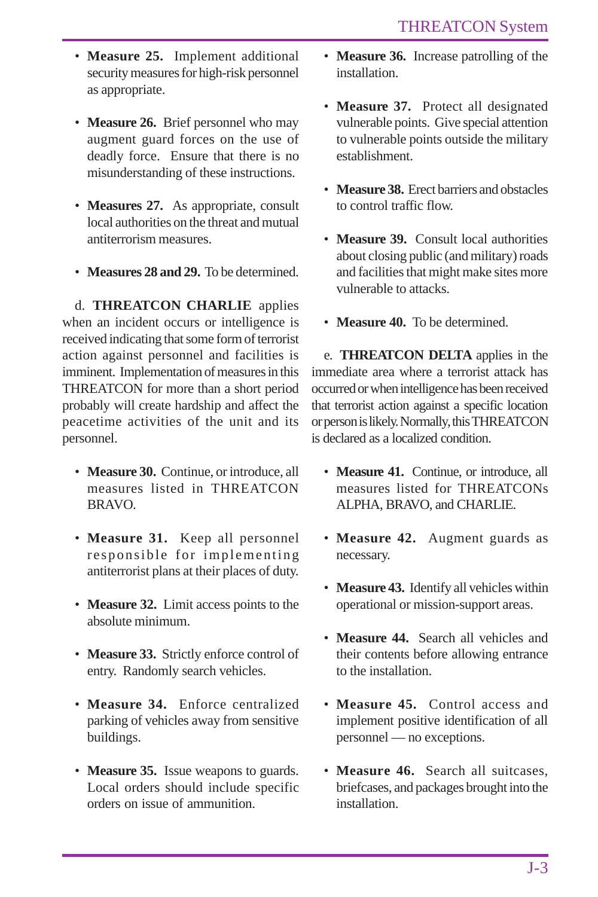- **Measure 25.** Implement additional security measures for high-risk personnel as appropriate.

- **Measure 26.** Brief personnel who may augment guard forces on the use of deadly force. Ensure that there is no misunderstanding of these instructions.

- **Measures 27.** As appropriate, consult local authorities on the threat and mutual antiterrorism measures.

- **Measures 28 and 29.** To be determined.

d. **THREATCON CHARLIE** applies when an incident occurs or intelligence is received indicating that some form of terrorist action against personnel and facilities is imminent. Implementation of measures in this THREATCON for more than a short period probably will create hardship and affect the peacetime activities of the unit and its personnel.

- **Measure 30.** Continue, or introduce, all measures listed in THREATCON BRAVO.

- **Measure 31.** Keep all personnel responsible for implementing antiterrorist plans at their places of duty.

- **Measure 32.** Limit access points to the absolute minimum.

- **Measure 33.** Strictly enforce control of entry. Randomly search vehicles.

- **Measure 34.** Enforce centralized parking of vehicles away from sensitive buildings.

- **Measure 35.** Issue weapons to guards. Local orders should include specific orders on issue of ammunition.

- **Measure 36.** Increase patrolling of the installation.

- **Measure 37.** Protect all designated vulnerable points. Give special attention to vulnerable points outside the military establishment.

- **Measure 38.** Erect barriers and obstacles to control traffic flow.

- **Measure 39.** Consult local authorities about closing public (and military) roads and facilities that might make sites more vulnerable to attacks.

- **Measure 40.** To be determined.

e. **THREATCON DELTA** applies in the immediate area where a terrorist attack has occurred or when intelligence has been received that terrorist action against a specific location or person is likely. Normally, this THREATCON is declared as a localized condition.

- **Measure 41.** Continue, or introduce, all measures listed for THREATCONs ALPHA, BRAVO, and CHARLIE.

- **Measure 42.** Augment guards as necessary.

- **Measure 43.** Identify all vehicles within operational or mission-support areas.

- **Measure 44.** Search all vehicles and their contents before allowing entrance to the installation.

- **Measure 45.** Control access and implement positive identification of all personnel — no exceptions.

- **Measure 46.** Search all suitcases, briefcases, and packages brought into the installation.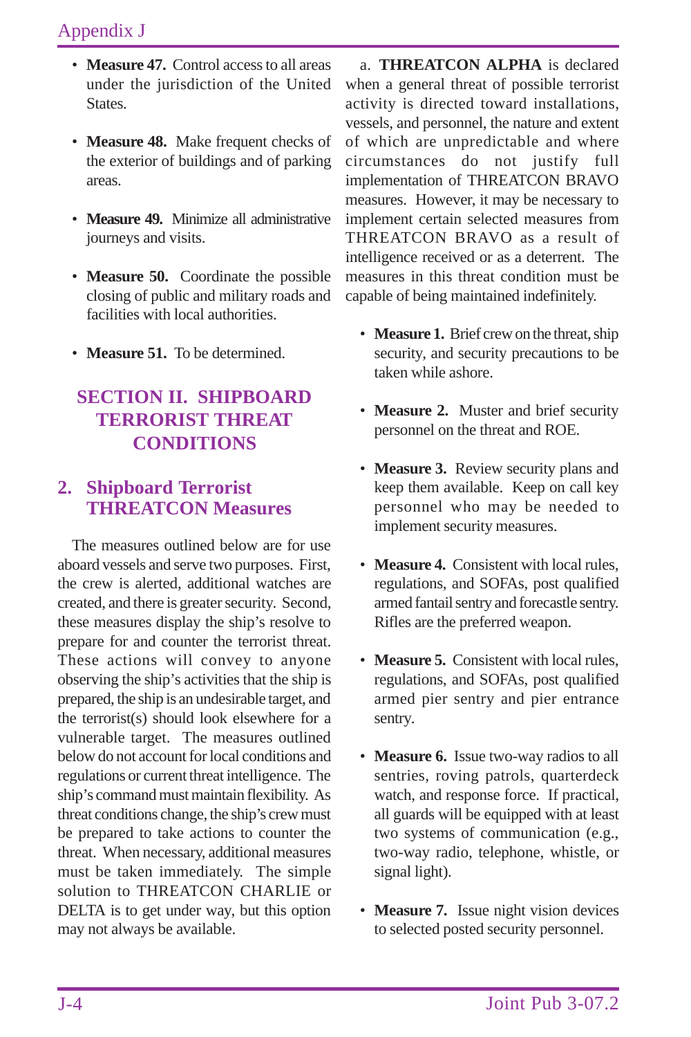- **Measure 47.** Control access to all areas under the jurisdiction of the United States.

- **Measure 48.** Make frequent checks of the exterior of buildings and of parking areas.

- **Measure 49.** Minimize all administrative journeys and visits.

- **Measure 50.** Coordinate the possible closing of public and military roads and facilities with local authorities.

- **Measure 51.** To be determined.

## SECTION II. SHIPBOARD TERRORIST THREAT CONDITIONS

### 2. Shipboard Terrorist THREATCON Measures

The measures outlined below are for use aboard vessels and serve two purposes. First, the crew is alerted, additional watches are created, and there is greater security. Second, these measures display the ship's resolve to prepare for and counter the terrorist threat. These actions will convey to anyone observing the ship's activities that the ship is prepared, the ship is an undesirable target, and the terrorist(s) should look elsewhere for a vulnerable target. The measures outlined below do not account for local conditions and regulations or current threat intelligence. The ship's command must maintain flexibility. As threat conditions change, the ship's crew must be prepared to take actions to counter the threat. When necessary, additional measures must be taken immediately. The simple solution to THREATCON CHARLIE or DELTA is to get under way, but this option may not always be available.

a. **THREATCON ALPHA** is declared when a general threat of possible terrorist activity is directed toward installations, vessels, and personnel, the nature and extent of which are unpredictable and where circumstances do not justify full implementation of THREATCON BRAVO measures. However, it may be necessary to implement certain selected measures from THREATCON BRAVO as a result of intelligence received or as a deterrent. The measures in this threat condition must be capable of being maintained indefinitely.

- **Measure 1.** Brief crew on the threat, ship security, and security precautions to be taken while ashore.

- **Measure 2.** Muster and brief security personnel on the threat and ROE.

- **Measure 3.** Review security plans and keep them available. Keep on call key personnel who may be needed to implement security measures.

- **Measure 4.** Consistent with local rules, regulations, and SOFAs, post qualified armed fantail sentry and forecastle sentry. Rifles are the preferred weapon.

- **Measure 5.** Consistent with local rules, regulations, and SOFAs, post qualified armed pier sentry and pier entrance sentry.

- **Measure 6.** Issue two-way radios to all sentries, roving patrols, quarterdeck watch, and response force. If practical, all guards will be equipped with at least two systems of communication (e.g., two-way radio, telephone, whistle, or signal light).

- **Measure 7.** Issue night vision devices to selected posted security personnel.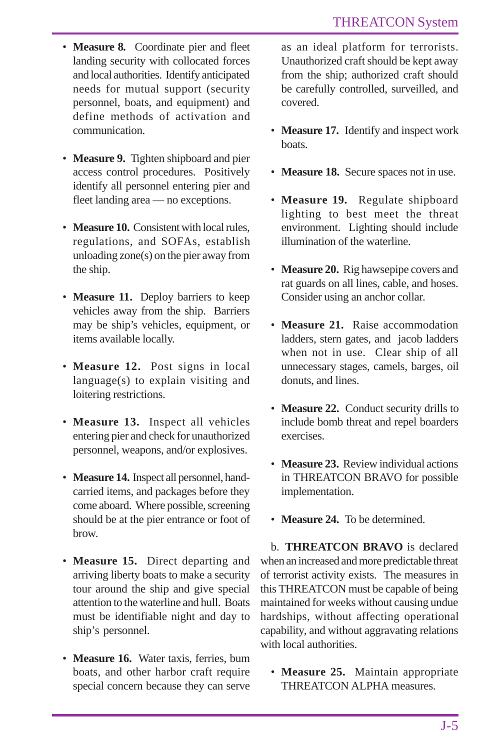- **Measure 8.** Coordinate pier and fleet landing security with collocated forces and local authorities. Identify anticipated needs for mutual support (security personnel, boats, and equipment) and define methods of activation and communication.

- **Measure 9.** Tighten shipboard and pier access control procedures. Positively identify all personnel entering pier and fleet landing area — no exceptions.

- **Measure 10.** Consistent with local rules, regulations, and SOFAs, establish unloading zone(s) on the pier away from the ship.

- **Measure 11.** Deploy barriers to keep vehicles away from the ship. Barriers may be ship's vehicles, equipment, or items available locally.

- **Measure 12.** Post signs in local language(s) to explain visiting and loitering restrictions.

- **Measure 13.** Inspect all vehicles entering pier and check for unauthorized personnel, weapons, and/or explosives.

- **Measure 14.** Inspect all personnel, hand-carried items, and packages before they come aboard. Where possible, screening should be at the pier entrance or foot of brow.

- **Measure 15.** Direct departing and arriving liberty boats to make a security tour around the ship and give special attention to the waterline and hull. Boats must be identifiable night and day to ship's personnel.

- **Measure 16.** Water taxis, ferries, bum boats, and other harbor craft require special concern because they can serve as an ideal platform for terrorists. Unauthorized craft should be kept away from the ship; authorized craft should be carefully controlled, surveilled, and covered.

- **Measure 17.** Identify and inspect work boats.

- **Measure 18.** Secure spaces not in use.

- **Measure 19.** Regulate shipboard lighting to best meet the threat environment. Lighting should include illumination of the waterline.

- **Measure 20.** Rig hawsepipe covers and rat guards on all lines, cable, and hoses. Consider using an anchor collar.

- **Measure 21.** Raise accommodation ladders, stern gates, and jacob ladders when not in use. Clear ship of all unnecessary stages, camels, barges, oil donuts, and lines.

- **Measure 22.** Conduct security drills to include bomb threat and repel boarders exercises.

- **Measure 23.** Review individual actions in THREATCON BRAVO for possible implementation.

- **Measure 24.** To be determined.

b. **THREATCON BRAVO** is declared when an increased and more predictable threat of terrorist activity exists. The measures in this THREATCON must be capable of being maintained for weeks without causing undue hardships, without affecting operational capability, and without aggravating relations with local authorities.

- **Measure 25.** Maintain appropriate THREATCON ALPHA measures.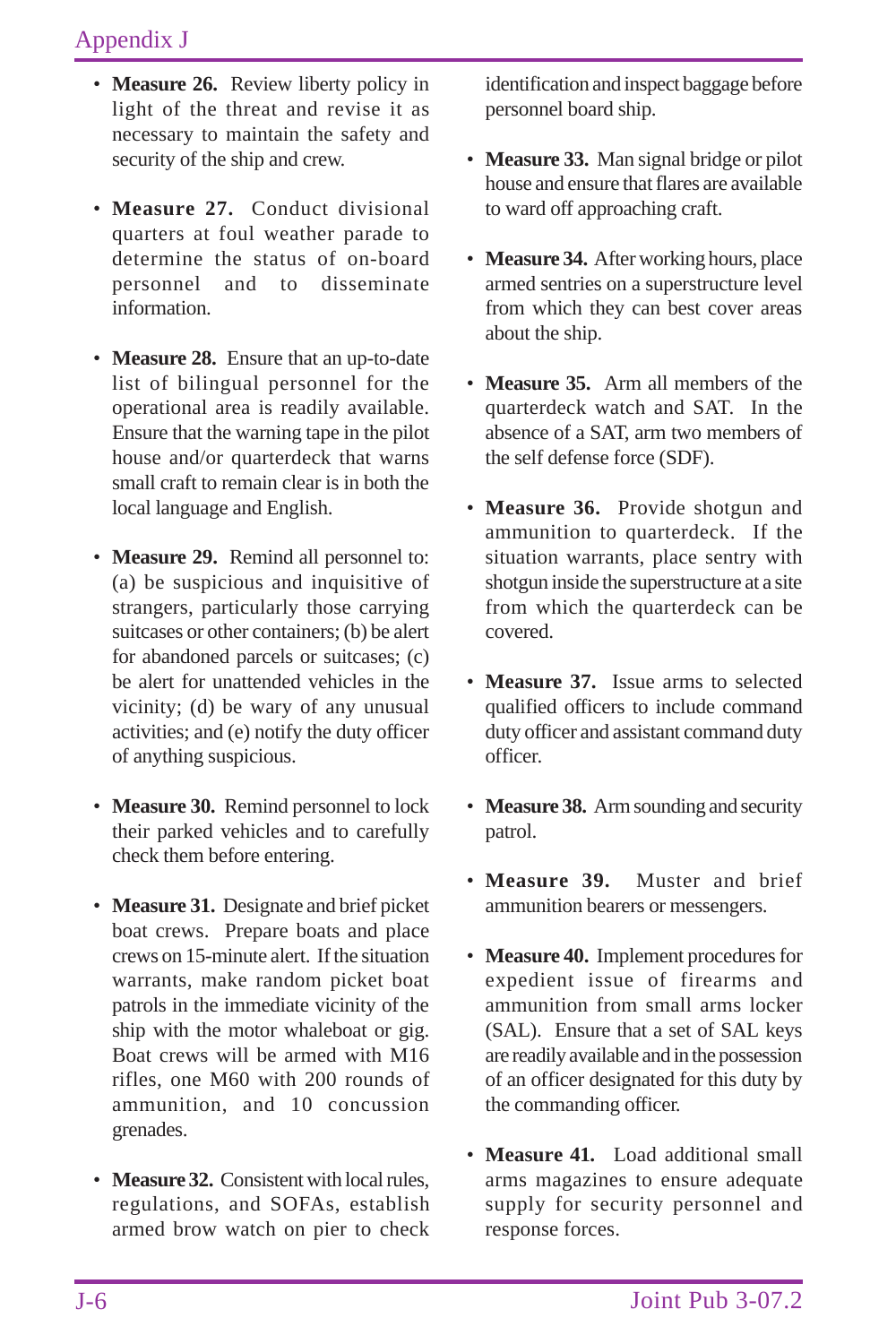- **Measure 26.** Review liberty policy in light of the threat and revise it as necessary to maintain the safety and security of the ship and crew.

- **Measure 27.** Conduct divisional quarters at foul weather parade to determine the status of on-board personnel and to disseminate information.

- **Measure 28.** Ensure that an up-to-date list of bilingual personnel for the operational area is readily available. Ensure that the warning tape in the pilot house and/or quarterdeck that warns small craft to remain clear is in both the local language and English.

- **Measure 29.** Remind all personnel to: (a) be suspicious and inquisitive of strangers, particularly those carrying suitcases or other containers; (b) be alert for abandoned parcels or suitcases; (c) be alert for unattended vehicles in the vicinity; (d) be wary of any unusual activities; and (e) notify the duty officer of anything suspicious.

- **Measure 30.** Remind personnel to lock their parked vehicles and to carefully check them before entering.

- **Measure 31.** Designate and brief picket boat crews. Prepare boats and place crews on 15-minute alert. If the situation warrants, make random picket boat patrols in the immediate vicinity of the ship with the motor whaleboat or gig. Boat crews will be armed with M16 rifles, one M60 with 200 rounds of ammunition, and 10 concussion grenades.

- **Measure 32.** Consistent with local rules, regulations, and SOFAs, establish armed brow watch on pier to check identification and inspect baggage before personnel board ship.

- **Measure 33.** Man signal bridge or pilot house and ensure that flares are available to ward off approaching craft.

- **Measure 34.** After working hours, place armed sentries on a superstructure level from which they can best cover areas about the ship.

- **Measure 35.** Arm all members of the quarterdeck watch and SAT. In the absence of a SAT, arm two members of the self defense force (SDF).

- **Measure 36.** Provide shotgun and ammunition to quarterdeck. If the situation warrants, place sentry with shotgun inside the superstructure at a site from which the quarterdeck can be covered.

- **Measure 37.** Issue arms to selected qualified officers to include command duty officer and assistant command duty officer.

- **Measure 38.** Arm sounding and security patrol.

- **Measure 39.** Muster and brief ammunition bearers or messengers.

- **Measure 40.** Implement procedures for expedient issue of firearms and ammunition from small arms locker (SAL). Ensure that a set of SAL keys are readily available and in the possession of an officer designated for this duty by the commanding officer.

- **Measure 41.** Load additional small arms magazines to ensure adequate supply for security personnel and response forces.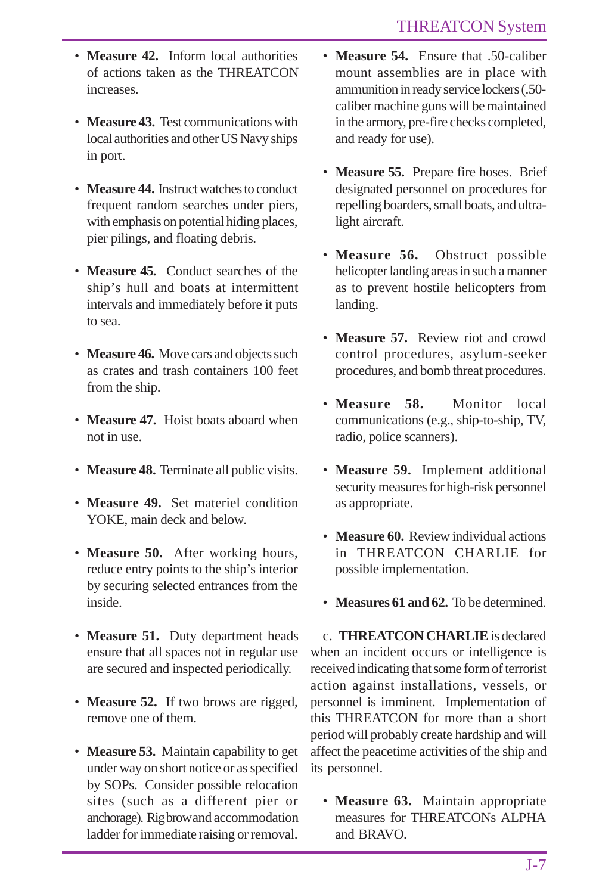- **Measure 42.** Inform local authorities of actions taken as the THREATCON increases.

- **Measure 43.** Test communications with local authorities and other US Navy ships in port.

- **Measure 44.** Instruct watches to conduct frequent random searches under piers, with emphasis on potential hiding places, pier pilings, and floating debris.

- **Measure 45.** Conduct searches of the ship's hull and boats at intermittent intervals and immediately before it puts to sea.

- **Measure 46.** Move cars and objects such as crates and trash containers 100 feet from the ship.

- **Measure 47.** Hoist boats aboard when not in use.

- **Measure 48.** Terminate all public visits.

- **Measure 49.** Set materiel condition YOKE, main deck and below.

- **Measure 50.** After working hours, reduce entry points to the ship's interior by securing selected entrances from the inside.

- **Measure 51.** Duty department heads ensure that all spaces not in regular use are secured and inspected periodically.

- **Measure 52.** If two brows are rigged, remove one of them.

- **Measure 53.** Maintain capability to get under way on short notice or as specified by SOPs. Consider possible relocation sites (such as a different pier or anchorage). Rig brow and accommodation ladder for immediate raising or removal.

- **Measure 54.** Ensure that .50-caliber mount assemblies are in place with ammunition in ready service lockers (.50-caliber machine guns will be maintained in the armory, pre-fire checks completed, and ready for use).

- **Measure 55.** Prepare fire hoses. Brief designated personnel on procedures for repelling boarders, small boats, and ultra-light aircraft.

- **Measure 56.** Obstruct possible helicopter landing areas in such a manner as to prevent hostile helicopters from landing.

- **Measure 57.** Review riot and crowd control procedures, asylum-seeker procedures, and bomb threat procedures.

- **Measure 58.** Monitor local communications (e.g., ship-to-ship, TV, radio, police scanners).

- **Measure 59.** Implement additional security measures for high-risk personnel as appropriate.

- **Measure 60.** Review individual actions in THREATCON CHARLIE for possible implementation.

- **Measures 61 and 62.** To be determined.

c. **THREATCON CHARLIE** is declared when an incident occurs or intelligence is received indicating that some form of terrorist action against installations, vessels, or personnel is imminent. Implementation of this THREATCON for more than a short period will probably create hardship and will affect the peacetime activities of the ship and its personnel.

- **Measure 63.** Maintain appropriate measures for THREATCONs ALPHA and BRAVO.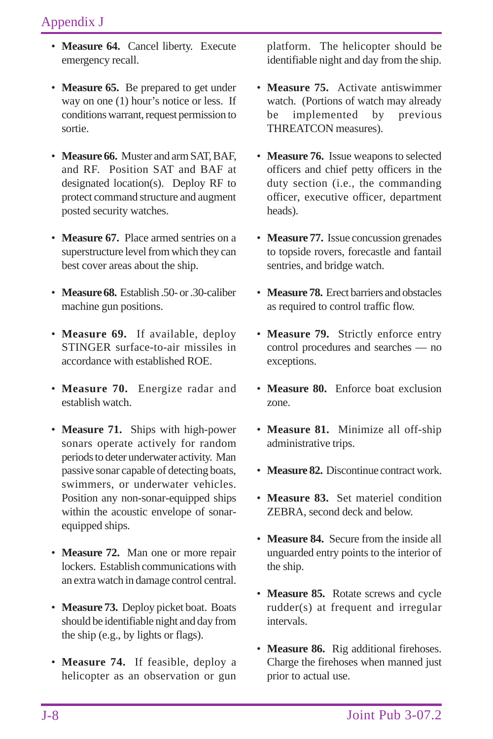- **Measure 64.** Cancel liberty. Execute emergency recall.

- **Measure 65.** Be prepared to get under way on one (1) hour's notice or less. If conditions warrant, request permission to sortie.

- **Measure 66.** Muster and arm SAT, BAF, and RF. Position SAT and BAF at designated location(s). Deploy RF to protect command structure and augment posted security watches.

- **Measure 67.** Place armed sentries on a superstructure level from which they can best cover areas about the ship.

- **Measure 68.** Establish .50- or .30-caliber machine gun positions.

- **Measure 69.** If available, deploy STINGER surface-to-air missiles in accordance with established ROE.

- **Measure 70.** Energize radar and establish watch.

- **Measure 71.** Ships with high-power sonars operate actively for random periods to deter underwater activity. Man passive sonar capable of detecting boats, swimmers, or underwater vehicles. Position any non-sonar-equipped ships within the acoustic envelope of sonar-equipped ships.

- **Measure 72.** Man one or more repair lockers. Establish communications with an extra watch in damage control central.

- **Measure 73.** Deploy picket boat. Boats should be identifiable night and day from the ship (e.g., by lights or flags).

- **Measure 74.** If feasible, deploy a helicopter as an observation or gun platform. The helicopter should be identifiable night and day from the ship.

- **Measure 75.** Activate antiswimmer watch. (Portions of watch may already be implemented by previous THREATCON measures).

- **Measure 76.** Issue weapons to selected officers and chief petty officers in the duty section (i.e., the commanding officer, executive officer, department heads).

- **Measure 77.** Issue concussion grenades to topside rovers, forecastle and fantail sentries, and bridge watch.

- **Measure 78.** Erect barriers and obstacles as required to control traffic flow.

- **Measure 79.** Strictly enforce entry control procedures and searches — no exceptions.

- **Measure 80.** Enforce boat exclusion zone.

- **Measure 81.** Minimize all off-ship administrative trips.

- **Measure 82.** Discontinue contract work.

- **Measure 83.** Set materiel condition ZEBRA, second deck and below.

- **Measure 84.** Secure from the inside all unguarded entry points to the interior of the ship.

- **Measure 85.** Rotate screws and cycle rudder(s) at frequent and irregular intervals.

- **Measure 86.** Rig additional firehoses. Charge the firehoses when manned just prior to actual use.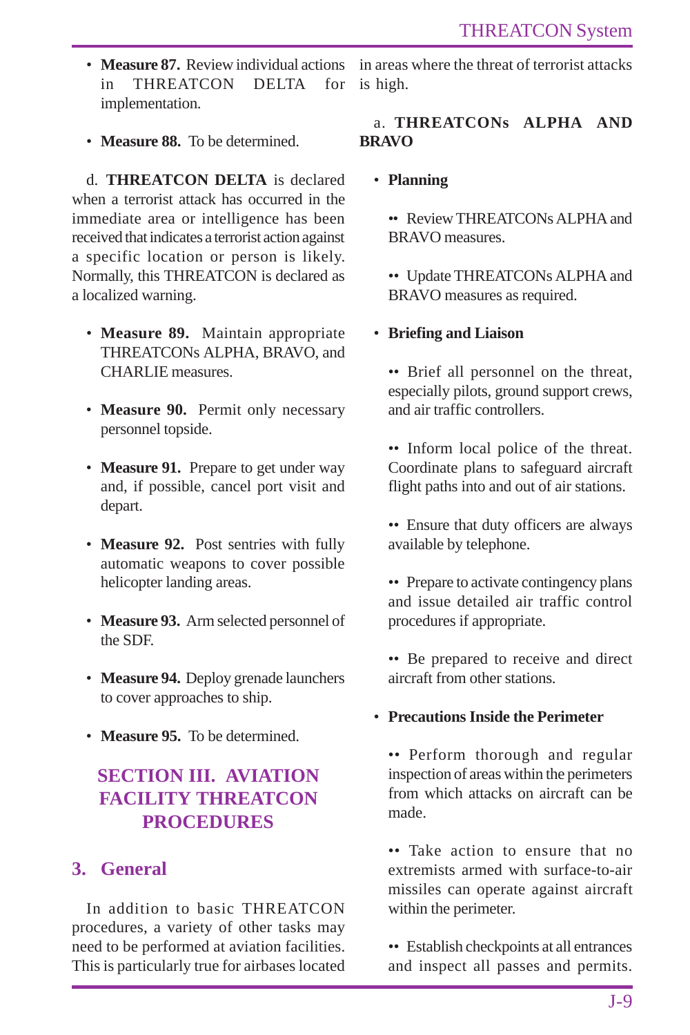- **Measure 87.** Review individual actions in THREATCON DELTA for implementation.

- **Measure 88.** To be determined.

d. **THREATCON DELTA** is declared when a terrorist attack has occurred in the immediate area or intelligence has been received that indicates a terrorist action against a specific location or person is likely. Normally, this THREATCON is declared as a localized warning.

- **Measure 89.** Maintain appropriate THREATCONs ALPHA, BRAVO, and CHARLIE measures.

- **Measure 90.** Permit only necessary personnel topside.

- **Measure 91.** Prepare to get under way and, if possible, cancel port visit and depart.

- **Measure 92.** Post sentries with fully automatic weapons to cover possible helicopter landing areas.

- **Measure 93.** Arm selected personnel of the SDF.

- **Measure 94.** Deploy grenade launchers to cover approaches to ship.

- **Measure 95.** To be determined.

## SECTION III. AVIATION FACILITY THREATCON PROCEDURES

### 3. General

In addition to basic THREATCON procedures, a variety of other tasks may need to be performed at aviation facilities. This is particularly true for airbases located in areas where the threat of terrorist attacks is high.

a. **THREATCONs ALPHA AND BRAVO**

- **Planning**
  - Review THREATCONs ALPHA and BRAVO measures.
  - Update THREATCONs ALPHA and BRAVO measures as required.

- **Briefing and Liaison**
  - Brief all personnel on the threat, especially pilots, ground support crews, and air traffic controllers.
  - Inform local police of the threat. Coordinate plans to safeguard aircraft flight paths into and out of air stations.
  - Ensure that duty officers are always available by telephone.
  - Prepare to activate contingency plans and issue detailed air traffic control procedures if appropriate.
  - Be prepared to receive and direct aircraft from other stations.

- **Precautions Inside the Perimeter**
  - Perform thorough and regular inspection of areas within the perimeters from which attacks on aircraft can be made.
  - Take action to ensure that no extremists armed with surface-to-air missiles can operate against aircraft within the perimeter.
  - Establish checkpoints at all entrances and inspect all passes and permits.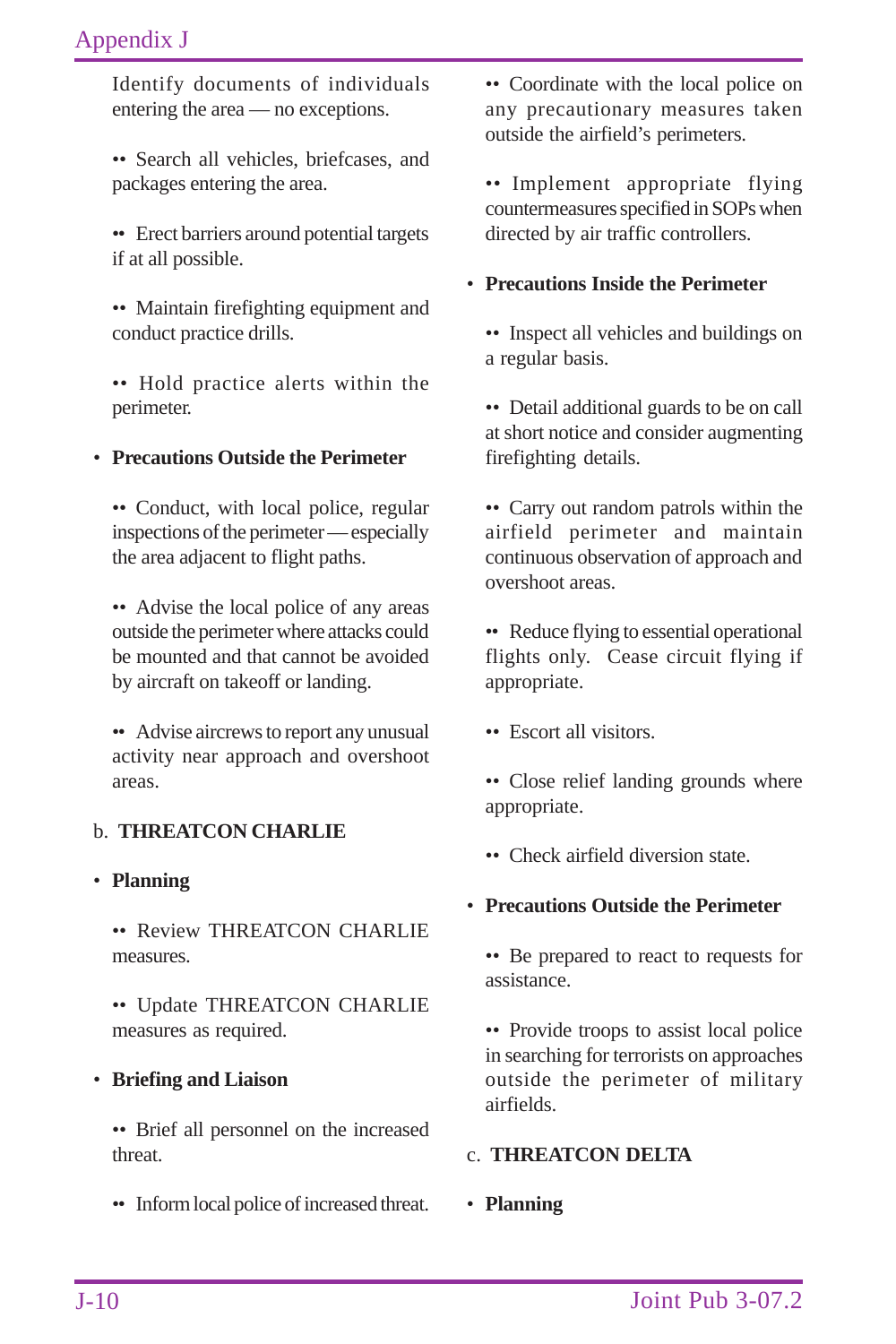Identify documents of individuals entering the area — no exceptions.

•• Search all vehicles, briefcases, and packages entering the area.

•• Erect barriers around potential targets if at all possible.

•• Maintain firefighting equipment and conduct practice drills.

•• Hold practice alerts within the perimeter.

- **Precautions Outside the Perimeter**

•• Conduct, with local police, regular inspections of the perimeter — especially the area adjacent to flight paths.

•• Advise the local police of any areas outside the perimeter where attacks could be mounted and that cannot be avoided by aircraft on takeoff or landing.

•• Advise aircrews to report any unusual activity near approach and overshoot areas.

b. **THREATCON CHARLIE**

- **Planning**

•• Review THREATCON CHARLIE measures.

•• Update THREATCON CHARLIE measures as required.

- **Briefing and Liaison**

•• Brief all personnel on the increased threat.

•• Inform local police of increased threat.

•• Coordinate with the local police on any precautionary measures taken outside the airfield's perimeters.

•• Implement appropriate flying countermeasures specified in SOPs when directed by air traffic controllers.

- **Precautions Inside the Perimeter**

•• Inspect all vehicles and buildings on a regular basis.

•• Detail additional guards to be on call at short notice and consider augmenting firefighting details.

•• Carry out random patrols within the airfield perimeter and maintain continuous observation of approach and overshoot areas.

•• Reduce flying to essential operational flights only. Cease circuit flying if appropriate.

•• Escort all visitors.

•• Close relief landing grounds where appropriate.

•• Check airfield diversion state.

- **Precautions Outside the Perimeter**

•• Be prepared to react to requests for assistance.

•• Provide troops to assist local police in searching for terrorists on approaches outside the perimeter of military airfields.

c. **THREATCON DELTA**

- **Planning**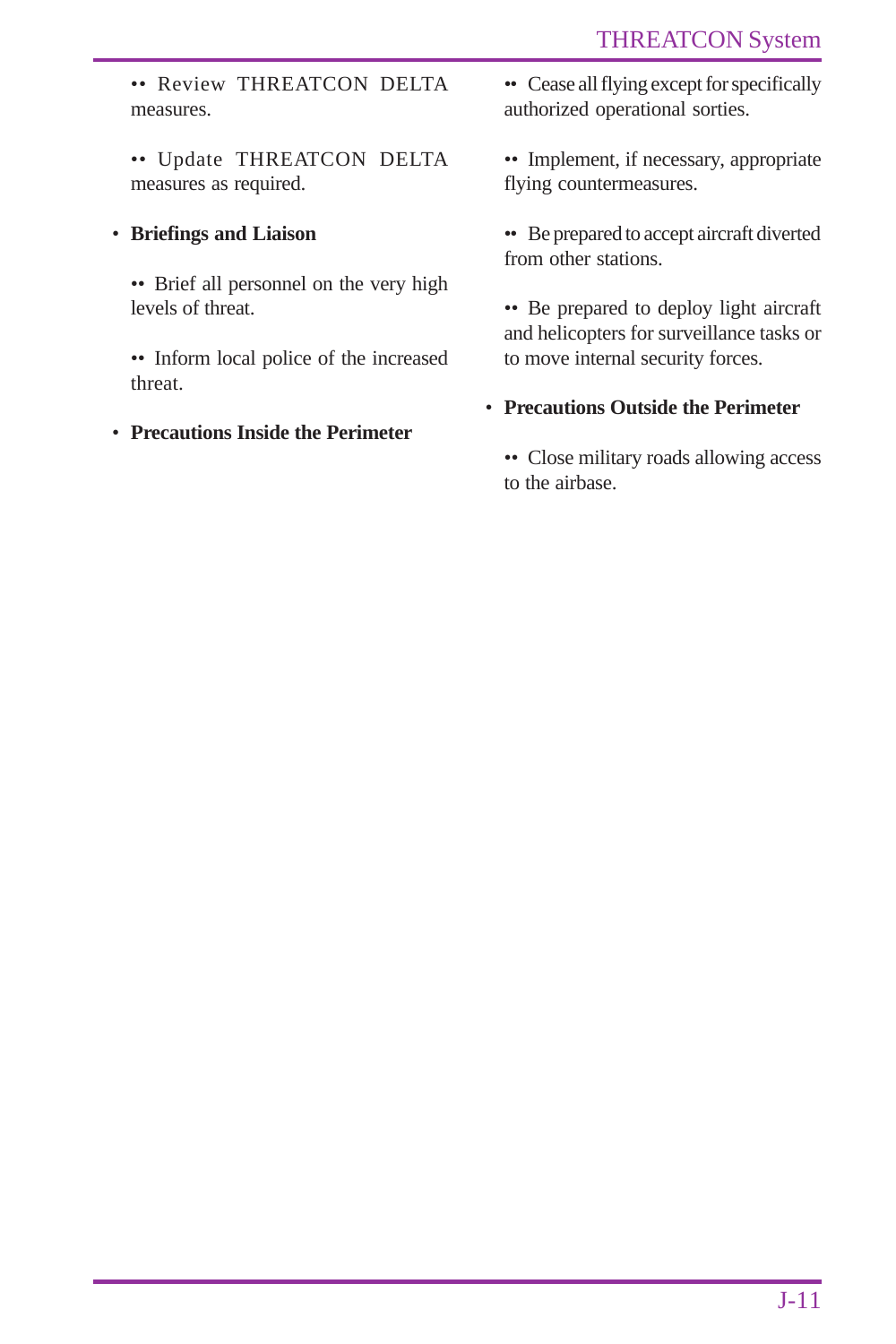- Review THREATCON DELTA measures.
- Update THREATCON DELTA measures as required.

- **Briefings and Liaison**
  - Brief all personnel on the very high levels of threat.
  - Inform local police of the increased threat.

- **Precautions Inside the Perimeter**
  - Cease all flying except for specifically authorized operational sorties.
  - Implement, if necessary, appropriate flying countermeasures.
  - Be prepared to accept aircraft diverted from other stations.
  - Be prepared to deploy light aircraft and helicopters for surveillance tasks or to move internal security forces.

- **Precautions Outside the Perimeter**
  - Close military roads allowing access to the airbase.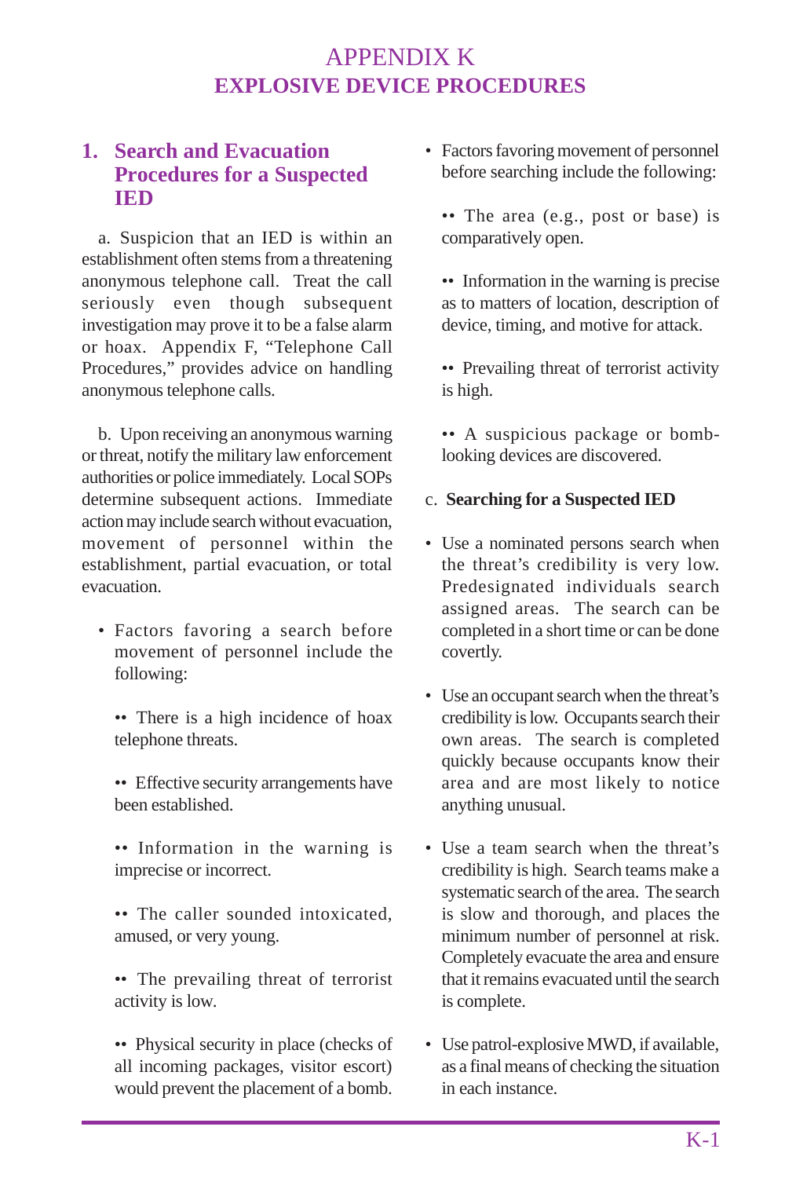# APPENDIX K
# EXPLOSIVE DEVICE PROCEDURES

## 1. Search and Evacuation Procedures for a Suspected IED

a. Suspicion that an IED is within an establishment often stems from a threatening anonymous telephone call. Treat the call seriously even though subsequent investigation may prove it to be a false alarm or hoax. Appendix F, "Telephone Call Procedures," provides advice on handling anonymous telephone calls.

b. Upon receiving an anonymous warning or threat, notify the military law enforcement authorities or police immediately. Local SOPs determine subsequent actions. Immediate action may include search without evacuation, movement of personnel within the establishment, partial evacuation, or total evacuation.

- Factors favoring a search before movement of personnel include the following:
  - There is a high incidence of hoax telephone threats.
  - Effective security arrangements have been established.
  - Information in the warning is imprecise or incorrect.
  - The caller sounded intoxicated, amused, or very young.
  - The prevailing threat of terrorist activity is low.
  - Physical security in place (checks of all incoming packages, visitor escort) would prevent the placement of a bomb.
- Factors favoring movement of personnel before searching include the following:
  - The area (e.g., post or base) is comparatively open.
  - Information in the warning is precise as to matters of location, description of device, timing, and motive for attack.
  - Prevailing threat of terrorist activity is high.
  - A suspicious package or bomb-looking devices are discovered.

c. **Searching for a Suspected IED**

- Use a nominated persons search when the threat's credibility is very low. Predesignated individuals search assigned areas. The search can be completed in a short time or can be done covertly.
- Use an occupant search when the threat's credibility is low. Occupants search their own areas. The search is completed quickly because occupants know their area and are most likely to notice anything unusual.
- Use a team search when the threat's credibility is high. Search teams make a systematic search of the area. The search is slow and thorough, and places the minimum number of personnel at risk. Completely evacuate the area and ensure that it remains evacuated until the search is complete.
- Use patrol-explosive MWD, if available, as a final means of checking the situation in each instance.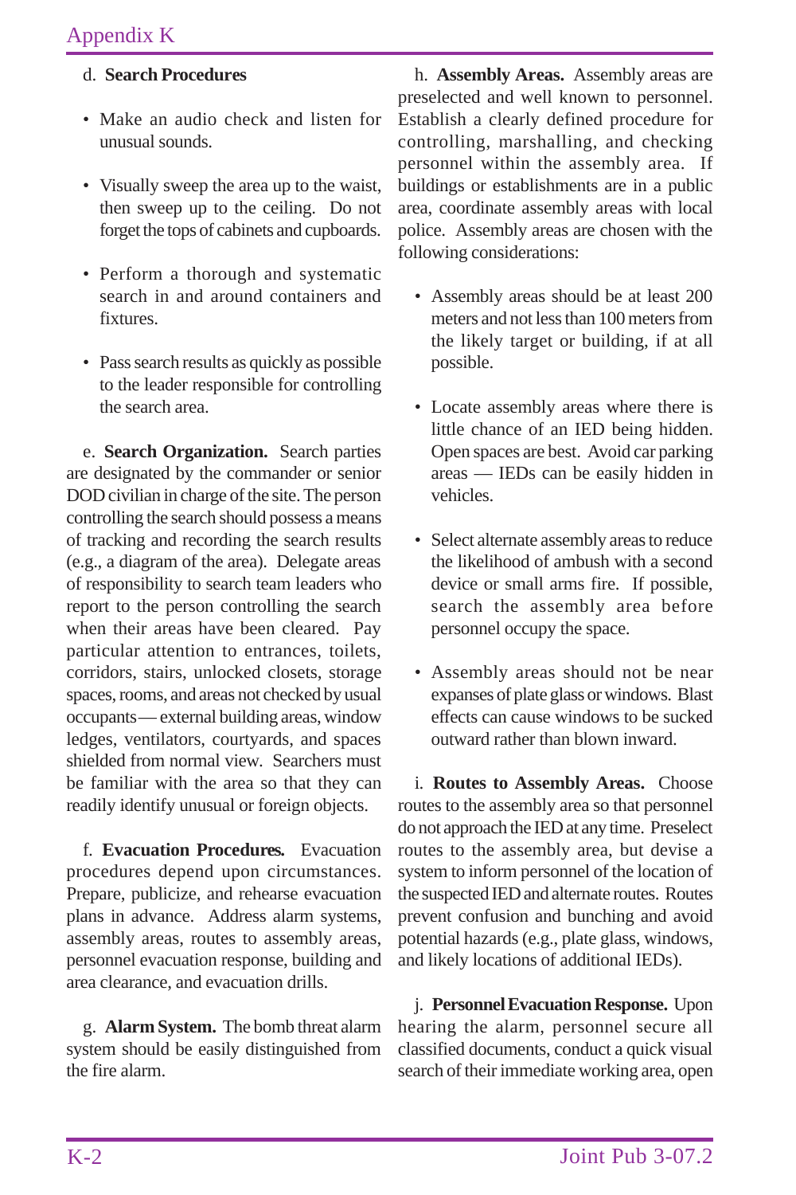d. **Search Procedures**

- Make an audio check and listen for unusual sounds.
- Visually sweep the area up to the waist, then sweep up to the ceiling. Do not forget the tops of cabinets and cupboards.
- Perform a thorough and systematic search in and around containers and fixtures.
- Pass search results as quickly as possible to the leader responsible for controlling the search area.

e. **Search Organization.** Search parties are designated by the commander or senior DOD civilian in charge of the site. The person controlling the search should possess a means of tracking and recording the search results (e.g., a diagram of the area). Delegate areas of responsibility to search team leaders who report to the person controlling the search when their areas have been cleared. Pay particular attention to entrances, toilets, corridors, stairs, unlocked closets, storage spaces, rooms, and areas not checked by usual occupants — external building areas, window ledges, ventilators, courtyards, and spaces shielded from normal view. Searchers must be familiar with the area so that they can readily identify unusual or foreign objects.

f. **Evacuation Procedures.** Evacuation procedures depend upon circumstances. Prepare, publicize, and rehearse evacuation plans in advance. Address alarm systems, assembly areas, routes to assembly areas, personnel evacuation response, building and area clearance, and evacuation drills.

g. **Alarm System.** The bomb threat alarm system should be easily distinguished from the fire alarm.

h. **Assembly Areas.** Assembly areas are preselected and well known to personnel. Establish a clearly defined procedure for controlling, marshalling, and checking personnel within the assembly area. If buildings or establishments are in a public area, coordinate assembly areas with local police. Assembly areas are chosen with the following considerations:

- Assembly areas should be at least 200 meters and not less than 100 meters from the likely target or building, if at all possible.
- Locate assembly areas where there is little chance of an IED being hidden. Open spaces are best. Avoid car parking areas — IEDs can be easily hidden in vehicles.
- Select alternate assembly areas to reduce the likelihood of ambush with a second device or small arms fire. If possible, search the assembly area before personnel occupy the space.
- Assembly areas should not be near expanses of plate glass or windows. Blast effects can cause windows to be sucked outward rather than blown inward.

i. **Routes to Assembly Areas.** Choose routes to the assembly area so that personnel do not approach the IED at any time. Preselect routes to the assembly area, but devise a system to inform personnel of the location of the suspected IED and alternate routes. Routes prevent confusion and bunching and avoid potential hazards (e.g., plate glass, windows, and likely locations of additional IEDs).

j. **Personnel Evacuation Response.** Upon hearing the alarm, personnel secure all classified documents, conduct a quick visual search of their immediate working area, open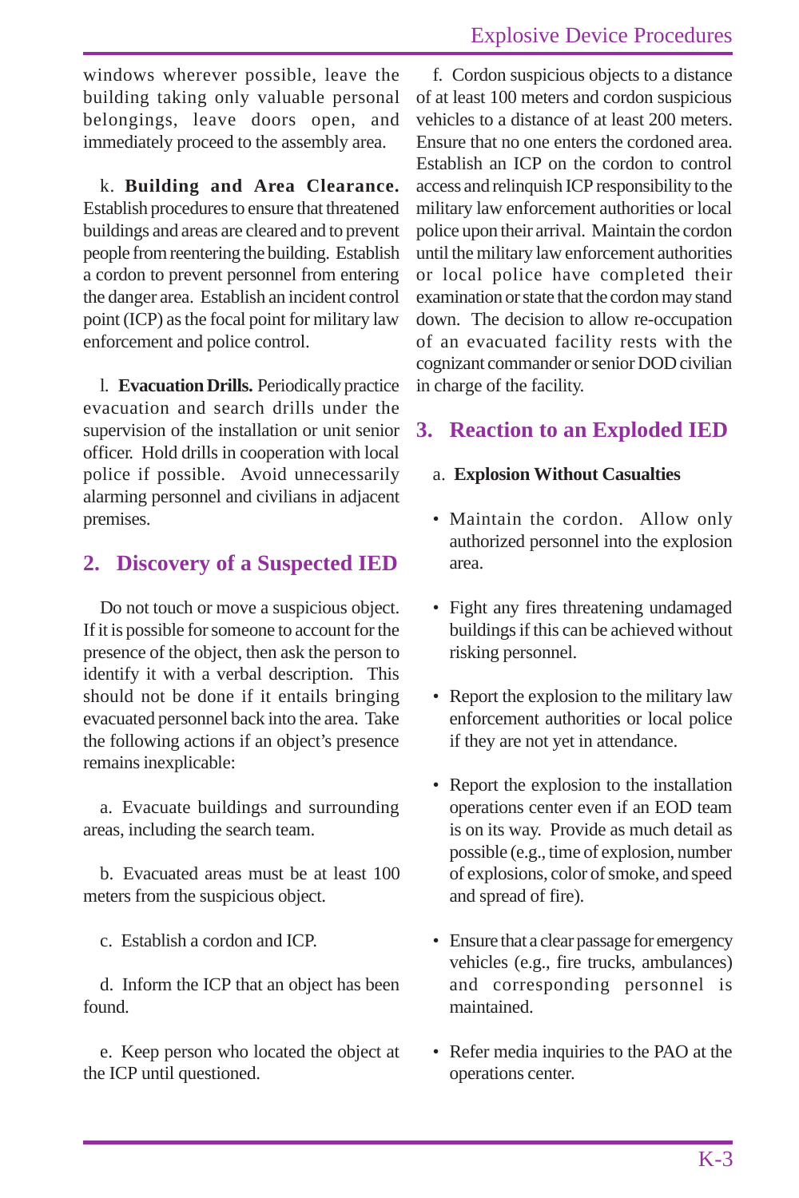windows wherever possible, leave the building taking only valuable personal belongings, leave doors open, and immediately proceed to the assembly area.

k. **Building and Area Clearance.** Establish procedures to ensure that threatened buildings and areas are cleared and to prevent people from reentering the building. Establish a cordon to prevent personnel from entering the danger area. Establish an incident control point (ICP) as the focal point for military law enforcement and police control.

l. **Evacuation Drills.** Periodically practice evacuation and search drills under the supervision of the installation or unit senior officer. Hold drills in cooperation with local police if possible. Avoid unnecessarily alarming personnel and civilians in adjacent premises.

## 2. Discovery of a Suspected IED

Do not touch or move a suspicious object. If it is possible for someone to account for the presence of the object, then ask the person to identify it with a verbal description. This should not be done if it entails bringing evacuated personnel back into the area. Take the following actions if an object's presence remains inexplicable:

a. Evacuate buildings and surrounding areas, including the search team.

b. Evacuated areas must be at least 100 meters from the suspicious object.

c. Establish a cordon and ICP.

d. Inform the ICP that an object has been found.

e. Keep person who located the object at the ICP until questioned.

f. Cordon suspicious objects to a distance of at least 100 meters and cordon suspicious vehicles to a distance of at least 200 meters. Ensure that no one enters the cordoned area. Establish an ICP on the cordon to control access and relinquish ICP responsibility to the military law enforcement authorities or local police upon their arrival. Maintain the cordon until the military law enforcement authorities or local police have completed their examination or state that the cordon may stand down. The decision to allow re-occupation of an evacuated facility rests with the cognizant commander or senior DOD civilian in charge of the facility.

## 3. Reaction to an Exploded IED

a. **Explosion Without Casualties**

- Maintain the cordon. Allow only authorized personnel into the explosion area.
- Fight any fires threatening undamaged buildings if this can be achieved without risking personnel.
- Report the explosion to the military law enforcement authorities or local police if they are not yet in attendance.
- Report the explosion to the installation operations center even if an EOD team is on its way. Provide as much detail as possible (e.g., time of explosion, number of explosions, color of smoke, and speed and spread of fire).
- Ensure that a clear passage for emergency vehicles (e.g., fire trucks, ambulances) and corresponding personnel is maintained.
- Refer media inquiries to the PAO at the operations center.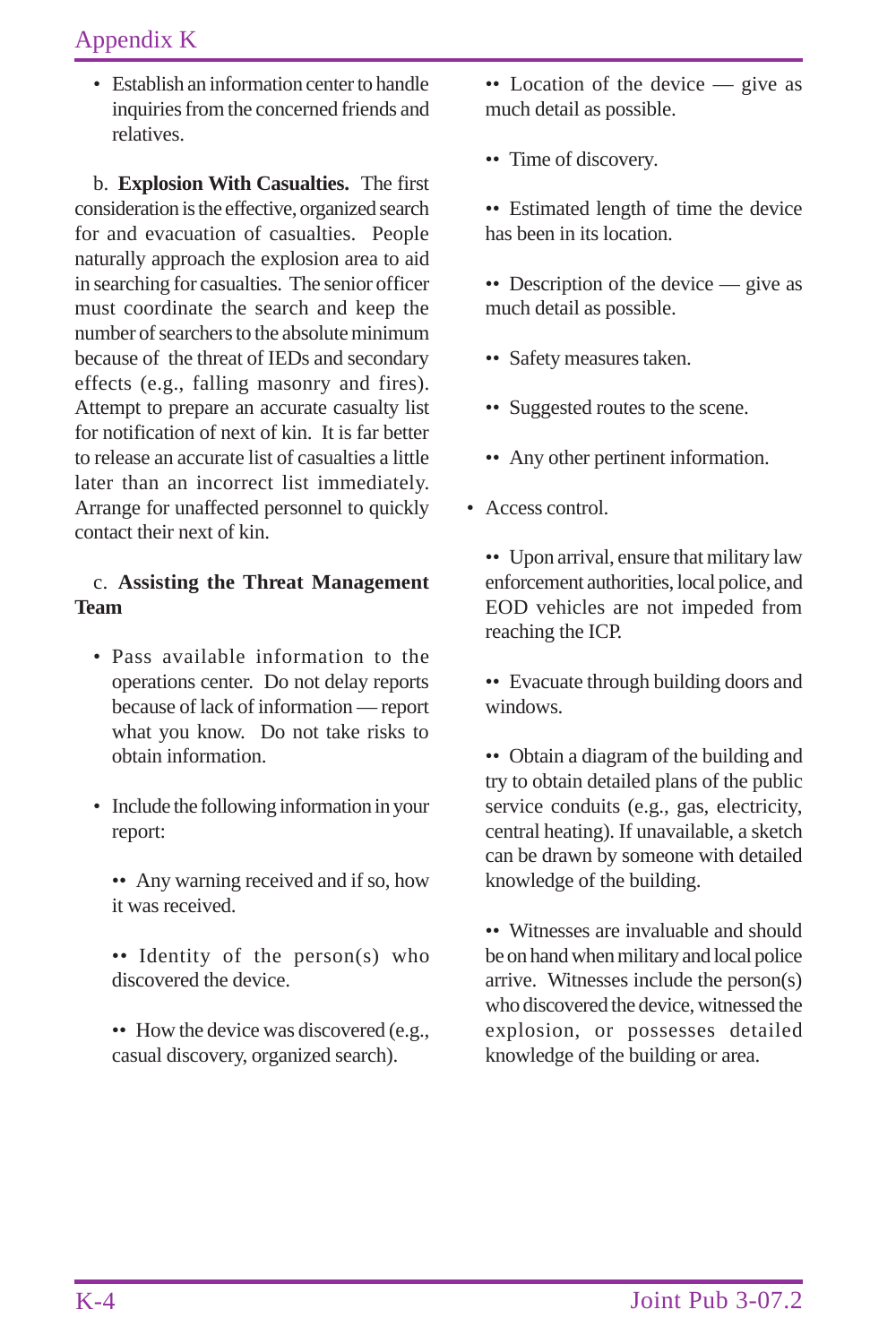- Establish an information center to handle inquiries from the concerned friends and relatives.

b. **Explosion With Casualties.** The first consideration is the effective, organized search for and evacuation of casualties. People naturally approach the explosion area to aid in searching for casualties. The senior officer must coordinate the search and keep the number of searchers to the absolute minimum because of the threat of IEDs and secondary effects (e.g., falling masonry and fires). Attempt to prepare an accurate casualty list for notification of next of kin. It is far better to release an accurate list of casualties a little later than an incorrect list immediately. Arrange for unaffected personnel to quickly contact their next of kin.

c. **Assisting the Threat Management Team**

- Pass available information to the operations center. Do not delay reports because of lack of information — report what you know. Do not take risks to obtain information.

- Include the following information in your report:

  - Any warning received and if so, how it was received.

  - Identity of the person(s) who discovered the device.

  - How the device was discovered (e.g., casual discovery, organized search).

  - Location of the device — give as much detail as possible.

  - Time of discovery.

  - Estimated length of time the device has been in its location.

  - Description of the device — give as much detail as possible.

  - Safety measures taken.

  - Suggested routes to the scene.

  - Any other pertinent information.

- Access control.

  - Upon arrival, ensure that military law enforcement authorities, local police, and EOD vehicles are not impeded from reaching the ICP.

  - Evacuate through building doors and windows.

  - Obtain a diagram of the building and try to obtain detailed plans of the public service conduits (e.g., gas, electricity, central heating). If unavailable, a sketch can be drawn by someone with detailed knowledge of the building.

  - Witnesses are invaluable and should be on hand when military and local police arrive. Witnesses include the person(s) who discovered the device, witnessed the explosion, or possesses detailed knowledge of the building or area.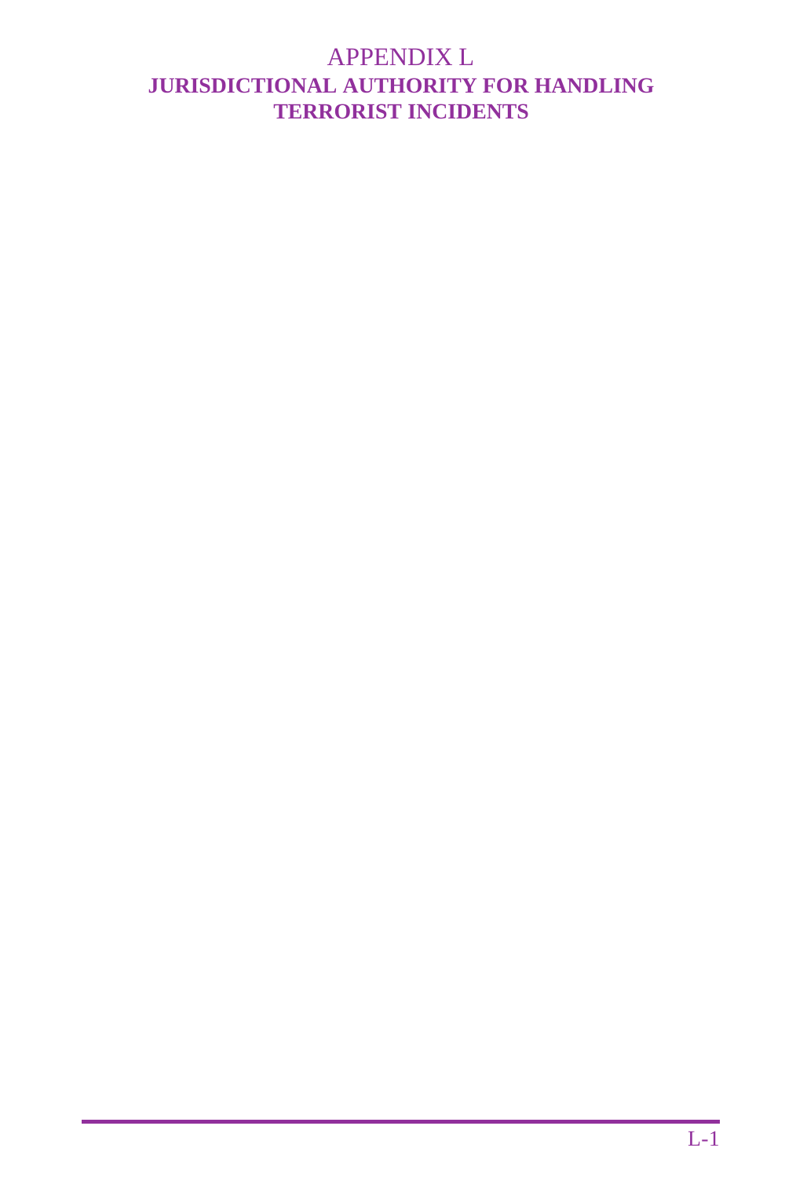# APPENDIX L

## JURISDICTIONAL AUTHORITY FOR HANDLING TERRORIST INCIDENTS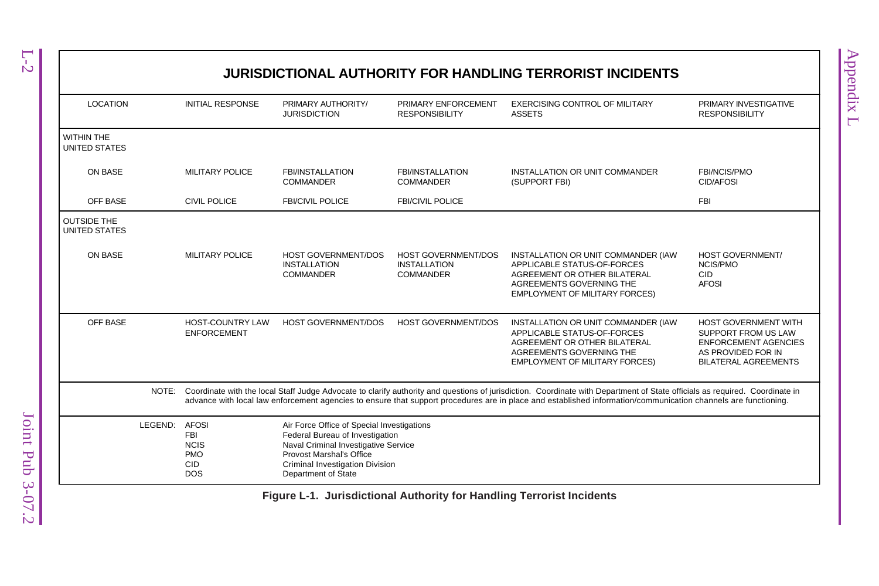# JURISDICTIONAL AUTHORITY FOR HANDLING TERRORIST INCIDENTS

| LOCATION | INITIAL RESPONSE | PRIMARY AUTHORITY/ JURISDICTION | PRIMARY ENFORCEMENT RESPONSIBILITY | EXERCISING CONTROL OF MILITARY ASSETS | PRIMARY INVESTIGATIVE RESPONSIBILITY |
|---|---|---|---|---|---|
| **WITHIN THE UNITED STATES** | | | | | |
| ON BASE | MILITARY POLICE | FBI/INSTALLATION COMMANDER | FBI/INSTALLATION COMMANDER | INSTALLATION OR UNIT COMMANDER (SUPPORT FBI) | FBI/NCIS/PMO CID/AFOSI |
| OFF BASE | CIVIL POLICE | FBI/CIVIL POLICE | FBI/CIVIL POLICE | | FBI |
| **OUTSIDE THE UNITED STATES** | | | | | |
| ON BASE | MILITARY POLICE | HOST GOVERNMENT/DOS INSTALLATION COMMANDER | HOST GOVERNMENT/DOS INSTALLATION COMMANDER | INSTALLATION OR UNIT COMMANDER (IAW APPLICABLE STATUS-OF-FORCES AGREEMENT OR OTHER BILATERAL AGREEMENTS GOVERNING THE EMPLOYMENT OF MILITARY FORCES) | HOST GOVERNMENT/ NCIS/PMO CID AFOSI |
| OFF BASE | HOST-COUNTRY LAW ENFORCEMENT | HOST GOVERNMENT/DOS | HOST GOVERNMENT/DOS | INSTALLATION OR UNIT COMMANDER (IAW APPLICABLE STATUS-OF-FORCES AGREEMENT OR OTHER BILATERAL AGREEMENTS GOVERNING THE EMPLOYMENT OF MILITARY FORCES) | HOST GOVERNMENT WITH SUPPORT FROM US LAW ENFORCEMENT AGENCIES AS PROVIDED FOR IN BILATERAL AGREEMENTS |

NOTE: Coordinate with the local Staff Judge Advocate to clarify authority and questions of jurisdiction. Coordinate with Department of State officials as required. Coordinate in advance with local law enforcement agencies to ensure that support procedures are in place and established information/communication channels are functioning.

LEGEND:

- AFOSI — Air Force Office of Special Investigations
- FBI — Federal Bureau of Investigation
- NCIS — Naval Criminal Investigative Service
- PMO — Provost Marshal's Office
- CID — Criminal Investigation Division
- DOS — Department of State

**Figure L-1. Jurisdictional Authority for Handling Terrorist Incidents**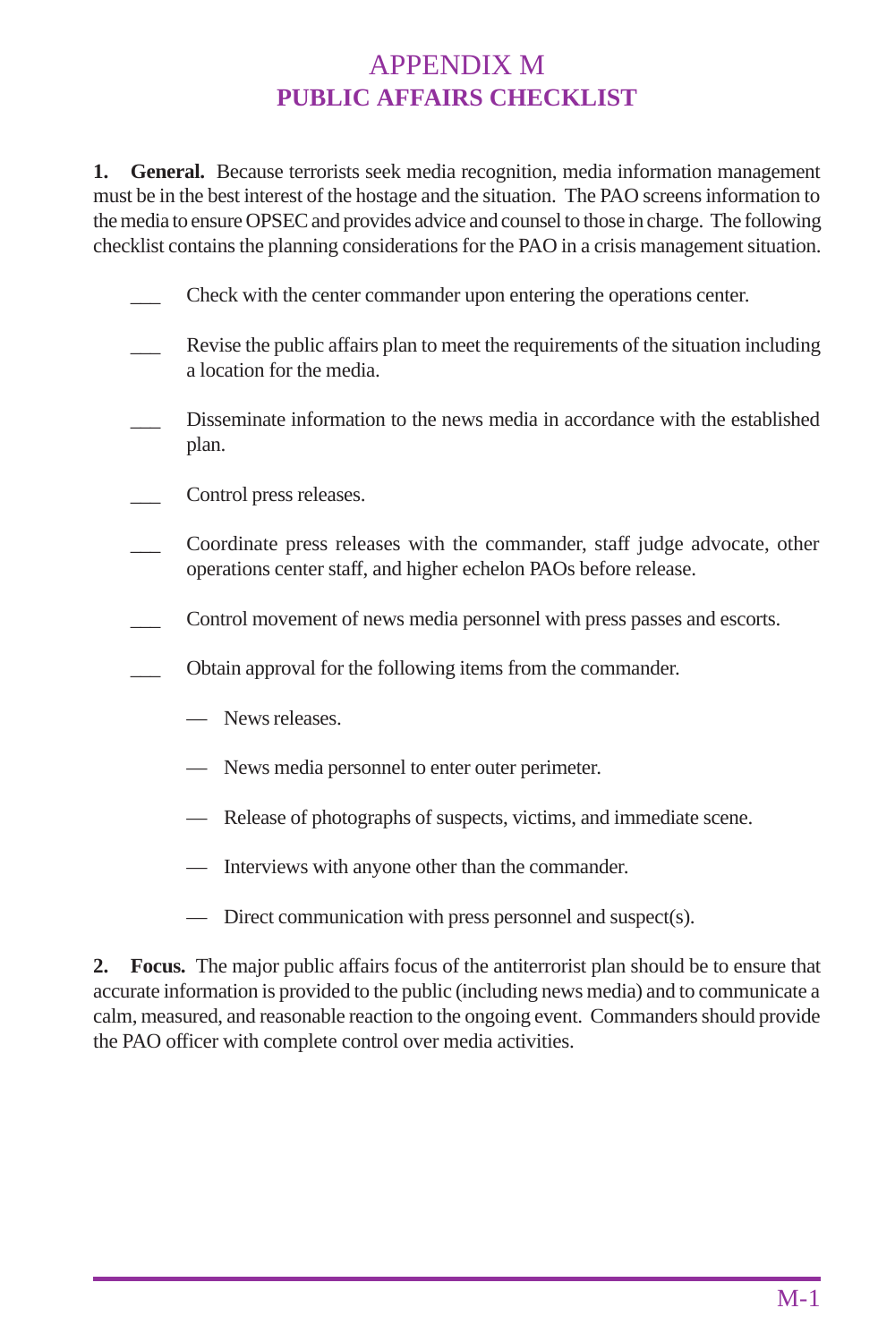# APPENDIX M
## PUBLIC AFFAIRS CHECKLIST

**1. General.** Because terrorists seek media recognition, media information management must be in the best interest of the hostage and the situation. The PAO screens information to the media to ensure OPSEC and provides advice and counsel to those in charge. The following checklist contains the planning considerations for the PAO in a crisis management situation.

- ___ Check with the center commander upon entering the operations center.
- ___ Revise the public affairs plan to meet the requirements of the situation including a location for the media.
- ___ Disseminate information to the news media in accordance with the established plan.
- ___ Control press releases.
- ___ Coordinate press releases with the commander, staff judge advocate, other operations center staff, and higher echelon PAOs before release.
- ___ Control movement of news media personnel with press passes and escorts.
- ___ Obtain approval for the following items from the commander.
  - News releases.
  - News media personnel to enter outer perimeter.
  - Release of photographs of suspects, victims, and immediate scene.
  - Interviews with anyone other than the commander.
  - Direct communication with press personnel and suspect(s).

**2. Focus.** The major public affairs focus of the antiterrorist plan should be to ensure that accurate information is provided to the public (including news media) and to communicate a calm, measured, and reasonable reaction to the ongoing event. Commanders should provide the PAO officer with complete control over media activities.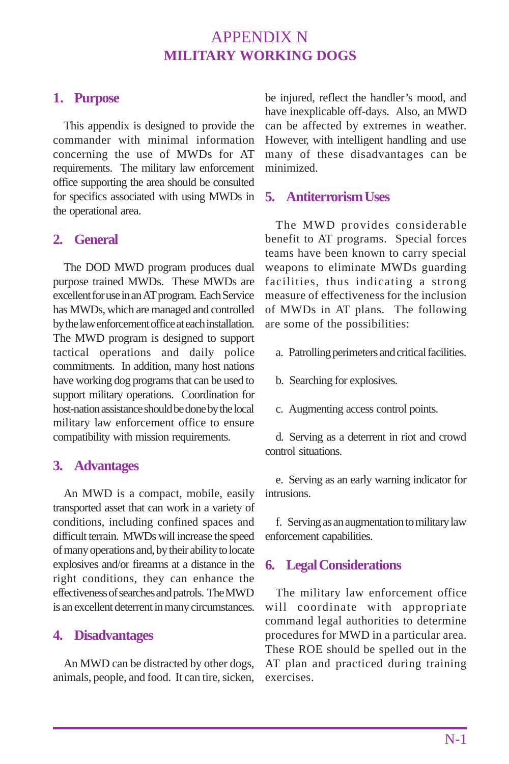# APPENDIX N
# MILITARY WORKING DOGS

## 1. Purpose

This appendix is designed to provide the commander with minimal information concerning the use of MWDs for AT requirements. The military law enforcement office supporting the area should be consulted for specifics associated with using MWDs in the operational area.

## 2. General

The DOD MWD program produces dual purpose trained MWDs. These MWDs are excellent for use in an AT program. Each Service has MWDs, which are managed and controlled by the law enforcement office at each installation. The MWD program is designed to support tactical operations and daily police commitments. In addition, many host nations have working dog programs that can be used to support military operations. Coordination for host-nation assistance should be done by the local military law enforcement office to ensure compatibility with mission requirements.

## 3. Advantages

An MWD is a compact, mobile, easily transported asset that can work in a variety of conditions, including confined spaces and difficult terrain. MWDs will increase the speed of many operations and, by their ability to locate explosives and/or firearms at a distance in the right conditions, they can enhance the effectiveness of searches and patrols. The MWD is an excellent deterrent in many circumstances.

## 4. Disadvantages

An MWD can be distracted by other dogs, animals, people, and food. It can tire, sicken, be injured, reflect the handler's mood, and have inexplicable off-days. Also, an MWD can be affected by extremes in weather. However, with intelligent handling and use many of these disadvantages can be minimized.

## 5. Antiterrorism Uses

The MWD provides considerable benefit to AT programs. Special forces teams have been known to carry special weapons to eliminate MWDs guarding facilities, thus indicating a strong measure of effectiveness for the inclusion of MWDs in AT plans. The following are some of the possibilities:

a. Patrolling perimeters and critical facilities.

b. Searching for explosives.

c. Augmenting access control points.

d. Serving as a deterrent in riot and crowd control situations.

e. Serving as an early warning indicator for intrusions.

f. Serving as an augmentation to military law enforcement capabilities.

## 6. Legal Considerations

The military law enforcement office will coordinate with appropriate command legal authorities to determine procedures for MWD in a particular area. These ROE should be spelled out in the AT plan and practiced during training exercises.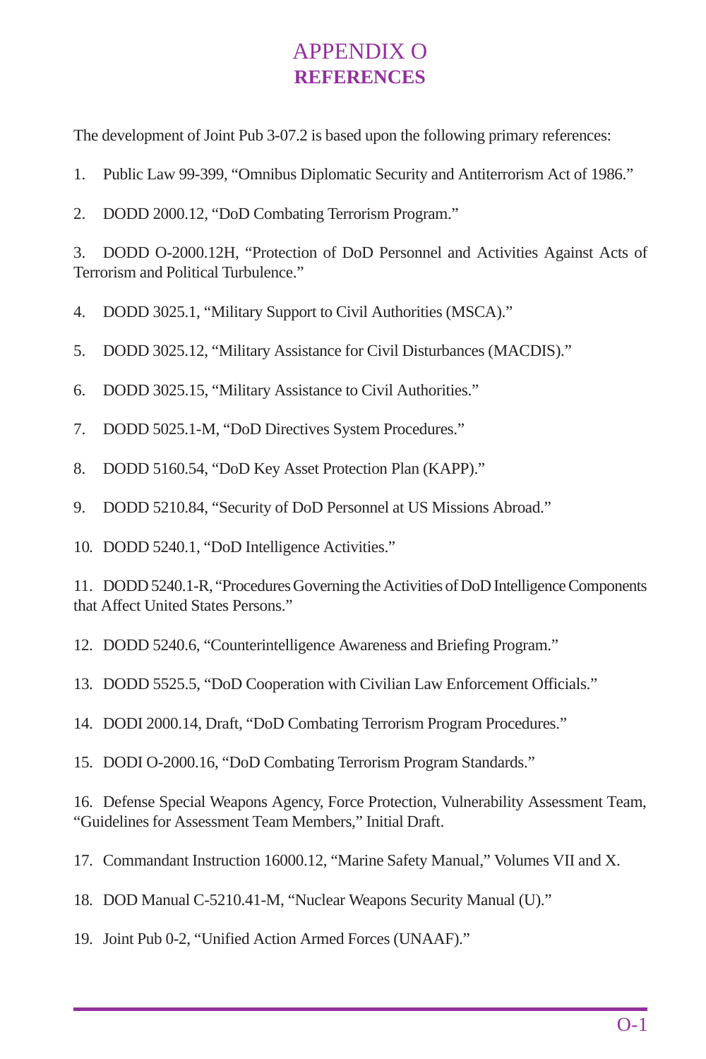# APPENDIX O
## REFERENCES

The development of Joint Pub 3-07.2 is based upon the following primary references:

1. Public Law 99-399, "Omnibus Diplomatic Security and Antiterrorism Act of 1986."

2. DODD 2000.12, "DoD Combating Terrorism Program."

3. DODD O-2000.12H, "Protection of DoD Personnel and Activities Against Acts of Terrorism and Political Turbulence."

4. DODD 3025.1, "Military Support to Civil Authorities (MSCA)."

5. DODD 3025.12, "Military Assistance for Civil Disturbances (MACDIS)."

6. DODD 3025.15, "Military Assistance to Civil Authorities."

7. DODD 5025.1-M, "DoD Directives System Procedures."

8. DODD 5160.54, "DoD Key Asset Protection Plan (KAPP)."

9. DODD 5210.84, "Security of DoD Personnel at US Missions Abroad."

10. DODD 5240.1, "DoD Intelligence Activities."

11. DODD 5240.1-R, "Procedures Governing the Activities of DoD Intelligence Components that Affect United States Persons."

12. DODD 5240.6, "Counterintelligence Awareness and Briefing Program."

13. DODD 5525.5, "DoD Cooperation with Civilian Law Enforcement Officials."

14. DODI 2000.14, Draft, "DoD Combating Terrorism Program Procedures."

15. DODI O-2000.16, "DoD Combating Terrorism Program Standards."

16. Defense Special Weapons Agency, Force Protection, Vulnerability Assessment Team, "Guidelines for Assessment Team Members," Initial Draft.

17. Commandant Instruction 16000.12, "Marine Safety Manual," Volumes VII and X.

18. DOD Manual C-5210.41-M, "Nuclear Weapons Security Manual (U)."

19. Joint Pub 0-2, "Unified Action Armed Forces (UNAAF)."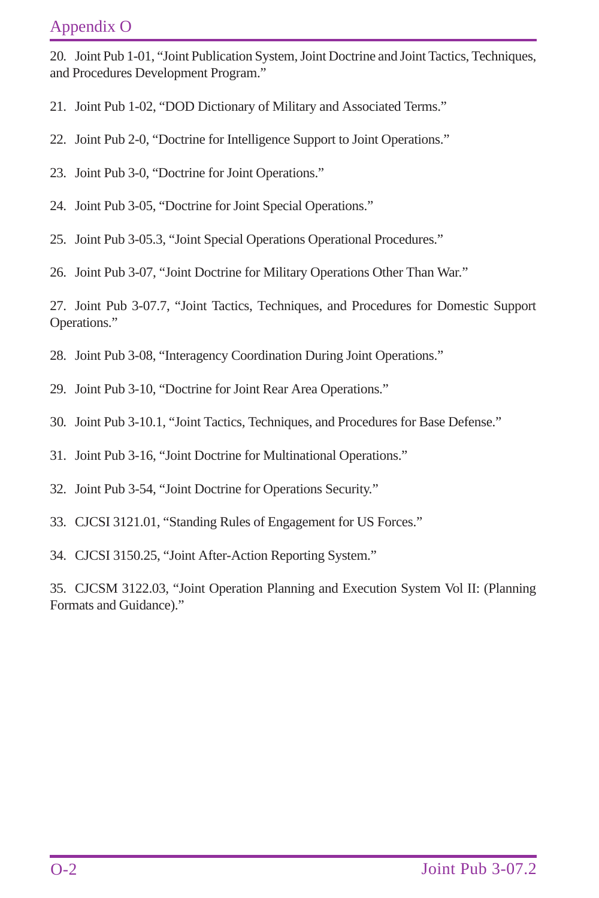20. Joint Pub 1-01, "Joint Publication System, Joint Doctrine and Joint Tactics, Techniques, and Procedures Development Program."

21. Joint Pub 1-02, "DOD Dictionary of Military and Associated Terms."

22. Joint Pub 2-0, "Doctrine for Intelligence Support to Joint Operations."

23. Joint Pub 3-0, "Doctrine for Joint Operations."

24. Joint Pub 3-05, "Doctrine for Joint Special Operations."

25. Joint Pub 3-05.3, "Joint Special Operations Operational Procedures."

26. Joint Pub 3-07, "Joint Doctrine for Military Operations Other Than War."

27. Joint Pub 3-07.7, "Joint Tactics, Techniques, and Procedures for Domestic Support Operations."

28. Joint Pub 3-08, "Interagency Coordination During Joint Operations."

29. Joint Pub 3-10, "Doctrine for Joint Rear Area Operations."

30. Joint Pub 3-10.1, "Joint Tactics, Techniques, and Procedures for Base Defense."

31. Joint Pub 3-16, "Joint Doctrine for Multinational Operations."

32. Joint Pub 3-54, "Joint Doctrine for Operations Security."

33. CJCSI 3121.01, "Standing Rules of Engagement for US Forces."

34. CJCSI 3150.25, "Joint After-Action Reporting System."

35. CJCSM 3122.03, "Joint Operation Planning and Execution System Vol II: (Planning Formats and Guidance)."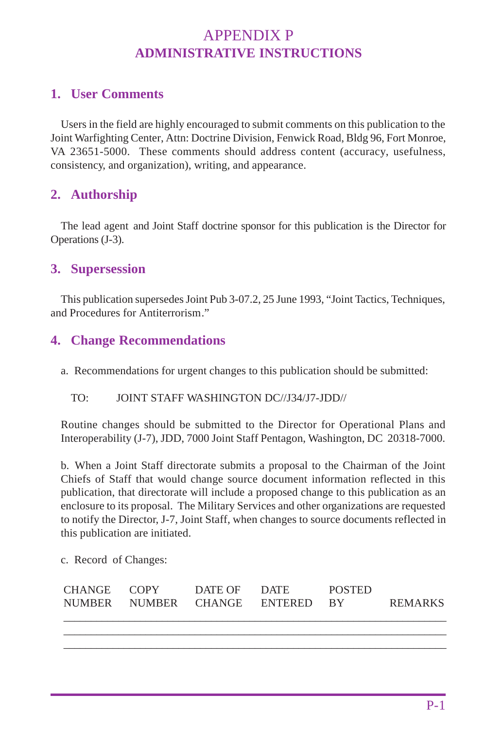# APPENDIX P
# ADMINISTRATIVE INSTRUCTIONS

## 1. User Comments

Users in the field are highly encouraged to submit comments on this publication to the Joint Warfighting Center, Attn: Doctrine Division, Fenwick Road, Bldg 96, Fort Monroe, VA 23651-5000. These comments should address content (accuracy, usefulness, consistency, and organization), writing, and appearance.

## 2. Authorship

The lead agent and Joint Staff doctrine sponsor for this publication is the Director for Operations (J-3).

## 3. Supersession

This publication supersedes Joint Pub 3-07.2, 25 June 1993, "Joint Tactics, Techniques, and Procedures for Antiterrorism."

## 4. Change Recommendations

a. Recommendations for urgent changes to this publication should be submitted:

TO: JOINT STAFF WASHINGTON DC//J34/J7-JDD//

Routine changes should be submitted to the Director for Operational Plans and Interoperability (J-7), JDD, 7000 Joint Staff Pentagon, Washington, DC 20318-7000.

b. When a Joint Staff directorate submits a proposal to the Chairman of the Joint Chiefs of Staff that would change source document information reflected in this publication, that directorate will include a proposed change to this publication as an enclosure to its proposal. The Military Services and other organizations are requested to notify the Director, J-7, Joint Staff, when changes to source documents reflected in this publication are initiated.

c. Record of Changes:

| CHANGE NUMBER | COPY NUMBER | DATE OF CHANGE | DATE ENTERED | POSTED BY | REMARKS |
|---|---|---|---|---|---|
| | | | | | |
| | | | | | |
| | | | | | |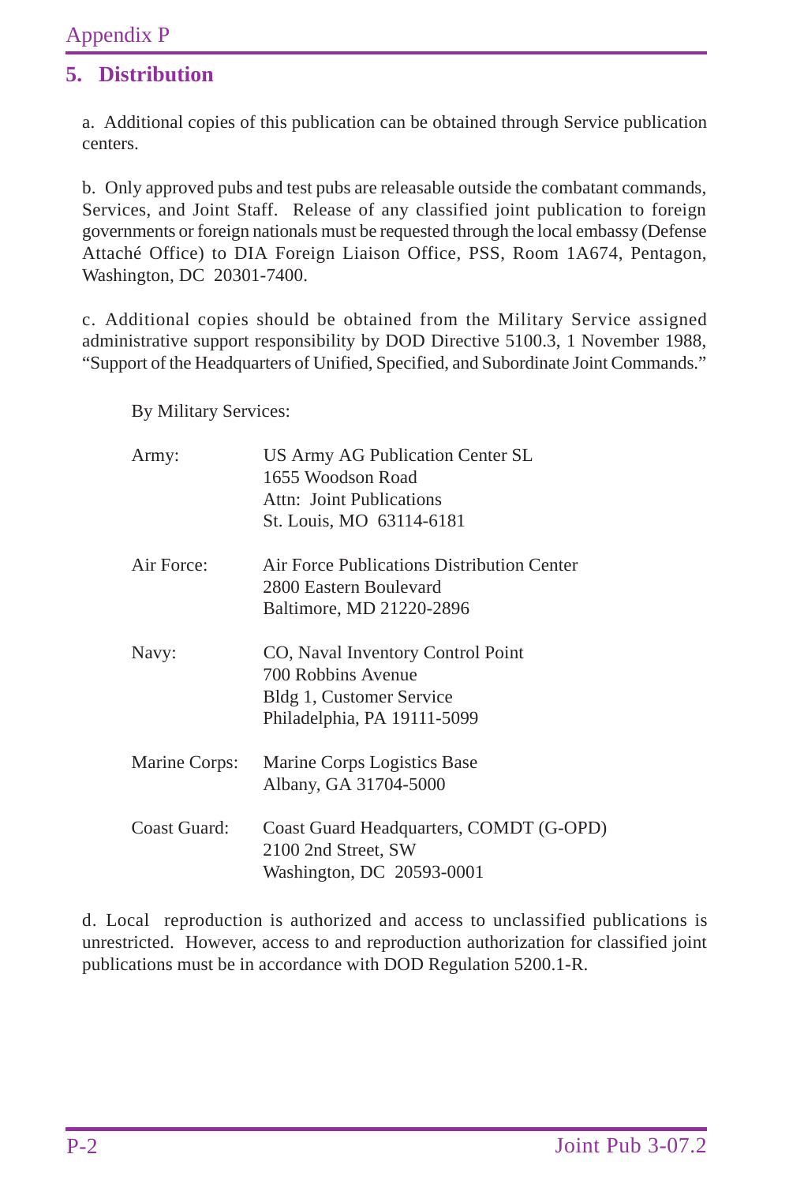## 5. Distribution

a. Additional copies of this publication can be obtained through Service publication centers.

b. Only approved pubs and test pubs are releasable outside the combatant commands, Services, and Joint Staff. Release of any classified joint publication to foreign governments or foreign nationals must be requested through the local embassy (Defense Attaché Office) to DIA Foreign Liaison Office, PSS, Room 1A674, Pentagon, Washington, DC 20301-7400.

c. Additional copies should be obtained from the Military Service assigned administrative support responsibility by DOD Directive 5100.3, 1 November 1988, "Support of the Headquarters of Unified, Specified, and Subordinate Joint Commands."

By Military Services:

Army: US Army AG Publication Center SL
1655 Woodson Road
Attn: Joint Publications
St. Louis, MO 63114-6181

Air Force: Air Force Publications Distribution Center
2800 Eastern Boulevard
Baltimore, MD 21220-2896

Navy: CO, Naval Inventory Control Point
700 Robbins Avenue
Bldg 1, Customer Service
Philadelphia, PA 19111-5099

Marine Corps: Marine Corps Logistics Base
Albany, GA 31704-5000

Coast Guard: Coast Guard Headquarters, COMDT (G-OPD)
2100 2nd Street, SW
Washington, DC 20593-0001

d. Local reproduction is authorized and access to unclassified publications is unrestricted. However, access to and reproduction authorization for classified joint publications must be in accordance with DOD Regulation 5200.1-R.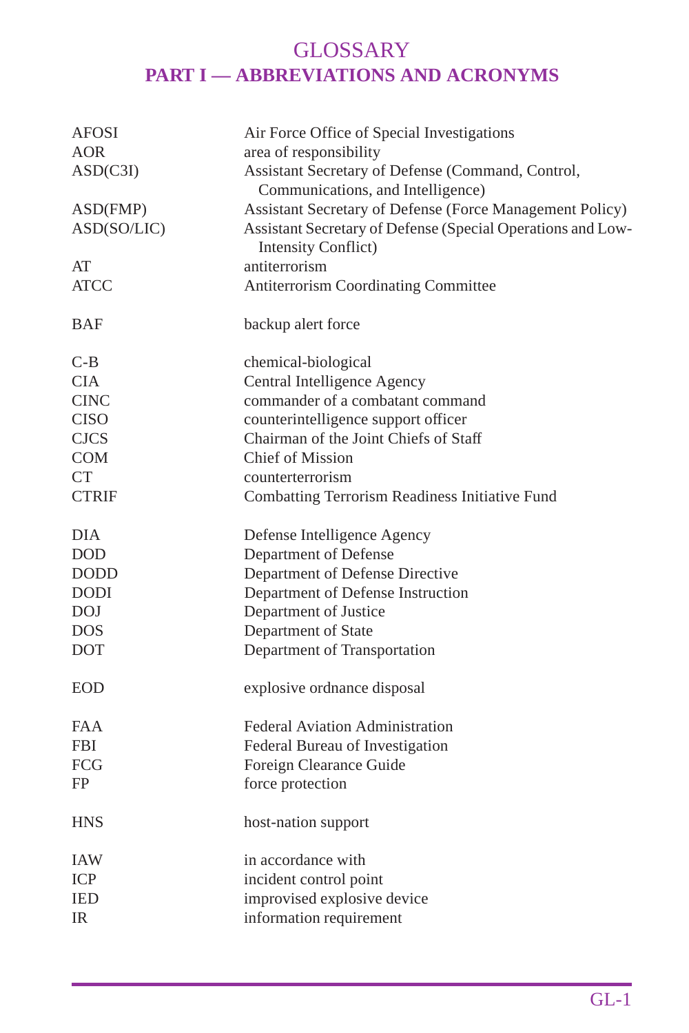# GLOSSARY

## PART I — ABBREVIATIONS AND ACRONYMS

| | |
|---|---|
| AFOSI | Air Force Office of Special Investigations |
| AOR | area of responsibility |
| ASD(C3I) | Assistant Secretary of Defense (Command, Control, Communications, and Intelligence) |
| ASD(FMP) | Assistant Secretary of Defense (Force Management Policy) |
| ASD(SO/LIC) | Assistant Secretary of Defense (Special Operations and Low-Intensity Conflict) |
| AT | antiterrorism |
| ATCC | Antiterrorism Coordinating Committee |
| BAF | backup alert force |
| C-B | chemical-biological |
| CIA | Central Intelligence Agency |
| CINC | commander of a combatant command |
| CISO | counterintelligence support officer |
| CJCS | Chairman of the Joint Chiefs of Staff |
| COM | Chief of Mission |
| CT | counterterrorism |
| CTRIF | Combatting Terrorism Readiness Initiative Fund |
| DIA | Defense Intelligence Agency |
| DOD | Department of Defense |
| DODD | Department of Defense Directive |
| DODI | Department of Defense Instruction |
| DOJ | Department of Justice |
| DOS | Department of State |
| DOT | Department of Transportation |
| EOD | explosive ordnance disposal |
| FAA | Federal Aviation Administration |
| FBI | Federal Bureau of Investigation |
| FCG | Foreign Clearance Guide |
| FP | force protection |
| HNS | host-nation support |
| IAW | in accordance with |
| ICP | incident control point |
| IED | improvised explosive device |
| IR | information requirement |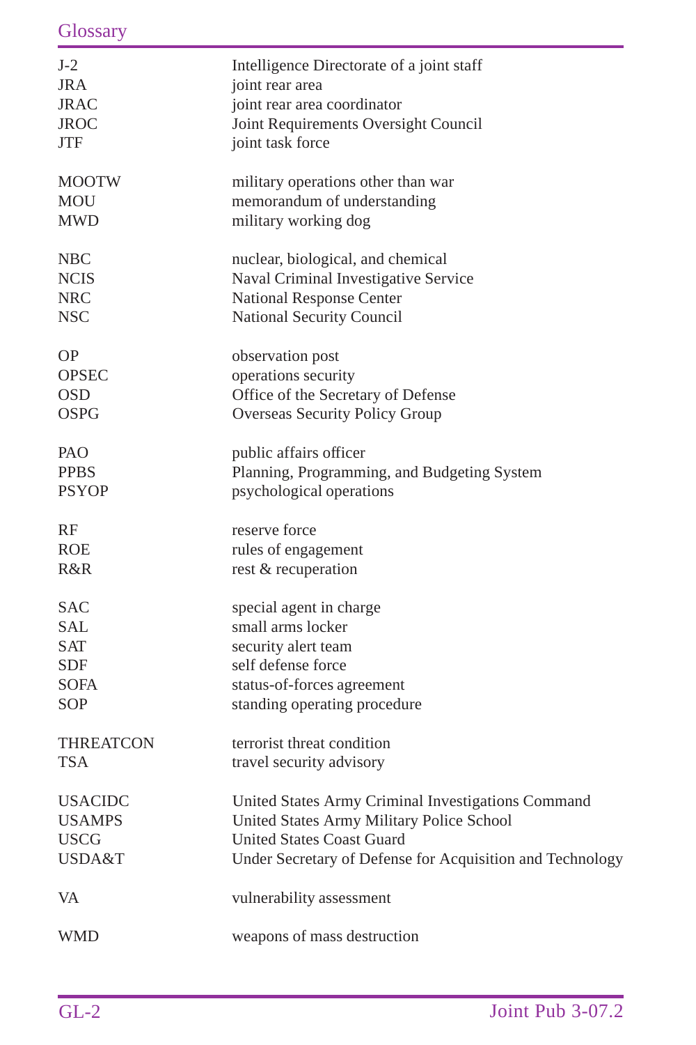| | |
|---|---|
| J-2 | Intelligence Directorate of a joint staff |
| JRA | joint rear area |
| JRAC | joint rear area coordinator |
| JROC | Joint Requirements Oversight Council |
| JTF | joint task force |
| | |
| MOOTW | military operations other than war |
| MOU | memorandum of understanding |
| MWD | military working dog |
| | |
| NBC | nuclear, biological, and chemical |
| NCIS | Naval Criminal Investigative Service |
| NRC | National Response Center |
| NSC | National Security Council |
| | |
| OP | observation post |
| OPSEC | operations security |
| OSD | Office of the Secretary of Defense |
| OSPG | Overseas Security Policy Group |
| | |
| PAO | public affairs officer |
| PPBS | Planning, Programming, and Budgeting System |
| PSYOP | psychological operations |
| | |
| RF | reserve force |
| ROE | rules of engagement |
| R&R | rest & recuperation |
| | |
| SAC | special agent in charge |
| SAL | small arms locker |
| SAT | security alert team |
| SDF | self defense force |
| SOFA | status-of-forces agreement |
| SOP | standing operating procedure |
| | |
| THREATCON | terrorist threat condition |
| TSA | travel security advisory |
| | |
| USACIDC | United States Army Criminal Investigations Command |
| USAMPS | United States Army Military Police School |
| USCG | United States Coast Guard |
| USDA&T | Under Secretary of Defense for Acquisition and Technology |
| | |
| VA | vulnerability assessment |
| | |
| WMD | weapons of mass destruction |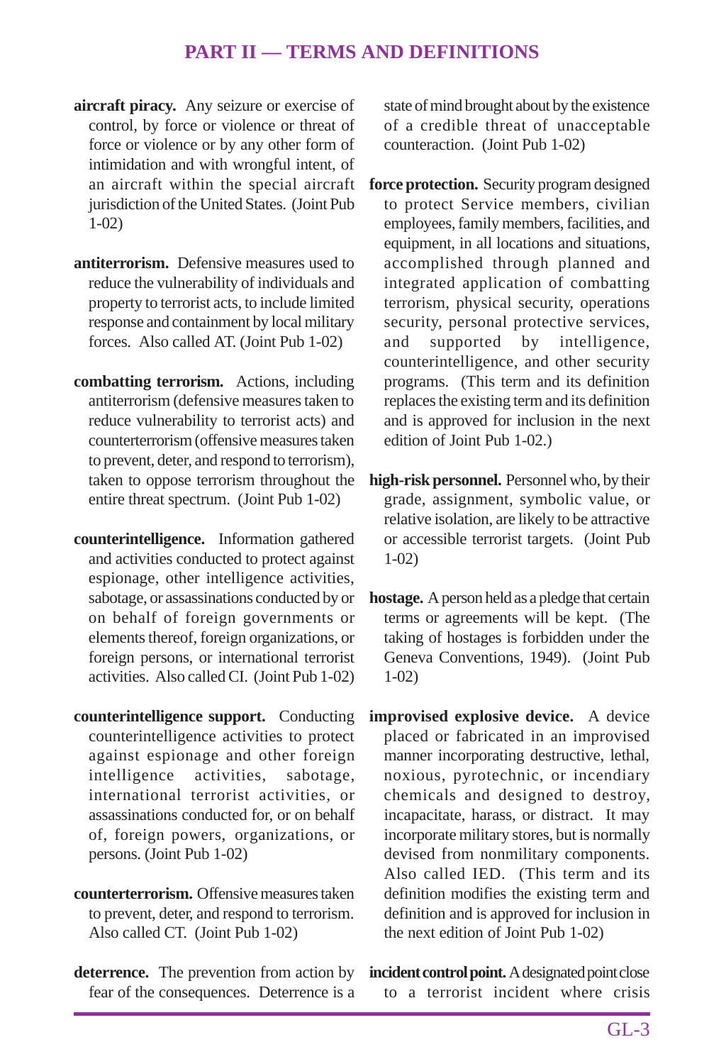# PART II — TERMS AND DEFINITIONS

**aircraft piracy.** Any seizure or exercise of control, by force or violence or threat of force or violence or by any other form of intimidation and with wrongful intent, of an aircraft within the special aircraft jurisdiction of the United States. (Joint Pub 1-02)

**antiterrorism.** Defensive measures used to reduce the vulnerability of individuals and property to terrorist acts, to include limited response and containment by local military forces. Also called AT. (Joint Pub 1-02)

**combatting terrorism.** Actions, including antiterrorism (defensive measures taken to reduce vulnerability to terrorist acts) and counterterrorism (offensive measures taken to prevent, deter, and respond to terrorism), taken to oppose terrorism throughout the entire threat spectrum. (Joint Pub 1-02)

**counterintelligence.** Information gathered and activities conducted to protect against espionage, other intelligence activities, sabotage, or assassinations conducted by or on behalf of foreign governments or elements thereof, foreign organizations, or foreign persons, or international terrorist activities. Also called CI. (Joint Pub 1-02)

**counterintelligence support.** Conducting counterintelligence activities to protect against espionage and other foreign intelligence activities, sabotage, international terrorist activities, or assassinations conducted for, or on behalf of, foreign powers, organizations, or persons. (Joint Pub 1-02)

**counterterrorism.** Offensive measures taken to prevent, deter, and respond to terrorism. Also called CT. (Joint Pub 1-02)

**deterrence.** The prevention from action by fear of the consequences. Deterrence is a state of mind brought about by the existence of a credible threat of unacceptable counteraction. (Joint Pub 1-02)

**force protection.** Security program designed to protect Service members, civilian employees, family members, facilities, and equipment, in all locations and situations, accomplished through planned and integrated application of combatting terrorism, physical security, operations security, personal protective services, and supported by intelligence, counterintelligence, and other security programs. (This term and its definition replaces the existing term and its definition and is approved for inclusion in the next edition of Joint Pub 1-02.)

**high-risk personnel.** Personnel who, by their grade, assignment, symbolic value, or relative isolation, are likely to be attractive or accessible terrorist targets. (Joint Pub 1-02)

**hostage.** A person held as a pledge that certain terms or agreements will be kept. (The taking of hostages is forbidden under the Geneva Conventions, 1949). (Joint Pub 1-02)

**improvised explosive device.** A device placed or fabricated in an improvised manner incorporating destructive, lethal, noxious, pyrotechnic, or incendiary chemicals and designed to destroy, incapacitate, harass, or distract. It may incorporate military stores, but is normally devised from nonmilitary components. Also called IED. (This term and its definition modifies the existing term and definition and is approved for inclusion in the next edition of Joint Pub 1-02)

**incident control point.** A designated point close to a terrorist incident where crisis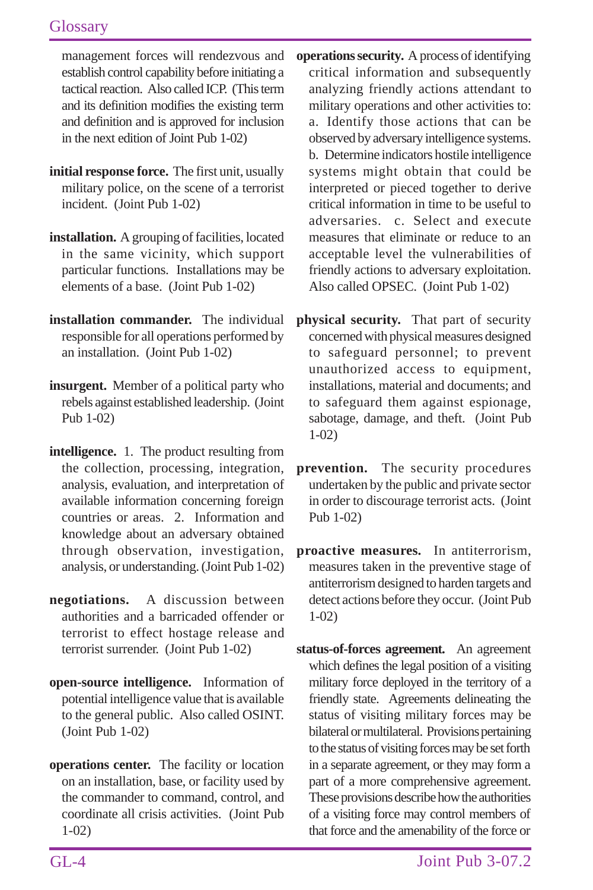management forces will rendezvous and establish control capability before initiating a tactical reaction. Also called ICP. (This term and its definition modifies the existing term and definition and is approved for inclusion in the next edition of Joint Pub 1-02)

**initial response force.** The first unit, usually military police, on the scene of a terrorist incident. (Joint Pub 1-02)

**installation.** A grouping of facilities, located in the same vicinity, which support particular functions. Installations may be elements of a base. (Joint Pub 1-02)

**installation commander.** The individual responsible for all operations performed by an installation. (Joint Pub 1-02)

**insurgent.** Member of a political party who rebels against established leadership. (Joint Pub 1-02)

**intelligence.** 1. The product resulting from the collection, processing, integration, analysis, evaluation, and interpretation of available information concerning foreign countries or areas. 2. Information and knowledge about an adversary obtained through observation, investigation, analysis, or understanding. (Joint Pub 1-02)

**negotiations.** A discussion between authorities and a barricaded offender or terrorist to effect hostage release and terrorist surrender. (Joint Pub 1-02)

**open-source intelligence.** Information of potential intelligence value that is available to the general public. Also called OSINT. (Joint Pub 1-02)

**operations center.** The facility or location on an installation, base, or facility used by the commander to command, control, and coordinate all crisis activities. (Joint Pub 1-02)

**operations security.** A process of identifying critical information and subsequently analyzing friendly actions attendant to military operations and other activities to: a. Identify those actions that can be observed by adversary intelligence systems. b. Determine indicators hostile intelligence systems might obtain that could be interpreted or pieced together to derive critical information in time to be useful to adversaries. c. Select and execute measures that eliminate or reduce to an acceptable level the vulnerabilities of friendly actions to adversary exploitation. Also called OPSEC. (Joint Pub 1-02)

**physical security.** That part of security concerned with physical measures designed to safeguard personnel; to prevent unauthorized access to equipment, installations, material and documents; and to safeguard them against espionage, sabotage, damage, and theft. (Joint Pub 1-02)

**prevention.** The security procedures undertaken by the public and private sector in order to discourage terrorist acts. (Joint Pub 1-02)

**proactive measures.** In antiterrorism, measures taken in the preventive stage of antiterrorism designed to harden targets and detect actions before they occur. (Joint Pub 1-02)

**status-of-forces agreement.** An agreement which defines the legal position of a visiting military force deployed in the territory of a friendly state. Agreements delineating the status of visiting military forces may be bilateral or multilateral. Provisions pertaining to the status of visiting forces may be set forth in a separate agreement, or they may form a part of a more comprehensive agreement. These provisions describe how the authorities of a visiting force may control members of that force and the amenability of the force or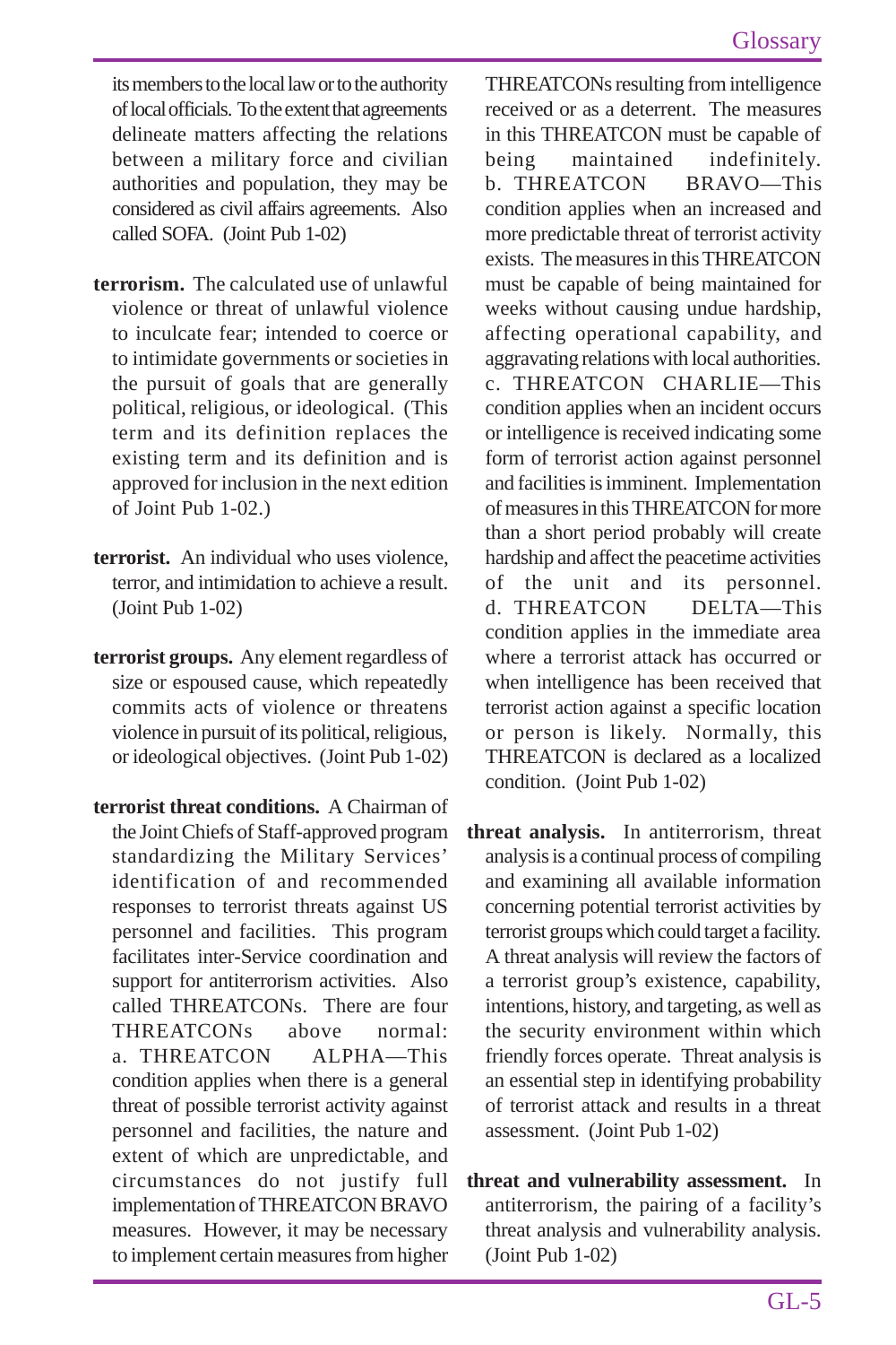its members to the local law or to the authority of local officials. To the extent that agreements delineate matters affecting the relations between a military force and civilian authorities and population, they may be considered as civil affairs agreements. Also called SOFA. (Joint Pub 1-02)

**terrorism.** The calculated use of unlawful violence or threat of unlawful violence to inculcate fear; intended to coerce or to intimidate governments or societies in the pursuit of goals that are generally political, religious, or ideological. (This term and its definition replaces the existing term and its definition and is approved for inclusion in the next edition of Joint Pub 1-02.)

**terrorist.** An individual who uses violence, terror, and intimidation to achieve a result. (Joint Pub 1-02)

**terrorist groups.** Any element regardless of size or espoused cause, which repeatedly commits acts of violence or threatens violence in pursuit of its political, religious, or ideological objectives. (Joint Pub 1-02)

**terrorist threat conditions.** A Chairman of the Joint Chiefs of Staff-approved program standardizing the Military Services' identification of and recommended responses to terrorist threats against US personnel and facilities. This program facilitates inter-Service coordination and support for antiterrorism activities. Also called THREATCONs. There are four THREATCONs above normal: a. THREATCON ALPHA—This condition applies when there is a general threat of possible terrorist activity against personnel and facilities, the nature and extent of which are unpredictable, and circumstances do not justify full implementation of THREATCON BRAVO measures. However, it may be necessary to implement certain measures from higher THREATCONs resulting from intelligence received or as a deterrent. The measures in this THREATCON must be capable of being maintained indefinitely. b. THREATCON BRAVO—This condition applies when an increased and more predictable threat of terrorist activity exists. The measures in this THREATCON must be capable of being maintained for weeks without causing undue hardship, affecting operational capability, and aggravating relations with local authorities. c. THREATCON CHARLIE—This condition applies when an incident occurs or intelligence is received indicating some form of terrorist action against personnel and facilities is imminent. Implementation of measures in this THREATCON for more than a short period probably will create hardship and affect the peacetime activities of the unit and its personnel. d. THREATCON DELTA—This condition applies in the immediate area where a terrorist attack has occurred or when intelligence has been received that terrorist action against a specific location or person is likely. Normally, this THREATCON is declared as a localized condition. (Joint Pub 1-02)

**threat analysis.** In antiterrorism, threat analysis is a continual process of compiling and examining all available information concerning potential terrorist activities by terrorist groups which could target a facility. A threat analysis will review the factors of a terrorist group's existence, capability, intentions, history, and targeting, as well as the security environment within which friendly forces operate. Threat analysis is an essential step in identifying probability of terrorist attack and results in a threat assessment. (Joint Pub 1-02)

**threat and vulnerability assessment.** In antiterrorism, the pairing of a facility's threat analysis and vulnerability analysis. (Joint Pub 1-02)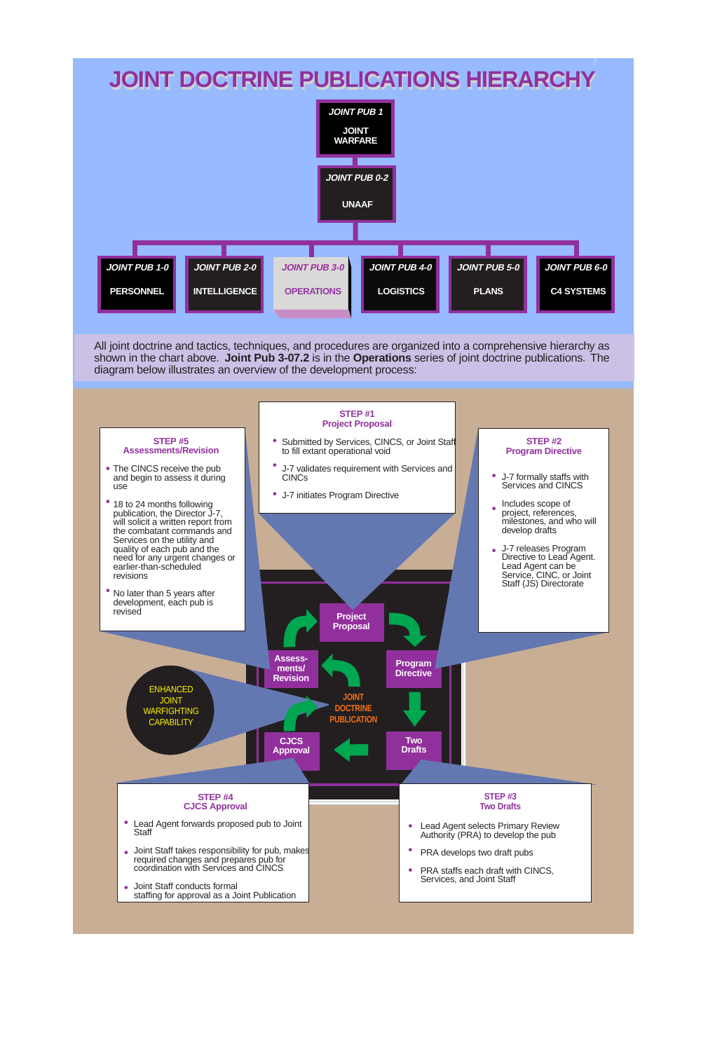# JOINT DOCTRINE PUBLICATIONS HIERARCHY

**JOINT PUB 1** — JOINT WARFARE

**JOINT PUB 0-2** — UNAAF

- **JOINT PUB 1-0** — PERSONNEL
- **JOINT PUB 2-0** — INTELLIGENCE
- **JOINT PUB 3-0** — OPERATIONS
- **JOINT PUB 4-0** — LOGISTICS
- **JOINT PUB 5-0** — PLANS
- **JOINT PUB 6-0** — C4 SYSTEMS

All joint doctrine and tactics, techniques, and procedures are organized into a comprehensive hierarchy as shown in the chart above. **Joint Pub 3-07.2** is in the **Operations** series of joint doctrine publications. The diagram below illustrates an overview of the development process:

### STEP #1 Project Proposal

- Submitted by Services, CINCS, or Joint Staff to fill extant operational void
- J-7 validates requirement with Services and CINCs
- J-7 initiates Program Directive

### STEP #2 Program Directive

- J-7 formally staffs with Services and CINCS
- Includes scope of project, references, milestones, and who will develop drafts
- J-7 releases Program Directive to Lead Agent. Lead Agent can be Service, CINC, or Joint Staff (JS) Directorate

### STEP #3 Two Drafts

- Lead Agent selects Primary Review Authority (PRA) to develop the pub
- PRA develops two draft pubs
- PRA staffs each draft with CINCS, Services, and Joint Staff

### STEP #4 CJCS Approval

- Lead Agent forwards proposed pub to Joint Staff
- Joint Staff takes responsibility for pub, makes required changes and prepares pub for coordination with Services and CINCS
- Joint Staff conducts formal staffing for approval as a Joint Publication

### STEP #5 Assessments/Revision

- The CINCS receive the pub and begin to assess it during use
- 18 to 24 months following publication, the Director J-7, will solicit a written report from the combatant commands and Services on the utility and quality of each pub and the need for any urgent changes or earlier-than-scheduled revisions
- No later than 5 years after development, each pub is revised

JOINT DOCTRINE PUBLICATION: Project Proposal → Program Directive → Two Drafts → CJCS Approval → Assessments/Revision

ENHANCED JOINT WARFIGHTING CAPABILITY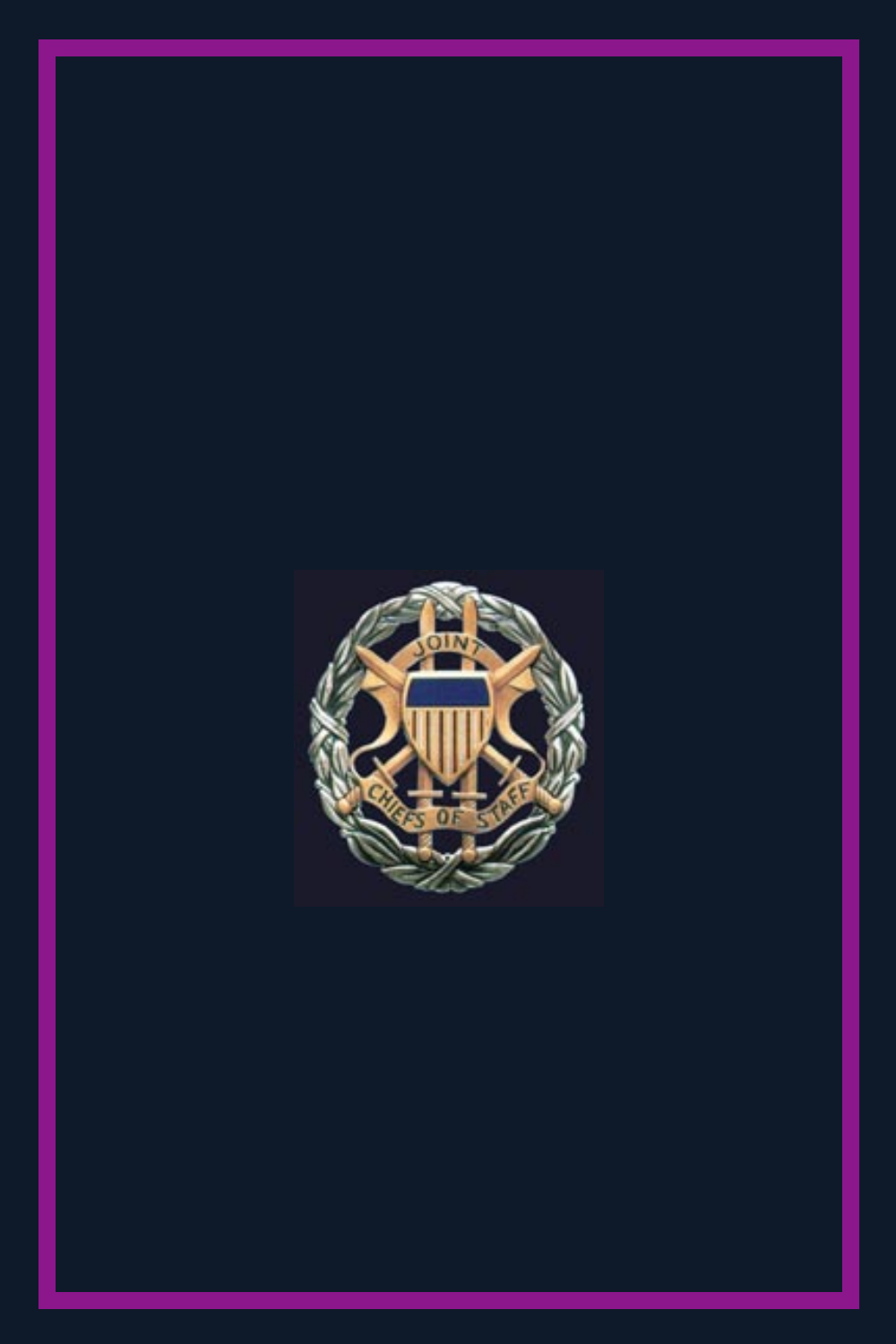JOINT

CHIEFS OF STAFF